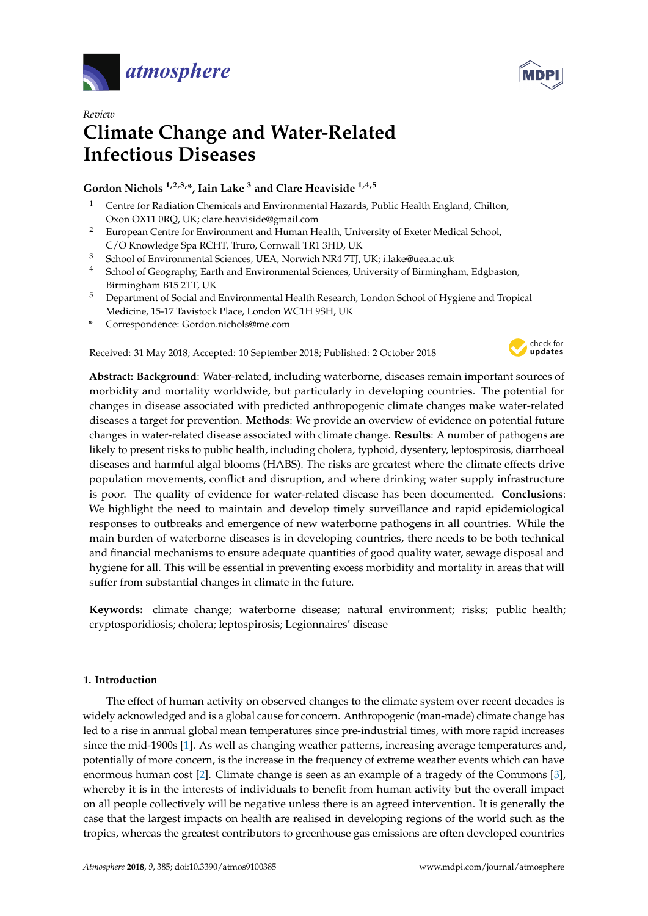*Review*

# Climate Change and Water-Related Infectious Diseases

**Gordon Nichols [1,2,3,*], Iain Lake [3] and Clare Heaviside [1,4,5]**

1. Centre for Radiation Chemicals and Environmental Hazards, Public Health England, Chilton, Oxon OX11 0RQ, UK; clare.heaviside@gmail.com
2. European Centre for Environment and Human Health, University of Exeter Medical School, C/O Knowledge Spa RCHT, Truro, Cornwall TR1 3HD, UK
3. School of Environmental Sciences, UEA, Norwich NR4 7TJ, UK; i.lake@uea.ac.uk
4. School of Geography, Earth and Environmental Sciences, University of Birmingham, Edgbaston, Birmingham B15 2TT, UK
5. Department of Social and Environmental Health Research, London School of Hygiene and Tropical Medicine, 15-17 Tavistock Place, London WC1H 9SH, UK

\* Correspondence: Gordon.nichols@me.com

Received: 31 May 2018; Accepted: 10 September 2018; Published: 2 October 2018

**Abstract: Background**: Water-related, including waterborne, diseases remain important sources of morbidity and mortality worldwide, but particularly in developing countries. The potential for changes in disease associated with predicted anthropogenic climate changes make water-related diseases a target for prevention. **Methods**: We provide an overview of evidence on potential future changes in water-related disease associated with climate change. **Results**: A number of pathogens are likely to present risks to public health, including cholera, typhoid, dysentery, leptospirosis, diarrhoeal diseases and harmful algal blooms (HABS). The risks are greatest where the climate effects drive population movements, conflict and disruption, and where drinking water supply infrastructure is poor. The quality of evidence for water-related disease has been documented. **Conclusions**: We highlight the need to maintain and develop timely surveillance and rapid epidemiological responses to outbreaks and emergence of new waterborne pathogens in all countries. While the main burden of waterborne diseases is in developing countries, there needs to be both technical and financial mechanisms to ensure adequate quantities of good quality water, sewage disposal and hygiene for all. This will be essential in preventing excess morbidity and mortality in areas that will suffer from substantial changes in climate in the future.

**Keywords:** climate change; waterborne disease; natural environment; risks; public health; cryptosporidiosis; cholera; leptospirosis; Legionnaires' disease

## 1. Introduction

The effect of human activity on observed changes to the climate system over recent decades is widely acknowledged and is a global cause for concern. Anthropogenic (man-made) climate change has led to a rise in annual global mean temperatures since pre-industrial times, with more rapid increases since the mid-1900s [1]. As well as changing weather patterns, increasing average temperatures and, potentially of more concern, is the increase in the frequency of extreme weather events which can have enormous human cost [2]. Climate change is seen as an example of a tragedy of the Commons [3], whereby it is in the interests of individuals to benefit from human activity but the overall impact on all people collectively will be negative unless there is an agreed intervention. It is generally the case that the largest impacts on health are realised in developing regions of the world such as the tropics, whereas the greatest contributors to greenhouse gas emissions are often developed countries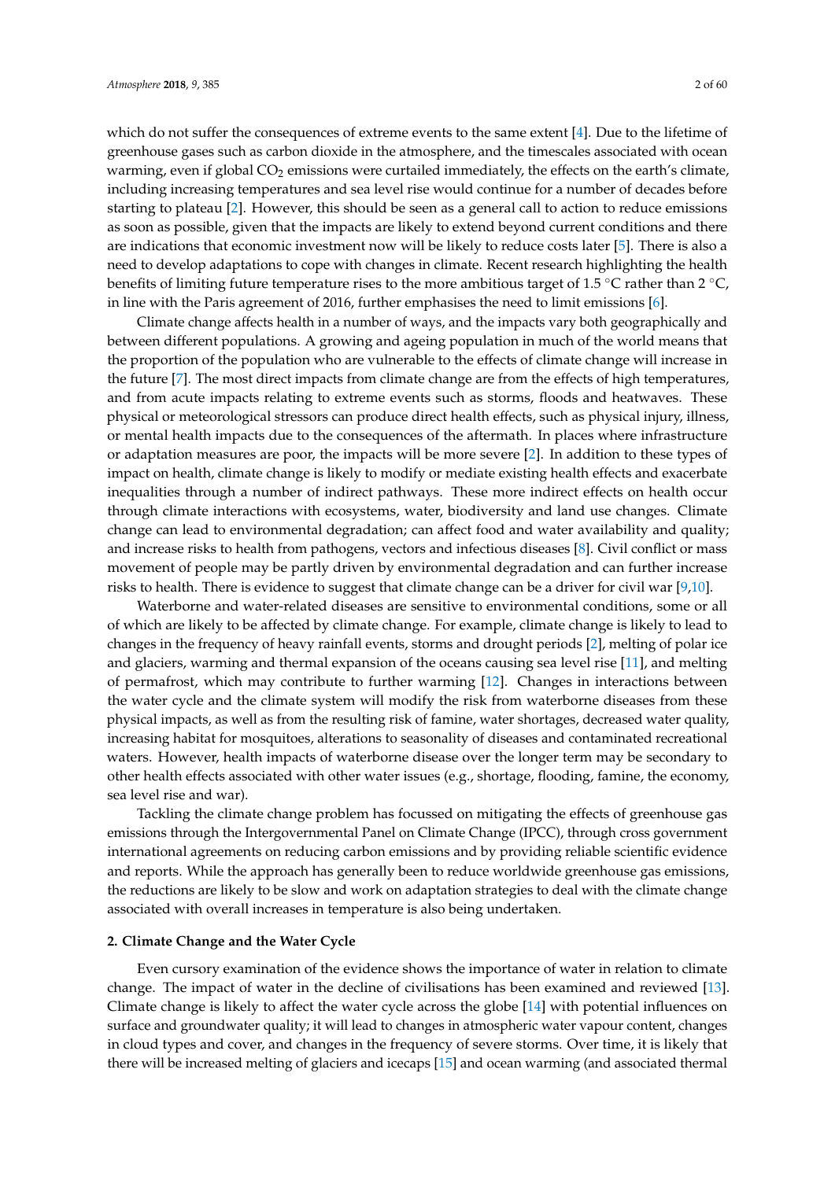which do not suffer the consequences of extreme events to the same extent [4]. Due to the lifetime of greenhouse gases such as carbon dioxide in the atmosphere, and the timescales associated with ocean warming, even if global $CO_2$ emissions were curtailed immediately, the effects on the earth's climate, including increasing temperatures and sea level rise would continue for a number of decades before starting to plateau [2]. However, this should be seen as a general call to action to reduce emissions as soon as possible, given that the impacts are likely to extend beyond current conditions and there are indications that economic investment now will be likely to reduce costs later [5]. There is also a need to develop adaptations to cope with changes in climate. Recent research highlighting the health benefits of limiting future temperature rises to the more ambitious target of 1.5 °C rather than 2 °C, in line with the Paris agreement of 2016, further emphasises the need to limit emissions [6].

Climate change affects health in a number of ways, and the impacts vary both geographically and between different populations. A growing and ageing population in much of the world means that the proportion of the population who are vulnerable to the effects of climate change will increase in the future [7]. The most direct impacts from climate change are from the effects of high temperatures, and from acute impacts relating to extreme events such as storms, floods and heatwaves. These physical or meteorological stressors can produce direct health effects, such as physical injury, illness, or mental health impacts due to the consequences of the aftermath. In places where infrastructure or adaptation measures are poor, the impacts will be more severe [2]. In addition to these types of impact on health, climate change is likely to modify or mediate existing health effects and exacerbate inequalities through a number of indirect pathways. These more indirect effects on health occur through climate interactions with ecosystems, water, biodiversity and land use changes. Climate change can lead to environmental degradation; can affect food and water availability and quality; and increase risks to health from pathogens, vectors and infectious diseases [8]. Civil conflict or mass movement of people may be partly driven by environmental degradation and can further increase risks to health. There is evidence to suggest that climate change can be a driver for civil war [9,10].

Waterborne and water-related diseases are sensitive to environmental conditions, some or all of which are likely to be affected by climate change. For example, climate change is likely to lead to changes in the frequency of heavy rainfall events, storms and drought periods [2], melting of polar ice and glaciers, warming and thermal expansion of the oceans causing sea level rise [11], and melting of permafrost, which may contribute to further warming [12]. Changes in interactions between the water cycle and the climate system will modify the risk from waterborne diseases from these physical impacts, as well as from the resulting risk of famine, water shortages, decreased water quality, increasing habitat for mosquitoes, alterations to seasonality of diseases and contaminated recreational waters. However, health impacts of waterborne disease over the longer term may be secondary to other health effects associated with other water issues (e.g., shortage, flooding, famine, the economy, sea level rise and war).

Tackling the climate change problem has focussed on mitigating the effects of greenhouse gas emissions through the Intergovernmental Panel on Climate Change (IPCC), through cross government international agreements on reducing carbon emissions and by providing reliable scientific evidence and reports. While the approach has generally been to reduce worldwide greenhouse gas emissions, the reductions are likely to be slow and work on adaptation strategies to deal with the climate change associated with overall increases in temperature is also being undertaken.

## 2. Climate Change and the Water Cycle

Even cursory examination of the evidence shows the importance of water in relation to climate change. The impact of water in the decline of civilisations has been examined and reviewed [13]. Climate change is likely to affect the water cycle across the globe [14] with potential influences on surface and groundwater quality; it will lead to changes in atmospheric water vapour content, changes in cloud types and cover, and changes in the frequency of severe storms. Over time, it is likely that there will be increased melting of glaciers and icecaps [15] and ocean warming (and associated thermal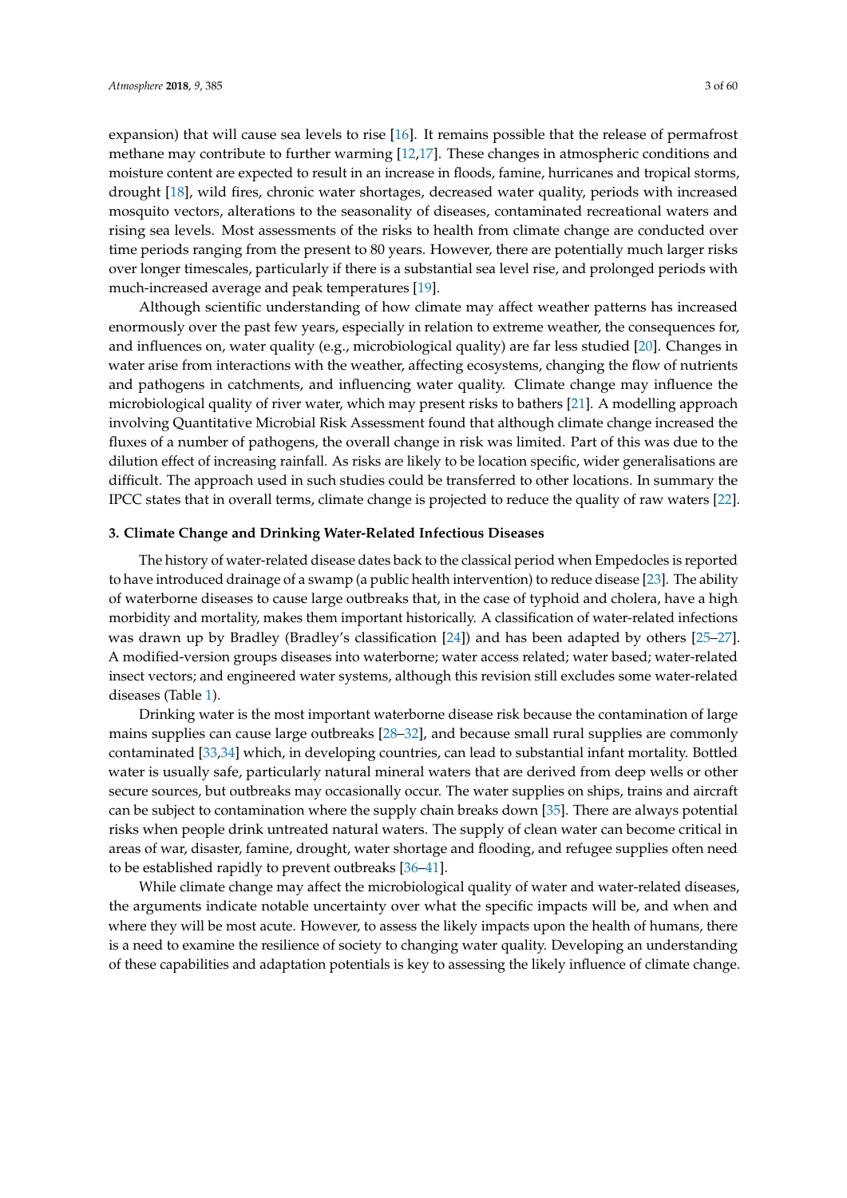expansion) that will cause sea levels to rise [16]. It remains possible that the release of permafrost methane may contribute to further warming [12,17]. These changes in atmospheric conditions and moisture content are expected to result in an increase in floods, famine, hurricanes and tropical storms, drought [18], wild fires, chronic water shortages, decreased water quality, periods with increased mosquito vectors, alterations to the seasonality of diseases, contaminated recreational waters and rising sea levels. Most assessments of the risks to health from climate change are conducted over time periods ranging from the present to 80 years. However, there are potentially much larger risks over longer timescales, particularly if there is a substantial sea level rise, and prolonged periods with much-increased average and peak temperatures [19].

Although scientific understanding of how climate may affect weather patterns has increased enormously over the past few years, especially in relation to extreme weather, the consequences for, and influences on, water quality (e.g., microbiological quality) are far less studied [20]. Changes in water arise from interactions with the weather, affecting ecosystems, changing the flow of nutrients and pathogens in catchments, and influencing water quality. Climate change may influence the microbiological quality of river water, which may present risks to bathers [21]. A modelling approach involving Quantitative Microbial Risk Assessment found that although climate change increased the fluxes of a number of pathogens, the overall change in risk was limited. Part of this was due to the dilution effect of increasing rainfall. As risks are likely to be location specific, wider generalisations are difficult. The approach used in such studies could be transferred to other locations. In summary the IPCC states that in overall terms, climate change is projected to reduce the quality of raw waters [22].

### 3. Climate Change and Drinking Water-Related Infectious Diseases

The history of water-related disease dates back to the classical period when Empedocles is reported to have introduced drainage of a swamp (a public health intervention) to reduce disease [23]. The ability of waterborne diseases to cause large outbreaks that, in the case of typhoid and cholera, have a high morbidity and mortality, makes them important historically. A classification of water-related infections was drawn up by Bradley (Bradley's classification [24]) and has been adapted by others [25–27]. A modified-version groups diseases into waterborne; water access related; water based; water-related insect vectors; and engineered water systems, although this revision still excludes some water-related diseases (Table 1).

Drinking water is the most important waterborne disease risk because the contamination of large mains supplies can cause large outbreaks [28–32], and because small rural supplies are commonly contaminated [33,34] which, in developing countries, can lead to substantial infant mortality. Bottled water is usually safe, particularly natural mineral waters that are derived from deep wells or other secure sources, but outbreaks may occasionally occur. The water supplies on ships, trains and aircraft can be subject to contamination where the supply chain breaks down [35]. There are always potential risks when people drink untreated natural waters. The supply of clean water can become critical in areas of war, disaster, famine, drought, water shortage and flooding, and refugee supplies often need to be established rapidly to prevent outbreaks [36–41].

While climate change may affect the microbiological quality of water and water-related diseases, the arguments indicate notable uncertainty over what the specific impacts will be, and when and where they will be most acute. However, to assess the likely impacts upon the health of humans, there is a need to examine the resilience of society to changing water quality. Developing an understanding of these capabilities and adaptation potentials is key to assessing the likely influence of climate change.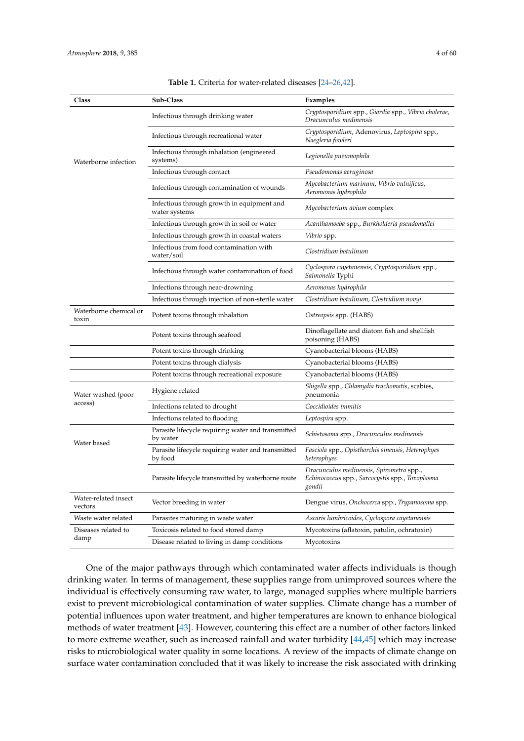**Table 1.** Criteria for water-related diseases [24–26,42].

| Class | Sub-Class | Examples |
| --- | --- | --- |
| Waterborne infection | Infectious through drinking water | *Cryptosporidium* spp., *Giardia* spp., *Vibrio cholerae*, *Dracunculus medinensis* |
| | Infectious through recreational water | *Cryptosporidium*, Adenovirus, *Leptospira* spp., *Naegleria fowleri* |
| | Infectious through inhalation (engineered systems) | *Legionella pneumophila* |
| | Infectious through contact | *Pseudomonas aeruginosa* |
| | Infectious through contamination of wounds | *Mycobacterium marinum*, *Vibrio vulnificus*, *Aeromonas hydrophila* |
| | Infectious through growth in equipment and water systems | *Mycobacterium avium* complex |
| | Infectious through growth in soil or water | *Acanthamoeba* spp., *Burkholderia pseudomallei* |
| | Infectious through growth in coastal waters | *Vibrio* spp. |
| | Infectious from food contamination with water/soil | *Clostridium botulinum* |
| | Infectious through water contamination of food | *Cyclospora cayetanensis*, *Cryptosporidium* spp., *Salmonella* Typhi |
| | Infections through near-drowning | *Aeromonas hydrophila* |
| | Infectious through injection of non-sterile water | *Clostridium botulinum*, *Clostridium novyi* |
| Waterborne chemical or toxin | Potent toxins through inhalation | *Ostreopsis* spp. (HABS) |
| | Potent toxins through seafood | Dinoflagellate and diatom fish and shellfish poisoning (HABS) |
| | Potent toxins through drinking | Cyanobacterial blooms (HABS) |
| | Potent toxins through dialysis | Cyanobacterial blooms (HABS) |
| | Potent toxins through recreational exposure | Cyanobacterial blooms (HABS) |
| Water washed (poor access) | Hygiene related | *Shigella* spp., *Chlamydia trachomatis*, scabies, pneumonia |
| | Infections related to drought | *Coccidioides immitis* |
| | Infections related to flooding | *Leptospira* spp. |
| Water based | Parasite lifecycle requiring water and transmitted by water | *Schistosoma* spp., *Dracunculus medinensis* |
| | Parasite lifecycle requiring water and transmitted by food | *Fasciola* spp., *Opisthorchis sinensis*, *Heterophyes heterophyes* |
| | Parasite lifecycle transmitted by waterborne route | *Dracunculus medinensis*, *Spirometra* spp., *Echinococcus* spp., *Sarcocystis* spp., *Toxoplasma gondii* |
| Water-related insect vectors | Vector breeding in water | Dengue virus, *Onchocerca* spp., *Trypanosoma* spp. |
| Waste water related | Parasites maturing in waste water | *Ascaris lumbricoides*, *Cyclospora cayetanensis* |
| Diseases related to damp | Toxicosis related to food stored damp | Mycotoxins (aflatoxin, patulin, ochratoxin) |
| | Disease related to living in damp conditions | Mycotoxins |

One of the major pathways through which contaminated water affects individuals is though drinking water. In terms of management, these supplies range from unimproved sources where the individual is effectively consuming raw water, to large, managed supplies where multiple barriers exist to prevent microbiological contamination of water supplies. Climate change has a number of potential influences upon water treatment, and higher temperatures are known to enhance biological methods of water treatment [43]. However, countering this effect are a number of other factors linked to more extreme weather, such as increased rainfall and water turbidity [44,45] which may increase risks to microbiological water quality in some locations. A review of the impacts of climate change on surface water contamination concluded that it was likely to increase the risk associated with drinking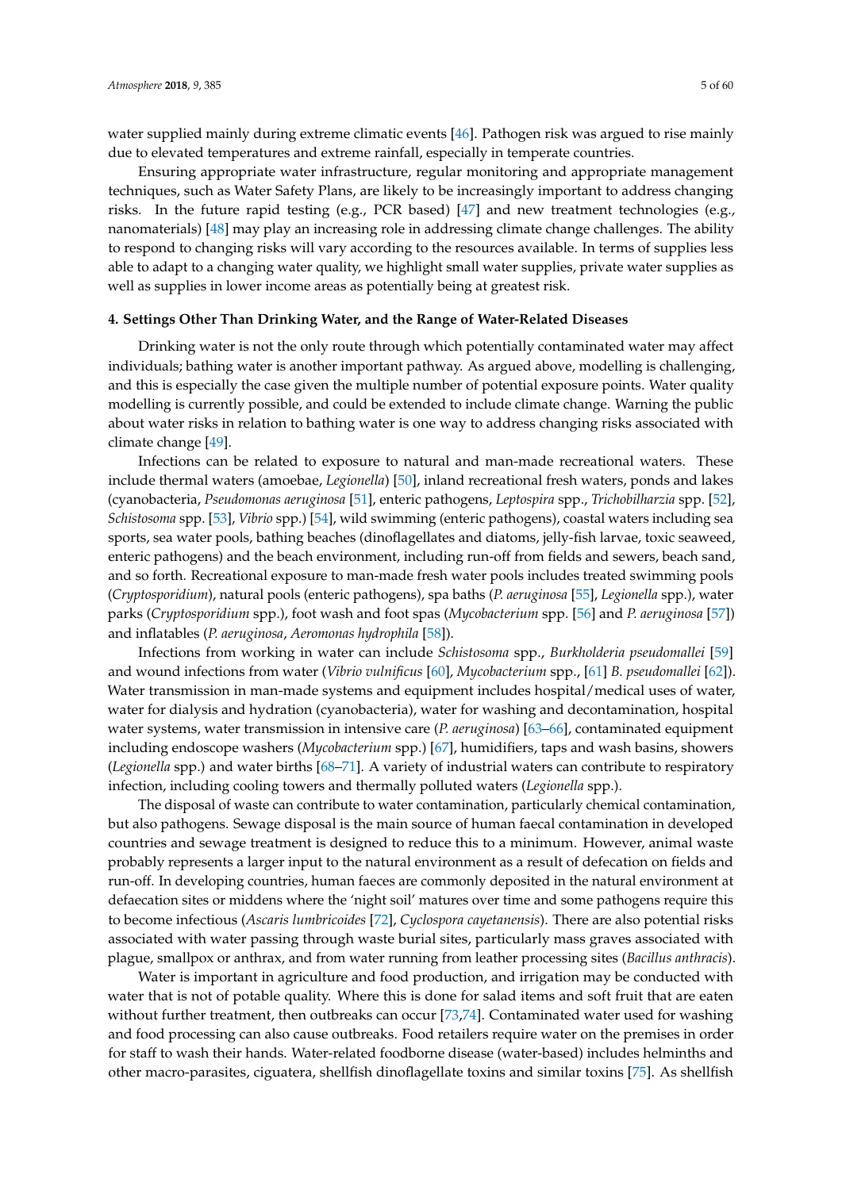water supplied mainly during extreme climatic events [46]. Pathogen risk was argued to rise mainly due to elevated temperatures and extreme rainfall, especially in temperate countries.

Ensuring appropriate water infrastructure, regular monitoring and appropriate management techniques, such as Water Safety Plans, are likely to be increasingly important to address changing risks. In the future rapid testing (e.g., PCR based) [47] and new treatment technologies (e.g., nanomaterials) [48] may play an increasing role in addressing climate change challenges. The ability to respond to changing risks will vary according to the resources available. In terms of supplies less able to adapt to a changing water quality, we highlight small water supplies, private water supplies as well as supplies in lower income areas as potentially being at greatest risk.

## 4. Settings Other Than Drinking Water, and the Range of Water-Related Diseases

Drinking water is not the only route through which potentially contaminated water may affect individuals; bathing water is another important pathway. As argued above, modelling is challenging, and this is especially the case given the multiple number of potential exposure points. Water quality modelling is currently possible, and could be extended to include climate change. Warning the public about water risks in relation to bathing water is one way to address changing risks associated with climate change [49].

Infections can be related to exposure to natural and man-made recreational waters. These include thermal waters (amoebae, *Legionella*) [50], inland recreational fresh waters, ponds and lakes (cyanobacteria, *Pseudomonas aeruginosa* [51], enteric pathogens, *Leptospira* spp., *Trichobilharzia* spp. [52], *Schistosoma* spp. [53], *Vibrio* spp.) [54], wild swimming (enteric pathogens), coastal waters including sea sports, sea water pools, bathing beaches (dinoflagellates and diatoms, jelly-fish larvae, toxic seaweed, enteric pathogens) and the beach environment, including run-off from fields and sewers, beach sand, and so forth. Recreational exposure to man-made fresh water pools includes treated swimming pools (*Cryptosporidium*), natural pools (enteric pathogens), spa baths (*P. aeruginosa* [55], *Legionella* spp.), water parks (*Cryptosporidium* spp.), foot wash and foot spas (*Mycobacterium* spp. [56] and *P. aeruginosa* [57]) and inflatables (*P. aeruginosa*, *Aeromonas hydrophila* [58]).

Infections from working in water can include *Schistosoma* spp., *Burkholderia pseudomallei* [59] and wound infections from water (*Vibrio vulnificus* [60], *Mycobacterium* spp., [61] *B. pseudomallei* [62]). Water transmission in man-made systems and equipment includes hospital/medical uses of water, water for dialysis and hydration (cyanobacteria), water for washing and decontamination, hospital water systems, water transmission in intensive care (*P. aeruginosa*) [63–66], contaminated equipment including endoscope washers (*Mycobacterium* spp.) [67], humidifiers, taps and wash basins, showers (*Legionella* spp.) and water births [68–71]. A variety of industrial waters can contribute to respiratory infection, including cooling towers and thermally polluted waters (*Legionella* spp.).

The disposal of waste can contribute to water contamination, particularly chemical contamination, but also pathogens. Sewage disposal is the main source of human faecal contamination in developed countries and sewage treatment is designed to reduce this to a minimum. However, animal waste probably represents a larger input to the natural environment as a result of defecation on fields and run-off. In developing countries, human faeces are commonly deposited in the natural environment at defaecation sites or middens where the 'night soil' matures over time and some pathogens require this to become infectious (*Ascaris lumbricoides* [72], *Cyclospora cayetanensis*). There are also potential risks associated with water passing through waste burial sites, particularly mass graves associated with plague, smallpox or anthrax, and from water running from leather processing sites (*Bacillus anthracis*).

Water is important in agriculture and food production, and irrigation may be conducted with water that is not of potable quality. Where this is done for salad items and soft fruit that are eaten without further treatment, then outbreaks can occur [73,74]. Contaminated water used for washing and food processing can also cause outbreaks. Food retailers require water on the premises in order for staff to wash their hands. Water-related foodborne disease (water-based) includes helminths and other macro-parasites, ciguatera, shellfish dinoflagellate toxins and similar toxins [75]. As shellfish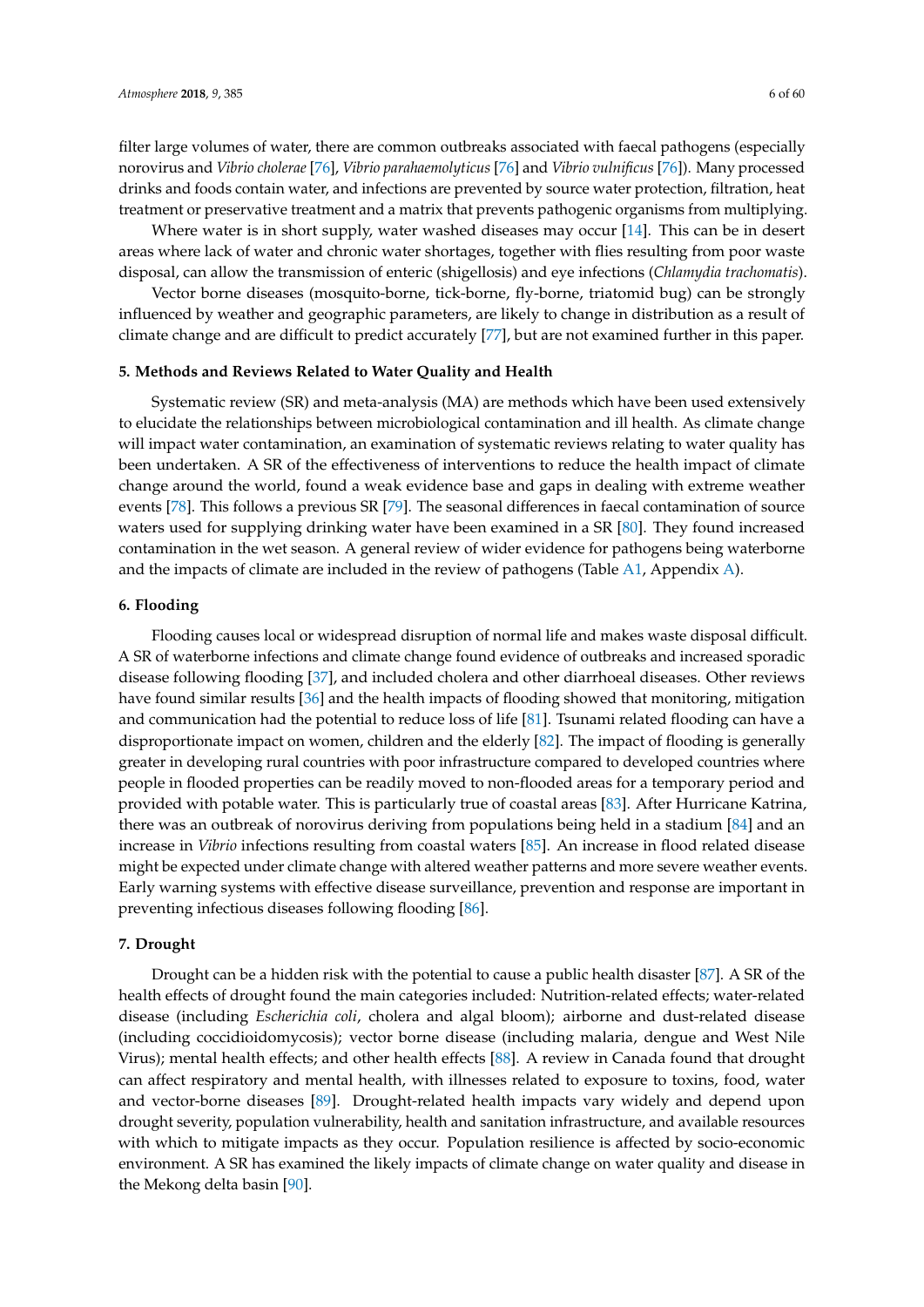filter large volumes of water, there are common outbreaks associated with faecal pathogens (especially norovirus and *Vibrio cholerae* [76], *Vibrio parahaemolyticus* [76] and *Vibrio vulnificus* [76]). Many processed drinks and foods contain water, and infections are prevented by source water protection, filtration, heat treatment or preservative treatment and a matrix that prevents pathogenic organisms from multiplying.

Where water is in short supply, water washed diseases may occur [14]. This can be in desert areas where lack of water and chronic water shortages, together with flies resulting from poor waste disposal, can allow the transmission of enteric (shigellosis) and eye infections (*Chlamydia trachomatis*).

Vector borne diseases (mosquito-borne, tick-borne, fly-borne, triatomid bug) can be strongly influenced by weather and geographic parameters, are likely to change in distribution as a result of climate change and are difficult to predict accurately [77], but are not examined further in this paper.

## 5. Methods and Reviews Related to Water Quality and Health

Systematic review (SR) and meta-analysis (MA) are methods which have been used extensively to elucidate the relationships between microbiological contamination and ill health. As climate change will impact water contamination, an examination of systematic reviews relating to water quality has been undertaken. A SR of the effectiveness of interventions to reduce the health impact of climate change around the world, found a weak evidence base and gaps in dealing with extreme weather events [78]. This follows a previous SR [79]. The seasonal differences in faecal contamination of source waters used for supplying drinking water have been examined in a SR [80]. They found increased contamination in the wet season. A general review of wider evidence for pathogens being waterborne and the impacts of climate are included in the review of pathogens (Table A1, Appendix A).

## 6. Flooding

Flooding causes local or widespread disruption of normal life and makes waste disposal difficult. A SR of waterborne infections and climate change found evidence of outbreaks and increased sporadic disease following flooding [37], and included cholera and other diarrhoeal diseases. Other reviews have found similar results [36] and the health impacts of flooding showed that monitoring, mitigation and communication had the potential to reduce loss of life [81]. Tsunami related flooding can have a disproportionate impact on women, children and the elderly [82]. The impact of flooding is generally greater in developing rural countries with poor infrastructure compared to developed countries where people in flooded properties can be readily moved to non-flooded areas for a temporary period and provided with potable water. This is particularly true of coastal areas [83]. After Hurricane Katrina, there was an outbreak of norovirus deriving from populations being held in a stadium [84] and an increase in *Vibrio* infections resulting from coastal waters [85]. An increase in flood related disease might be expected under climate change with altered weather patterns and more severe weather events. Early warning systems with effective disease surveillance, prevention and response are important in preventing infectious diseases following flooding [86].

## 7. Drought

Drought can be a hidden risk with the potential to cause a public health disaster [87]. A SR of the health effects of drought found the main categories included: Nutrition-related effects; water-related disease (including *Escherichia coli*, cholera and algal bloom); airborne and dust-related disease (including coccidioidomycosis); vector borne disease (including malaria, dengue and West Nile Virus); mental health effects; and other health effects [88]. A review in Canada found that drought can affect respiratory and mental health, with illnesses related to exposure to toxins, food, water and vector-borne diseases [89]. Drought-related health impacts vary widely and depend upon drought severity, population vulnerability, health and sanitation infrastructure, and available resources with which to mitigate impacts as they occur. Population resilience is affected by socio-economic environment. A SR has examined the likely impacts of climate change on water quality and disease in the Mekong delta basin [90].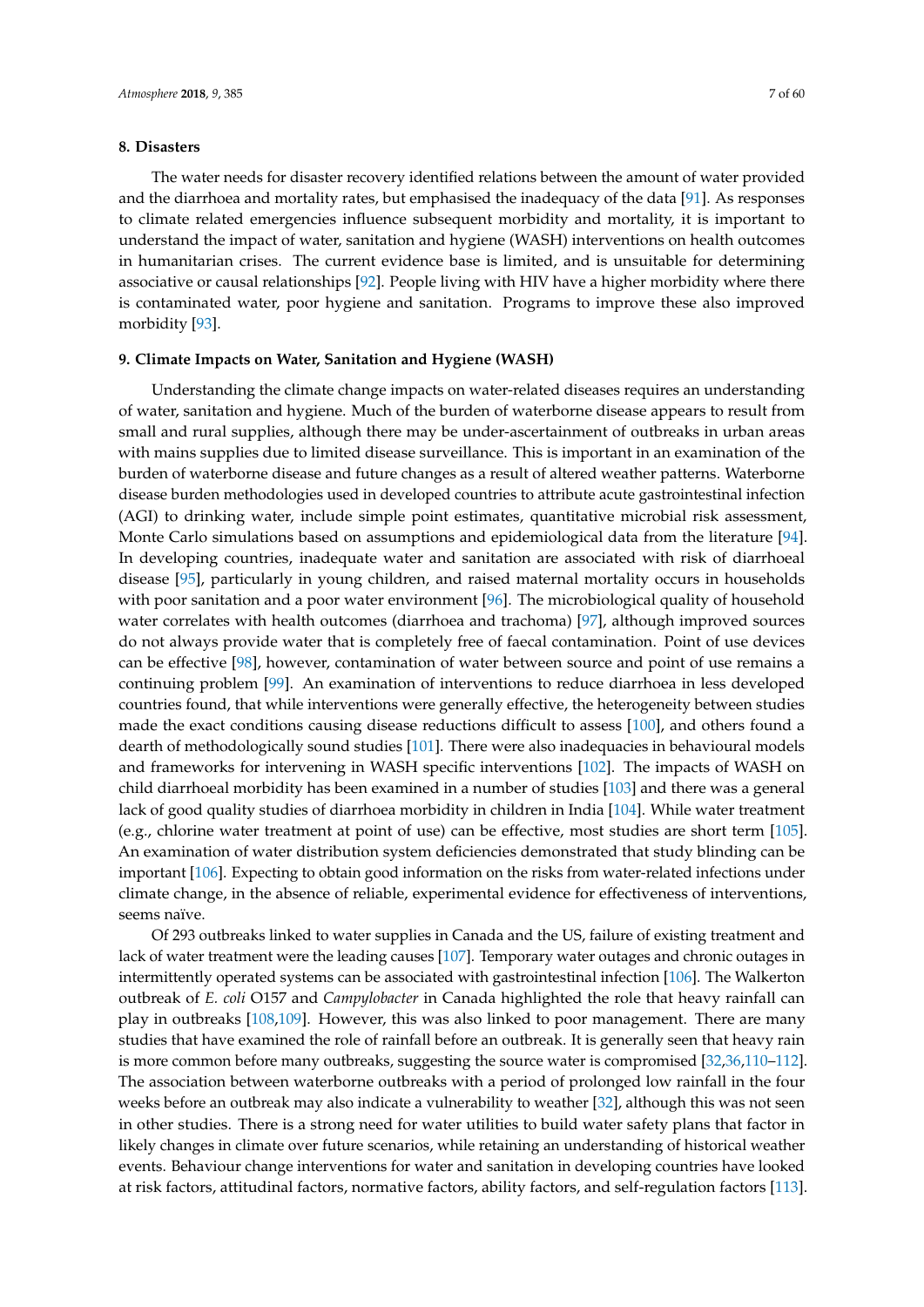## 8. Disasters

The water needs for disaster recovery identified relations between the amount of water provided and the diarrhoea and mortality rates, but emphasised the inadequacy of the data [91]. As responses to climate related emergencies influence subsequent morbidity and mortality, it is important to understand the impact of water, sanitation and hygiene (WASH) interventions on health outcomes in humanitarian crises. The current evidence base is limited, and is unsuitable for determining associative or causal relationships [92]. People living with HIV have a higher morbidity where there is contaminated water, poor hygiene and sanitation. Programs to improve these also improved morbidity [93].

## 9. Climate Impacts on Water, Sanitation and Hygiene (WASH)

Understanding the climate change impacts on water-related diseases requires an understanding of water, sanitation and hygiene. Much of the burden of waterborne disease appears to result from small and rural supplies, although there may be under-ascertainment of outbreaks in urban areas with mains supplies due to limited disease surveillance. This is important in an examination of the burden of waterborne disease and future changes as a result of altered weather patterns. Waterborne disease burden methodologies used in developed countries to attribute acute gastrointestinal infection (AGI) to drinking water, include simple point estimates, quantitative microbial risk assessment, Monte Carlo simulations based on assumptions and epidemiological data from the literature [94]. In developing countries, inadequate water and sanitation are associated with risk of diarrhoeal disease [95], particularly in young children, and raised maternal mortality occurs in households with poor sanitation and a poor water environment [96]. The microbiological quality of household water correlates with health outcomes (diarrhoea and trachoma) [97], although improved sources do not always provide water that is completely free of faecal contamination. Point of use devices can be effective [98], however, contamination of water between source and point of use remains a continuing problem [99]. An examination of interventions to reduce diarrhoea in less developed countries found, that while interventions were generally effective, the heterogeneity between studies made the exact conditions causing disease reductions difficult to assess [100], and others found a dearth of methodologically sound studies [101]. There were also inadequacies in behavioural models and frameworks for intervening in WASH specific interventions [102]. The impacts of WASH on child diarrhoeal morbidity has been examined in a number of studies [103] and there was a general lack of good quality studies of diarrhoea morbidity in children in India [104]. While water treatment (e.g., chlorine water treatment at point of use) can be effective, most studies are short term [105]. An examination of water distribution system deficiencies demonstrated that study blinding can be important [106]. Expecting to obtain good information on the risks from water-related infections under climate change, in the absence of reliable, experimental evidence for effectiveness of interventions, seems naïve.

Of 293 outbreaks linked to water supplies in Canada and the US, failure of existing treatment and lack of water treatment were the leading causes [107]. Temporary water outages and chronic outages in intermittently operated systems can be associated with gastrointestinal infection [106]. The Walkerton outbreak of *E. coli* O157 and *Campylobacter* in Canada highlighted the role that heavy rainfall can play in outbreaks [108,109]. However, this was also linked to poor management. There are many studies that have examined the role of rainfall before an outbreak. It is generally seen that heavy rain is more common before many outbreaks, suggesting the source water is compromised [32,36,110–112]. The association between waterborne outbreaks with a period of prolonged low rainfall in the four weeks before an outbreak may also indicate a vulnerability to weather [32], although this was not seen in other studies. There is a strong need for water utilities to build water safety plans that factor in likely changes in climate over future scenarios, while retaining an understanding of historical weather events. Behaviour change interventions for water and sanitation in developing countries have looked at risk factors, attitudinal factors, normative factors, ability factors, and self-regulation factors [113].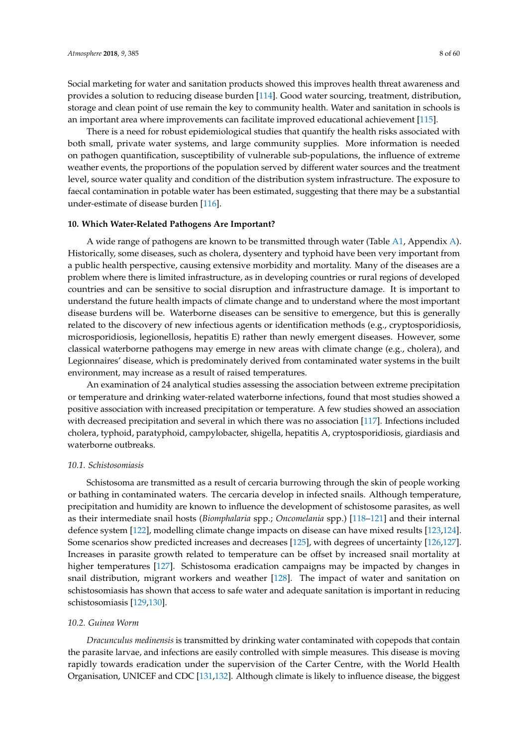Social marketing for water and sanitation products showed this improves health threat awareness and provides a solution to reducing disease burden [114]. Good water sourcing, treatment, distribution, storage and clean point of use remain the key to community health. Water and sanitation in schools is an important area where improvements can facilitate improved educational achievement [115].

There is a need for robust epidemiological studies that quantify the health risks associated with both small, private water systems, and large community supplies. More information is needed on pathogen quantification, susceptibility of vulnerable sub-populations, the influence of extreme weather events, the proportions of the population served by different water sources and the treatment level, source water quality and condition of the distribution system infrastructure. The exposure to faecal contamination in potable water has been estimated, suggesting that there may be a substantial under-estimate of disease burden [116].

## 10. Which Water-Related Pathogens Are Important?

A wide range of pathogens are known to be transmitted through water (Table A1, Appendix A). Historically, some diseases, such as cholera, dysentery and typhoid have been very important from a public health perspective, causing extensive morbidity and mortality. Many of the diseases are a problem where there is limited infrastructure, as in developing countries or rural regions of developed countries and can be sensitive to social disruption and infrastructure damage. It is important to understand the future health impacts of climate change and to understand where the most important disease burdens will be. Waterborne diseases can be sensitive to emergence, but this is generally related to the discovery of new infectious agents or identification methods (e.g., cryptosporidiosis, microsporidiosis, legionellosis, hepatitis E) rather than newly emergent diseases. However, some classical waterborne pathogens may emerge in new areas with climate change (e.g., cholera), and Legionnaires' disease, which is predominately derived from contaminated water systems in the built environment, may increase as a result of raised temperatures.

An examination of 24 analytical studies assessing the association between extreme precipitation or temperature and drinking water-related waterborne infections, found that most studies showed a positive association with increased precipitation or temperature. A few studies showed an association with decreased precipitation and several in which there was no association [117]. Infections included cholera, typhoid, paratyphoid, campylobacter, shigella, hepatitis A, cryptosporidiosis, giardiasis and waterborne outbreaks.

### *10.1. Schistosomiasis*

Schistosoma are transmitted as a result of cercaria burrowing through the skin of people working or bathing in contaminated waters. The cercaria develop in infected snails. Although temperature, precipitation and humidity are known to influence the development of schistosome parasites, as well as their intermediate snail hosts (*Biomphalaria* spp.; *Oncomelania* spp.) [118–121] and their internal defence system [122], modelling climate change impacts on disease can have mixed results [123,124]. Some scenarios show predicted increases and decreases [125], with degrees of uncertainty [126,127]. Increases in parasite growth related to temperature can be offset by increased snail mortality at higher temperatures [127]. Schistosoma eradication campaigns may be impacted by changes in snail distribution, migrant workers and weather [128]. The impact of water and sanitation on schistosomiasis has shown that access to safe water and adequate sanitation is important in reducing schistosomiasis [129,130].

### *10.2. Guinea Worm*

*Dracunculus medinensis* is transmitted by drinking water contaminated with copepods that contain the parasite larvae, and infections are easily controlled with simple measures. This disease is moving rapidly towards eradication under the supervision of the Carter Centre, with the World Health Organisation, UNICEF and CDC [131,132]. Although climate is likely to influence disease, the biggest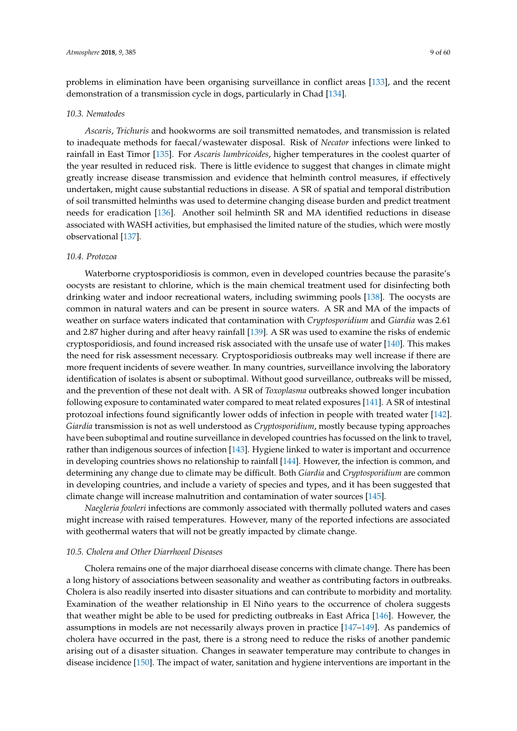problems in elimination have been organising surveillance in conflict areas [133], and the recent demonstration of a transmission cycle in dogs, particularly in Chad [134].

### 10.3. Nematodes

*Ascaris*, *Trichuris* and hookworms are soil transmitted nematodes, and transmission is related to inadequate methods for faecal/wastewater disposal. Risk of *Necator* infections were linked to rainfall in East Timor [135]. For *Ascaris lumbricoides*, higher temperatures in the coolest quarter of the year resulted in reduced risk. There is little evidence to suggest that changes in climate might greatly increase disease transmission and evidence that helminth control measures, if effectively undertaken, might cause substantial reductions in disease. A SR of spatial and temporal distribution of soil transmitted helminths was used to determine changing disease burden and predict treatment needs for eradication [136]. Another soil helminth SR and MA identified reductions in disease associated with WASH activities, but emphasised the limited nature of the studies, which were mostly observational [137].

### 10.4. Protozoa

Waterborne cryptosporidiosis is common, even in developed countries because the parasite's oocysts are resistant to chlorine, which is the main chemical treatment used for disinfecting both drinking water and indoor recreational waters, including swimming pools [138]. The oocysts are common in natural waters and can be present in source waters. A SR and MA of the impacts of weather on surface waters indicated that contamination with *Cryptosporidium* and *Giardia* was 2.61 and 2.87 higher during and after heavy rainfall [139]. A SR was used to examine the risks of endemic cryptosporidiosis, and found increased risk associated with the unsafe use of water [140]. This makes the need for risk assessment necessary. Cryptosporidiosis outbreaks may well increase if there are more frequent incidents of severe weather. In many countries, surveillance involving the laboratory identification of isolates is absent or suboptimal. Without good surveillance, outbreaks will be missed, and the prevention of these not dealt with. A SR of *Toxoplasma* outbreaks showed longer incubation following exposure to contaminated water compared to meat related exposures [141]. A SR of intestinal protozoal infections found significantly lower odds of infection in people with treated water [142]. *Giardia* transmission is not as well understood as *Cryptosporidium*, mostly because typing approaches have been suboptimal and routine surveillance in developed countries has focussed on the link to travel, rather than indigenous sources of infection [143]. Hygiene linked to water is important and occurrence in developing countries shows no relationship to rainfall [144]. However, the infection is common, and determining any change due to climate may be difficult. Both *Giardia* and *Cryptosporidium* are common in developing countries, and include a variety of species and types, and it has been suggested that climate change will increase malnutrition and contamination of water sources [145].

*Naegleria fowleri* infections are commonly associated with thermally polluted waters and cases might increase with raised temperatures. However, many of the reported infections are associated with geothermal waters that will not be greatly impacted by climate change.

### 10.5. Cholera and Other Diarrhoeal Diseases

Cholera remains one of the major diarrhoeal disease concerns with climate change. There has been a long history of associations between seasonality and weather as contributing factors in outbreaks. Cholera is also readily inserted into disaster situations and can contribute to morbidity and mortality. Examination of the weather relationship in El Niño years to the occurrence of cholera suggests that weather might be able to be used for predicting outbreaks in East Africa [146]. However, the assumptions in models are not necessarily always proven in practice [147–149]. As pandemics of cholera have occurred in the past, there is a strong need to reduce the risks of another pandemic arising out of a disaster situation. Changes in seawater temperature may contribute to changes in disease incidence [150]. The impact of water, sanitation and hygiene interventions are important in the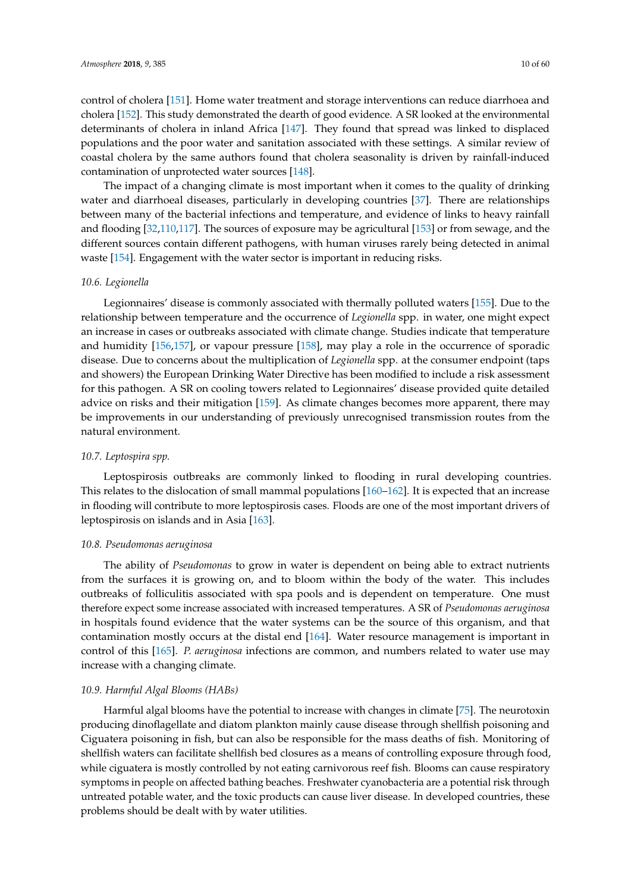control of cholera [151]. Home water treatment and storage interventions can reduce diarrhoea and cholera [152]. This study demonstrated the dearth of good evidence. A SR looked at the environmental determinants of cholera in inland Africa [147]. They found that spread was linked to displaced populations and the poor water and sanitation associated with these settings. A similar review of coastal cholera by the same authors found that cholera seasonality is driven by rainfall-induced contamination of unprotected water sources [148].

The impact of a changing climate is most important when it comes to the quality of drinking water and diarrhoeal diseases, particularly in developing countries [37]. There are relationships between many of the bacterial infections and temperature, and evidence of links to heavy rainfall and flooding [32,110,117]. The sources of exposure may be agricultural [153] or from sewage, and the different sources contain different pathogens, with human viruses rarely being detected in animal waste [154]. Engagement with the water sector is important in reducing risks.

### *10.6. Legionella*

Legionnaires' disease is commonly associated with thermally polluted waters [155]. Due to the relationship between temperature and the occurrence of *Legionella* spp. in water, one might expect an increase in cases or outbreaks associated with climate change. Studies indicate that temperature and humidity [156,157], or vapour pressure [158], may play a role in the occurrence of sporadic disease. Due to concerns about the multiplication of *Legionella* spp. at the consumer endpoint (taps and showers) the European Drinking Water Directive has been modified to include a risk assessment for this pathogen. A SR on cooling towers related to Legionnaires' disease provided quite detailed advice on risks and their mitigation [159]. As climate changes becomes more apparent, there may be improvements in our understanding of previously unrecognised transmission routes from the natural environment.

### *10.7. Leptospira spp.*

Leptospirosis outbreaks are commonly linked to flooding in rural developing countries. This relates to the dislocation of small mammal populations [160–162]. It is expected that an increase in flooding will contribute to more leptospirosis cases. Floods are one of the most important drivers of leptospirosis on islands and in Asia [163].

### *10.8. Pseudomonas aeruginosa*

The ability of *Pseudomonas* to grow in water is dependent on being able to extract nutrients from the surfaces it is growing on, and to bloom within the body of the water. This includes outbreaks of folliculitis associated with spa pools and is dependent on temperature. One must therefore expect some increase associated with increased temperatures. A SR of *Pseudomonas aeruginosa* in hospitals found evidence that the water systems can be the source of this organism, and that contamination mostly occurs at the distal end [164]. Water resource management is important in control of this [165]. *P. aeruginosa* infections are common, and numbers related to water use may increase with a changing climate.

### *10.9. Harmful Algal Blooms (HABs)*

Harmful algal blooms have the potential to increase with changes in climate [75]. The neurotoxin producing dinoflagellate and diatom plankton mainly cause disease through shellfish poisoning and Ciguatera poisoning in fish, but can also be responsible for the mass deaths of fish. Monitoring of shellfish waters can facilitate shellfish bed closures as a means of controlling exposure through food, while ciguatera is mostly controlled by not eating carnivorous reef fish. Blooms can cause respiratory symptoms in people on affected bathing beaches. Freshwater cyanobacteria are a potential risk through untreated potable water, and the toxic products can cause liver disease. In developed countries, these problems should be dealt with by water utilities.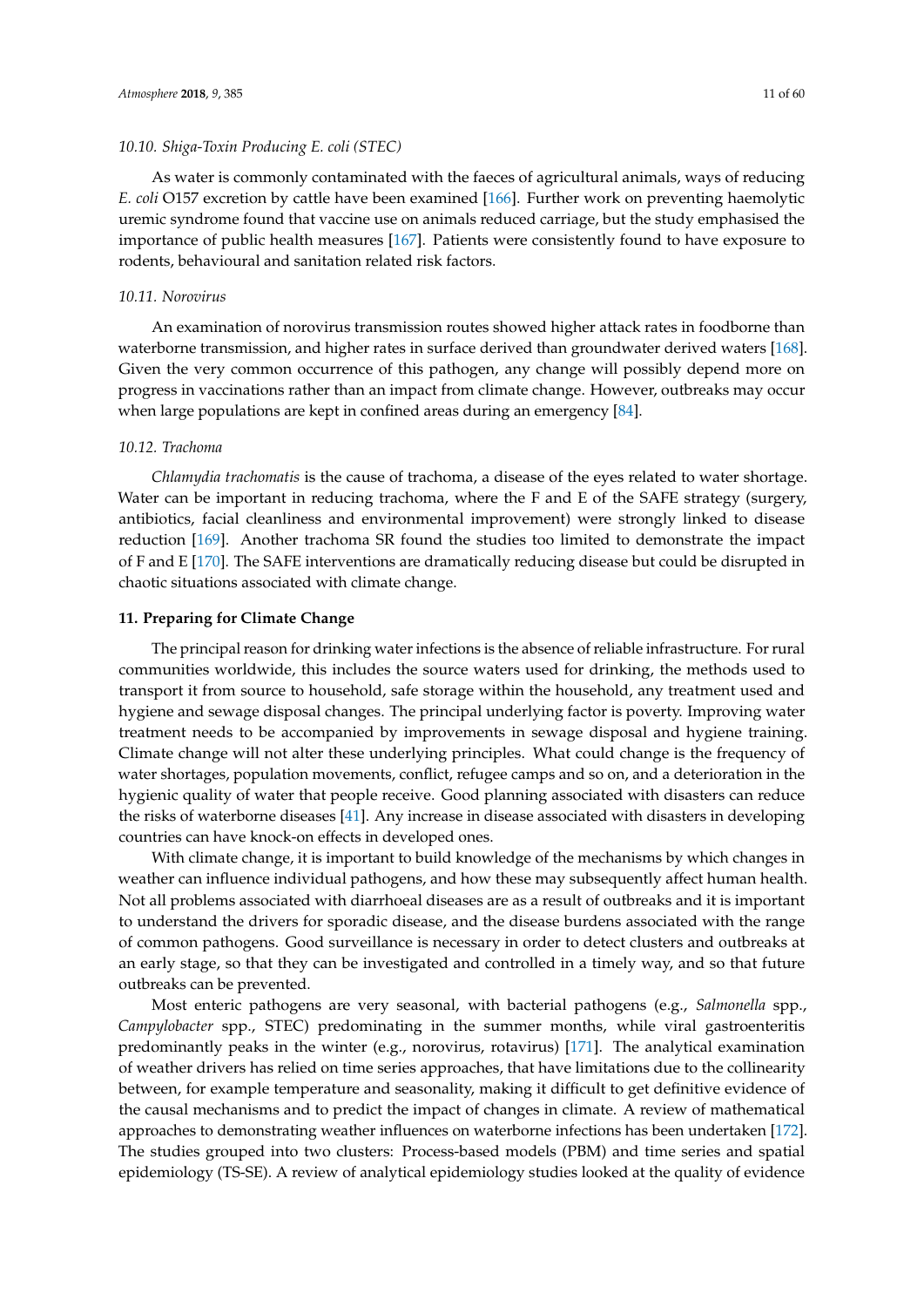### 10.10. Shiga-Toxin Producing E. coli (STEC)

As water is commonly contaminated with the faeces of agricultural animals, ways of reducing *E. coli* O157 excretion by cattle have been examined [166]. Further work on preventing haemolytic uremic syndrome found that vaccine use on animals reduced carriage, but the study emphasised the importance of public health measures [167]. Patients were consistently found to have exposure to rodents, behavioural and sanitation related risk factors.

### 10.11. Norovirus

An examination of norovirus transmission routes showed higher attack rates in foodborne than waterborne transmission, and higher rates in surface derived than groundwater derived waters [168]. Given the very common occurrence of this pathogen, any change will possibly depend more on progress in vaccinations rather than an impact from climate change. However, outbreaks may occur when large populations are kept in confined areas during an emergency [84].

### 10.12. Trachoma

*Chlamydia trachomatis* is the cause of trachoma, a disease of the eyes related to water shortage. Water can be important in reducing trachoma, where the F and E of the SAFE strategy (surgery, antibiotics, facial cleanliness and environmental improvement) were strongly linked to disease reduction [169]. Another trachoma SR found the studies too limited to demonstrate the impact of F and E [170]. The SAFE interventions are dramatically reducing disease but could be disrupted in chaotic situations associated with climate change.

## 11. Preparing for Climate Change

The principal reason for drinking water infections is the absence of reliable infrastructure. For rural communities worldwide, this includes the source waters used for drinking, the methods used to transport it from source to household, safe storage within the household, any treatment used and hygiene and sewage disposal changes. The principal underlying factor is poverty. Improving water treatment needs to be accompanied by improvements in sewage disposal and hygiene training. Climate change will not alter these underlying principles. What could change is the frequency of water shortages, population movements, conflict, refugee camps and so on, and a deterioration in the hygienic quality of water that people receive. Good planning associated with disasters can reduce the risks of waterborne diseases [41]. Any increase in disease associated with disasters in developing countries can have knock-on effects in developed ones.

With climate change, it is important to build knowledge of the mechanisms by which changes in weather can influence individual pathogens, and how these may subsequently affect human health. Not all problems associated with diarrhoeal diseases are as a result of outbreaks and it is important to understand the drivers for sporadic disease, and the disease burdens associated with the range of common pathogens. Good surveillance is necessary in order to detect clusters and outbreaks at an early stage, so that they can be investigated and controlled in a timely way, and so that future outbreaks can be prevented.

Most enteric pathogens are very seasonal, with bacterial pathogens (e.g., *Salmonella* spp., *Campylobacter* spp., STEC) predominating in the summer months, while viral gastroenteritis predominantly peaks in the winter (e.g., norovirus, rotavirus) [171]. The analytical examination of weather drivers has relied on time series approaches, that have limitations due to the collinearity between, for example temperature and seasonality, making it difficult to get definitive evidence of the causal mechanisms and to predict the impact of changes in climate. A review of mathematical approaches to demonstrating weather influences on waterborne infections has been undertaken [172]. The studies grouped into two clusters: Process-based models (PBM) and time series and spatial epidemiology (TS-SE). A review of analytical epidemiology studies looked at the quality of evidence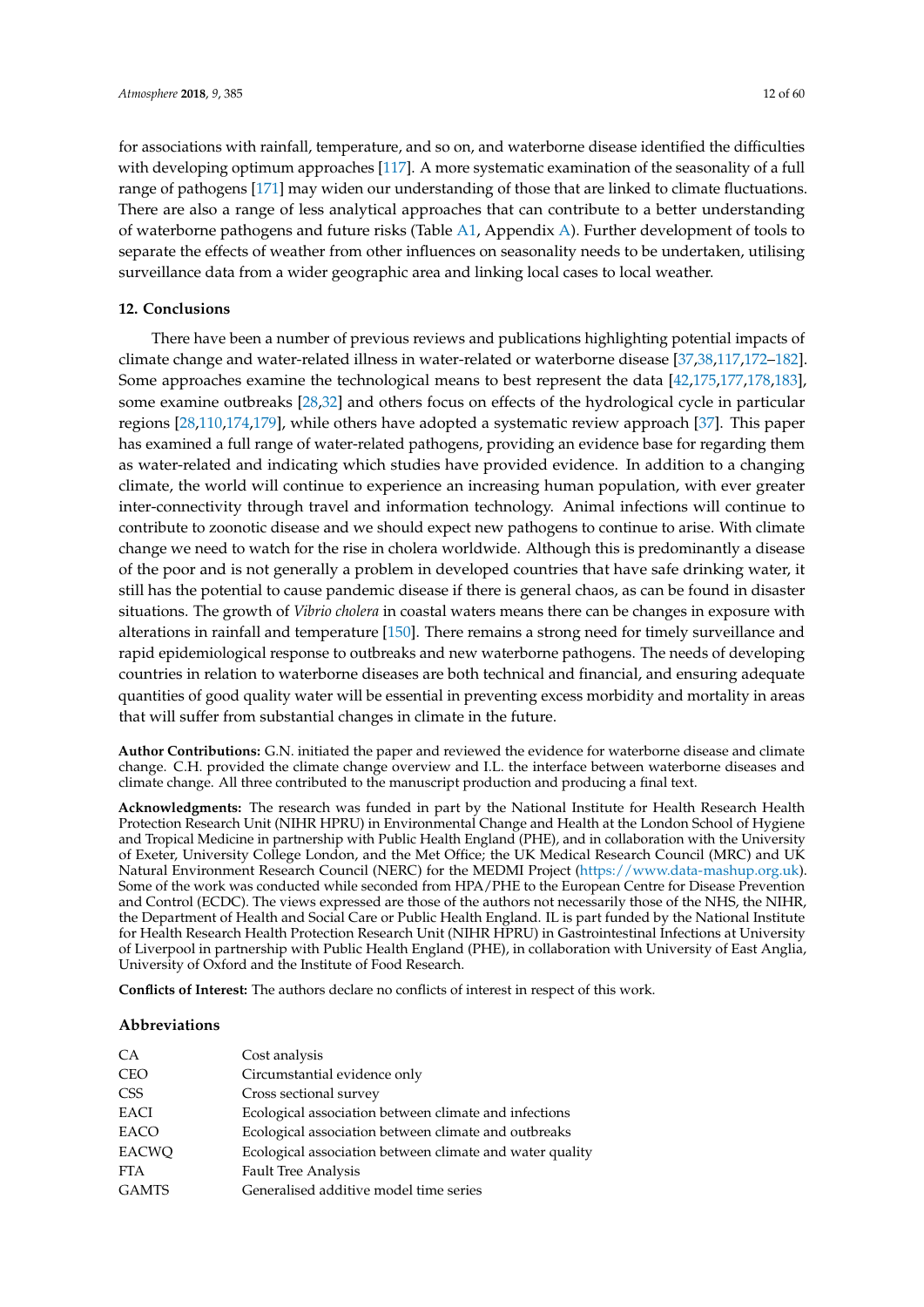for associations with rainfall, temperature, and so on, and waterborne disease identified the difficulties with developing optimum approaches [117]. A more systematic examination of the seasonality of a full range of pathogens [171] may widen our understanding of those that are linked to climate fluctuations. There are also a range of less analytical approaches that can contribute to a better understanding of waterborne pathogens and future risks (Table A1, Appendix A). Further development of tools to separate the effects of weather from other influences on seasonality needs to be undertaken, utilising surveillance data from a wider geographic area and linking local cases to local weather.

## 12. Conclusions

There have been a number of previous reviews and publications highlighting potential impacts of climate change and water-related illness in water-related or waterborne disease [37,38,117,172–182]. Some approaches examine the technological means to best represent the data [42,175,177,178,183], some examine outbreaks [28,32] and others focus on effects of the hydrological cycle in particular regions [28,110,174,179], while others have adopted a systematic review approach [37]. This paper has examined a full range of water-related pathogens, providing an evidence base for regarding them as water-related and indicating which studies have provided evidence. In addition to a changing climate, the world will continue to experience an increasing human population, with ever greater inter-connectivity through travel and information technology. Animal infections will continue to contribute to zoonotic disease and we should expect new pathogens to continue to arise. With climate change we need to watch for the rise in cholera worldwide. Although this is predominantly a disease of the poor and is not generally a problem in developed countries that have safe drinking water, it still has the potential to cause pandemic disease if there is general chaos, as can be found in disaster situations. The growth of *Vibrio cholera* in coastal waters means there can be changes in exposure with alterations in rainfall and temperature [150]. There remains a strong need for timely surveillance and rapid epidemiological response to outbreaks and new waterborne pathogens. The needs of developing countries in relation to waterborne diseases are both technical and financial, and ensuring adequate quantities of good quality water will be essential in preventing excess morbidity and mortality in areas that will suffer from substantial changes in climate in the future.

**Author Contributions:** G.N. initiated the paper and reviewed the evidence for waterborne disease and climate change. C.H. provided the climate change overview and I.L. the interface between waterborne diseases and climate change. All three contributed to the manuscript production and producing a final text.

**Acknowledgments:** The research was funded in part by the National Institute for Health Research Health Protection Research Unit (NIHR HPRU) in Environmental Change and Health at the London School of Hygiene and Tropical Medicine in partnership with Public Health England (PHE), and in collaboration with the University of Exeter, University College London, and the Met Office; the UK Medical Research Council (MRC) and UK Natural Environment Research Council (NERC) for the MEDMI Project (https://www.data-mashup.org.uk). Some of the work was conducted while seconded from HPA/PHE to the European Centre for Disease Prevention and Control (ECDC). The views expressed are those of the authors not necessarily those of the NHS, the NIHR, the Department of Health and Social Care or Public Health England. IL is part funded by the National Institute for Health Research Health Protection Research Unit (NIHR HPRU) in Gastrointestinal Infections at University of Liverpool in partnership with Public Health England (PHE), in collaboration with University of East Anglia, University of Oxford and the Institute of Food Research.

**Conflicts of Interest:** The authors declare no conflicts of interest in respect of this work.

### Abbreviations

| | |
|---|---|
| CA | Cost analysis |
| CEO | Circumstantial evidence only |
| CSS | Cross sectional survey |
| EACI | Ecological association between climate and infections |
| EACO | Ecological association between climate and outbreaks |
| EACWQ | Ecological association between climate and water quality |
| FTA | Fault Tree Analysis |
| GAMTS | Generalised additive model time series |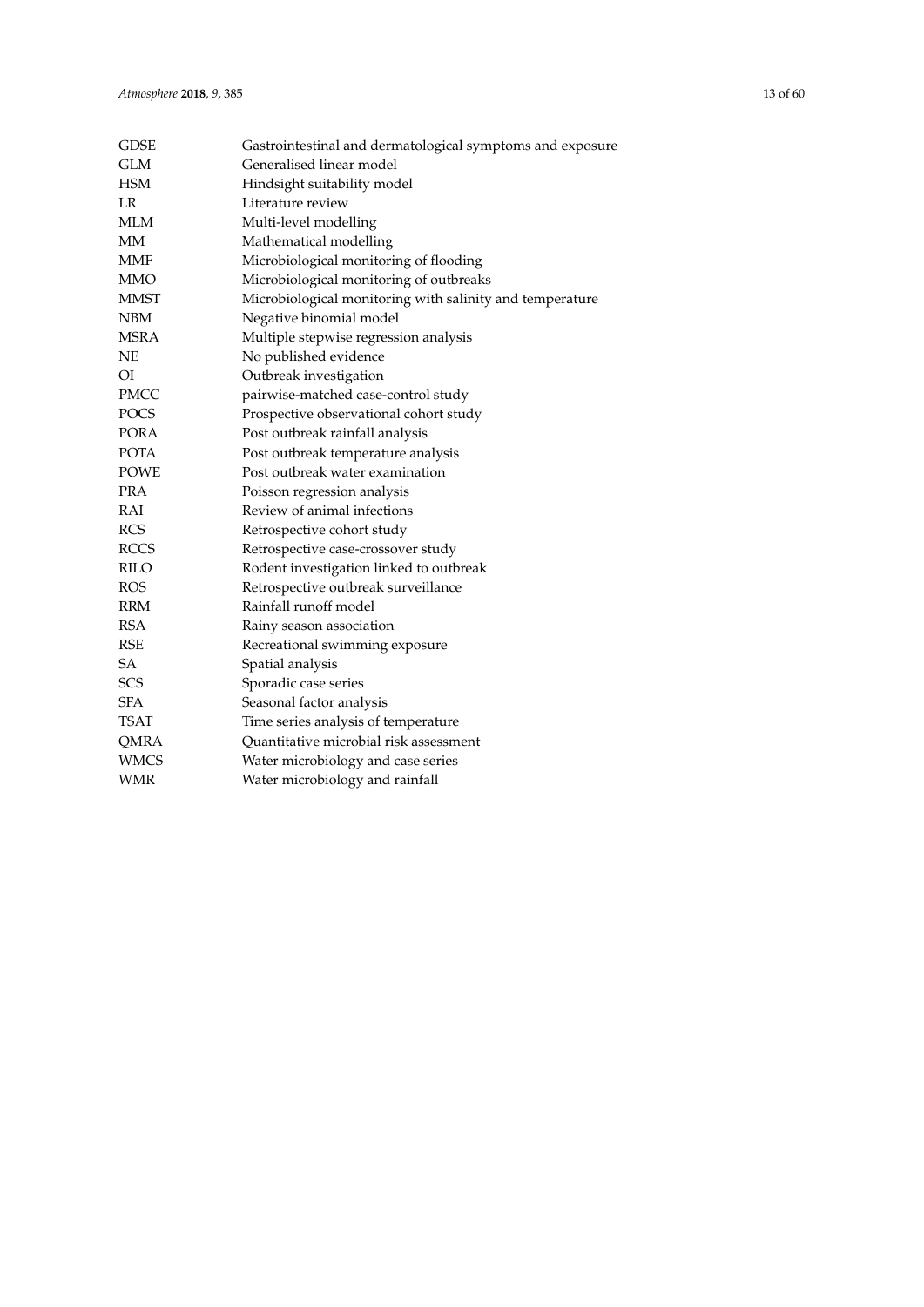| | |
|---|---|
| GDSE | Gastrointestinal and dermatological symptoms and exposure |
| GLM | Generalised linear model |
| HSM | Hindsight suitability model |
| LR | Literature review |
| MLM | Multi-level modelling |
| MM | Mathematical modelling |
| MMF | Microbiological monitoring of flooding |
| MMO | Microbiological monitoring of outbreaks |
| MMST | Microbiological monitoring with salinity and temperature |
| NBM | Negative binomial model |
| MSRA | Multiple stepwise regression analysis |
| NE | No published evidence |
| OI | Outbreak investigation |
| PMCC | pairwise-matched case-control study |
| POCS | Prospective observational cohort study |
| PORA | Post outbreak rainfall analysis |
| POTA | Post outbreak temperature analysis |
| POWE | Post outbreak water examination |
| PRA | Poisson regression analysis |
| RAI | Review of animal infections |
| RCS | Retrospective cohort study |
| RCCS | Retrospective case-crossover study |
| RILO | Rodent investigation linked to outbreak |
| ROS | Retrospective outbreak surveillance |
| RRM | Rainfall runoff model |
| RSA | Rainy season association |
| RSE | Recreational swimming exposure |
| SA | Spatial analysis |
| SCS | Sporadic case series |
| SFA | Seasonal factor analysis |
| TSAT | Time series analysis of temperature |
| QMRA | Quantitative microbial risk assessment |
| WMCS | Water microbiology and case series |
| WMR | Water microbiology and rainfall |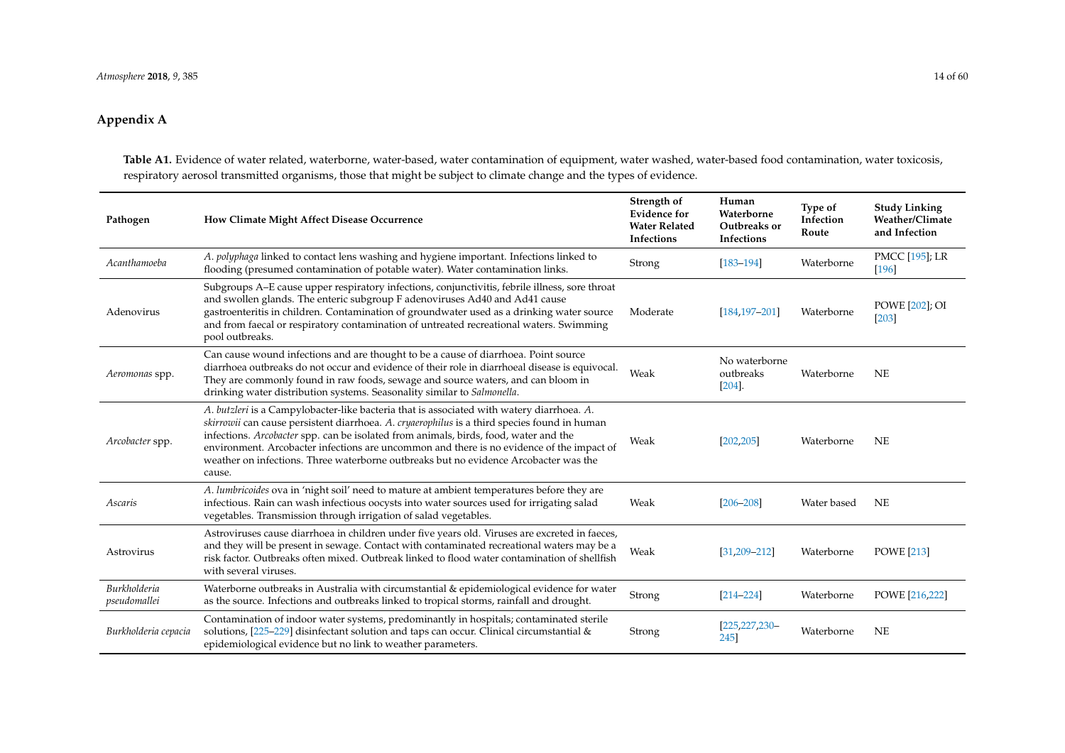## Appendix A

**Table A1.** Evidence of water related, waterborne, water-based, water contamination of equipment, water washed, water-based food contamination, water toxicosis, respiratory aerosol transmitted organisms, those that might be subject to climate change and the types of evidence.

| Pathogen | How Climate Might Affect Disease Occurrence | Strength of Evidence for Water Related Infections | Human Waterborne Outbreaks or Infections | Type of Infection Route | Study Linking Weather/Climate and Infection |
|---|---|---|---|---|---|
| *Acanthamoeba* | *A. polyphaga* linked to contact lens washing and hygiene important. Infections linked to flooding (presumed contamination of potable water). Water contamination links. | Strong | [183–194] | Waterborne | PMCC [195]; LR [196] |
| Adenovirus | Subgroups A–E cause upper respiratory infections, conjunctivitis, febrile illness, sore throat and swollen glands. The enteric subgroup F adenoviruses Ad40 and Ad41 cause gastroenteritis in children. Contamination of groundwater used as a drinking water source and from faecal or respiratory contamination of untreated recreational waters. Swimming pool outbreaks. | Moderate | [184,197–201] | Waterborne | POWE [202]; OI [203] |
| *Aeromonas* spp. | Can cause wound infections and are thought to be a cause of diarrhoea. Point source diarrhoea outbreaks do not occur and evidence of their role in diarrhoeal disease is equivocal. They are commonly found in raw foods, sewage and source waters, and can bloom in drinking water distribution systems. Seasonality similar to *Salmonella*. | Weak | No waterborne outbreaks [204]. | Waterborne | NE |
| *Arcobacter* spp. | *A. butzleri* is a Campylobacter-like bacteria that is associated with watery diarrhoea. *A. skirrowii* can cause persistent diarrhoea. *A. cryaerophilus* is a third species found in human infections. *Arcobacter* spp. can be isolated from animals, birds, food, water and the environment. Arcobacter infections are uncommon and there is no evidence of the impact of weather on infections. Three waterborne outbreaks but no evidence Arcobacter was the cause. | Weak | [202,205] | Waterborne | NE |
| *Ascaris* | *A. lumbricoides* ova in 'night soil' need to mature at ambient temperatures before they are infectious. Rain can wash infectious oocysts into water sources used for irrigating salad vegetables. Transmission through irrigation of salad vegetables. | Weak | [206–208] | Water based | NE |
| Astrovirus | Astroviruses cause diarrhoea in children under five years old. Viruses are excreted in faeces, and they will be present in sewage. Contact with contaminated recreational waters may be a risk factor. Outbreaks often mixed. Outbreak linked to flood water contamination of shellfish with several viruses. | Weak | [31,209–212] | Waterborne | POWE [213] |
| *Burkholderia pseudomallei* | Waterborne outbreaks in Australia with circumstantial & epidemiological evidence for water as the source. Infections and outbreaks linked to tropical storms, rainfall and drought. | Strong | [214–224] | Waterborne | POWE [216,222] |
| *Burkholderia cepacia* | Contamination of indoor water systems, predominantly in hospitals; contaminated sterile solutions, [225–229] disinfectant solution and taps can occur. Clinical circumstantial & epidemiological evidence but no link to weather parameters. | Strong | [225,227,230–245] | Waterborne | NE |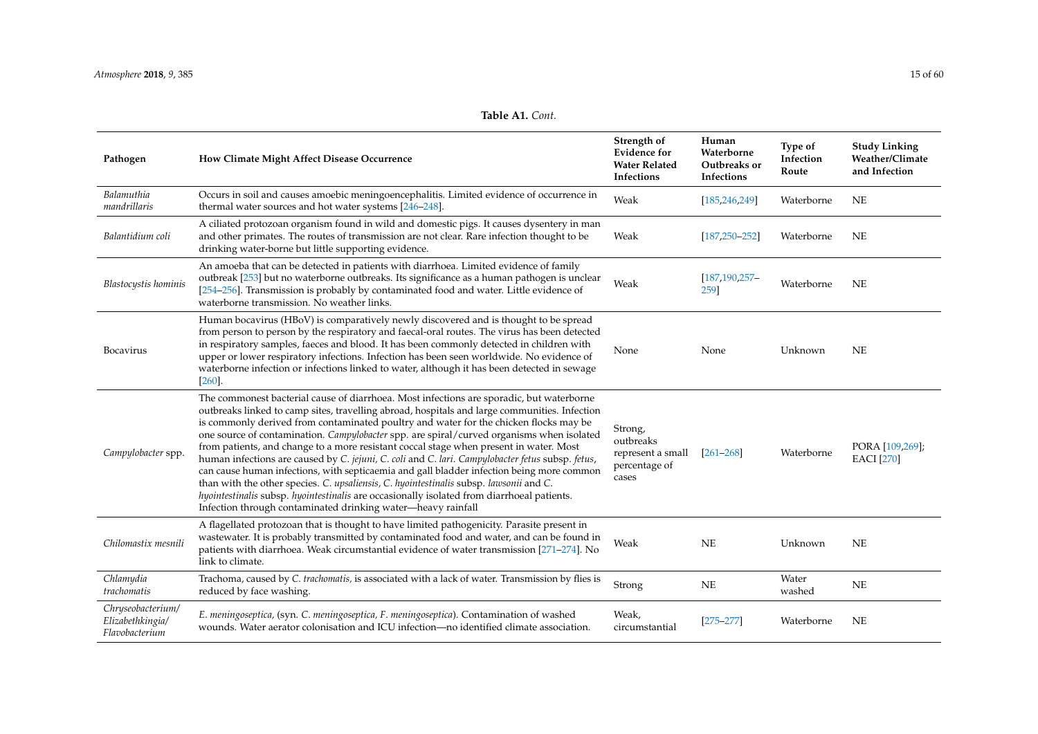**Table A1.** *Cont.*

| Pathogen | How Climate Might Affect Disease Occurrence | Strength of Evidence for Water Related Infections | Human Waterborne Outbreaks or Infections | Type of Infection Route | Study Linking Weather/Climate and Infection |
|---|---|---|---|---|---|
| *Balamuthia mandrillaris* | Occurs in soil and causes amoebic meningoencephalitis. Limited evidence of occurrence in thermal water sources and hot water systems [246–248]. | Weak | [185,246,249] | Waterborne | NE |
| *Balantidium coli* | A ciliated protozoan organism found in wild and domestic pigs. It causes dysentery in man and other primates. The routes of transmission are not clear. Rare infection thought to be drinking water-borne but little supporting evidence. | Weak | [187,250–252] | Waterborne | NE |
| *Blastocystis hominis* | An amoeba that can be detected in patients with diarrhoea. Limited evidence of family outbreak [253] but no waterborne outbreaks. Its significance as a human pathogen is unclear [254–256]. Transmission is probably by contaminated food and water. Little evidence of waterborne transmission. No weather links. | Weak | [187,190,257–259] | Waterborne | NE |
| Bocavirus | Human bocavirus (HBoV) is comparatively newly discovered and is thought to be spread from person to person by the respiratory and faecal-oral routes. The virus has been detected in respiratory samples, faeces and blood. It has been commonly detected in children with upper or lower respiratory infections. Infection has been seen worldwide. No evidence of waterborne infection or infections linked to water, although it has been detected in sewage [260]. | None | None | Unknown | NE |
| *Campylobacter* spp. | The commonest bacterial cause of diarrhoea. Most infections are sporadic, but waterborne outbreaks linked to camp sites, travelling abroad, hospitals and large communities. Infection is commonly derived from contaminated poultry and water for the chicken flocks may be one source of contamination. *Campylobacter* spp. are spiral/curved organisms when isolated from patients, and change to a more resistant coccal stage when present in water. Most human infections are caused by *C. jejuni, C. coli* and *C. lari*. *Campylobacter fetus* subsp. *fetus*, can cause human infections, with septicaemia and gall bladder infection being more common than with the other species. *C. upsaliensis, C. hyointestinalis* subsp. *lawsonii* and *C. hyointestinalis* subsp. *hyointestinalis* are occasionally isolated from diarrhoeal patients. Infection through contaminated drinking water—heavy rainfall | Strong, outbreaks represent a small percentage of cases | [261–268] | Waterborne | PORA [109,269]; EACI [270] |
| *Chilomastix mesnili* | A flagellated protozoan that is thought to have limited pathogenicity. Parasite present in wastewater. It is probably transmitted by contaminated food and water, and can be found in patients with diarrhoea. Weak circumstantial evidence of water transmission [271–274]. No link to climate. | Weak | NE | Unknown | NE |
| *Chlamydia trachomatis* | Trachoma, caused by *C. trachomatis,* is associated with a lack of water. Transmission by flies is reduced by face washing. | Strong | NE | Water washed | NE |
| *Chryseobacterium/ Elizabethkingia/ Flavobacterium* | *E. meningoseptica,* (syn. *C. meningoseptica, F. meningoseptica*). Contamination of washed wounds. Water aerator colonisation and ICU infection—no identified climate association. | Weak, circumstantial | [275–277] | Waterborne | NE |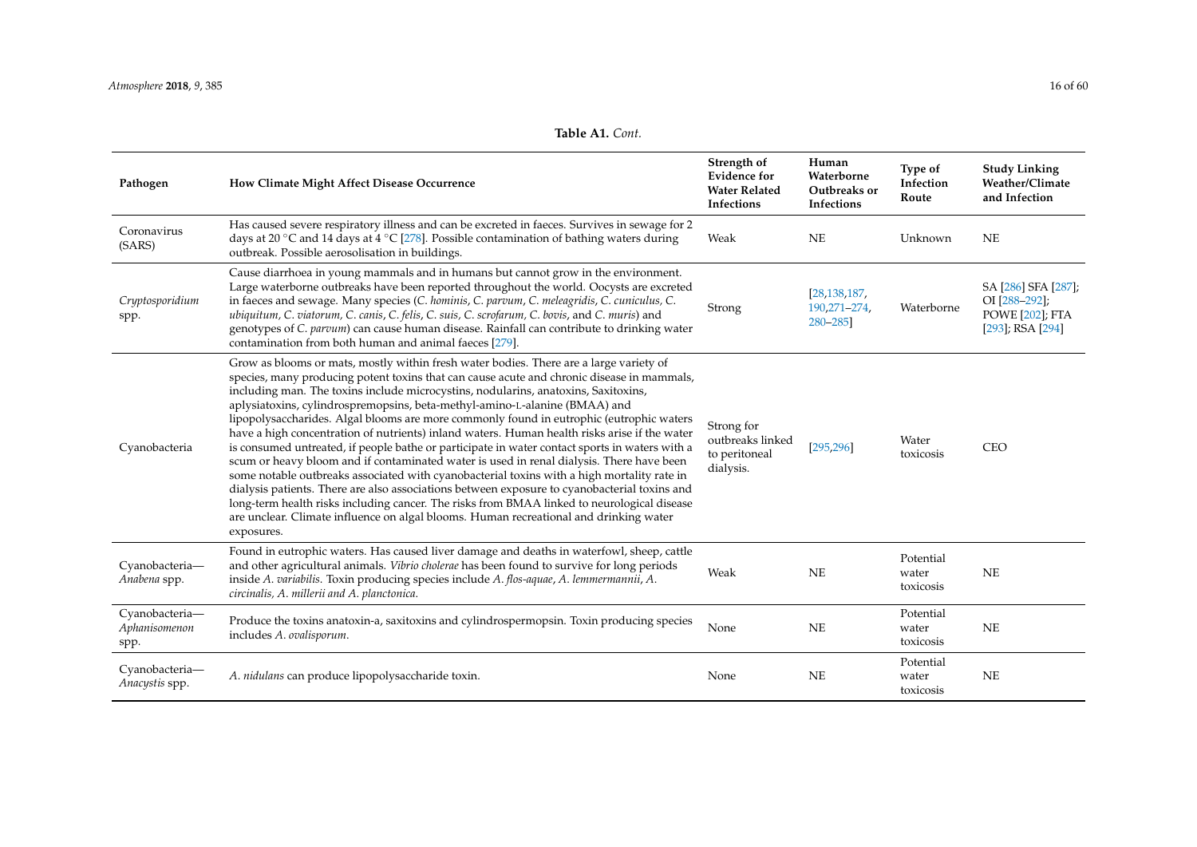**Table A1.** *Cont.*

| Pathogen | How Climate Might Affect Disease Occurrence | Strength of Evidence for Water Related Infections | Human Waterborne Outbreaks or Infections | Type of Infection Route | Study Linking Weather/Climate and Infection |
|---|---|---|---|---|---|
| Coronavirus (SARS) | Has caused severe respiratory illness and can be excreted in faeces. Survives in sewage for 2 days at 20 °C and 14 days at 4 °C [278]. Possible contamination of bathing waters during outbreak. Possible aerosolisation in buildings. | Weak | NE | Unknown | NE |
| *Cryptosporidium* spp. | Cause diarrhoea in young mammals and in humans but cannot grow in the environment. Large waterborne outbreaks have been reported throughout the world. Oocysts are excreted in faeces and sewage. Many species (*C. hominis*, *C. parvum*, *C. meleagridis*, *C. cuniculus*, *C. ubiquitum*, *C. viatorum*, *C. canis*, *C. felis*, *C. suis*, *C. scrofarum*, *C. bovis*, and *C. muris*) and genotypes of *C. parvum*) can cause human disease. Rainfall can contribute to drinking water contamination from both human and animal faeces [279]. | Strong | [28,138,187, 190,271–274, 280–285] | Waterborne | SA [286] SFA [287]; OI [288–292]; POWE [202]; FTA [293]; RSA [294] |
| Cyanobacteria | Grow as blooms or mats, mostly within fresh water bodies. There are a large variety of species, many producing potent toxins that can cause acute and chronic disease in mammals, including man. The toxins include microcystins, nodularins, anatoxins, Saxitoxins, aplysiatoxins, cylindrospremopsins, beta-methyl-amino-L-alanine (BMAA) and lipopolysaccharides. Algal blooms are more commonly found in eutrophic (eutrophic waters have a high concentration of nutrients) inland waters. Human health risks arise if the water is consumed untreated, if people bathe or participate in water contact sports in waters with a scum or heavy bloom and if contaminated water is used in renal dialysis. There have been some notable outbreaks associated with cyanobacterial toxins with a high mortality rate in dialysis patients. There are also associations between exposure to cyanobacterial toxins and long-term health risks including cancer. The risks from BMAA linked to neurological disease are unclear. Climate influence on algal blooms. Human recreational and drinking water exposures. | Strong for outbreaks linked to peritoneal dialysis. | [295,296] | Water toxicosis | CEO |
| Cyanobacteria—*Anabena* spp. | Found in eutrophic waters. Has caused liver damage and deaths in waterfowl, sheep, cattle and other agricultural animals. *Vibrio cholerae* has been found to survive for long periods inside *A. variabilis*. Toxin producing species include *A. flos-aquae*, *A. lemmermannii*, *A. circinalis, A. millerii and A. planctonica.* | Weak | NE | Potential water toxicosis | NE |
| Cyanobacteria—*Aphanisomenon* spp. | Produce the toxins anatoxin-a, saxitoxins and cylindrospermopsin. Toxin producing species includes *A. ovalisporum*. | None | NE | Potential water toxicosis | NE |
| Cyanobacteria—*Anacystis* spp. | *A. nidulans* can produce lipopolysaccharide toxin. | None | NE | Potential water toxicosis | NE |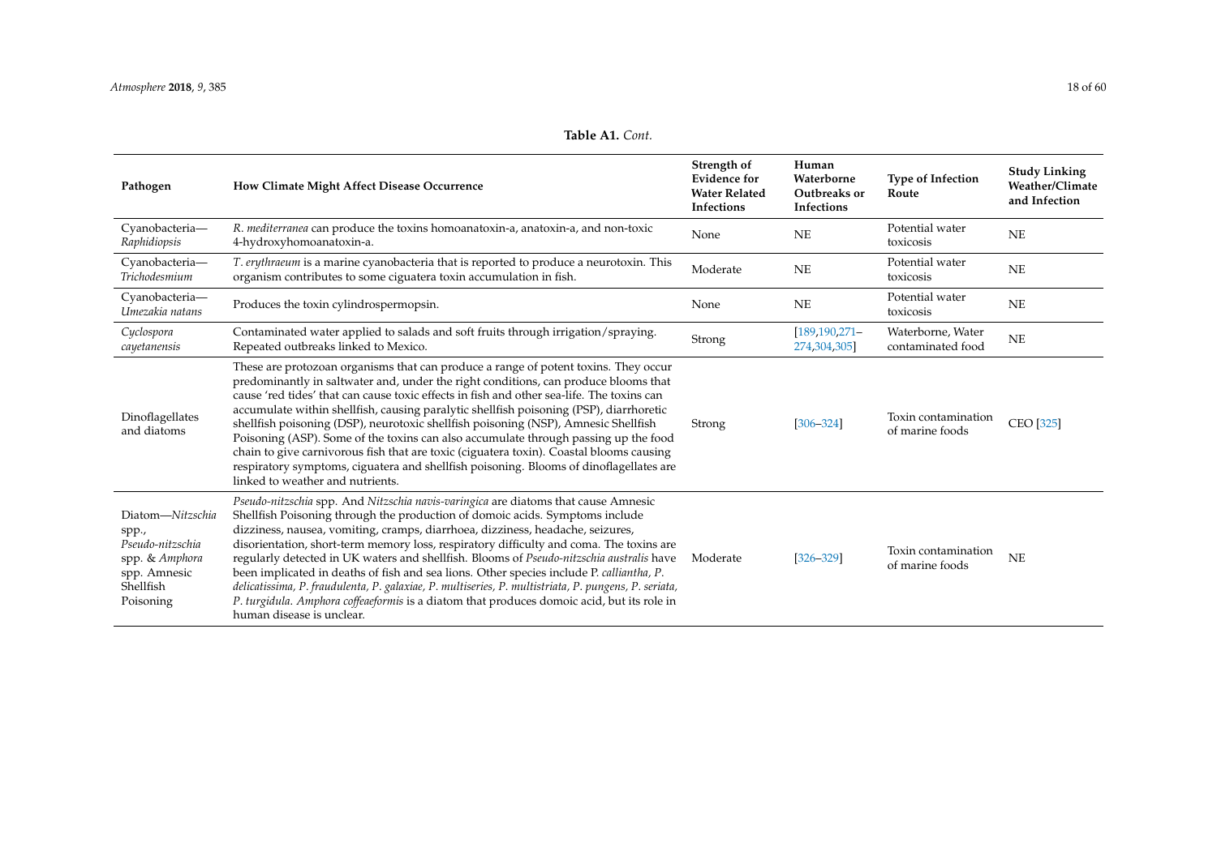**Table A1.** *Cont.*

| Pathogen | How Climate Might Affect Disease Occurrence | Strength of Evidence for Water Related Infections | Human Waterborne Outbreaks or Infections | Type of Infection Route | Study Linking Weather/Climate and Infection |
|---|---|---|---|---|---|
| Cyanobacteria—*Raphidiopsis* | *R. mediterranea* can produce the toxins homoanatoxin-a, anatoxin-a, and non-toxic 4-hydroxyhomoanatoxin-a. | None | NE | Potential water toxicosis | NE |
| Cyanobacteria—*Trichodesmium* | *T. erythraeum* is a marine cyanobacteria that is reported to produce a neurotoxin. This organism contributes to some ciguatera toxin accumulation in fish. | Moderate | NE | Potential water toxicosis | NE |
| Cyanobacteria—*Umezakia natans* | Produces the toxin cylindrospermopsin. | None | NE | Potential water toxicosis | NE |
| *Cyclospora cayetanensis* | Contaminated water applied to salads and soft fruits through irrigation/spraying. Repeated outbreaks linked to Mexico. | Strong | [189,190,271–274,304,305] | Waterborne, Water contaminated food | NE |
| Dinoflagellates and diatoms | These are protozoan organisms that can produce a range of potent toxins. They occur predominantly in saltwater and, under the right conditions, can produce blooms that cause 'red tides' that can cause toxic effects in fish and other sea-life. The toxins can accumulate within shellfish, causing paralytic shellfish poisoning (PSP), diarrhoretic shellfish poisoning (DSP), neurotoxic shellfish poisoning (NSP), Amnesic Shellfish Poisoning (ASP). Some of the toxins can also accumulate through passing up the food chain to give carnivorous fish that are toxic (ciguatera toxin). Coastal blooms causing respiratory symptoms, ciguatera and shellfish poisoning. Blooms of dinoflagellates are linked to weather and nutrients. | Strong | [306–324] | Toxin contamination of marine foods | CEO [325] |
| Diatom—*Nitzschia* spp., *Pseudo-nitzschia* spp. & *Amphora* spp. Amnesic Shellfish Poisoning | *Pseudo-nitzschia* spp. And *Nitzschia navis-varingica* are diatoms that cause Amnesic Shellfish Poisoning through the production of domoic acids. Symptoms include dizziness, nausea, vomiting, cramps, diarrhoea, dizziness, headache, seizures, disorientation, short-term memory loss, respiratory difficulty and coma. The toxins are regularly detected in UK waters and shellfish. Blooms of *Pseudo-nitzschia australis* have been implicated in deaths of fish and sea lions. Other species include P. *calliantha, P. delicatissima, P. fraudulenta, P. galaxiae, P. multiseries, P. multistriata, P. pungens, P. seriata, P. turgidula. Amphora coffeaeformis* is a diatom that produces domoic acid, but its role in human disease is unclear. | Moderate | [326–329] | Toxin contamination of marine foods | NE |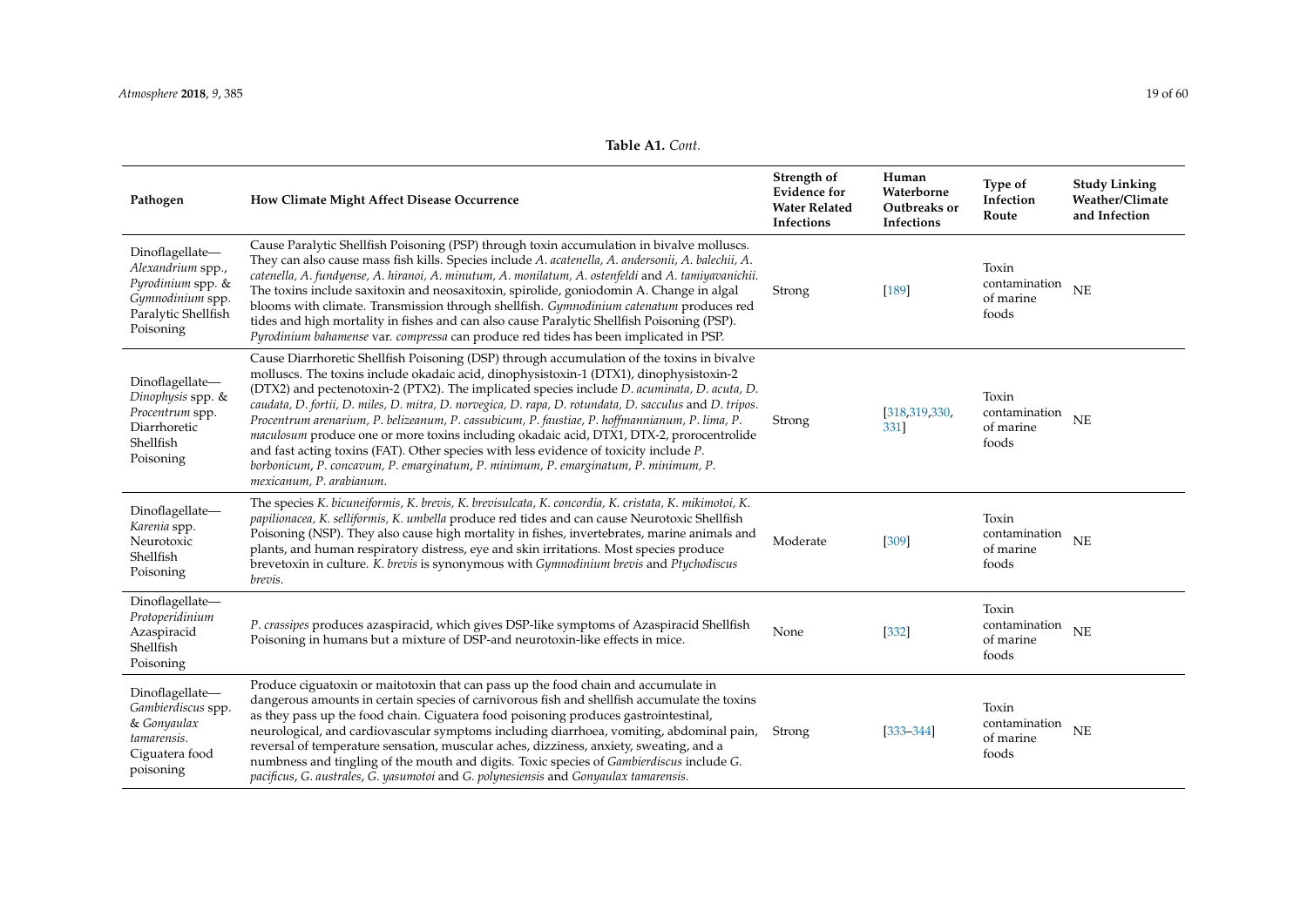**Table A1.** *Cont.*

| Pathogen | How Climate Might Affect Disease Occurrence | Strength of Evidence for Water Related Infections | Human Waterborne Outbreaks or Infections | Type of Infection Route | Study Linking Weather/Climate and Infection |
|---|---|---|---|---|---|
| Dinoflagellate—*Alexandrium* spp., *Pyrodinium* spp. & *Gymnodinium* spp. Paralytic Shellfish Poisoning | Cause Paralytic Shellfish Poisoning (PSP) through toxin accumulation in bivalve molluscs. They can also cause mass fish kills. Species include *A. acatenella, A. andersonii, A. balechii, A. catenella, A. fundyense, A. hiranoi, A. minutum, A. monilatum, A. ostenfeldi* and *A. tamiyavanichii*. The toxins include saxitoxin and neosaxitoxin, spirolide, goniodomin A. Change in algal blooms with climate. Transmission through shellfish. *Gymnodinium catenatum* produces red tides and high mortality in fishes and can also cause Paralytic Shellfish Poisoning (PSP). *Pyrodinium bahamense* var. *compressa* can produce red tides has been implicated in PSP. | Strong | [189] | Toxin contamination of marine foods | NE |
| Dinoflagellate—*Dinophysis* spp. & *Procentrum* spp. Diarrhoretic Shellfish Poisoning | Cause Diarrhoretic Shellfish Poisoning (DSP) through accumulation of the toxins in bivalve molluscs. The toxins include okadaic acid, dinophysistoxin-1 (DTX1), dinophysistoxin-2 (DTX2) and pectenotoxin-2 (PTX2). The implicated species include *D. acuminata, D. acuta, D. caudata, D. fortii, D. miles, D. mitra, D. norvegica, D. rapa, D. rotundata, D. sacculus* and *D. tripos*. *Procentrum arenarium, P. belizeanum, P. cassubicum, P. faustiae, P. hoffmannianum, P. lima, P. maculosum* produce one or more toxins including okadaic acid, DTX1, DTX-2, prorocentrolide and fast acting toxins (FAT). Other species with less evidence of toxicity include *P. borbonicum, P. concavum, P. emarginatum, P. minimum, P. emarginatum, P. minimum, P. mexicanum, P. arabianum*. | Strong | [318,319,330,331] | Toxin contamination of marine foods | NE |
| Dinoflagellate—*Karenia* spp. Neurotoxic Shellfish Poisoning | The species *K. bicuneiformis, K. brevis, K. brevisulcata, K. concordia, K. cristata, K. mikimotoi, K. papilionacea, K. selliformis, K. umbella* produce red tides and can cause Neurotoxic Shellfish Poisoning (NSP). They also cause high mortality in fishes, invertebrates, marine animals and plants, and human respiratory distress, eye and skin irritations. Most species produce brevetoxin in culture. *K. brevis* is synonymous with *Gymnodinium brevis* and *Ptychodiscus brevis*. | Moderate | [309] | Toxin contamination of marine foods | NE |
| Dinoflagellate—*Protoperidinium* Azaspiracid Shellfish Poisoning | *P. crassipes* produces azaspiracid, which gives DSP-like symptoms of Azaspiracid Shellfish Poisoning in humans but a mixture of DSP-and neurotoxin-like effects in mice. | None | [332] | Toxin contamination of marine foods | NE |
| Dinoflagellate—*Gambierdiscus* spp. & *Gonyaulax tamarensis*. Ciguatera food poisoning | Produce ciguatoxin or maitotoxin that can pass up the food chain and accumulate in dangerous amounts in certain species of carnivorous fish and shellfish accumulate the toxins as they pass up the food chain. Ciguatera food poisoning produces gastrointestinal, neurological, and cardiovascular symptoms including diarrhoea, vomiting, abdominal pain, reversal of temperature sensation, muscular aches, dizziness, anxiety, sweating, and a numbness and tingling of the mouth and digits. Toxic species of *Gambierdiscus* include *G. pacificus, G. australes, G. yasumotoi* and *G. polynesiensis* and *Gonyaulax tamarensis*. | Strong | [333–344] | Toxin contamination of marine foods | NE |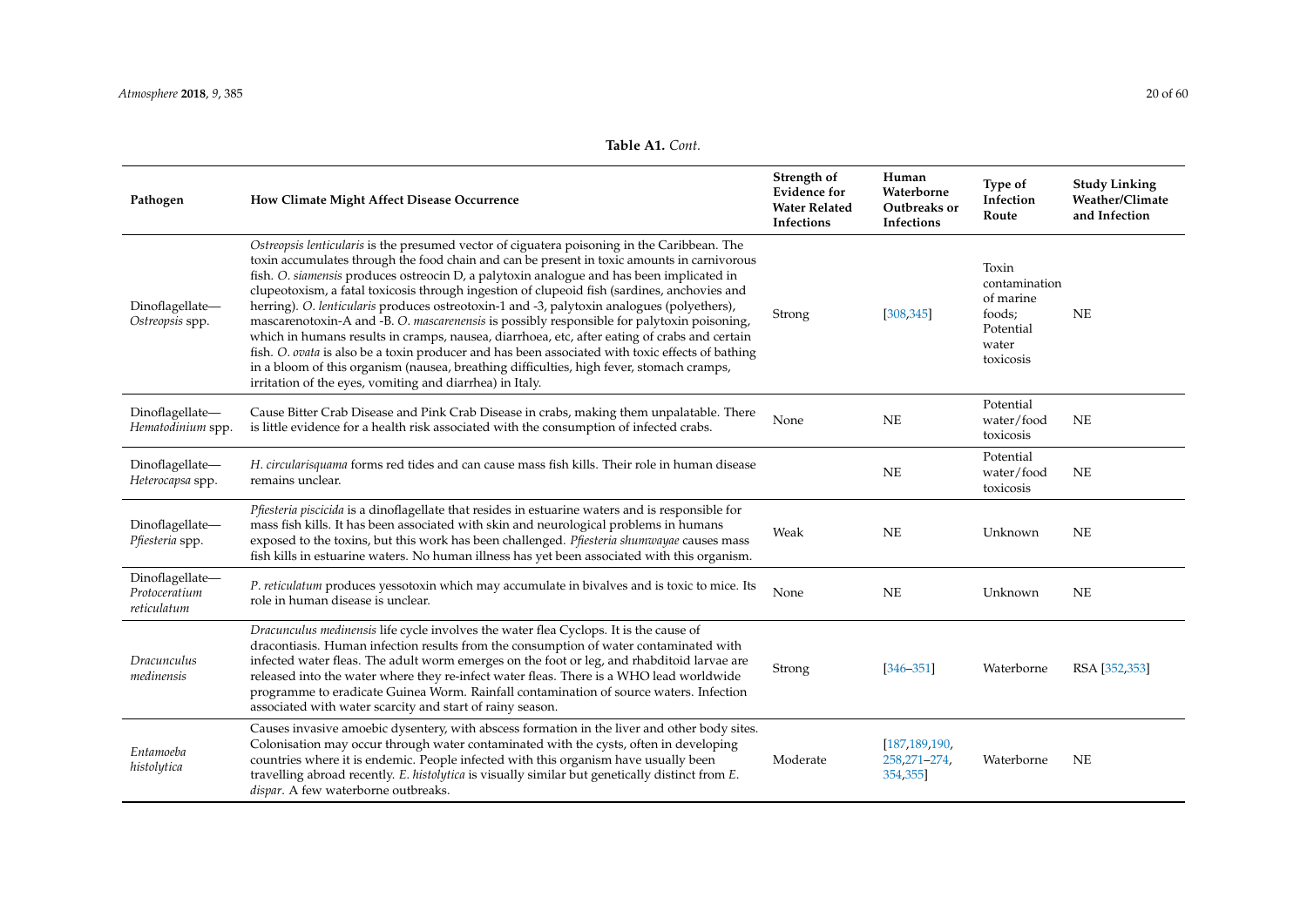**Table A1.** *Cont.*

| Pathogen | How Climate Might Affect Disease Occurrence | Strength of Evidence for Water Related Infections | Human Waterborne Outbreaks or Infections | Type of Infection Route | Study Linking Weather/Climate and Infection |
|---|---|---|---|---|---|
| Dinoflagellate—*Ostreopsis* spp. | *Ostreopsis lenticularis* is the presumed vector of ciguatera poisoning in the Caribbean. The toxin accumulates through the food chain and can be present in toxic amounts in carnivorous fish. *O. siamensis* produces ostreocin D, a palytoxin analogue and has been implicated in clupeotoxism, a fatal toxicosis through ingestion of clupeoid fish (sardines, anchovies and herring). *O. lenticularis* produces ostreotoxin-1 and -3, palytoxin analogues (polyethers), mascarenotoxin-A and -B. *O. mascarenensis* is possibly responsible for palytoxin poisoning, which in humans results in cramps, nausea, diarrhoea, etc, after eating of crabs and certain fish. *O. ovata* is also be a toxin producer and has been associated with toxic effects of bathing in a bloom of this organism (nausea, breathing difficulties, high fever, stomach cramps, irritation of the eyes, vomiting and diarrhea) in Italy. | Strong | [308,345] | Toxin contamination of marine foods; Potential water toxicosis | NE |
| Dinoflagellate—*Hematodinium* spp. | Cause Bitter Crab Disease and Pink Crab Disease in crabs, making them unpalatable. There is little evidence for a health risk associated with the consumption of infected crabs. | None | NE | Potential water/food toxicosis | NE |
| Dinoflagellate—*Heterocapsa* spp. | *H. circularisquama* forms red tides and can cause mass fish kills. Their role in human disease remains unclear. | | NE | Potential water/food toxicosis | NE |
| Dinoflagellate—*Pfiesteria* spp. | *Pfiesteria piscicida* is a dinoflagellate that resides in estuarine waters and is responsible for mass fish kills. It has been associated with skin and neurological problems in humans exposed to the toxins, but this work has been challenged. *Pfiesteria shumwayae* causes mass fish kills in estuarine waters. No human illness has yet been associated with this organism. | Weak | NE | Unknown | NE |
| Dinoflagellate—*Protoceratium reticulatum* | *P. reticulatum* produces yessotoxin which may accumulate in bivalves and is toxic to mice. Its role in human disease is unclear. | None | NE | Unknown | NE |
| *Dracunculus medinensis* | *Dracunculus medinensis* life cycle involves the water flea Cyclops. It is the cause of dracontiasis. Human infection results from the consumption of water contaminated with infected water fleas. The adult worm emerges on the foot or leg, and rhabditoid larvae are released into the water where they re-infect water fleas. There is a WHO lead worldwide programme to eradicate Guinea Worm. Rainfall contamination of source waters. Infection associated with water scarcity and start of rainy season. | Strong | [346–351] | Waterborne | RSA [352,353] |
| *Entamoeba histolytica* | Causes invasive amoebic dysentery, with abscess formation in the liver and other body sites. Colonisation may occur through water contaminated with the cysts, often in developing countries where it is endemic. People infected with this organism have usually been travelling abroad recently. *E. histolytica* is visually similar but genetically distinct from *E. dispar*. A few waterborne outbreaks. | Moderate | [187,189,190, 258,271–274, 354,355] | Waterborne | NE |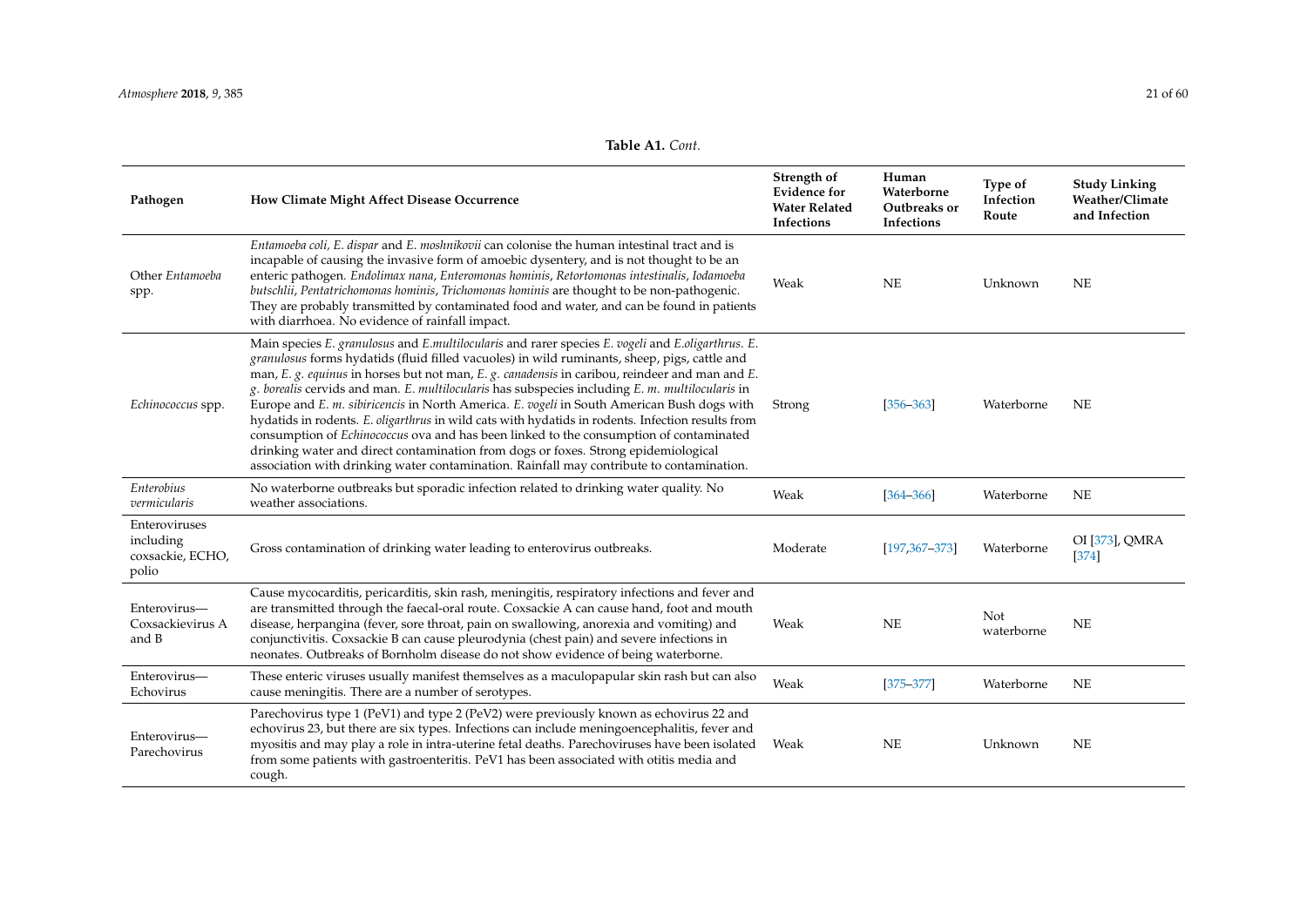**Table A1.** *Cont.*

| Pathogen | How Climate Might Affect Disease Occurrence | Strength of Evidence for Water Related Infections | Human Waterborne Outbreaks or Infections | Type of Infection Route | Study Linking Weather/Climate and Infection |
|---|---|---|---|---|---|
| Other *Entamoeba* spp. | *Entamoeba coli, E. dispar* and *E. moshnikovii* can colonise the human intestinal tract and is incapable of causing the invasive form of amoebic dysentery, and is not thought to be an enteric pathogen. *Endolimax nana*, *Enteromonas hominis*, *Retortomonas intestinalis*, *Iodamoeba butschlii*, *Pentatrichomonas hominis*, *Trichomonas hominis* are thought to be non-pathogenic. They are probably transmitted by contaminated food and water, and can be found in patients with diarrhoea. No evidence of rainfall impact. | Weak | NE | Unknown | NE |
| *Echinococcus* spp. | Main species *E. granulosus* and *E.multilocularis* and rarer species *E. vogeli* and *E.oligarthrus*. *E. granulosus* forms hydatids (fluid filled vacuoles) in wild ruminants, sheep, pigs, cattle and man, *E. g. equinus* in horses but not man, *E. g. canadensis* in caribou, reindeer and man and *E. g. borealis* cervids and man. *E. multilocularis* has subspecies including *E. m. multilocularis* in Europe and *E. m. sibiricencis* in North America. *E. vogeli* in South American Bush dogs with hydatids in rodents. *E. oligarthrus* in wild cats with hydatids in rodents. Infection results from consumption of *Echinococcus* ova and has been linked to the consumption of contaminated drinking water and direct contamination from dogs or foxes. Strong epidemiological association with drinking water contamination. Rainfall may contribute to contamination. | Strong | [356–363] | Waterborne | NE |
| *Enterobius vermicularis* | No waterborne outbreaks but sporadic infection related to drinking water quality. No weather associations. | Weak | [364–366] | Waterborne | NE |
| Enteroviruses including coxsackie, ECHO, polio | Gross contamination of drinking water leading to enterovirus outbreaks. | Moderate | [197,367–373] | Waterborne | OI [373], QMRA [374] |
| Enterovirus—Coxsackievirus A and B | Cause mycocarditis, pericarditis, skin rash, meningitis, respiratory infections and fever and are transmitted through the faecal-oral route. Coxsackie A can cause hand, foot and mouth disease, herpangina (fever, sore throat, pain on swallowing, anorexia and vomiting) and conjunctivitis. Coxsackie B can cause pleurodynia (chest pain) and severe infections in neonates. Outbreaks of Bornholm disease do not show evidence of being waterborne. | Weak | NE | Not waterborne | NE |
| Enterovirus—Echovirus | These enteric viruses usually manifest themselves as a maculopapular skin rash but can also cause meningitis. There are a number of serotypes. | Weak | [375–377] | Waterborne | NE |
| Enterovirus—Parechovirus | Parechovirus type 1 (PeV1) and type 2 (PeV2) were previously known as echovirus 22 and echovirus 23, but there are six types. Infections can include meningoencephalitis, fever and myositis and may play a role in intra-uterine fetal deaths. Parechoviruses have been isolated from some patients with gastroenteritis. PeV1 has been associated with otitis media and cough. | Weak | NE | Unknown | NE |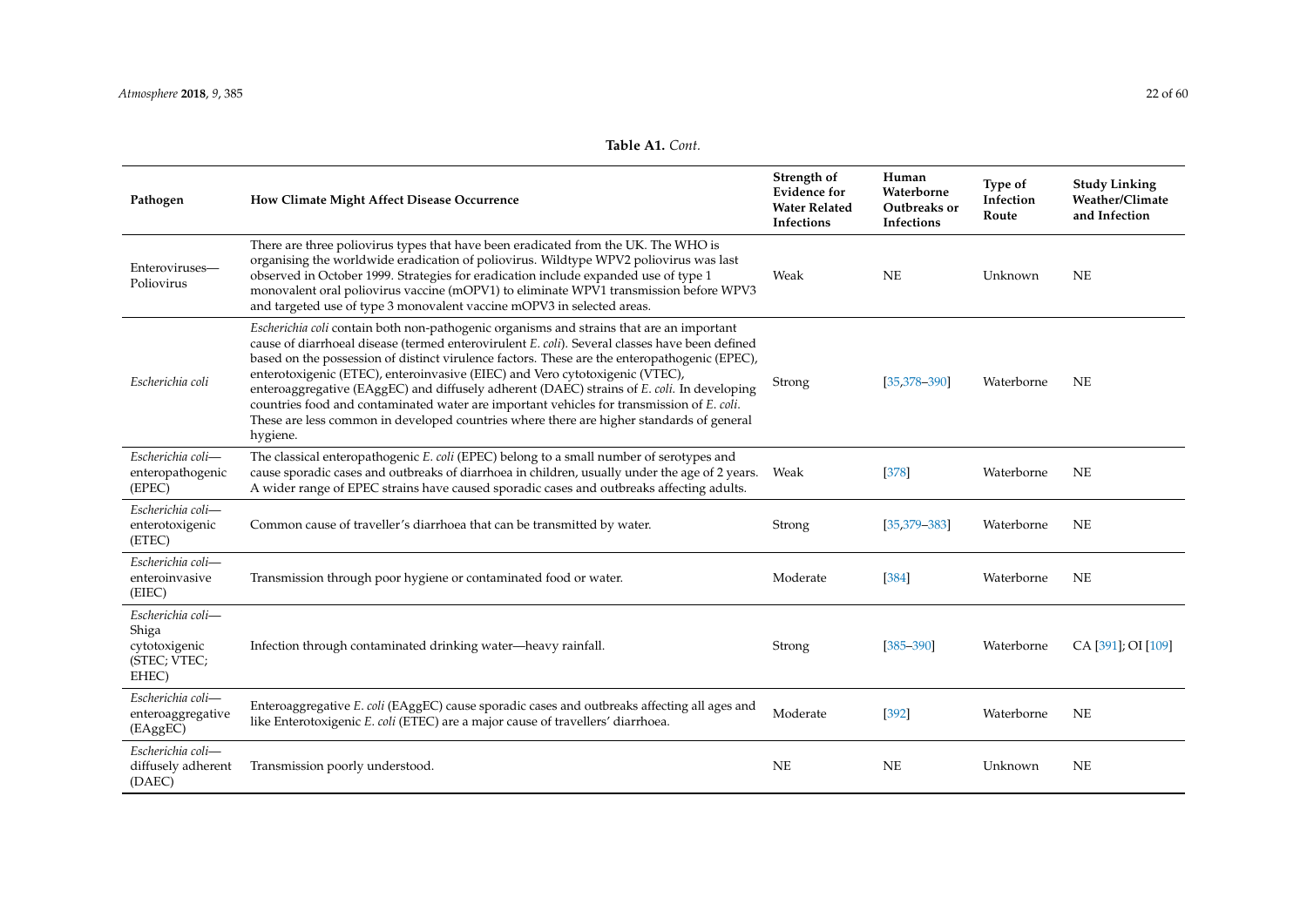**Table A1.** *Cont.*

| Pathogen | How Climate Might Affect Disease Occurrence | Strength of Evidence for Water Related Infections | Human Waterborne Outbreaks or Infections | Type of Infection Route | Study Linking Weather/Climate and Infection |
|---|---|---|---|---|---|
| Enteroviruses—Poliovirus | There are three poliovirus types that have been eradicated from the UK. The WHO is organising the worldwide eradication of poliovirus. Wildtype WPV2 poliovirus was last observed in October 1999. Strategies for eradication include expanded use of type 1 monovalent oral poliovirus vaccine (mOPV1) to eliminate WPV1 transmission before WPV3 and targeted use of type 3 monovalent vaccine mOPV3 in selected areas. | Weak | NE | Unknown | NE |
| *Escherichia coli* | *Escherichia coli* contain both non-pathogenic organisms and strains that are an important cause of diarrhoeal disease (termed enterovirulent *E. coli*). Several classes have been defined based on the possession of distinct virulence factors. These are the enteropathogenic (EPEC), enterotoxigenic (ETEC), enteroinvasive (EIEC) and Vero cytotoxigenic (VTEC), enteroaggregative (EAggEC) and diffusely adherent (DAEC) strains of *E. coli*. In developing countries food and contaminated water are important vehicles for transmission of *E. coli*. These are less common in developed countries where there are higher standards of general hygiene. | Strong | [35,378–390] | Waterborne | NE |
| *Escherichia coli*—enteropathogenic (EPEC) | The classical enteropathogenic *E. coli* (EPEC) belong to a small number of serotypes and cause sporadic cases and outbreaks of diarrhoea in children, usually under the age of 2 years. A wider range of EPEC strains have caused sporadic cases and outbreaks affecting adults. | Weak | [378] | Waterborne | NE |
| *Escherichia coli*—enterotoxigenic (ETEC) | Common cause of traveller's diarrhoea that can be transmitted by water. | Strong | [35,379–383] | Waterborne | NE |
| *Escherichia coli*—enteroinvasive (EIEC) | Transmission through poor hygiene or contaminated food or water. | Moderate | [384] | Waterborne | NE |
| *Escherichia coli*—Shiga cytotoxigenic (STEC; VTEC; EHEC) | Infection through contaminated drinking water—heavy rainfall. | Strong | [385–390] | Waterborne | CA [391]; OI [109] |
| *Escherichia coli*—enteroaggregative (EAggEC) | Enteroaggregative *E. coli* (EAggEC) cause sporadic cases and outbreaks affecting all ages and like Enterotoxigenic *E. coli* (ETEC) are a major cause of travellers' diarrhoea. | Moderate | [392] | Waterborne | NE |
| *Escherichia coli*—diffusely adherent (DAEC) | Transmission poorly understood. | NE | NE | Unknown | NE |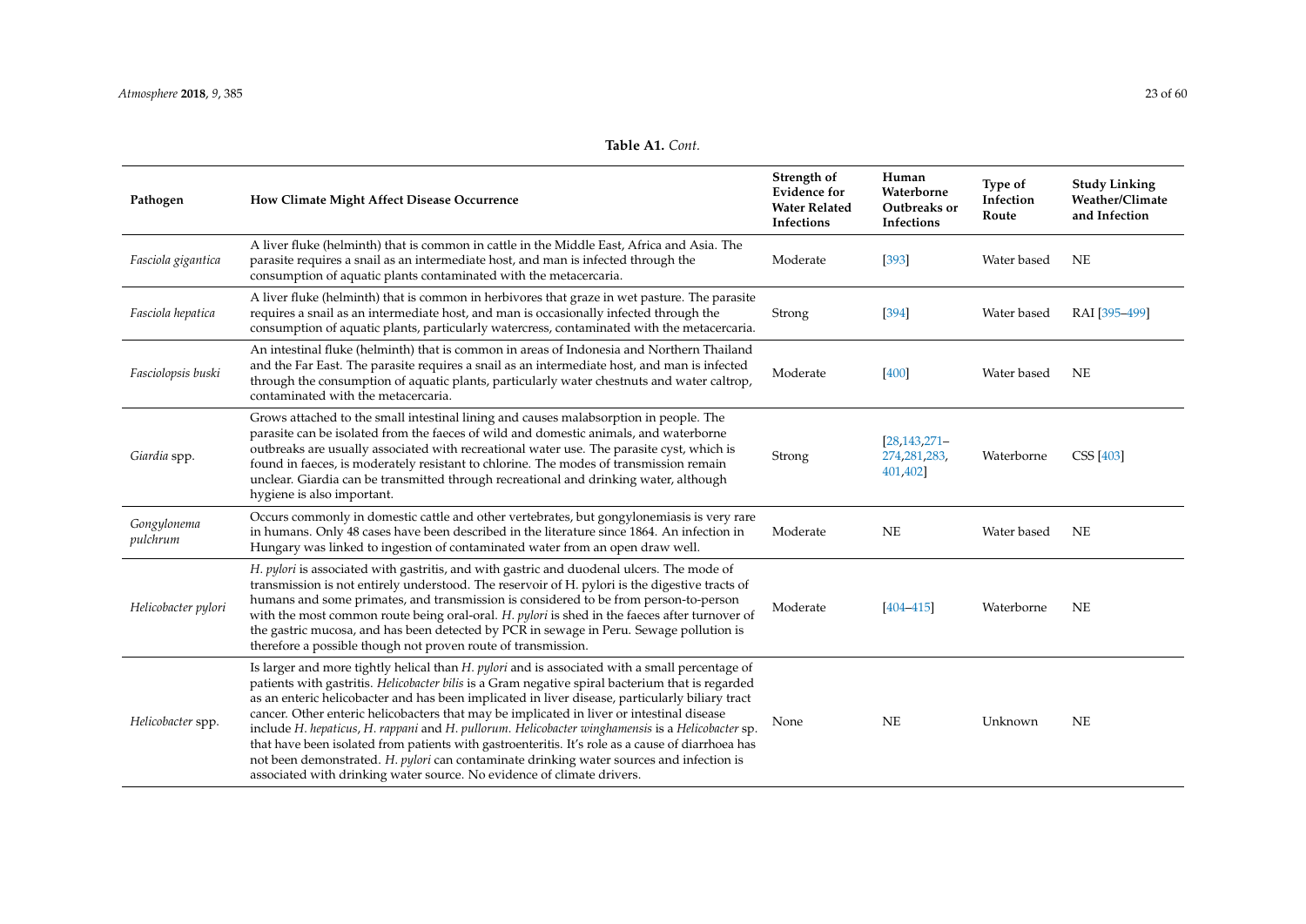**Table A1.** *Cont.*

| Pathogen | How Climate Might Affect Disease Occurrence | Strength of Evidence for Water Related Infections | Human Waterborne Outbreaks or Infections | Type of Infection Route | Study Linking Weather/Climate and Infection |
|---|---|---|---|---|---|
| *Fasciola gigantica* | A liver fluke (helminth) that is common in cattle in the Middle East, Africa and Asia. The parasite requires a snail as an intermediate host, and man is infected through the consumption of aquatic plants contaminated with the metacercaria. | Moderate | [393] | Water based | NE |
| *Fasciola hepatica* | A liver fluke (helminth) that is common in herbivores that graze in wet pasture. The parasite requires a snail as an intermediate host, and man is occasionally infected through the consumption of aquatic plants, particularly watercress, contaminated with the metacercaria. | Strong | [394] | Water based | RAI [395–499] |
| *Fasciolopsis buski* | An intestinal fluke (helminth) that is common in areas of Indonesia and Northern Thailand and the Far East. The parasite requires a snail as an intermediate host, and man is infected through the consumption of aquatic plants, particularly water chestnuts and water caltrop, contaminated with the metacercaria. | Moderate | [400] | Water based | NE |
| *Giardia* spp. | Grows attached to the small intestinal lining and causes malabsorption in people. The parasite can be isolated from the faeces of wild and domestic animals, and waterborne outbreaks are usually associated with recreational water use. The parasite cyst, which is found in faeces, is moderately resistant to chlorine. The modes of transmission remain unclear. Giardia can be transmitted through recreational and drinking water, although hygiene is also important. | Strong | [28,143,271–274,281,283,401,402] | Waterborne | CSS [403] |
| *Gongylonema pulchrum* | Occurs commonly in domestic cattle and other vertebrates, but gongylonemiasis is very rare in humans. Only 48 cases have been described in the literature since 1864. An infection in Hungary was linked to ingestion of contaminated water from an open draw well. | Moderate | NE | Water based | NE |
| *Helicobacter pylori* | *H. pylori* is associated with gastritis, and with gastric and duodenal ulcers. The mode of transmission is not entirely understood. The reservoir of H. pylori is the digestive tracts of humans and some primates, and transmission is considered to be from person-to-person with the most common route being oral-oral. *H. pylori* is shed in the faeces after turnover of the gastric mucosa, and has been detected by PCR in sewage in Peru. Sewage pollution is therefore a possible though not proven route of transmission. | Moderate | [404–415] | Waterborne | NE |
| *Helicobacter* spp. | Is larger and more tightly helical than *H. pylori* and is associated with a small percentage of patients with gastritis. *Helicobacter bilis* is a Gram negative spiral bacterium that is regarded as an enteric helicobacter and has been implicated in liver disease, particularly biliary tract cancer. Other enteric helicobacters that may be implicated in liver or intestinal disease include *H. hepaticus*, *H. rappani* and *H. pullorum*. *Helicobacter winghamensis* is a *Helicobacter* sp. that have been isolated from patients with gastroenteritis. It's role as a cause of diarrhoea has not been demonstrated. *H. pylori* can contaminate drinking water sources and infection is associated with drinking water source. No evidence of climate drivers. | None | NE | Unknown | NE |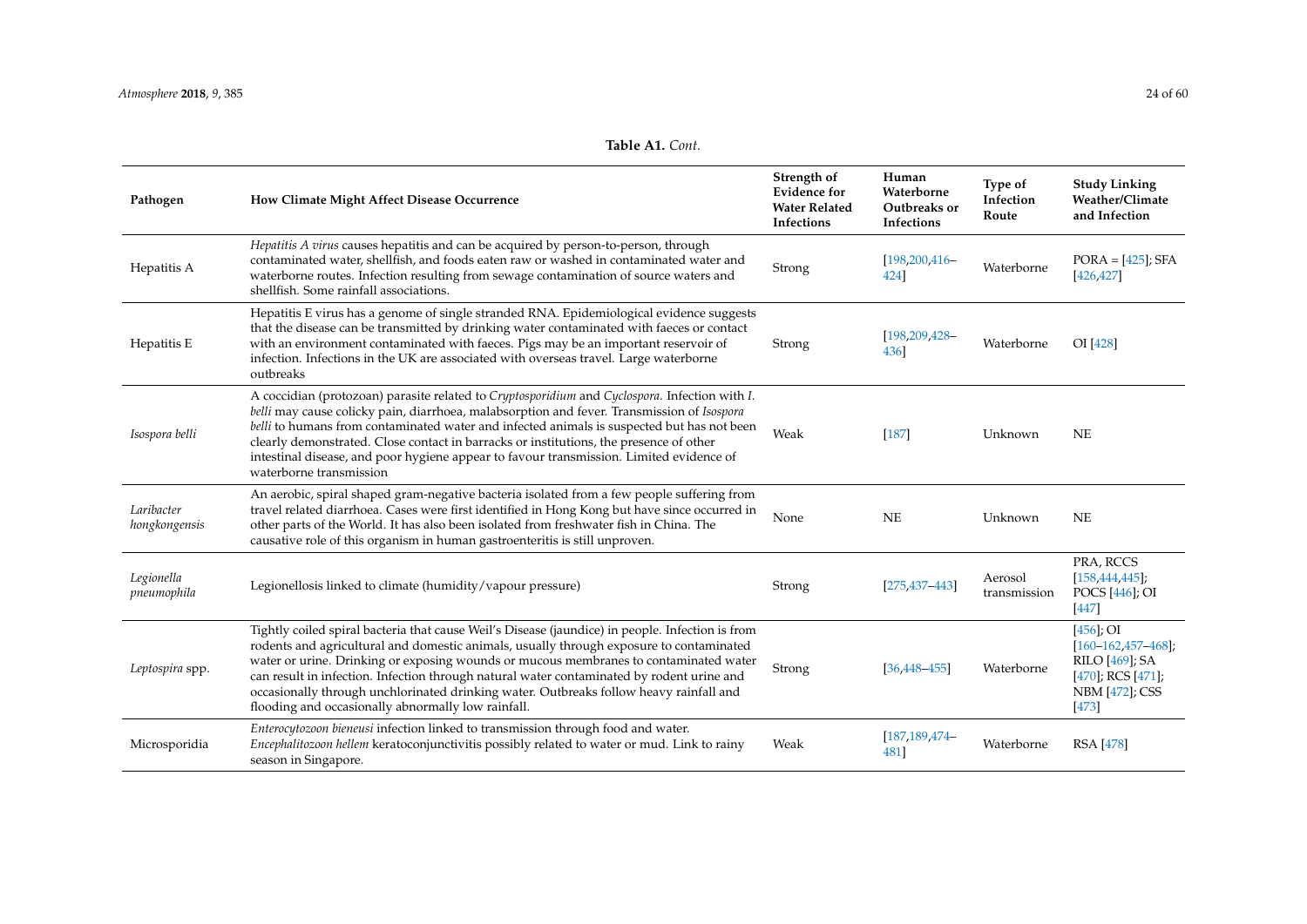**Table A1.** *Cont.*

| Pathogen | How Climate Might Affect Disease Occurrence | Strength of Evidence for Water Related Infections | Human Waterborne Outbreaks or Infections | Type of Infection Route | Study Linking Weather/Climate and Infection |
|---|---|---|---|---|---|
| Hepatitis A | *Hepatitis A virus* causes hepatitis and can be acquired by person-to-person, through contaminated water, shellfish, and foods eaten raw or washed in contaminated water and waterborne routes. Infection resulting from sewage contamination of source waters and shellfish. Some rainfall associations. | Strong | [198,200,416–424] | Waterborne | PORA = [425]; SFA [426,427] |
| Hepatitis E | Hepatitis E virus has a genome of single stranded RNA. Epidemiological evidence suggests that the disease can be transmitted by drinking water contaminated with faeces or contact with an environment contaminated with faeces. Pigs may be an important reservoir of infection. Infections in the UK are associated with overseas travel. Large waterborne outbreaks | Strong | [198,209,428–436] | Waterborne | OI [428] |
| *Isospora belli* | A coccidian (protozoan) parasite related to *Cryptosporidium* and *Cyclospora*. Infection with *I. belli* may cause colicky pain, diarrhoea, malabsorption and fever. Transmission of *Isospora belli* to humans from contaminated water and infected animals is suspected but has not been clearly demonstrated. Close contact in barracks or institutions, the presence of other intestinal disease, and poor hygiene appear to favour transmission. Limited evidence of waterborne transmission | Weak | [187] | Unknown | NE |
| *Laribacter hongkongensis* | An aerobic, spiral shaped gram-negative bacteria isolated from a few people suffering from travel related diarrhoea. Cases were first identified in Hong Kong but have since occurred in other parts of the World. It has also been isolated from freshwater fish in China. The causative role of this organism in human gastroenteritis is still unproven. | None | NE | Unknown | NE |
| *Legionella pneumophila* | Legionellosis linked to climate (humidity/vapour pressure) | Strong | [275,437–443] | Aerosol transmission | PRA, RCCS [158,444,445]; POCS [446]; OI [447] |
| *Leptospira* spp. | Tightly coiled spiral bacteria that cause Weil's Disease (jaundice) in people. Infection is from rodents and agricultural and domestic animals, usually through exposure to contaminated water or urine. Drinking or exposing wounds or mucous membranes to contaminated water can result in infection. Infection through natural water contaminated by rodent urine and occasionally through unchlorinated drinking water. Outbreaks follow heavy rainfall and flooding and occasionally abnormally low rainfall. | Strong | [36,448–455] | Waterborne | [456]; OI [160–162,457–468]; RILO [469]; SA [470]; RCS [471]; NBM [472]; CSS [473] |
| Microsporidia | *Enterocytozoon bieneusi* infection linked to transmission through food and water. *Encephalitozoon hellem* keratoconjunctivitis possibly related to water or mud. Link to rainy season in Singapore. | Weak | [187,189,474–481] | Waterborne | RSA [478] |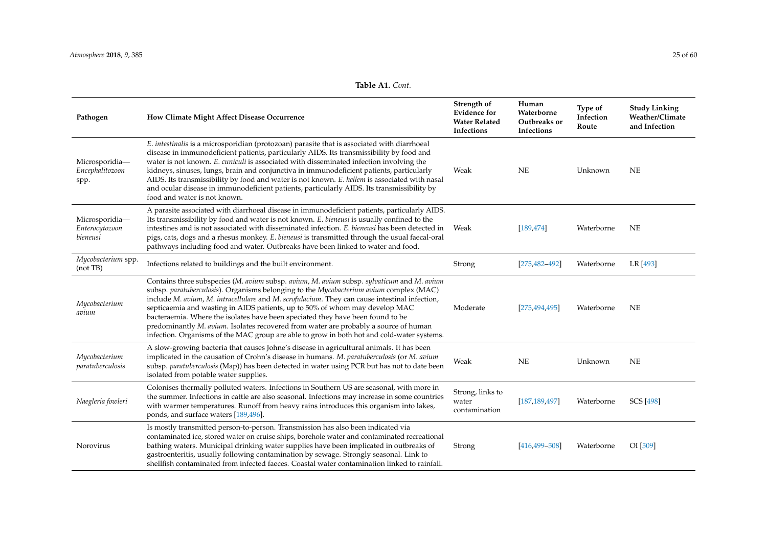**Table A1.** *Cont.*

| Pathogen | How Climate Might Affect Disease Occurrence | Strength of Evidence for Water Related Infections | Human Waterborne Outbreaks or Infections | Type of Infection Route | Study Linking Weather/Climate and Infection |
|---|---|---|---|---|---|
| Microsporidia—*Encephalitozoon* spp. | *E. intestinalis* is a microsporidian (protozoan) parasite that is associated with diarrhoeal disease in immunodeficient patients, particularly AIDS. Its transmissibility by food and water is not known. *E. cuniculi* is associated with disseminated infection involving the kidneys, sinuses, lungs, brain and conjunctiva in immunodeficient patients, particularly AIDS. Its transmissibility by food and water is not known. *E. hellem* is associated with nasal and ocular disease in immunodeficient patients, particularly AIDS. Its transmissibility by food and water is not known. | Weak | NE | Unknown | NE |
| Microsporidia—*Enterocytozoon bieneusi* | A parasite associated with diarrhoeal disease in immunodeficient patients, particularly AIDS. Its transmissibility by food and water is not known. *E. bieneusi* is usually confined to the intestines and is not associated with disseminated infection. *E. bieneusi* has been detected in pigs, cats, dogs and a rhesus monkey. *E. bieneusi* is transmitted through the usual faecal-oral pathways including food and water. Outbreaks have been linked to water and food. | Weak | [189,474] | Waterborne | NE |
| *Mycobacterium* spp. (not TB) | Infections related to buildings and the built environment. | Strong | [275,482–492] | Waterborne | LR [493] |
| *Mycobacterium avium* | Contains three subspecies (*M. avium* subsp. *avium*, *M. avium* subsp. *sylvaticum* and *M. avium* subsp. *paratuberculosis*). Organisms belonging to the *Mycobacterium avium* complex (MAC) include *M. avium*, *M. intracellulare* and *M. scrofulacium*. They can cause intestinal infection, septicaemia and wasting in AIDS patients, up to 50% of whom may develop MAC bacteraemia. Where the isolates have been speciated they have been found to be predominantly *M. avium*. Isolates recovered from water are probably a source of human infection. Organisms of the MAC group are able to grow in both hot and cold-water systems. | Moderate | [275,494,495] | Waterborne | NE |
| *Mycobacterium paratuberculosis* | A slow-growing bacteria that causes Johne's disease in agricultural animals. It has been implicated in the causation of Crohn's disease in humans. *M. paratuberculosis* (or *M. avium* subsp. *paratuberculosis* (Map)) has been detected in water using PCR but has not to date been isolated from potable water supplies. | Weak | NE | Unknown | NE |
| *Naegleria fowleri* | Colonises thermally polluted waters. Infections in Southern US are seasonal, with more in the summer. Infections in cattle are also seasonal. Infections may increase in some countries with warmer temperatures. Runoff from heavy rains introduces this organism into lakes, ponds, and surface waters [189,496]. | Strong, links to water contamination | [187,189,497] | Waterborne | SCS [498] |
| Norovirus | Is mostly transmitted person-to-person. Transmission has also been indicated via contaminated ice, stored water on cruise ships, borehole water and contaminated recreational bathing waters. Municipal drinking water supplies have been implicated in outbreaks of gastroenteritis, usually following contamination by sewage. Strongly seasonal. Link to shellfish contaminated from infected faeces. Coastal water contamination linked to rainfall. | Strong | [416,499–508] | Waterborne | OI [509] |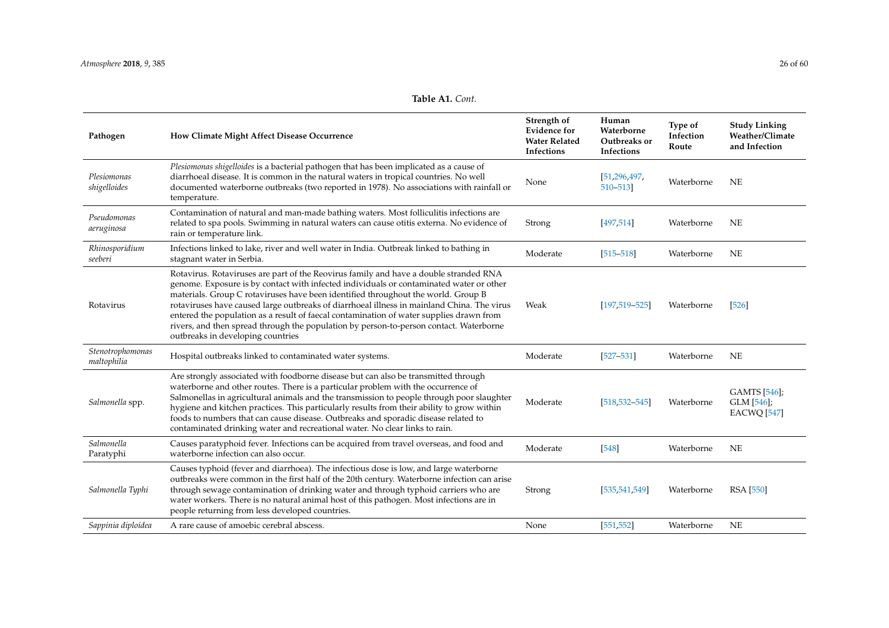**Table A1.** *Cont.*

| Pathogen | How Climate Might Affect Disease Occurrence | Strength of Evidence for Water Related Infections | Human Waterborne Outbreaks or Infections | Type of Infection Route | Study Linking Weather/Climate and Infection |
|---|---|---|---|---|---|
| *Plesiomonas shigelloides* | *Plesiomonas shigelloides* is a bacterial pathogen that has been implicated as a cause of diarrhoeal disease. It is common in the natural waters in tropical countries. No well documented waterborne outbreaks (two reported in 1978). No associations with rainfall or temperature. | None | [51,296,497, 510–513] | Waterborne | NE |
| *Pseudomonas aeruginosa* | Contamination of natural and man-made bathing waters. Most folliculitis infections are related to spa pools. Swimming in natural waters can cause otitis externa. No evidence of rain or temperature link. | Strong | [497,514] | Waterborne | NE |
| *Rhinosporidium seeberi* | Infections linked to lake, river and well water in India. Outbreak linked to bathing in stagnant water in Serbia. | Moderate | [515–518] | Waterborne | NE |
| Rotavirus | Rotavirus. Rotaviruses are part of the Reovirus family and have a double stranded RNA genome. Exposure is by contact with infected individuals or contaminated water or other materials. Group C rotaviruses have been identified throughout the world. Group B rotaviruses have caused large outbreaks of diarrhoeal illness in mainland China. The virus entered the population as a result of faecal contamination of water supplies drawn from rivers, and then spread through the population by person-to-person contact. Waterborne outbreaks in developing countries | Weak | [197,519–525] | Waterborne | [526] |
| *Stenotrophomonas maltophilia* | Hospital outbreaks linked to contaminated water systems. | Moderate | [527–531] | Waterborne | NE |
| *Salmonella* spp. | Are strongly associated with foodborne disease but can also be transmitted through waterborne and other routes. There is a particular problem with the occurrence of Salmonellas in agricultural animals and the transmission to people through poor slaughter hygiene and kitchen practices. This particularly results from their ability to grow within foods to numbers that can cause disease. Outbreaks and sporadic disease related to contaminated drinking water and recreational water. No clear links to rain. | Moderate | [518,532–545] | Waterborne | GAMTS [546]; GLM [546]; EACWQ [547] |
| *Salmonella* Paratyphi | Causes paratyphoid fever. Infections can be acquired from travel overseas, and food and waterborne infection can also occur. | Moderate | [548] | Waterborne | NE |
| *Salmonella Typhi* | Causes typhoid (fever and diarrhoea). The infectious dose is low, and large waterborne outbreaks were common in the first half of the 20th century. Waterborne infection can arise through sewage contamination of drinking water and through typhoid carriers who are water workers. There is no natural animal host of this pathogen. Most infections are in people returning from less developed countries. | Strong | [535,541,549] | Waterborne | RSA [550] |
| *Sappinia diploidea* | A rare cause of amoebic cerebral abscess. | None | [551,552] | Waterborne | NE |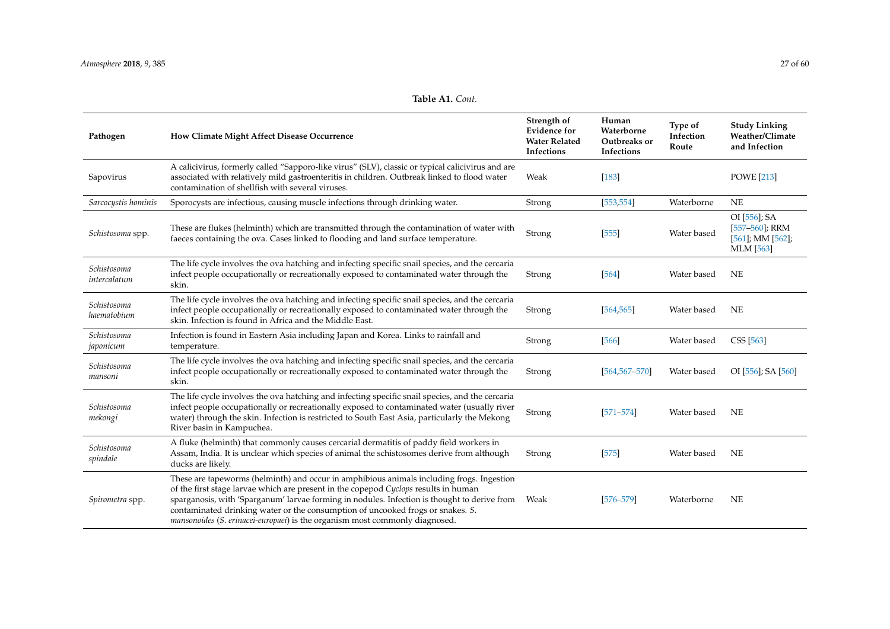**Table A1.** *Cont.*

| Pathogen | How Climate Might Affect Disease Occurrence | Strength of Evidence for Water Related Infections | Human Waterborne Outbreaks or Infections | Type of Infection Route | Study Linking Weather/Climate and Infection |
|---|---|---|---|---|---|
| Sapovirus | A calicivirus, formerly called "Sapporo-like virus" (SLV), classic or typical calicivirus and are associated with relatively mild gastroenteritis in children. Outbreak linked to flood water contamination of shellfish with several viruses. | Weak | [183] | | POWE [213] |
| *Sarcocystis hominis* | Sporocysts are infectious, causing muscle infections through drinking water. | Strong | [553,554] | Waterborne | NE |
| *Schistosoma* spp. | These are flukes (helminth) which are transmitted through the contamination of water with faeces containing the ova. Cases linked to flooding and land surface temperature. | Strong | [555] | Water based | OI [556]; SA [557–560]; RRM [561]; MM [562]; MLM [563] |
| *Schistosoma intercalatum* | The life cycle involves the ova hatching and infecting specific snail species, and the cercaria infect people occupationally or recreationally exposed to contaminated water through the skin. | Strong | [564] | Water based | NE |
| *Schistosoma haematobium* | The life cycle involves the ova hatching and infecting specific snail species, and the cercaria infect people occupationally or recreationally exposed to contaminated water through the skin. Infection is found in Africa and the Middle East. | Strong | [564,565] | Water based | NE |
| *Schistosoma japonicum* | Infection is found in Eastern Asia including Japan and Korea. Links to rainfall and temperature. | Strong | [566] | Water based | CSS [563] |
| *Schistosoma mansoni* | The life cycle involves the ova hatching and infecting specific snail species, and the cercaria infect people occupationally or recreationally exposed to contaminated water through the skin. | Strong | [564,567–570] | Water based | OI [556]; SA [560] |
| *Schistosoma mekongi* | The life cycle involves the ova hatching and infecting specific snail species, and the cercaria infect people occupationally or recreationally exposed to contaminated water (usually river water) through the skin. Infection is restricted to South East Asia, particularly the Mekong River basin in Kampuchea. | Strong | [571–574] | Water based | NE |
| *Schistosoma spindale* | A fluke (helminth) that commonly causes cercarial dermatitis of paddy field workers in Assam, India. It is unclear which species of animal the schistosomes derive from although ducks are likely. | Strong | [575] | Water based | NE |
| *Spirometra* spp. | These are tapeworms (helminth) and occur in amphibious animals including frogs. Ingestion of the first stage larvae which are present in the copepod *Cyclops* results in human sparganosis, with 'Sparganum' larvae forming in nodules. Infection is thought to derive from contaminated drinking water or the consumption of uncooked frogs or snakes. *S. mansonoides* (*S. erinacei-europaei*) is the organism most commonly diagnosed. | Weak | [576–579] | Waterborne | NE |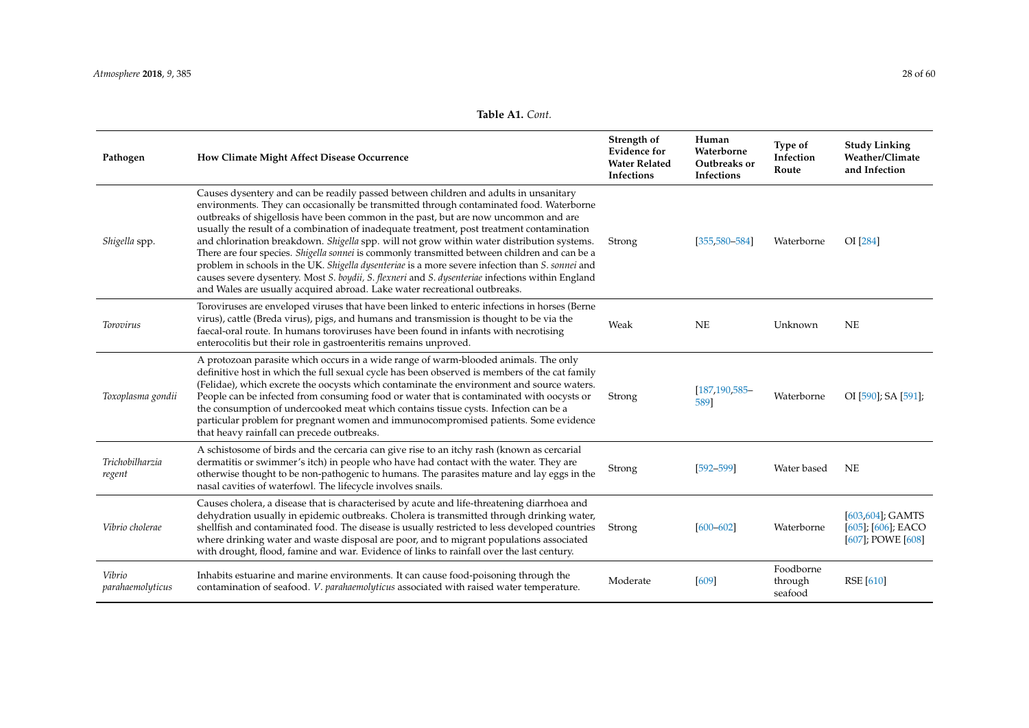**Table A1.** *Cont.*

| Pathogen | How Climate Might Affect Disease Occurrence | Strength of Evidence for Water Related Infections | Human Waterborne Outbreaks or Infections | Type of Infection Route | Study Linking Weather/Climate and Infection |
|---|---|---|---|---|---|
| *Shigella* spp. | Causes dysentery and can be readily passed between children and adults in unsanitary environments. They can occasionally be transmitted through contaminated food. Waterborne outbreaks of shigellosis have been common in the past, but are now uncommon and are usually the result of a combination of inadequate treatment, post treatment contamination and chlorination breakdown. *Shigella* spp. will not grow within water distribution systems. There are four species. *Shigella sonnei* is commonly transmitted between children and can be a problem in schools in the UK. *Shigella dysenteriae* is a more severe infection than *S. sonnei* and causes severe dysentery. Most *S. boydii, S. flexneri* and *S. dysenteriae* infections within England and Wales are usually acquired abroad. Lake water recreational outbreaks. | Strong | [355,580–584] | Waterborne | OI [284] |
| *Torovirus* | Toroviruses are enveloped viruses that have been linked to enteric infections in horses (Berne virus), cattle (Breda virus), pigs, and humans and transmission is thought to be via the faecal-oral route. In humans toroviruses have been found in infants with necrotising enterocolitis but their role in gastroenteritis remains unproved. | Weak | NE | Unknown | NE |
| *Toxoplasma gondii* | A protozoan parasite which occurs in a wide range of warm-blooded animals. The only definitive host in which the full sexual cycle has been observed is members of the cat family (Felidae), which excrete the oocysts which contaminate the environment and source waters. People can be infected from consuming food or water that is contaminated with oocysts or the consumption of undercooked meat which contains tissue cysts. Infection can be a particular problem for pregnant women and immunocompromised patients. Some evidence that heavy rainfall can precede outbreaks. | Strong | [187,190,585–589] | Waterborne | OI [590]; SA [591]; |
| *Trichobilharzia regent* | A schistosome of birds and the cercaria can give rise to an itchy rash (known as cercarial dermatitis or swimmer's itch) in people who have had contact with the water. They are otherwise thought to be non-pathogenic to humans. The parasites mature and lay eggs in the nasal cavities of waterfowl. The lifecycle involves snails. | Strong | [592–599] | Water based | NE |
| *Vibrio cholerae* | Causes cholera, a disease that is characterised by acute and life-threatening diarrhoea and dehydration usually in epidemic outbreaks. Cholera is transmitted through drinking water, shellfish and contaminated food. The disease is usually restricted to less developed countries where drinking water and waste disposal are poor, and to migrant populations associated with drought, flood, famine and war. Evidence of links to rainfall over the last century. | Strong | [600–602] | Waterborne | [603,604]; GAMTS [605]; [606]; EACO [607]; POWE [608] |
| *Vibrio parahaemolyticus* | Inhabits estuarine and marine environments. It can cause food-poisoning through the contamination of seafood. *V. parahaemolyticus* associated with raised water temperature. | Moderate | [609] | Foodborne through seafood | RSE [610] |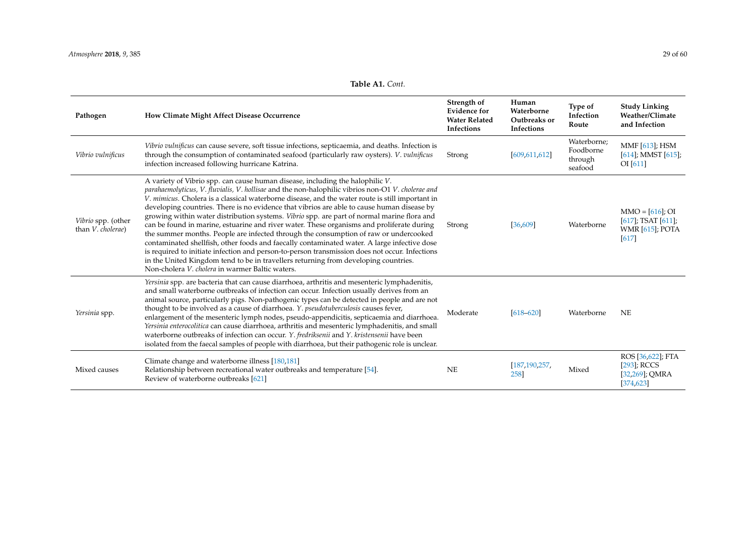**Table A1.** *Cont.*

| Pathogen | How Climate Might Affect Disease Occurrence | Strength of Evidence for Water Related Infections | Human Waterborne Outbreaks or Infections | Type of Infection Route | Study Linking Weather/Climate and Infection |
|---|---|---|---|---|---|
| *Vibrio vulnificus* | *Vibrio vulnificus* can cause severe, soft tissue infections, septicaemia, and deaths. Infection is through the consumption of contaminated seafood (particularly raw oysters). *V. vulnificus* infection increased following hurricane Katrina. | Strong | [609,611,612] | Waterborne; Foodborne through seafood | MMF [613]; HSM [614]; MMST [615]; OI [611] |
| *Vibrio* spp. (other than *V. cholerae*) | A variety of Vibrio spp. can cause human disease, including the halophilic *V. parahaemolyticus, V. fluvialis, V. hollisae* and the non-halophilic vibrios non-O1 *V. cholerae and V. mimicus*. Cholera is a classical waterborne disease, and the water route is still important in developing countries. There is no evidence that vibrios are able to cause human disease by growing within water distribution systems. *Vibrio* spp. are part of normal marine flora and can be found in marine, estuarine and river water. These organisms and proliferate during the summer months. People are infected through the consumption of raw or undercooked contaminated shellfish, other foods and faecally contaminated water. A large infective dose is required to initiate infection and person-to-person transmission does not occur. Infections in the United Kingdom tend to be in travellers returning from developing countries. Non-cholera *V. cholera* in warmer Baltic waters. | Strong | [36,609] | Waterborne | MMO = [616]; OI [617]; TSAT [611]; WMR [615]; POTA [617] |
| *Yersinia* spp. | *Yersinia* spp. are bacteria that can cause diarrhoea, arthritis and mesenteric lymphadenitis, and small waterborne outbreaks of infection can occur. Infection usually derives from an animal source, particularly pigs. Non-pathogenic types can be detected in people and are not thought to be involved as a cause of diarrhoea. *Y. pseudotuberculosis* causes fever, enlargement of the mesenteric lymph nodes, pseudo-appendicitis, septicaemia and diarrhoea. *Yersinia enterocolitica* can cause diarrhoea, arthritis and mesenteric lymphadenitis, and small waterborne outbreaks of infection can occur. *Y. fredriksenii* and *Y. kristensenii* have been isolated from the faecal samples of people with diarrhoea, but their pathogenic role is unclear. | Moderate | [618–620] | Waterborne | NE |
| Mixed causes | Climate change and waterborne illness [180,181]<br>Relationship between recreational water outbreaks and temperature [54].<br>Review of waterborne outbreaks [621] | NE | [187,190,257, 258] | Mixed | ROS [36,622]; FTA [293]; RCCS [32,269]; QMRA [374,623] |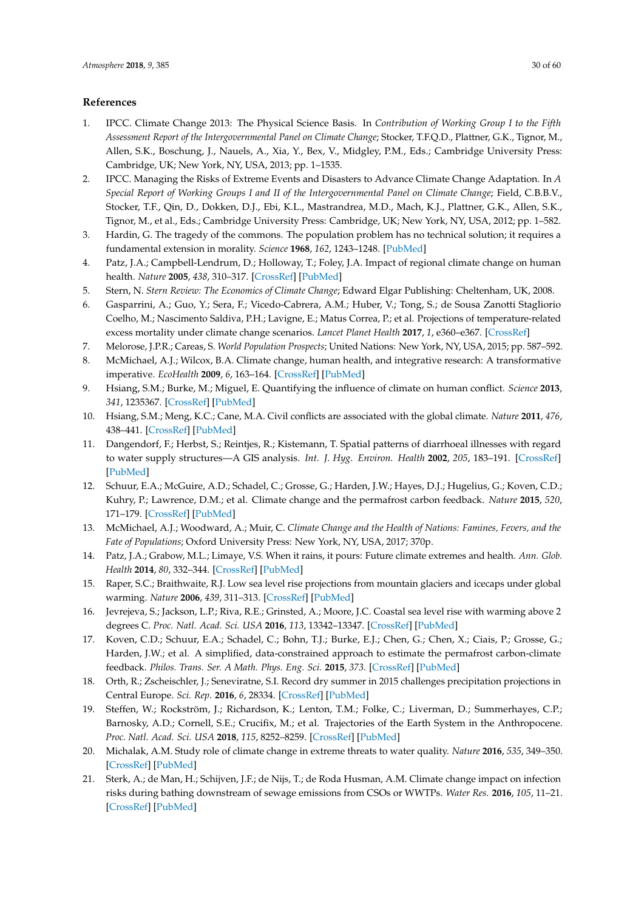## References

1. IPCC. Climate Change 2013: The Physical Science Basis. In *Contribution of Working Group I to the Fifth Assessment Report of the Intergovernmental Panel on Climate Change*; Stocker, T.F.Q.D., Plattner, G.K., Tignor, M., Allen, S.K., Boschung, J., Nauels, A., Xia, Y., Bex, V., Midgley, P.M., Eds.; Cambridge University Press: Cambridge, UK; New York, NY, USA, 2013; pp. 1–1535.
2. IPCC. Managing the Risks of Extreme Events and Disasters to Advance Climate Change Adaptation. In *A Special Report of Working Groups I and II of the Intergovernmental Panel on Climate Change*; Field, C.B.B.V., Stocker, T.F., Qin, D., Dokken, D.J., Ebi, K.L., Mastrandrea, M.D., Mach, K.J., Plattner, G.K., Allen, S.K., Tignor, M., et al., Eds.; Cambridge University Press: Cambridge, UK; New York, NY, USA, 2012; pp. 1–582.
3. Hardin, G. The tragedy of the commons. The population problem has no technical solution; it requires a fundamental extension in morality. *Science* **1968**, *162*, 1243–1248. [PubMed]
4. Patz, J.A.; Campbell-Lendrum, D.; Holloway, T.; Foley, J.A. Impact of regional climate change on human health. *Nature* **2005**, *438*, 310–317. [CrossRef] [PubMed]
5. Stern, N. *Stern Review: The Economics of Climate Change*; Edward Elgar Publishing: Cheltenham, UK, 2008.
6. Gasparrini, A.; Guo, Y.; Sera, F.; Vicedo-Cabrera, A.M.; Huber, V.; Tong, S.; de Sousa Zanotti Stagliorio Coelho, M.; Nascimento Saldiva, P.H.; Lavigne, E.; Matus Correa, P.; et al. Projections of temperature-related excess mortality under climate change scenarios. *Lancet Planet Health* **2017**, *1*, e360–e367. [CrossRef]
7. Melorose, J.P.R.; Careas, S. *World Population Prospects*; United Nations: New York, NY, USA, 2015; pp. 587–592.
8. McMichael, A.J.; Wilcox, B.A. Climate change, human health, and integrative research: A transformative imperative. *EcoHealth* **2009**, *6*, 163–164. [CrossRef] [PubMed]
9. Hsiang, S.M.; Burke, M.; Miguel, E. Quantifying the influence of climate on human conflict. *Science* **2013**, *341*, 1235367. [CrossRef] [PubMed]
10. Hsiang, S.M.; Meng, K.C.; Cane, M.A. Civil conflicts are associated with the global climate. *Nature* **2011**, *476*, 438–441. [CrossRef] [PubMed]
11. Dangendorf, F.; Herbst, S.; Reintjes, R.; Kistemann, T. Spatial patterns of diarrhoeal illnesses with regard to water supply structures—A GIS analysis. *Int. J. Hyg. Environ. Health* **2002**, *205*, 183–191. [CrossRef] [PubMed]
12. Schuur, E.A.; McGuire, A.D.; Schadel, C.; Grosse, G.; Harden, J.W.; Hayes, D.J.; Hugelius, G.; Koven, C.D.; Kuhry, P.; Lawrence, D.M.; et al. Climate change and the permafrost carbon feedback. *Nature* **2015**, *520*, 171–179. [CrossRef] [PubMed]
13. McMichael, A.J.; Woodward, A.; Muir, C. *Climate Change and the Health of Nations: Famines, Fevers, and the Fate of Populations*; Oxford University Press: New York, NY, USA, 2017; 370p.
14. Patz, J.A.; Grabow, M.L.; Limaye, V.S. When it rains, it pours: Future climate extremes and health. *Ann. Glob. Health* **2014**, *80*, 332–344. [CrossRef] [PubMed]
15. Raper, S.C.; Braithwaite, R.J. Low sea level rise projections from mountain glaciers and icecaps under global warming. *Nature* **2006**, *439*, 311–313. [CrossRef] [PubMed]
16. Jevrejeva, S.; Jackson, L.P.; Riva, R.E.; Grinsted, A.; Moore, J.C. Coastal sea level rise with warming above 2 degrees C. *Proc. Natl. Acad. Sci. USA* **2016**, *113*, 13342–13347. [CrossRef] [PubMed]
17. Koven, C.D.; Schuur, E.A.; Schadel, C.; Bohn, T.J.; Burke, E.J.; Chen, G.; Chen, X.; Ciais, P.; Grosse, G.; Harden, J.W.; et al. A simplified, data-constrained approach to estimate the permafrost carbon-climate feedback. *Philos. Trans. Ser. A Math. Phys. Eng. Sci.* **2015**, *373*. [CrossRef] [PubMed]
18. Orth, R.; Zscheischler, J.; Seneviratne, S.I. Record dry summer in 2015 challenges precipitation projections in Central Europe. *Sci. Rep.* **2016**, *6*, 28334. [CrossRef] [PubMed]
19. Steffen, W.; Rockström, J.; Richardson, K.; Lenton, T.M.; Folke, C.; Liverman, D.; Summerhayes, C.P.; Barnosky, A.D.; Cornell, S.E.; Crucifix, M.; et al. Trajectories of the Earth System in the Anthropocene. *Proc. Natl. Acad. Sci. USA* **2018**, *115*, 8252–8259. [CrossRef] [PubMed]
20. Michalak, A.M. Study role of climate change in extreme threats to water quality. *Nature* **2016**, *535*, 349–350. [CrossRef] [PubMed]
21. Sterk, A.; de Man, H.; Schijven, J.F.; de Nijs, T.; de Roda Husman, A.M. Climate change impact on infection risks during bathing downstream of sewage emissions from CSOs or WWTPs. *Water Res.* **2016**, *105*, 11–21. [CrossRef] [PubMed]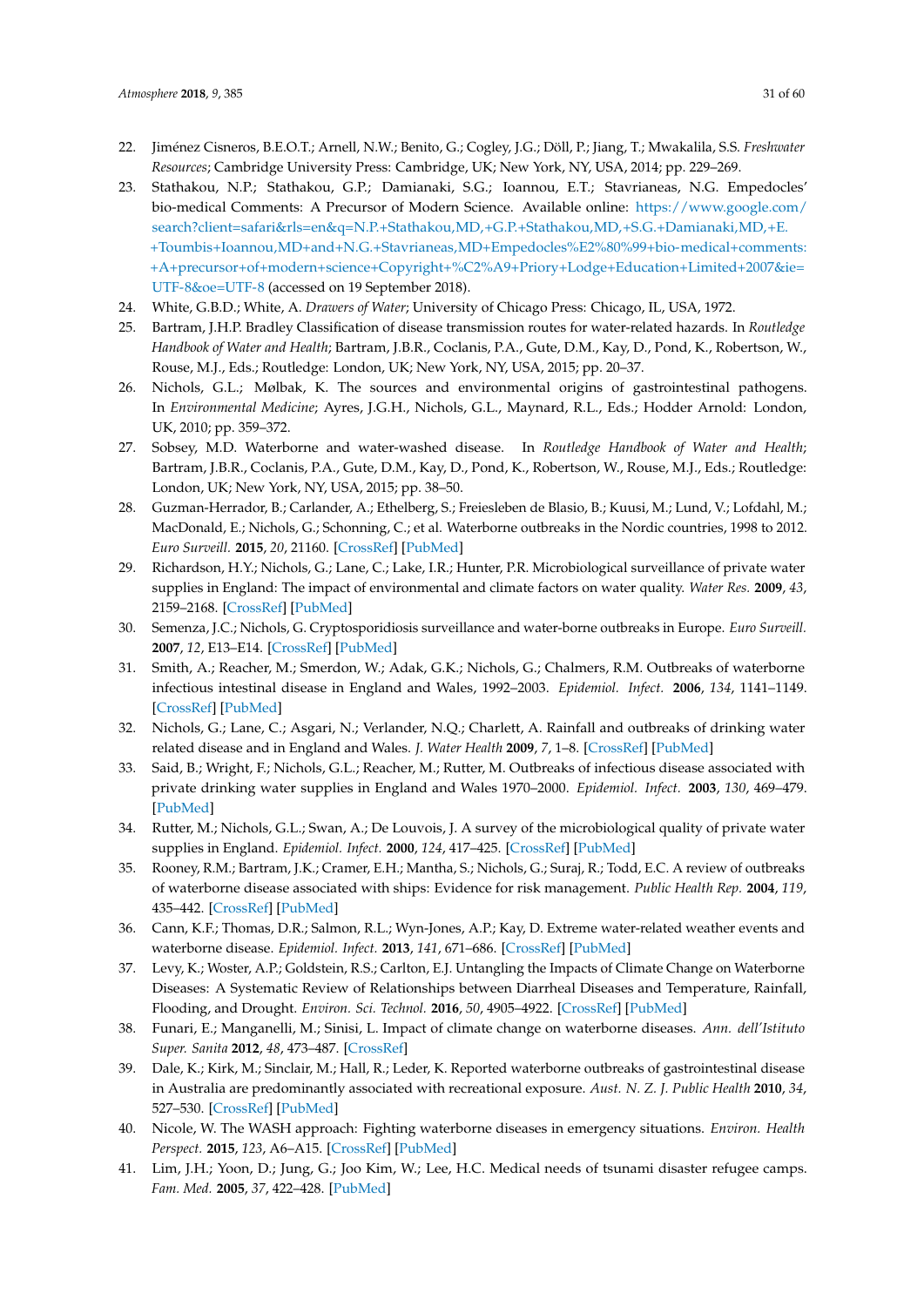22. Jiménez Cisneros, B.E.O.T.; Arnell, N.W.; Benito, G.; Cogley, J.G.; Döll, P.; Jiang, T.; Mwakalila, S.S. *Freshwater Resources*; Cambridge University Press: Cambridge, UK; New York, NY, USA, 2014; pp. 229–269.
23. Stathakou, N.P.; Stathakou, G.P.; Damianaki, S.G.; Ioannou, E.T.; Stavrianeas, N.G. Empedocles' bio-medical Comments: A Precursor of Modern Science. Available online: https://www.google.com/search?client=safari&rls=en&q=N.P.+Stathakou,MD,+G.P.+Stathakou,MD,+S.G.+Damianaki,MD,+E.+Toumbis+Ioannou,MD+and+N.G.+Stavrianeas,MD+Empedocles%E2%80%99+bio-medical+comments:+A+precursor+of+modern+science+Copyright+%C2%A9+Priory+Lodge+Education+Limited+2007&ie=UTF-8&oe=UTF-8 (accessed on 19 September 2018).
24. White, G.B.D.; White, A. *Drawers of Water*; University of Chicago Press: Chicago, IL, USA, 1972.
25. Bartram, J.H.P. Bradley Classification of disease transmission routes for water-related hazards. In *Routledge Handbook of Water and Health*; Bartram, J.B.R., Coclanis, P.A., Gute, D.M., Kay, D., Pond, K., Robertson, W., Rouse, M.J., Eds.; Routledge: London, UK; New York, NY, USA, 2015; pp. 20–37.
26. Nichols, G.L.; Mølbak, K. The sources and environmental origins of gastrointestinal pathogens. In *Environmental Medicine*; Ayres, J.G.H., Nichols, G.L., Maynard, R.L., Eds.; Hodder Arnold: London, UK, 2010; pp. 359–372.
27. Sobsey, M.D. Waterborne and water-washed disease. In *Routledge Handbook of Water and Health*; Bartram, J.B.R., Coclanis, P.A., Gute, D.M., Kay, D., Pond, K., Robertson, W., Rouse, M.J., Eds.; Routledge: London, UK; New York, NY, USA, 2015; pp. 38–50.
28. Guzman-Herrador, B.; Carlander, A.; Ethelberg, S.; Freiesleben de Blasio, B.; Kuusi, M.; Lund, V.; Lofdahl, M.; MacDonald, E.; Nichols, G.; Schonning, C.; et al. Waterborne outbreaks in the Nordic countries, 1998 to 2012. *Euro Surveill.* **2015**, *20*, 21160. [CrossRef] [PubMed]
29. Richardson, H.Y.; Nichols, G.; Lane, C.; Lake, I.R.; Hunter, P.R. Microbiological surveillance of private water supplies in England: The impact of environmental and climate factors on water quality. *Water Res.* **2009**, *43*, 2159–2168. [CrossRef] [PubMed]
30. Semenza, J.C.; Nichols, G. Cryptosporidiosis surveillance and water-borne outbreaks in Europe. *Euro Surveill.* **2007**, *12*, E13–E14. [CrossRef] [PubMed]
31. Smith, A.; Reacher, M.; Smerdon, W.; Adak, G.K.; Nichols, G.; Chalmers, R.M. Outbreaks of waterborne infectious intestinal disease in England and Wales, 1992–2003. *Epidemiol. Infect.* **2006**, *134*, 1141–1149. [CrossRef] [PubMed]
32. Nichols, G.; Lane, C.; Asgari, N.; Verlander, N.Q.; Charlett, A. Rainfall and outbreaks of drinking water related disease and in England and Wales. *J. Water Health* **2009**, *7*, 1–8. [CrossRef] [PubMed]
33. Said, B.; Wright, F.; Nichols, G.L.; Reacher, M.; Rutter, M. Outbreaks of infectious disease associated with private drinking water supplies in England and Wales 1970–2000. *Epidemiol. Infect.* **2003**, *130*, 469–479. [PubMed]
34. Rutter, M.; Nichols, G.L.; Swan, A.; De Louvois, J. A survey of the microbiological quality of private water supplies in England. *Epidemiol. Infect.* **2000**, *124*, 417–425. [CrossRef] [PubMed]
35. Rooney, R.M.; Bartram, J.K.; Cramer, E.H.; Mantha, S.; Nichols, G.; Suraj, R.; Todd, E.C. A review of outbreaks of waterborne disease associated with ships: Evidence for risk management. *Public Health Rep.* **2004**, *119*, 435–442. [CrossRef] [PubMed]
36. Cann, K.F.; Thomas, D.R.; Salmon, R.L.; Wyn-Jones, A.P.; Kay, D. Extreme water-related weather events and waterborne disease. *Epidemiol. Infect.* **2013**, *141*, 671–686. [CrossRef] [PubMed]
37. Levy, K.; Woster, A.P.; Goldstein, R.S.; Carlton, E.J. Untangling the Impacts of Climate Change on Waterborne Diseases: A Systematic Review of Relationships between Diarrheal Diseases and Temperature, Rainfall, Flooding, and Drought. *Environ. Sci. Technol.* **2016**, *50*, 4905–4922. [CrossRef] [PubMed]
38. Funari, E.; Manganelli, M.; Sinisi, L. Impact of climate change on waterborne diseases. *Ann. dell'Istituto Super. Sanita* **2012**, *48*, 473–487. [CrossRef]
39. Dale, K.; Kirk, M.; Sinclair, M.; Hall, R.; Leder, K. Reported waterborne outbreaks of gastrointestinal disease in Australia are predominantly associated with recreational exposure. *Aust. N. Z. J. Public Health* **2010**, *34*, 527–530. [CrossRef] [PubMed]
40. Nicole, W. The WASH approach: Fighting waterborne diseases in emergency situations. *Environ. Health Perspect.* **2015**, *123*, A6–A15. [CrossRef] [PubMed]
41. Lim, J.H.; Yoon, D.; Jung, G.; Joo Kim, W.; Lee, H.C. Medical needs of tsunami disaster refugee camps. *Fam. Med.* **2005**, *37*, 422–428. [PubMed]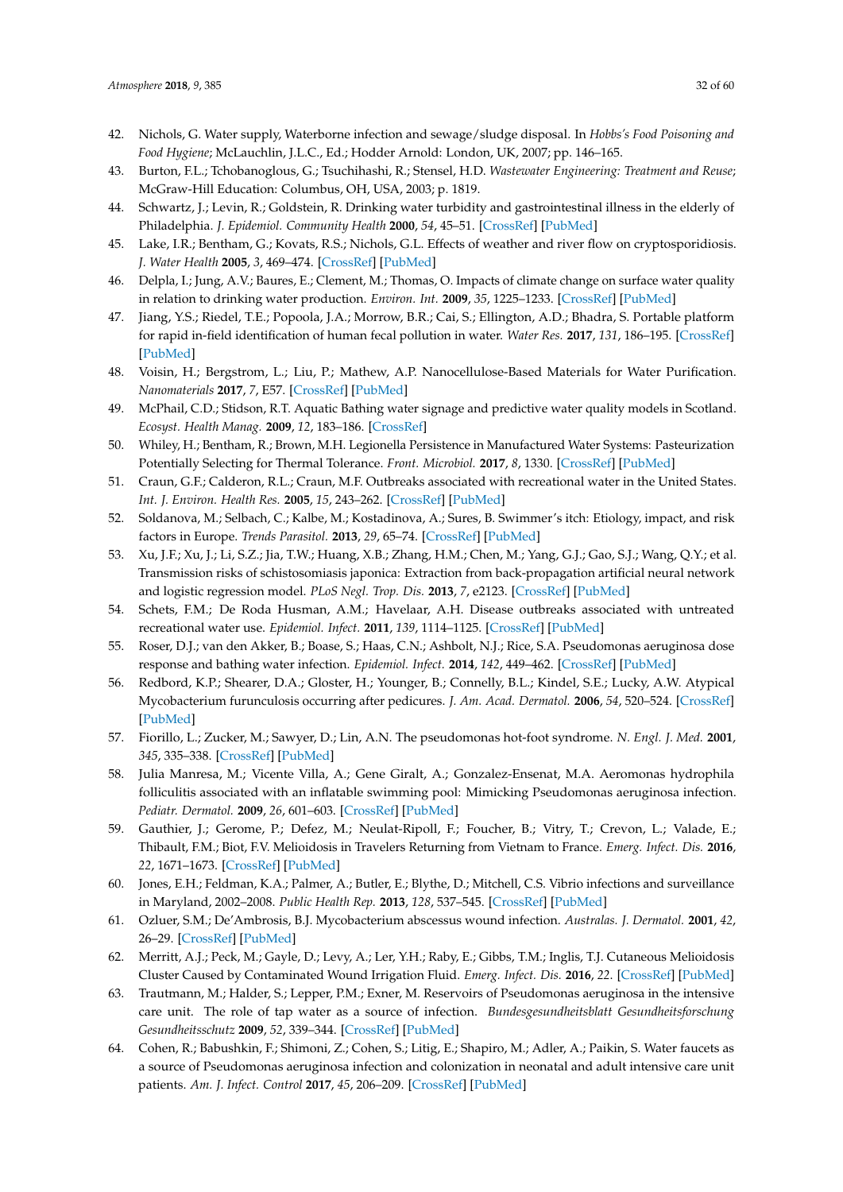42. Nichols, G. Water supply, Waterborne infection and sewage/sludge disposal. In *Hobbs's Food Poisoning and Food Hygiene*; McLauchlin, J.L.C., Ed.; Hodder Arnold: London, UK, 2007; pp. 146–165.
43. Burton, F.L.; Tchobanoglous, G.; Tsuchihashi, R.; Stensel, H.D. *Wastewater Engineering: Treatment and Reuse*; McGraw-Hill Education: Columbus, OH, USA, 2003; p. 1819.
44. Schwartz, J.; Levin, R.; Goldstein, R. Drinking water turbidity and gastrointestinal illness in the elderly of Philadelphia. *J. Epidemiol. Community Health* **2000**, *54*, 45–51. [CrossRef] [PubMed]
45. Lake, I.R.; Bentham, G.; Kovats, R.S.; Nichols, G.L. Effects of weather and river flow on cryptosporidiosis. *J. Water Health* **2005**, *3*, 469–474. [CrossRef] [PubMed]
46. Delpla, I.; Jung, A.V.; Baures, E.; Clement, M.; Thomas, O. Impacts of climate change on surface water quality in relation to drinking water production. *Environ. Int.* **2009**, *35*, 1225–1233. [CrossRef] [PubMed]
47. Jiang, Y.S.; Riedel, T.E.; Popoola, J.A.; Morrow, B.R.; Cai, S.; Ellington, A.D.; Bhadra, S. Portable platform for rapid in-field identification of human fecal pollution in water. *Water Res.* **2017**, *131*, 186–195. [CrossRef] [PubMed]
48. Voisin, H.; Bergstrom, L.; Liu, P.; Mathew, A.P. Nanocellulose-Based Materials for Water Purification. *Nanomaterials* **2017**, *7*, E57. [CrossRef] [PubMed]
49. McPhail, C.D.; Stidson, R.T. Aquatic Bathing water signage and predictive water quality models in Scotland. *Ecosyst. Health Manag.* **2009**, *12*, 183–186. [CrossRef]
50. Whiley, H.; Bentham, R.; Brown, M.H. Legionella Persistence in Manufactured Water Systems: Pasteurization Potentially Selecting for Thermal Tolerance. *Front. Microbiol.* **2017**, *8*, 1330. [CrossRef] [PubMed]
51. Craun, G.F.; Calderon, R.L.; Craun, M.F. Outbreaks associated with recreational water in the United States. *Int. J. Environ. Health Res.* **2005**, *15*, 243–262. [CrossRef] [PubMed]
52. Soldanova, M.; Selbach, C.; Kalbe, M.; Kostadinova, A.; Sures, B. Swimmer's itch: Etiology, impact, and risk factors in Europe. *Trends Parasitol.* **2013**, *29*, 65–74. [CrossRef] [PubMed]
53. Xu, J.F.; Xu, J.; Li, S.Z.; Jia, T.W.; Huang, X.B.; Zhang, H.M.; Chen, M.; Yang, G.J.; Gao, S.J.; Wang, Q.Y.; et al. Transmission risks of schistosomiasis japonica: Extraction from back-propagation artificial neural network and logistic regression model. *PLoS Negl. Trop. Dis.* **2013**, *7*, e2123. [CrossRef] [PubMed]
54. Schets, F.M.; De Roda Husman, A.M.; Havelaar, A.H. Disease outbreaks associated with untreated recreational water use. *Epidemiol. Infect.* **2011**, *139*, 1114–1125. [CrossRef] [PubMed]
55. Roser, D.J.; van den Akker, B.; Boase, S.; Haas, C.N.; Ashbolt, N.J.; Rice, S.A. Pseudomonas aeruginosa dose response and bathing water infection. *Epidemiol. Infect.* **2014**, *142*, 449–462. [CrossRef] [PubMed]
56. Redbord, K.P.; Shearer, D.A.; Gloster, H.; Younger, B.; Connelly, B.L.; Kindel, S.E.; Lucky, A.W. Atypical Mycobacterium furunculosis occurring after pedicures. *J. Am. Acad. Dermatol.* **2006**, *54*, 520–524. [CrossRef] [PubMed]
57. Fiorillo, L.; Zucker, M.; Sawyer, D.; Lin, A.N. The pseudomonas hot-foot syndrome. *N. Engl. J. Med.* **2001**, *345*, 335–338. [CrossRef] [PubMed]
58. Julia Manresa, M.; Vicente Villa, A.; Gene Giralt, A.; Gonzalez-Ensenat, M.A. Aeromonas hydrophila folliculitis associated with an inflatable swimming pool: Mimicking Pseudomonas aeruginosa infection. *Pediatr. Dermatol.* **2009**, *26*, 601–603. [CrossRef] [PubMed]
59. Gauthier, J.; Gerome, P.; Defez, M.; Neulat-Ripoll, F.; Foucher, B.; Vitry, T.; Crevon, L.; Valade, E.; Thibault, F.M.; Biot, F.V. Melioidosis in Travelers Returning from Vietnam to France. *Emerg. Infect. Dis.* **2016**, *22*, 1671–1673. [CrossRef] [PubMed]
60. Jones, E.H.; Feldman, K.A.; Palmer, A.; Butler, E.; Blythe, D.; Mitchell, C.S. Vibrio infections and surveillance in Maryland, 2002–2008. *Public Health Rep.* **2013**, *128*, 537–545. [CrossRef] [PubMed]
61. Ozluer, S.M.; De'Ambrosis, B.J. Mycobacterium abscessus wound infection. *Australas. J. Dermatol.* **2001**, *42*, 26–29. [CrossRef] [PubMed]
62. Merritt, A.J.; Peck, M.; Gayle, D.; Levy, A.; Ler, Y.H.; Raby, E.; Gibbs, T.M.; Inglis, T.J. Cutaneous Melioidosis Cluster Caused by Contaminated Wound Irrigation Fluid. *Emerg. Infect. Dis.* **2016**, *22*. [CrossRef] [PubMed]
63. Trautmann, M.; Halder, S.; Lepper, P.M.; Exner, M. Reservoirs of Pseudomonas aeruginosa in the intensive care unit. The role of tap water as a source of infection. *Bundesgesundheitsblatt Gesundheitsforschung Gesundheitsschutz* **2009**, *52*, 339–344. [CrossRef] [PubMed]
64. Cohen, R.; Babushkin, F.; Shimoni, Z.; Cohen, S.; Litig, E.; Shapiro, M.; Adler, A.; Paikin, S. Water faucets as a source of Pseudomonas aeruginosa infection and colonization in neonatal and adult intensive care unit patients. *Am. J. Infect. Control* **2017**, *45*, 206–209. [CrossRef] [PubMed]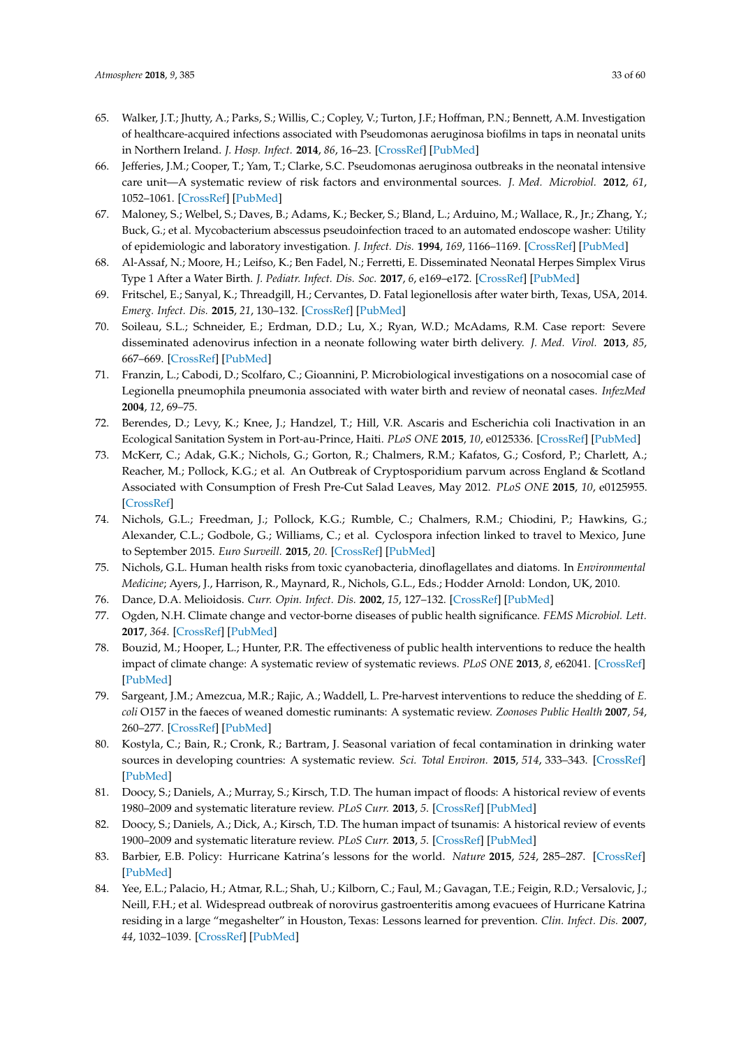65. Walker, J.T.; Jhutty, A.; Parks, S.; Willis, C.; Copley, V.; Turton, J.F.; Hoffman, P.N.; Bennett, A.M. Investigation of healthcare-acquired infections associated with Pseudomonas aeruginosa biofilms in taps in neonatal units in Northern Ireland. *J. Hosp. Infect.* **2014**, *86*, 16–23. [CrossRef] [PubMed]
66. Jefferies, J.M.; Cooper, T.; Yam, T.; Clarke, S.C. Pseudomonas aeruginosa outbreaks in the neonatal intensive care unit—A systematic review of risk factors and environmental sources. *J. Med. Microbiol.* **2012**, *61*, 1052–1061. [CrossRef] [PubMed]
67. Maloney, S.; Welbel, S.; Daves, B.; Adams, K.; Becker, S.; Bland, L.; Arduino, M.; Wallace, R., Jr.; Zhang, Y.; Buck, G.; et al. Mycobacterium abscessus pseudoinfection traced to an automated endoscope washer: Utility of epidemiologic and laboratory investigation. *J. Infect. Dis.* **1994**, *169*, 1166–1169. [CrossRef] [PubMed]
68. Al-Assaf, N.; Moore, H.; Leifso, K.; Ben Fadel, N.; Ferretti, E. Disseminated Neonatal Herpes Simplex Virus Type 1 After a Water Birth. *J. Pediatr. Infect. Dis. Soc.* **2017**, *6*, e169–e172. [CrossRef] [PubMed]
69. Fritschel, E.; Sanyal, K.; Threadgill, H.; Cervantes, D. Fatal legionellosis after water birth, Texas, USA, 2014. *Emerg. Infect. Dis.* **2015**, *21*, 130–132. [CrossRef] [PubMed]
70. Soileau, S.L.; Schneider, E.; Erdman, D.D.; Lu, X.; Ryan, W.D.; McAdams, R.M. Case report: Severe disseminated adenovirus infection in a neonate following water birth delivery. *J. Med. Virol.* **2013**, *85*, 667–669. [CrossRef] [PubMed]
71. Franzin, L.; Cabodi, D.; Scolfaro, C.; Gioannini, P. Microbiological investigations on a nosocomial case of Legionella pneumophila pneumonia associated with water birth and review of neonatal cases. *InfezMed* **2004**, *12*, 69–75.
72. Berendes, D.; Levy, K.; Knee, J.; Handzel, T.; Hill, V.R. Ascaris and Escherichia coli Inactivation in an Ecological Sanitation System in Port-au-Prince, Haiti. *PLoS ONE* **2015**, *10*, e0125336. [CrossRef] [PubMed]
73. McKerr, C.; Adak, G.K.; Nichols, G.; Gorton, R.; Chalmers, R.M.; Kafatos, G.; Cosford, P.; Charlett, A.; Reacher, M.; Pollock, K.G.; et al. An Outbreak of Cryptosporidium parvum across England & Scotland Associated with Consumption of Fresh Pre-Cut Salad Leaves, May 2012. *PLoS ONE* **2015**, *10*, e0125955. [CrossRef]
74. Nichols, G.L.; Freedman, J.; Pollock, K.G.; Rumble, C.; Chalmers, R.M.; Chiodini, P.; Hawkins, G.; Alexander, C.L.; Godbole, G.; Williams, C.; et al. Cyclospora infection linked to travel to Mexico, June to September 2015. *Euro Surveill.* **2015**, *20*. [CrossRef] [PubMed]
75. Nichols, G.L. Human health risks from toxic cyanobacteria, dinoflagellates and diatoms. In *Environmental Medicine*; Ayers, J., Harrison, R., Maynard, R., Nichols, G.L., Eds.; Hodder Arnold: London, UK, 2010.
76. Dance, D.A. Melioidosis. *Curr. Opin. Infect. Dis.* **2002**, *15*, 127–132. [CrossRef] [PubMed]
77. Ogden, N.H. Climate change and vector-borne diseases of public health significance. *FEMS Microbiol. Lett.* **2017**, *364*. [CrossRef] [PubMed]
78. Bouzid, M.; Hooper, L.; Hunter, P.R. The effectiveness of public health interventions to reduce the health impact of climate change: A systematic review of systematic reviews. *PLoS ONE* **2013**, *8*, e62041. [CrossRef] [PubMed]
79. Sargeant, J.M.; Amezcua, M.R.; Rajic, A.; Waddell, L. Pre-harvest interventions to reduce the shedding of *E. coli* O157 in the faeces of weaned domestic ruminants: A systematic review. *Zoonoses Public Health* **2007**, *54*, 260–277. [CrossRef] [PubMed]
80. Kostyla, C.; Bain, R.; Cronk, R.; Bartram, J. Seasonal variation of fecal contamination in drinking water sources in developing countries: A systematic review. *Sci. Total Environ.* **2015**, *514*, 333–343. [CrossRef] [PubMed]
81. Doocy, S.; Daniels, A.; Murray, S.; Kirsch, T.D. The human impact of floods: A historical review of events 1980–2009 and systematic literature review. *PLoS Curr.* **2013**, *5*. [CrossRef] [PubMed]
82. Doocy, S.; Daniels, A.; Dick, A.; Kirsch, T.D. The human impact of tsunamis: A historical review of events 1900–2009 and systematic literature review. *PLoS Curr.* **2013**, *5*. [CrossRef] [PubMed]
83. Barbier, E.B. Policy: Hurricane Katrina's lessons for the world. *Nature* **2015**, *524*, 285–287. [CrossRef] [PubMed]
84. Yee, E.L.; Palacio, H.; Atmar, R.L.; Shah, U.; Kilborn, C.; Faul, M.; Gavagan, T.E.; Feigin, R.D.; Versalovic, J.; Neill, F.H.; et al. Widespread outbreak of norovirus gastroenteritis among evacuees of Hurricane Katrina residing in a large "megashelter" in Houston, Texas: Lessons learned for prevention. *Clin. Infect. Dis.* **2007**, *44*, 1032–1039. [CrossRef] [PubMed]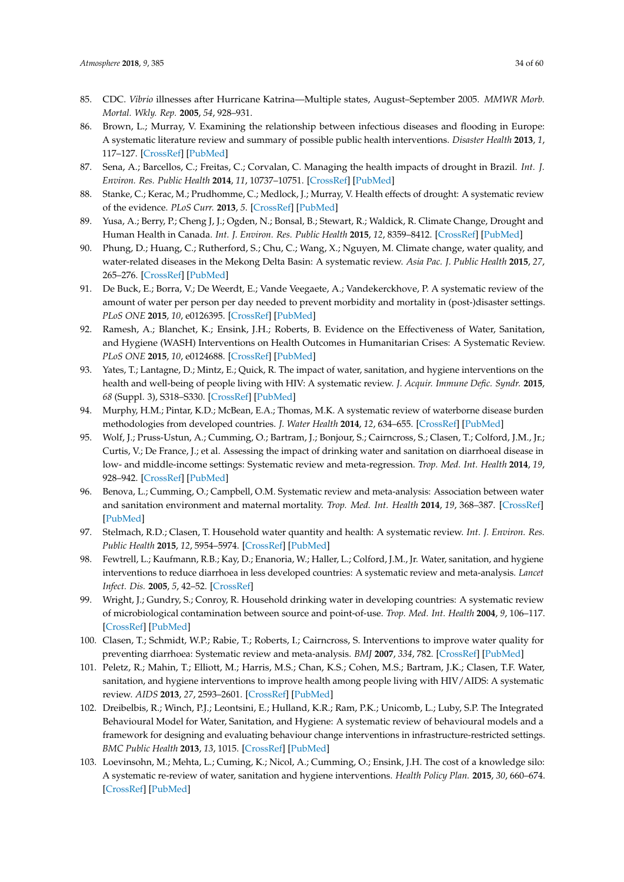85. CDC. *Vibrio* illnesses after Hurricane Katrina—Multiple states, August–September 2005. *MMWR Morb. Mortal. Wkly. Rep.* **2005**, *54*, 928–931.
86. Brown, L.; Murray, V. Examining the relationship between infectious diseases and flooding in Europe: A systematic literature review and summary of possible public health interventions. *Disaster Health* **2013**, *1*, 117–127. [CrossRef] [PubMed]
87. Sena, A.; Barcellos, C.; Freitas, C.; Corvalan, C. Managing the health impacts of drought in Brazil. *Int. J. Environ. Res. Public Health* **2014**, *11*, 10737–10751. [CrossRef] [PubMed]
88. Stanke, C.; Kerac, M.; Prudhomme, C.; Medlock, J.; Murray, V. Health effects of drought: A systematic review of the evidence. *PLoS Curr.* **2013**, *5*. [CrossRef] [PubMed]
89. Yusa, A.; Berry, P.; Cheng J, J.; Ogden, N.; Bonsal, B.; Stewart, R.; Waldick, R. Climate Change, Drought and Human Health in Canada. *Int. J. Environ. Res. Public Health* **2015**, *12*, 8359–8412. [CrossRef] [PubMed]
90. Phung, D.; Huang, C.; Rutherford, S.; Chu, C.; Wang, X.; Nguyen, M. Climate change, water quality, and water-related diseases in the Mekong Delta Basin: A systematic review. *Asia Pac. J. Public Health* **2015**, *27*, 265–276. [CrossRef] [PubMed]
91. De Buck, E.; Borra, V.; De Weerdt, E.; Vande Veegaete, A.; Vandekerckhove, P. A systematic review of the amount of water per person per day needed to prevent morbidity and mortality in (post-)disaster settings. *PLoS ONE* **2015**, *10*, e0126395. [CrossRef] [PubMed]
92. Ramesh, A.; Blanchet, K.; Ensink, J.H.; Roberts, B. Evidence on the Effectiveness of Water, Sanitation, and Hygiene (WASH) Interventions on Health Outcomes in Humanitarian Crises: A Systematic Review. *PLoS ONE* **2015**, *10*, e0124688. [CrossRef] [PubMed]
93. Yates, T.; Lantagne, D.; Mintz, E.; Quick, R. The impact of water, sanitation, and hygiene interventions on the health and well-being of people living with HIV: A systematic review. *J. Acquir. Immune Defic. Syndr.* **2015**, *68* (Suppl. 3), S318–S330. [CrossRef] [PubMed]
94. Murphy, H.M.; Pintar, K.D.; McBean, E.A.; Thomas, M.K. A systematic review of waterborne disease burden methodologies from developed countries. *J. Water Health* **2014**, *12*, 634–655. [CrossRef] [PubMed]
95. Wolf, J.; Pruss-Ustun, A.; Cumming, O.; Bartram, J.; Bonjour, S.; Cairncross, S.; Clasen, T.; Colford, J.M., Jr.; Curtis, V.; De France, J.; et al. Assessing the impact of drinking water and sanitation on diarrhoeal disease in low- and middle-income settings: Systematic review and meta-regression. *Trop. Med. Int. Health* **2014**, *19*, 928–942. [CrossRef] [PubMed]
96. Benova, L.; Cumming, O.; Campbell, O.M. Systematic review and meta-analysis: Association between water and sanitation environment and maternal mortality. *Trop. Med. Int. Health* **2014**, *19*, 368–387. [CrossRef] [PubMed]
97. Stelmach, R.D.; Clasen, T. Household water quantity and health: A systematic review. *Int. J. Environ. Res. Public Health* **2015**, *12*, 5954–5974. [CrossRef] [PubMed]
98. Fewtrell, L.; Kaufmann, R.B.; Kay, D.; Enanoria, W.; Haller, L.; Colford, J.M., Jr. Water, sanitation, and hygiene interventions to reduce diarrhoea in less developed countries: A systematic review and meta-analysis. *Lancet Infect. Dis.* **2005**, *5*, 42–52. [CrossRef]
99. Wright, J.; Gundry, S.; Conroy, R. Household drinking water in developing countries: A systematic review of microbiological contamination between source and point-of-use. *Trop. Med. Int. Health* **2004**, *9*, 106–117. [CrossRef] [PubMed]
100. Clasen, T.; Schmidt, W.P.; Rabie, T.; Roberts, I.; Cairncross, S. Interventions to improve water quality for preventing diarrhoea: Systematic review and meta-analysis. *BMJ* **2007**, *334*, 782. [CrossRef] [PubMed]
101. Peletz, R.; Mahin, T.; Elliott, M.; Harris, M.S.; Chan, K.S.; Cohen, M.S.; Bartram, J.K.; Clasen, T.F. Water, sanitation, and hygiene interventions to improve health among people living with HIV/AIDS: A systematic review. *AIDS* **2013**, *27*, 2593–2601. [CrossRef] [PubMed]
102. Dreibelbis, R.; Winch, P.J.; Leontsini, E.; Hulland, K.R.; Ram, P.K.; Unicomb, L.; Luby, S.P. The Integrated Behavioural Model for Water, Sanitation, and Hygiene: A systematic review of behavioural models and a framework for designing and evaluating behaviour change interventions in infrastructure-restricted settings. *BMC Public Health* **2013**, *13*, 1015. [CrossRef] [PubMed]
103. Loevinsohn, M.; Mehta, L.; Cuming, K.; Nicol, A.; Cumming, O.; Ensink, J.H. The cost of a knowledge silo: A systematic re-review of water, sanitation and hygiene interventions. *Health Policy Plan.* **2015**, *30*, 660–674. [CrossRef] [PubMed]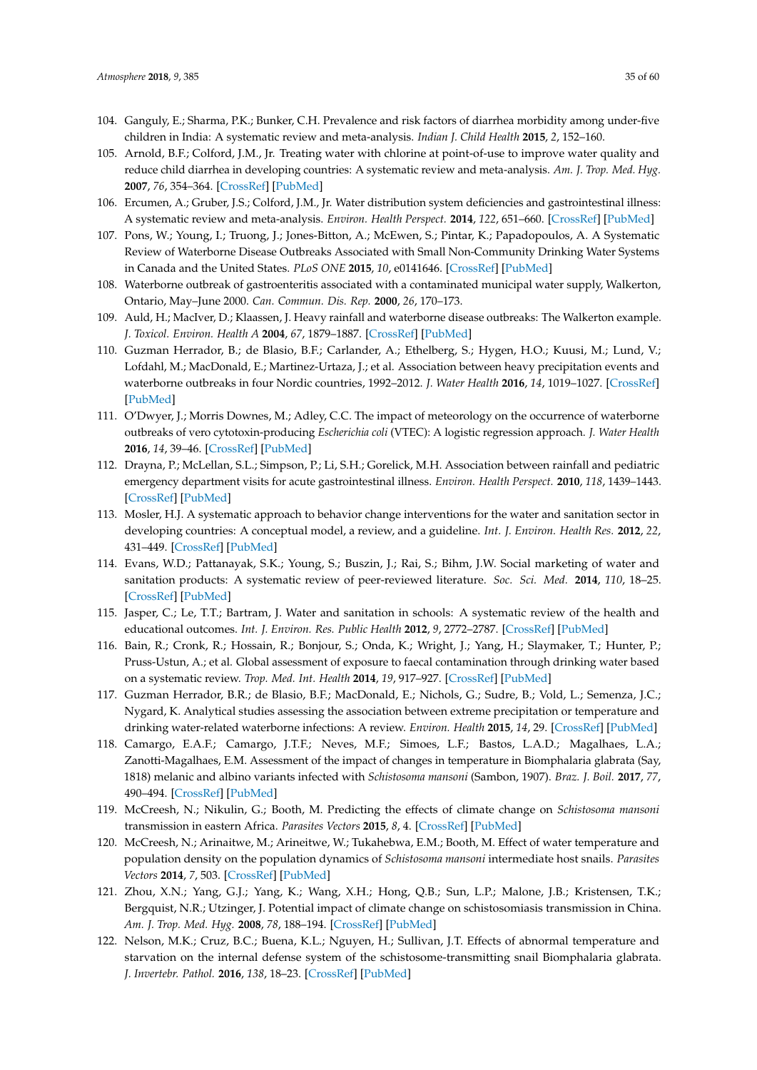104. Ganguly, E.; Sharma, P.K.; Bunker, C.H. Prevalence and risk factors of diarrhea morbidity among under-five children in India: A systematic review and meta-analysis. *Indian J. Child Health* **2015**, *2*, 152–160.
105. Arnold, B.F.; Colford, J.M., Jr. Treating water with chlorine at point-of-use to improve water quality and reduce child diarrhea in developing countries: A systematic review and meta-analysis. *Am. J. Trop. Med. Hyg.* **2007**, *76*, 354–364. [CrossRef] [PubMed]
106. Ercumen, A.; Gruber, J.S.; Colford, J.M., Jr. Water distribution system deficiencies and gastrointestinal illness: A systematic review and meta-analysis. *Environ. Health Perspect.* **2014**, *122*, 651–660. [CrossRef] [PubMed]
107. Pons, W.; Young, I.; Truong, J.; Jones-Bitton, A.; McEwen, S.; Pintar, K.; Papadopoulos, A. A Systematic Review of Waterborne Disease Outbreaks Associated with Small Non-Community Drinking Water Systems in Canada and the United States. *PLoS ONE* **2015**, *10*, e0141646. [CrossRef] [PubMed]
108. Waterborne outbreak of gastroenteritis associated with a contaminated municipal water supply, Walkerton, Ontario, May–June 2000. *Can. Commun. Dis. Rep.* **2000**, *26*, 170–173.
109. Auld, H.; MacIver, D.; Klaassen, J. Heavy rainfall and waterborne disease outbreaks: The Walkerton example. *J. Toxicol. Environ. Health A* **2004**, *67*, 1879–1887. [CrossRef] [PubMed]
110. Guzman Herrador, B.; de Blasio, B.F.; Carlander, A.; Ethelberg, S.; Hygen, H.O.; Kuusi, M.; Lund, V.; Lofdahl, M.; MacDonald, E.; Martinez-Urtaza, J.; et al. Association between heavy precipitation events and waterborne outbreaks in four Nordic countries, 1992–2012. *J. Water Health* **2016**, *14*, 1019–1027. [CrossRef] [PubMed]
111. O'Dwyer, J.; Morris Downes, M.; Adley, C.C. The impact of meteorology on the occurrence of waterborne outbreaks of vero cytotoxin-producing *Escherichia coli* (VTEC): A logistic regression approach. *J. Water Health* **2016**, *14*, 39–46. [CrossRef] [PubMed]
112. Drayna, P.; McLellan, S.L.; Simpson, P.; Li, S.H.; Gorelick, M.H. Association between rainfall and pediatric emergency department visits for acute gastrointestinal illness. *Environ. Health Perspect.* **2010**, *118*, 1439–1443. [CrossRef] [PubMed]
113. Mosler, H.J. A systematic approach to behavior change interventions for the water and sanitation sector in developing countries: A conceptual model, a review, and a guideline. *Int. J. Environ. Health Res.* **2012**, *22*, 431–449. [CrossRef] [PubMed]
114. Evans, W.D.; Pattanayak, S.K.; Young, S.; Buszin, J.; Rai, S.; Bihm, J.W. Social marketing of water and sanitation products: A systematic review of peer-reviewed literature. *Soc. Sci. Med.* **2014**, *110*, 18–25. [CrossRef] [PubMed]
115. Jasper, C.; Le, T.T.; Bartram, J. Water and sanitation in schools: A systematic review of the health and educational outcomes. *Int. J. Environ. Res. Public Health* **2012**, *9*, 2772–2787. [CrossRef] [PubMed]
116. Bain, R.; Cronk, R.; Hossain, R.; Bonjour, S.; Onda, K.; Wright, J.; Yang, H.; Slaymaker, T.; Hunter, P.; Pruss-Ustun, A.; et al. Global assessment of exposure to faecal contamination through drinking water based on a systematic review. *Trop. Med. Int. Health* **2014**, *19*, 917–927. [CrossRef] [PubMed]
117. Guzman Herrador, B.R.; de Blasio, B.F.; MacDonald, E.; Nichols, G.; Sudre, B.; Vold, L.; Semenza, J.C.; Nygard, K. Analytical studies assessing the association between extreme precipitation or temperature and drinking water-related waterborne infections: A review. *Environ. Health* **2015**, *14*, 29. [CrossRef] [PubMed]
118. Camargo, E.A.F.; Camargo, J.T.F.; Neves, M.F.; Simoes, L.F.; Bastos, L.A.D.; Magalhaes, L.A.; Zanotti-Magalhaes, E.M. Assessment of the impact of changes in temperature in Biomphalaria glabrata (Say, 1818) melanic and albino variants infected with *Schistosoma mansoni* (Sambon, 1907). *Braz. J. Boil.* **2017**, *77*, 490–494. [CrossRef] [PubMed]
119. McCreesh, N.; Nikulin, G.; Booth, M. Predicting the effects of climate change on *Schistosoma mansoni* transmission in eastern Africa. *Parasites Vectors* **2015**, *8*, 4. [CrossRef] [PubMed]
120. McCreesh, N.; Arinaitwe, M.; Arineitwe, W.; Tukahebwa, E.M.; Booth, M. Effect of water temperature and population density on the population dynamics of *Schistosoma mansoni* intermediate host snails. *Parasites Vectors* **2014**, *7*, 503. [CrossRef] [PubMed]
121. Zhou, X.N.; Yang, G.J.; Yang, K.; Wang, X.H.; Hong, Q.B.; Sun, L.P.; Malone, J.B.; Kristensen, T.K.; Bergquist, N.R.; Utzinger, J. Potential impact of climate change on schistosomiasis transmission in China. *Am. J. Trop. Med. Hyg.* **2008**, *78*, 188–194. [CrossRef] [PubMed]
122. Nelson, M.K.; Cruz, B.C.; Buena, K.L.; Nguyen, H.; Sullivan, J.T. Effects of abnormal temperature and starvation on the internal defense system of the schistosome-transmitting snail Biomphalaria glabrata. *J. Invertebr. Pathol.* **2016**, *138*, 18–23. [CrossRef] [PubMed]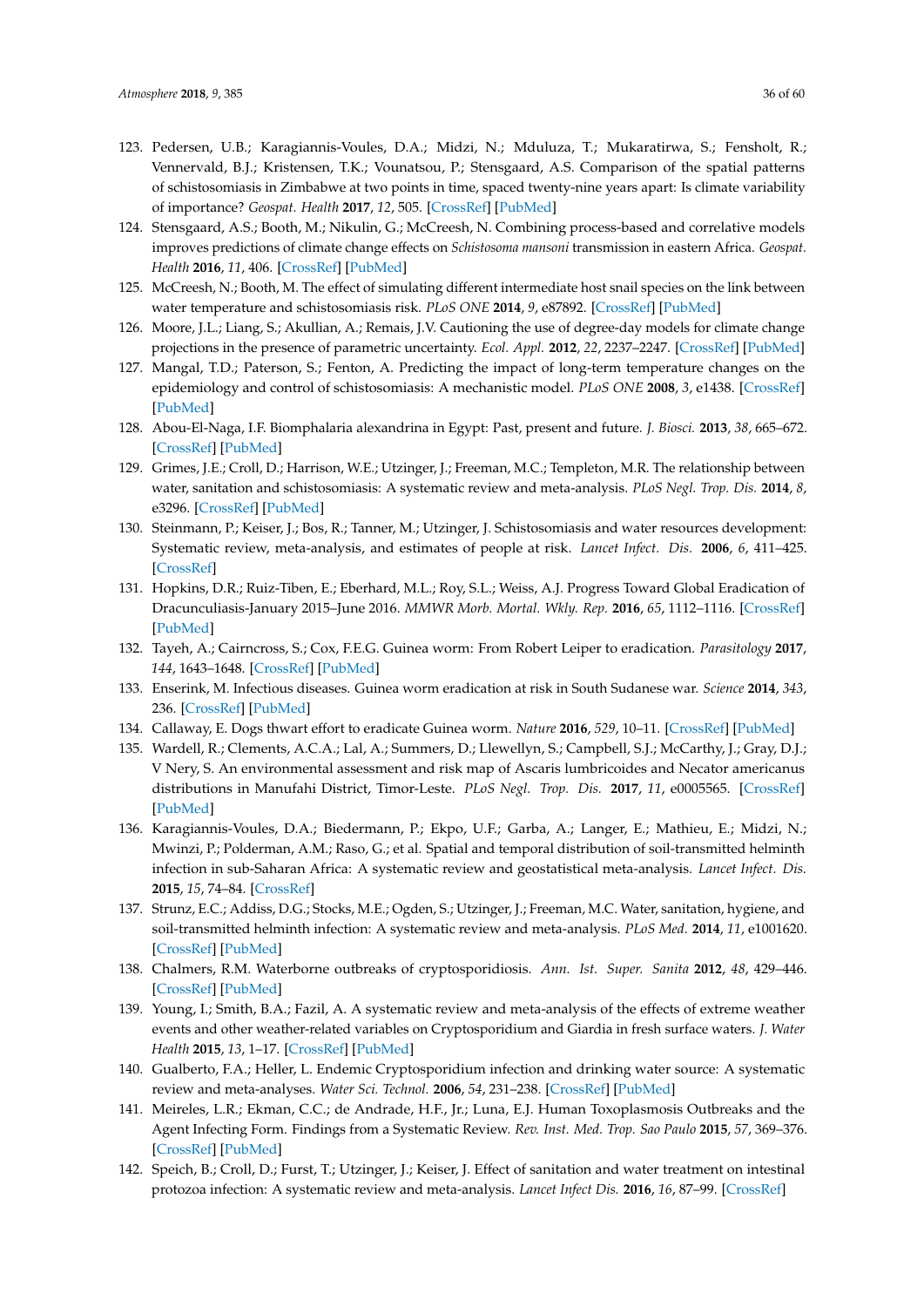123. Pedersen, U.B.; Karagiannis-Voules, D.A.; Midzi, N.; Mduluza, T.; Mukaratirwa, S.; Fensholt, R.; Vennervald, B.J.; Kristensen, T.K.; Vounatsou, P.; Stensgaard, A.S. Comparison of the spatial patterns of schistosomiasis in Zimbabwe at two points in time, spaced twenty-nine years apart: Is climate variability of importance? *Geospat. Health* **2017**, *12*, 505. [CrossRef] [PubMed]
124. Stensgaard, A.S.; Booth, M.; Nikulin, G.; McCreesh, N. Combining process-based and correlative models improves predictions of climate change effects on *Schistosoma mansoni* transmission in eastern Africa. *Geospat. Health* **2016**, *11*, 406. [CrossRef] [PubMed]
125. McCreesh, N.; Booth, M. The effect of simulating different intermediate host snail species on the link between water temperature and schistosomiasis risk. *PLoS ONE* **2014**, *9*, e87892. [CrossRef] [PubMed]
126. Moore, J.L.; Liang, S.; Akullian, A.; Remais, J.V. Cautioning the use of degree-day models for climate change projections in the presence of parametric uncertainty. *Ecol. Appl.* **2012**, *22*, 2237–2247. [CrossRef] [PubMed]
127. Mangal, T.D.; Paterson, S.; Fenton, A. Predicting the impact of long-term temperature changes on the epidemiology and control of schistosomiasis: A mechanistic model. *PLoS ONE* **2008**, *3*, e1438. [CrossRef] [PubMed]
128. Abou-El-Naga, I.F. Biomphalaria alexandrina in Egypt: Past, present and future. *J. Biosci.* **2013**, *38*, 665–672. [CrossRef] [PubMed]
129. Grimes, J.E.; Croll, D.; Harrison, W.E.; Utzinger, J.; Freeman, M.C.; Templeton, M.R. The relationship between water, sanitation and schistosomiasis: A systematic review and meta-analysis. *PLoS Negl. Trop. Dis.* **2014**, *8*, e3296. [CrossRef] [PubMed]
130. Steinmann, P.; Keiser, J.; Bos, R.; Tanner, M.; Utzinger, J. Schistosomiasis and water resources development: Systematic review, meta-analysis, and estimates of people at risk. *Lancet Infect. Dis.* **2006**, *6*, 411–425. [CrossRef]
131. Hopkins, D.R.; Ruiz-Tiben, E.; Eberhard, M.L.; Roy, S.L.; Weiss, A.J. Progress Toward Global Eradication of Dracunculiasis-January 2015–June 2016. *MMWR Morb. Mortal. Wkly. Rep.* **2016**, *65*, 1112–1116. [CrossRef] [PubMed]
132. Tayeh, A.; Cairncross, S.; Cox, F.E.G. Guinea worm: From Robert Leiper to eradication. *Parasitology* **2017**, *144*, 1643–1648. [CrossRef] [PubMed]
133. Enserink, M. Infectious diseases. Guinea worm eradication at risk in South Sudanese war. *Science* **2014**, *343*, 236. [CrossRef] [PubMed]
134. Callaway, E. Dogs thwart effort to eradicate Guinea worm. *Nature* **2016**, *529*, 10–11. [CrossRef] [PubMed]
135. Wardell, R.; Clements, A.C.A.; Lal, A.; Summers, D.; Llewellyn, S.; Campbell, S.J.; McCarthy, J.; Gray, D.J.; V Nery, S. An environmental assessment and risk map of Ascaris lumbricoides and Necator americanus distributions in Manufahi District, Timor-Leste. *PLoS Negl. Trop. Dis.* **2017**, *11*, e0005565. [CrossRef] [PubMed]
136. Karagiannis-Voules, D.A.; Biedermann, P.; Ekpo, U.F.; Garba, A.; Langer, E.; Mathieu, E.; Midzi, N.; Mwinzi, P.; Polderman, A.M.; Raso, G.; et al. Spatial and temporal distribution of soil-transmitted helminth infection in sub-Saharan Africa: A systematic review and geostatistical meta-analysis. *Lancet Infect. Dis.* **2015**, *15*, 74–84. [CrossRef]
137. Strunz, E.C.; Addiss, D.G.; Stocks, M.E.; Ogden, S.; Utzinger, J.; Freeman, M.C. Water, sanitation, hygiene, and soil-transmitted helminth infection: A systematic review and meta-analysis. *PLoS Med.* **2014**, *11*, e1001620. [CrossRef] [PubMed]
138. Chalmers, R.M. Waterborne outbreaks of cryptosporidiosis. *Ann. Ist. Super. Sanita* **2012**, *48*, 429–446. [CrossRef] [PubMed]
139. Young, I.; Smith, B.A.; Fazil, A. A systematic review and meta-analysis of the effects of extreme weather events and other weather-related variables on Cryptosporidium and Giardia in fresh surface waters. *J. Water Health* **2015**, *13*, 1–17. [CrossRef] [PubMed]
140. Gualberto, F.A.; Heller, L. Endemic Cryptosporidium infection and drinking water source: A systematic review and meta-analyses. *Water Sci. Technol.* **2006**, *54*, 231–238. [CrossRef] [PubMed]
141. Meireles, L.R.; Ekman, C.C.; de Andrade, H.F., Jr.; Luna, E.J. Human Toxoplasmosis Outbreaks and the Agent Infecting Form. Findings from a Systematic Review. *Rev. Inst. Med. Trop. Sao Paulo* **2015**, *57*, 369–376. [CrossRef] [PubMed]
142. Speich, B.; Croll, D.; Furst, T.; Utzinger, J.; Keiser, J. Effect of sanitation and water treatment on intestinal protozoa infection: A systematic review and meta-analysis. *Lancet Infect Dis.* **2016**, *16*, 87–99. [CrossRef]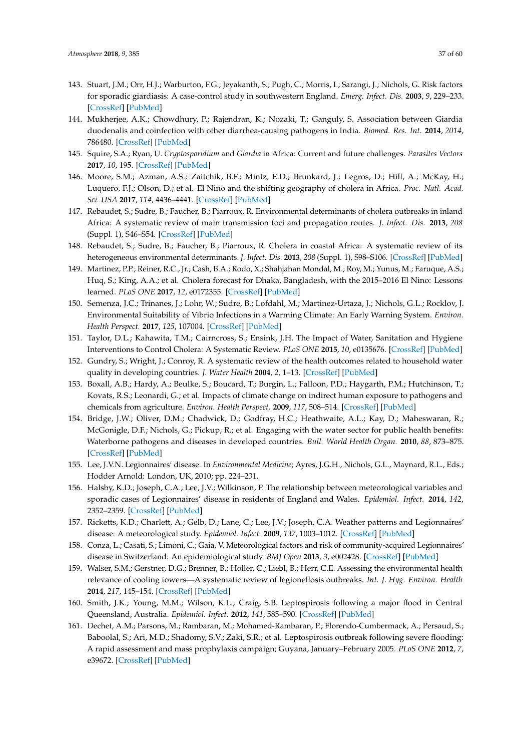143. Stuart, J.M.; Orr, H.J.; Warburton, F.G.; Jeyakanth, S.; Pugh, C.; Morris, I.; Sarangi, J.; Nichols, G. Risk factors for sporadic giardiasis: A case-control study in southwestern England. *Emerg. Infect. Dis.* **2003**, *9*, 229–233. [CrossRef] [PubMed]
144. Mukherjee, A.K.; Chowdhury, P.; Rajendran, K.; Nozaki, T.; Ganguly, S. Association between Giardia duodenalis and coinfection with other diarrhea-causing pathogens in India. *Biomed. Res. Int.* **2014**, *2014*, 786480. [CrossRef] [PubMed]
145. Squire, S.A.; Ryan, U. *Cryptosporidium* and *Giardia* in Africa: Current and future challenges. *Parasites Vectors* **2017**, *10*, 195. [CrossRef] [PubMed]
146. Moore, S.M.; Azman, A.S.; Zaitchik, B.F.; Mintz, E.D.; Brunkard, J.; Legros, D.; Hill, A.; McKay, H.; Luquero, F.J.; Olson, D.; et al. El Nino and the shifting geography of cholera in Africa. *Proc. Natl. Acad. Sci. USA* **2017**, *114*, 4436–4441. [CrossRef] [PubMed]
147. Rebaudet, S.; Sudre, B.; Faucher, B.; Piarroux, R. Environmental determinants of cholera outbreaks in inland Africa: A systematic review of main transmission foci and propagation routes. *J. Infect. Dis.* **2013**, *208* (Suppl. 1), S46–S54. [CrossRef] [PubMed]
148. Rebaudet, S.; Sudre, B.; Faucher, B.; Piarroux, R. Cholera in coastal Africa: A systematic review of its heterogeneous environmental determinants. *J. Infect. Dis.* **2013**, *208* (Suppl. 1), S98–S106. [CrossRef] [PubMed]
149. Martinez, P.P.; Reiner, R.C., Jr.; Cash, B.A.; Rodo, X.; Shahjahan Mondal, M.; Roy, M.; Yunus, M.; Faruque, A.S.; Huq, S.; King, A.A.; et al. Cholera forecast for Dhaka, Bangladesh, with the 2015–2016 El Nino: Lessons learned. *PLoS ONE* **2017**, *12*, e0172355. [CrossRef] [PubMed]
150. Semenza, J.C.; Trinanes, J.; Lohr, W.; Sudre, B.; Lofdahl, M.; Martinez-Urtaza, J.; Nichols, G.L.; Rocklov, J. Environmental Suitability of Vibrio Infections in a Warming Climate: An Early Warning System. *Environ. Health Perspect.* **2017**, *125*, 107004. [CrossRef] [PubMed]
151. Taylor, D.L.; Kahawita, T.M.; Cairncross, S.; Ensink, J.H. The Impact of Water, Sanitation and Hygiene Interventions to Control Cholera: A Systematic Review. *PLoS ONE* **2015**, *10*, e0135676. [CrossRef] [PubMed]
152. Gundry, S.; Wright, J.; Conroy, R. A systematic review of the health outcomes related to household water quality in developing countries. *J. Water Health* **2004**, *2*, 1–13. [CrossRef] [PubMed]
153. Boxall, A.B.; Hardy, A.; Beulke, S.; Boucard, T.; Burgin, L.; Falloon, P.D.; Haygarth, P.M.; Hutchinson, T.; Kovats, R.S.; Leonardi, G.; et al. Impacts of climate change on indirect human exposure to pathogens and chemicals from agriculture. *Environ. Health Perspect.* **2009**, *117*, 508–514. [CrossRef] [PubMed]
154. Bridge, J.W.; Oliver, D.M.; Chadwick, D.; Godfray, H.C.; Heathwaite, A.L.; Kay, D.; Maheswaran, R.; McGonigle, D.F.; Nichols, G.; Pickup, R.; et al. Engaging with the water sector for public health benefits: Waterborne pathogens and diseases in developed countries. *Bull. World Health Organ.* **2010**, *88*, 873–875. [CrossRef] [PubMed]
155. Lee, J.V.N. Legionnaires' disease. In *Environmental Medicine*; Ayres, J.G.H., Nichols, G.L., Maynard, R.L., Eds.; Hodder Arnold: London, UK, 2010; pp. 224–231.
156. Halsby, K.D.; Joseph, C.A.; Lee, J.V.; Wilkinson, P. The relationship between meteorological variables and sporadic cases of Legionnaires' disease in residents of England and Wales. *Epidemiol. Infect.* **2014**, *142*, 2352–2359. [CrossRef] [PubMed]
157. Ricketts, K.D.; Charlett, A.; Gelb, D.; Lane, C.; Lee, J.V.; Joseph, C.A. Weather patterns and Legionnaires' disease: A meteorological study. *Epidemiol. Infect.* **2009**, *137*, 1003–1012. [CrossRef] [PubMed]
158. Conza, L.; Casati, S.; Limoni, C.; Gaia, V. Meteorological factors and risk of community-acquired Legionnaires' disease in Switzerland: An epidemiological study. *BMJ Open* **2013**, *3*, e002428. [CrossRef] [PubMed]
159. Walser, S.M.; Gerstner, D.G.; Brenner, B.; Holler, C.; Liebl, B.; Herr, C.E. Assessing the environmental health relevance of cooling towers—A systematic review of legionellosis outbreaks. *Int. J. Hyg. Environ. Health* **2014**, *217*, 145–154. [CrossRef] [PubMed]
160. Smith, J.K.; Young, M.M.; Wilson, K.L.; Craig, S.B. Leptospirosis following a major flood in Central Queensland, Australia. *Epidemiol. Infect.* **2012**, *141*, 585–590. [CrossRef] [PubMed]
161. Dechet, A.M.; Parsons, M.; Rambaran, M.; Mohamed-Rambaran, P.; Florendo-Cumbermack, A.; Persaud, S.; Baboolal, S.; Ari, M.D.; Shadomy, S.V.; Zaki, S.R.; et al. Leptospirosis outbreak following severe flooding: A rapid assessment and mass prophylaxis campaign; Guyana, January–February 2005. *PLoS ONE* **2012**, *7*, e39672. [CrossRef] [PubMed]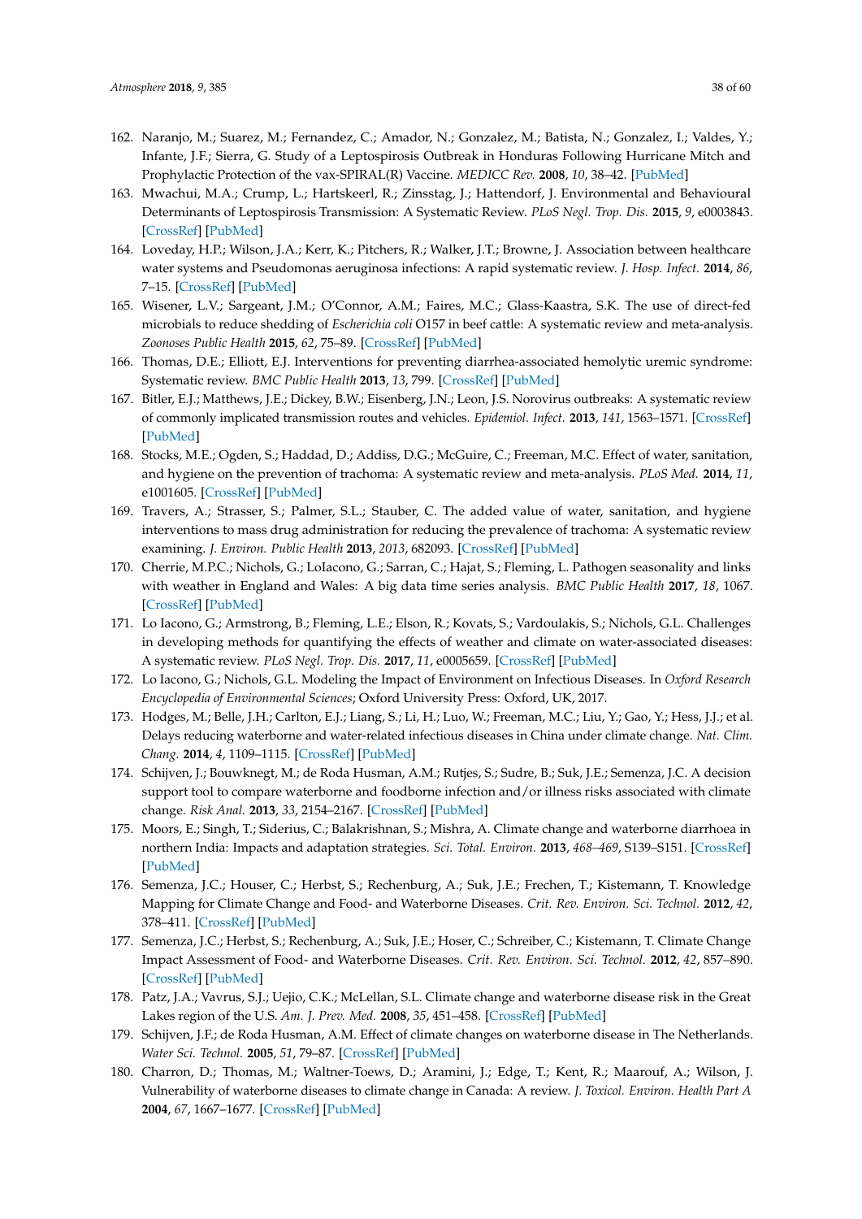162. Naranjo, M.; Suarez, M.; Fernandez, C.; Amador, N.; Gonzalez, M.; Batista, N.; Gonzalez, I.; Valdes, Y.; Infante, J.F.; Sierra, G. Study of a Leptospirosis Outbreak in Honduras Following Hurricane Mitch and Prophylactic Protection of the vax-SPIRAL(R) Vaccine. *MEDICC Rev.* **2008**, *10*, 38–42. [PubMed]
163. Mwachui, M.A.; Crump, L.; Hartskeerl, R.; Zinsstag, J.; Hattendorf, J. Environmental and Behavioural Determinants of Leptospirosis Transmission: A Systematic Review. *PLoS Negl. Trop. Dis.* **2015**, *9*, e0003843. [CrossRef] [PubMed]
164. Loveday, H.P.; Wilson, J.A.; Kerr, K.; Pitchers, R.; Walker, J.T.; Browne, J. Association between healthcare water systems and Pseudomonas aeruginosa infections: A rapid systematic review. *J. Hosp. Infect.* **2014**, *86*, 7–15. [CrossRef] [PubMed]
165. Wisener, L.V.; Sargeant, J.M.; O'Connor, A.M.; Faires, M.C.; Glass-Kaastra, S.K. The use of direct-fed microbials to reduce shedding of *Escherichia coli* O157 in beef cattle: A systematic review and meta-analysis. *Zoonoses Public Health* **2015**, *62*, 75–89. [CrossRef] [PubMed]
166. Thomas, D.E.; Elliott, E.J. Interventions for preventing diarrhea-associated hemolytic uremic syndrome: Systematic review. *BMC Public Health* **2013**, *13*, 799. [CrossRef] [PubMed]
167. Bitler, E.J.; Matthews, J.E.; Dickey, B.W.; Eisenberg, J.N.; Leon, J.S. Norovirus outbreaks: A systematic review of commonly implicated transmission routes and vehicles. *Epidemiol. Infect.* **2013**, *141*, 1563–1571. [CrossRef] [PubMed]
168. Stocks, M.E.; Ogden, S.; Haddad, D.; Addiss, D.G.; McGuire, C.; Freeman, M.C. Effect of water, sanitation, and hygiene on the prevention of trachoma: A systematic review and meta-analysis. *PLoS Med.* **2014**, *11*, e1001605. [CrossRef] [PubMed]
169. Travers, A.; Strasser, S.; Palmer, S.L.; Stauber, C. The added value of water, sanitation, and hygiene interventions to mass drug administration for reducing the prevalence of trachoma: A systematic review examining. *J. Environ. Public Health* **2013**, *2013*, 682093. [CrossRef] [PubMed]
170. Cherrie, M.P.C.; Nichols, G.; LoIacono, G.; Sarran, C.; Hajat, S.; Fleming, L. Pathogen seasonality and links with weather in England and Wales: A big data time series analysis. *BMC Public Health* **2017**, *18*, 1067. [CrossRef] [PubMed]
171. Lo Iacono, G.; Armstrong, B.; Fleming, L.E.; Elson, R.; Kovats, S.; Vardoulakis, S.; Nichols, G.L. Challenges in developing methods for quantifying the effects of weather and climate on water-associated diseases: A systematic review. *PLoS Negl. Trop. Dis.* **2017**, *11*, e0005659. [CrossRef] [PubMed]
172. Lo Iacono, G.; Nichols, G.L. Modeling the Impact of Environment on Infectious Diseases. In *Oxford Research Encyclopedia of Environmental Sciences*; Oxford University Press: Oxford, UK, 2017.
173. Hodges, M.; Belle, J.H.; Carlton, E.J.; Liang, S.; Li, H.; Luo, W.; Freeman, M.C.; Liu, Y.; Gao, Y.; Hess, J.J.; et al. Delays reducing waterborne and water-related infectious diseases in China under climate change. *Nat. Clim. Chang.* **2014**, *4*, 1109–1115. [CrossRef] [PubMed]
174. Schijven, J.; Bouwknegt, M.; de Roda Husman, A.M.; Rutjes, S.; Sudre, B.; Suk, J.E.; Semenza, J.C. A decision support tool to compare waterborne and foodborne infection and/or illness risks associated with climate change. *Risk Anal.* **2013**, *33*, 2154–2167. [CrossRef] [PubMed]
175. Moors, E.; Singh, T.; Siderius, C.; Balakrishnan, S.; Mishra, A. Climate change and waterborne diarrhoea in northern India: Impacts and adaptation strategies. *Sci. Total. Environ.* **2013**, *468–469*, S139–S151. [CrossRef] [PubMed]
176. Semenza, J.C.; Houser, C.; Herbst, S.; Rechenburg, A.; Suk, J.E.; Frechen, T.; Kistemann, T. Knowledge Mapping for Climate Change and Food- and Waterborne Diseases. *Crit. Rev. Environ. Sci. Technol.* **2012**, *42*, 378–411. [CrossRef] [PubMed]
177. Semenza, J.C.; Herbst, S.; Rechenburg, A.; Suk, J.E.; Hoser, C.; Schreiber, C.; Kistemann, T. Climate Change Impact Assessment of Food- and Waterborne Diseases. *Crit. Rev. Environ. Sci. Technol.* **2012**, *42*, 857–890. [CrossRef] [PubMed]
178. Patz, J.A.; Vavrus, S.J.; Uejio, C.K.; McLellan, S.L. Climate change and waterborne disease risk in the Great Lakes region of the U.S. *Am. J. Prev. Med.* **2008**, *35*, 451–458. [CrossRef] [PubMed]
179. Schijven, J.F.; de Roda Husman, A.M. Effect of climate changes on waterborne disease in The Netherlands. *Water Sci. Technol.* **2005**, *51*, 79–87. [CrossRef] [PubMed]
180. Charron, D.; Thomas, M.; Waltner-Toews, D.; Aramini, J.; Edge, T.; Kent, R.; Maarouf, A.; Wilson, J. Vulnerability of waterborne diseases to climate change in Canada: A review. *J. Toxicol. Environ. Health Part A* **2004**, *67*, 1667–1677. [CrossRef] [PubMed]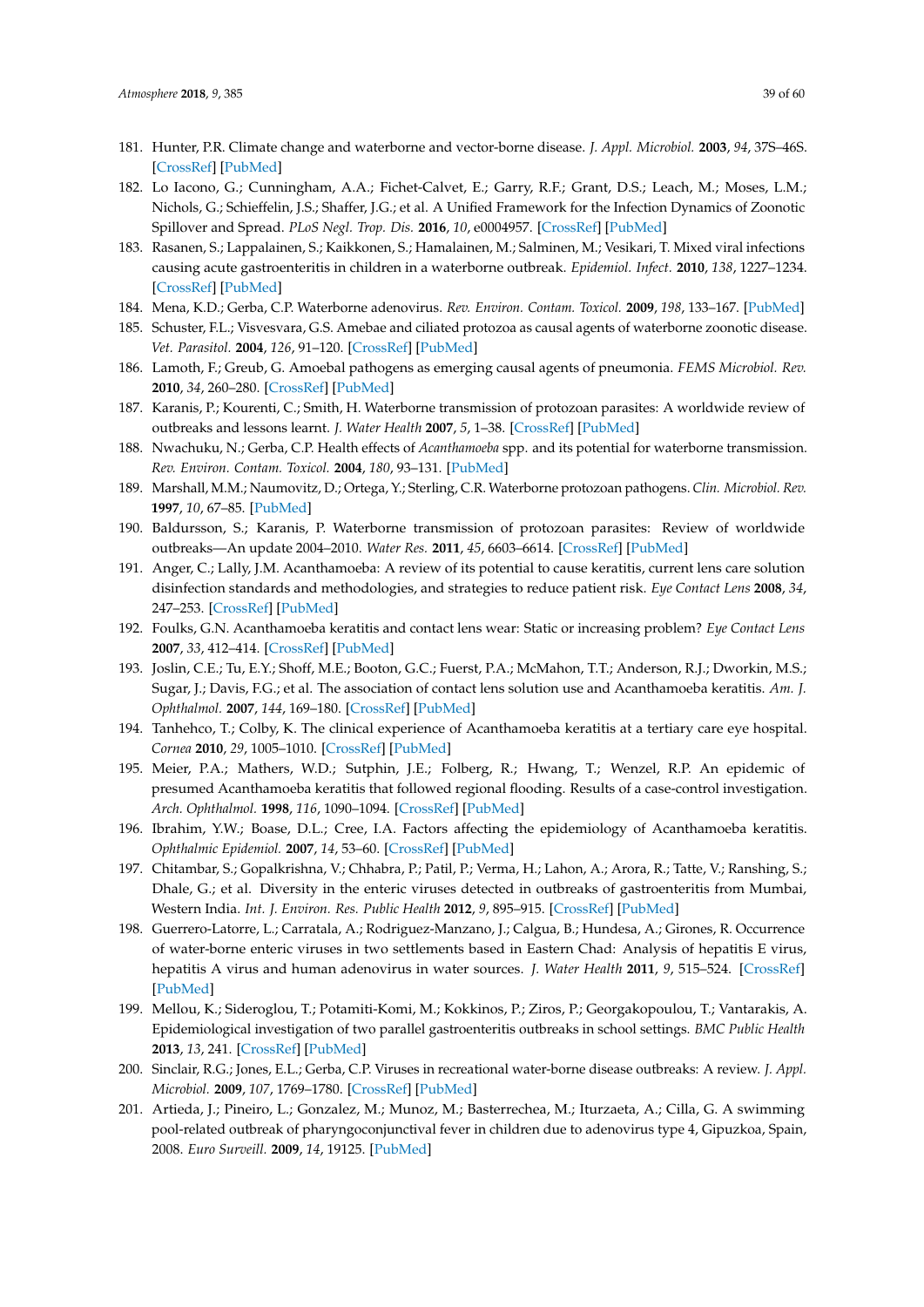181. Hunter, P.R. Climate change and waterborne and vector-borne disease. *J. Appl. Microbiol.* **2003**, *94*, 37S–46S. [CrossRef] [PubMed]
182. Lo Iacono, G.; Cunningham, A.A.; Fichet-Calvet, E.; Garry, R.F.; Grant, D.S.; Leach, M.; Moses, L.M.; Nichols, G.; Schieffelin, J.S.; Shaffer, J.G.; et al. A Unified Framework for the Infection Dynamics of Zoonotic Spillover and Spread. *PLoS Negl. Trop. Dis.* **2016**, *10*, e0004957. [CrossRef] [PubMed]
183. Rasanen, S.; Lappalainen, S.; Kaikkonen, S.; Hamalainen, M.; Salminen, M.; Vesikari, T. Mixed viral infections causing acute gastroenteritis in children in a waterborne outbreak. *Epidemiol. Infect.* **2010**, *138*, 1227–1234. [CrossRef] [PubMed]
184. Mena, K.D.; Gerba, C.P. Waterborne adenovirus. *Rev. Environ. Contam. Toxicol.* **2009**, *198*, 133–167. [PubMed]
185. Schuster, F.L.; Visvesvara, G.S. Amebae and ciliated protozoa as causal agents of waterborne zoonotic disease. *Vet. Parasitol.* **2004**, *126*, 91–120. [CrossRef] [PubMed]
186. Lamoth, F.; Greub, G. Amoebal pathogens as emerging causal agents of pneumonia. *FEMS Microbiol. Rev.* **2010**, *34*, 260–280. [CrossRef] [PubMed]
187. Karanis, P.; Kourenti, C.; Smith, H. Waterborne transmission of protozoan parasites: A worldwide review of outbreaks and lessons learnt. *J. Water Health* **2007**, *5*, 1–38. [CrossRef] [PubMed]
188. Nwachuku, N.; Gerba, C.P. Health effects of *Acanthamoeba* spp. and its potential for waterborne transmission. *Rev. Environ. Contam. Toxicol.* **2004**, *180*, 93–131. [PubMed]
189. Marshall, M.M.; Naumovitz, D.; Ortega, Y.; Sterling, C.R. Waterborne protozoan pathogens. *Clin. Microbiol. Rev.* **1997**, *10*, 67–85. [PubMed]
190. Baldursson, S.; Karanis, P. Waterborne transmission of protozoan parasites: Review of worldwide outbreaks—An update 2004–2010. *Water Res.* **2011**, *45*, 6603–6614. [CrossRef] [PubMed]
191. Anger, C.; Lally, J.M. Acanthamoeba: A review of its potential to cause keratitis, current lens care solution disinfection standards and methodologies, and strategies to reduce patient risk. *Eye Contact Lens* **2008**, *34*, 247–253. [CrossRef] [PubMed]
192. Foulks, G.N. Acanthamoeba keratitis and contact lens wear: Static or increasing problem? *Eye Contact Lens* **2007**, *33*, 412–414. [CrossRef] [PubMed]
193. Joslin, C.E.; Tu, E.Y.; Shoff, M.E.; Booton, G.C.; Fuerst, P.A.; McMahon, T.T.; Anderson, R.J.; Dworkin, M.S.; Sugar, J.; Davis, F.G.; et al. The association of contact lens solution use and Acanthamoeba keratitis. *Am. J. Ophthalmol.* **2007**, *144*, 169–180. [CrossRef] [PubMed]
194. Tanhehco, T.; Colby, K. The clinical experience of Acanthamoeba keratitis at a tertiary care eye hospital. *Cornea* **2010**, *29*, 1005–1010. [CrossRef] [PubMed]
195. Meier, P.A.; Mathers, W.D.; Sutphin, J.E.; Folberg, R.; Hwang, T.; Wenzel, R.P. An epidemic of presumed Acanthamoeba keratitis that followed regional flooding. Results of a case-control investigation. *Arch. Ophthalmol.* **1998**, *116*, 1090–1094. [CrossRef] [PubMed]
196. Ibrahim, Y.W.; Boase, D.L.; Cree, I.A. Factors affecting the epidemiology of Acanthamoeba keratitis. *Ophthalmic Epidemiol.* **2007**, *14*, 53–60. [CrossRef] [PubMed]
197. Chitambar, S.; Gopalkrishna, V.; Chhabra, P.; Patil, P.; Verma, H.; Lahon, A.; Arora, R.; Tatte, V.; Ranshing, S.; Dhale, G.; et al. Diversity in the enteric viruses detected in outbreaks of gastroenteritis from Mumbai, Western India. *Int. J. Environ. Res. Public Health* **2012**, *9*, 895–915. [CrossRef] [PubMed]
198. Guerrero-Latorre, L.; Carratala, A.; Rodriguez-Manzano, J.; Calgua, B.; Hundesa, A.; Girones, R. Occurrence of water-borne enteric viruses in two settlements based in Eastern Chad: Analysis of hepatitis E virus, hepatitis A virus and human adenovirus in water sources. *J. Water Health* **2011**, *9*, 515–524. [CrossRef] [PubMed]
199. Mellou, K.; Sideroglou, T.; Potamiti-Komi, M.; Kokkinos, P.; Ziros, P.; Georgakopoulou, T.; Vantarakis, A. Epidemiological investigation of two parallel gastroenteritis outbreaks in school settings. *BMC Public Health* **2013**, *13*, 241. [CrossRef] [PubMed]
200. Sinclair, R.G.; Jones, E.L.; Gerba, C.P. Viruses in recreational water-borne disease outbreaks: A review. *J. Appl. Microbiol.* **2009**, *107*, 1769–1780. [CrossRef] [PubMed]
201. Artieda, J.; Pineiro, L.; Gonzalez, M.; Munoz, M.; Basterrechea, M.; Iturzaeta, A.; Cilla, G. A swimming pool-related outbreak of pharyngoconjunctival fever in children due to adenovirus type 4, Gipuzkoa, Spain, 2008. *Euro Surveill.* **2009**, *14*, 19125. [PubMed]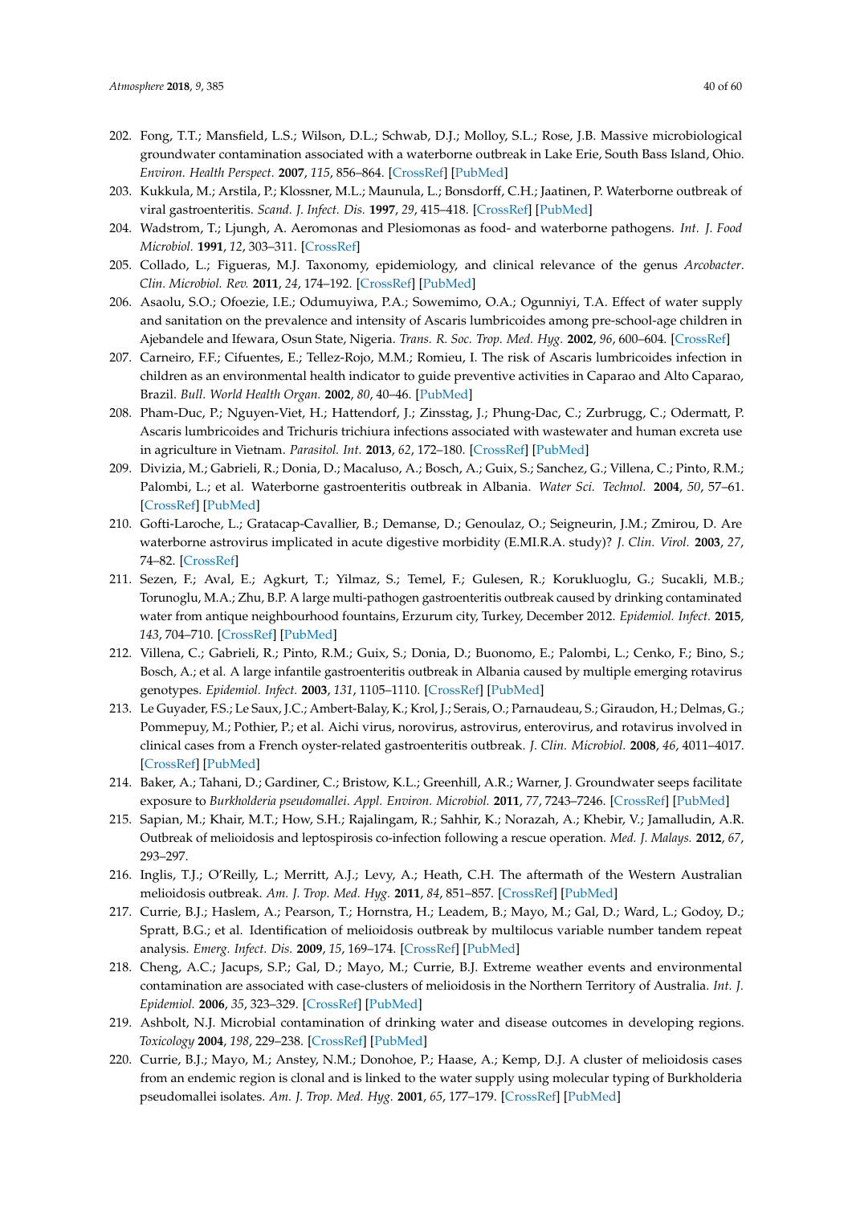202. Fong, T.T.; Mansfield, L.S.; Wilson, D.L.; Schwab, D.J.; Molloy, S.L.; Rose, J.B. Massive microbiological groundwater contamination associated with a waterborne outbreak in Lake Erie, South Bass Island, Ohio. *Environ. Health Perspect.* **2007**, *115*, 856–864. [CrossRef] [PubMed]
203. Kukkula, M.; Arstila, P.; Klossner, M.L.; Maunula, L.; Bonsdorff, C.H.; Jaatinen, P. Waterborne outbreak of viral gastroenteritis. *Scand. J. Infect. Dis.* **1997**, *29*, 415–418. [CrossRef] [PubMed]
204. Wadstrom, T.; Ljungh, A. Aeromonas and Plesiomonas as food- and waterborne pathogens. *Int. J. Food Microbiol.* **1991**, *12*, 303–311. [CrossRef]
205. Collado, L.; Figueras, M.J. Taxonomy, epidemiology, and clinical relevance of the genus *Arcobacter*. *Clin. Microbiol. Rev.* **2011**, *24*, 174–192. [CrossRef] [PubMed]
206. Asaolu, S.O.; Ofoezie, I.E.; Odumuyiwa, P.A.; Sowemimo, O.A.; Ogunniyi, T.A. Effect of water supply and sanitation on the prevalence and intensity of Ascaris lumbricoides among pre-school-age children in Ajebandele and Ifewara, Osun State, Nigeria. *Trans. R. Soc. Trop. Med. Hyg.* **2002**, *96*, 600–604. [CrossRef]
207. Carneiro, F.F.; Cifuentes, E.; Tellez-Rojo, M.M.; Romieu, I. The risk of Ascaris lumbricoides infection in children as an environmental health indicator to guide preventive activities in Caparao and Alto Caparao, Brazil. *Bull. World Health Organ.* **2002**, *80*, 40–46. [PubMed]
208. Pham-Duc, P.; Nguyen-Viet, H.; Hattendorf, J.; Zinsstag, J.; Phung-Dac, C.; Zurbrugg, C.; Odermatt, P. Ascaris lumbricoides and Trichuris trichiura infections associated with wastewater and human excreta use in agriculture in Vietnam. *Parasitol. Int.* **2013**, *62*, 172–180. [CrossRef] [PubMed]
209. Divizia, M.; Gabrieli, R.; Donia, D.; Macaluso, A.; Bosch, A.; Guix, S.; Sanchez, G.; Villena, C.; Pinto, R.M.; Palombi, L.; et al. Waterborne gastroenteritis outbreak in Albania. *Water Sci. Technol.* **2004**, *50*, 57–61. [CrossRef] [PubMed]
210. Gofti-Laroche, L.; Gratacap-Cavallier, B.; Demanse, D.; Genoulaz, O.; Seigneurin, J.M.; Zmirou, D. Are waterborne astrovirus implicated in acute digestive morbidity (E.MI.R.A. study)? *J. Clin. Virol.* **2003**, *27*, 74–82. [CrossRef]
211. Sezen, F.; Aval, E.; Agkurt, T.; Yilmaz, S.; Temel, F.; Gulesen, R.; Korukluoglu, G.; Sucakli, M.B.; Torunoglu, M.A.; Zhu, B.P. A large multi-pathogen gastroenteritis outbreak caused by drinking contaminated water from antique neighbourhood fountains, Erzurum city, Turkey, December 2012. *Epidemiol. Infect.* **2015**, *143*, 704–710. [CrossRef] [PubMed]
212. Villena, C.; Gabrieli, R.; Pinto, R.M.; Guix, S.; Donia, D.; Buonomo, E.; Palombi, L.; Cenko, F.; Bino, S.; Bosch, A.; et al. A large infantile gastroenteritis outbreak in Albania caused by multiple emerging rotavirus genotypes. *Epidemiol. Infect.* **2003**, *131*, 1105–1110. [CrossRef] [PubMed]
213. Le Guyader, F.S.; Le Saux, J.C.; Ambert-Balay, K.; Krol, J.; Serais, O.; Parnaudeau, S.; Giraudon, H.; Delmas, G.; Pommepuy, M.; Pothier, P.; et al. Aichi virus, norovirus, astrovirus, enterovirus, and rotavirus involved in clinical cases from a French oyster-related gastroenteritis outbreak. *J. Clin. Microbiol.* **2008**, *46*, 4011–4017. [CrossRef] [PubMed]
214. Baker, A.; Tahani, D.; Gardiner, C.; Bristow, K.L.; Greenhill, A.R.; Warner, J. Groundwater seeps facilitate exposure to *Burkholderia pseudomallei*. *Appl. Environ. Microbiol.* **2011**, *77*, 7243–7246. [CrossRef] [PubMed]
215. Sapian, M.; Khair, M.T.; How, S.H.; Rajalingam, R.; Sahhir, K.; Norazah, A.; Khebir, V.; Jamalludin, A.R. Outbreak of melioidosis and leptospirosis co-infection following a rescue operation. *Med. J. Malays.* **2012**, *67*, 293–297.
216. Inglis, T.J.; O'Reilly, L.; Merritt, A.J.; Levy, A.; Heath, C.H. The aftermath of the Western Australian melioidosis outbreak. *Am. J. Trop. Med. Hyg.* **2011**, *84*, 851–857. [CrossRef] [PubMed]
217. Currie, B.J.; Haslem, A.; Pearson, T.; Hornstra, H.; Leadem, B.; Mayo, M.; Gal, D.; Ward, L.; Godoy, D.; Spratt, B.G.; et al. Identification of melioidosis outbreak by multilocus variable number tandem repeat analysis. *Emerg. Infect. Dis.* **2009**, *15*, 169–174. [CrossRef] [PubMed]
218. Cheng, A.C.; Jacups, S.P.; Gal, D.; Mayo, M.; Currie, B.J. Extreme weather events and environmental contamination are associated with case-clusters of melioidosis in the Northern Territory of Australia. *Int. J. Epidemiol.* **2006**, *35*, 323–329. [CrossRef] [PubMed]
219. Ashbolt, N.J. Microbial contamination of drinking water and disease outcomes in developing regions. *Toxicology* **2004**, *198*, 229–238. [CrossRef] [PubMed]
220. Currie, B.J.; Mayo, M.; Anstey, N.M.; Donohoe, P.; Haase, A.; Kemp, D.J. A cluster of melioidosis cases from an endemic region is clonal and is linked to the water supply using molecular typing of Burkholderia pseudomallei isolates. *Am. J. Trop. Med. Hyg.* **2001**, *65*, 177–179. [CrossRef] [PubMed]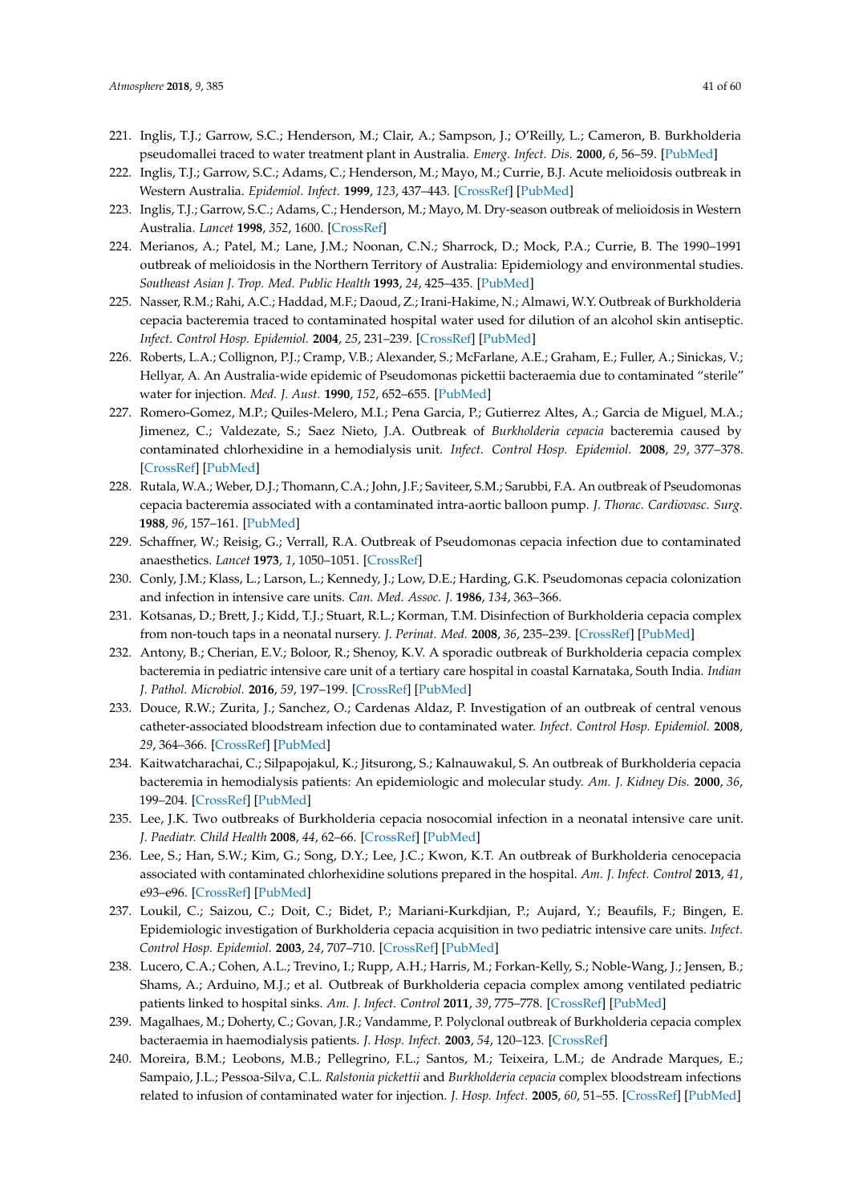221. Inglis, T.J.; Garrow, S.C.; Henderson, M.; Clair, A.; Sampson, J.; O'Reilly, L.; Cameron, B. Burkholderia pseudomallei traced to water treatment plant in Australia. *Emerg. Infect. Dis.* **2000**, *6*, 56–59. [PubMed]
222. Inglis, T.J.; Garrow, S.C.; Adams, C.; Henderson, M.; Mayo, M.; Currie, B.J. Acute melioidosis outbreak in Western Australia. *Epidemiol. Infect.* **1999**, *123*, 437–443. [CrossRef] [PubMed]
223. Inglis, T.J.; Garrow, S.C.; Adams, C.; Henderson, M.; Mayo, M. Dry-season outbreak of melioidosis in Western Australia. *Lancet* **1998**, *352*, 1600. [CrossRef]
224. Merianos, A.; Patel, M.; Lane, J.M.; Noonan, C.N.; Sharrock, D.; Mock, P.A.; Currie, B. The 1990–1991 outbreak of melioidosis in the Northern Territory of Australia: Epidemiology and environmental studies. *Southeast Asian J. Trop. Med. Public Health* **1993**, *24*, 425–435. [PubMed]
225. Nasser, R.M.; Rahi, A.C.; Haddad, M.F.; Daoud, Z.; Irani-Hakime, N.; Almawi, W.Y. Outbreak of Burkholderia cepacia bacteremia traced to contaminated hospital water used for dilution of an alcohol skin antiseptic. *Infect. Control Hosp. Epidemiol.* **2004**, *25*, 231–239. [CrossRef] [PubMed]
226. Roberts, L.A.; Collignon, P.J.; Cramp, V.B.; Alexander, S.; McFarlane, A.E.; Graham, E.; Fuller, A.; Sinickas, V.; Hellyar, A. An Australia-wide epidemic of Pseudomonas pickettii bacteraemia due to contaminated "sterile" water for injection. *Med. J. Aust.* **1990**, *152*, 652–655. [PubMed]
227. Romero-Gomez, M.P.; Quiles-Melero, M.I.; Pena Garcia, P.; Gutierrez Altes, A.; Garcia de Miguel, M.A.; Jimenez, C.; Valdezate, S.; Saez Nieto, J.A. Outbreak of *Burkholderia cepacia* bacteremia caused by contaminated chlorhexidine in a hemodialysis unit. *Infect. Control Hosp. Epidemiol.* **2008**, *29*, 377–378. [CrossRef] [PubMed]
228. Rutala, W.A.; Weber, D.J.; Thomann, C.A.; John, J.F.; Saviteer, S.M.; Sarubbi, F.A. An outbreak of Pseudomonas cepacia bacteremia associated with a contaminated intra-aortic balloon pump. *J. Thorac. Cardiovasc. Surg.* **1988**, *96*, 157–161. [PubMed]
229. Schaffner, W.; Reisig, G.; Verrall, R.A. Outbreak of Pseudomonas cepacia infection due to contaminated anaesthetics. *Lancet* **1973**, *1*, 1050–1051. [CrossRef]
230. Conly, J.M.; Klass, L.; Larson, L.; Kennedy, J.; Low, D.E.; Harding, G.K. Pseudomonas cepacia colonization and infection in intensive care units. *Can. Med. Assoc. J.* **1986**, *134*, 363–366.
231. Kotsanas, D.; Brett, J.; Kidd, T.J.; Stuart, R.L.; Korman, T.M. Disinfection of Burkholderia cepacia complex from non-touch taps in a neonatal nursery. *J. Perinat. Med.* **2008**, *36*, 235–239. [CrossRef] [PubMed]
232. Antony, B.; Cherian, E.V.; Boloor, R.; Shenoy, K.V. A sporadic outbreak of Burkholderia cepacia complex bacteremia in pediatric intensive care unit of a tertiary care hospital in coastal Karnataka, South India. *Indian J. Pathol. Microbiol.* **2016**, *59*, 197–199. [CrossRef] [PubMed]
233. Douce, R.W.; Zurita, J.; Sanchez, O.; Cardenas Aldaz, P. Investigation of an outbreak of central venous catheter-associated bloodstream infection due to contaminated water. *Infect. Control Hosp. Epidemiol.* **2008**, *29*, 364–366. [CrossRef] [PubMed]
234. Kaitwatcharachai, C.; Silpapojakul, K.; Jitsurong, S.; Kalnauwakul, S. An outbreak of Burkholderia cepacia bacteremia in hemodialysis patients: An epidemiologic and molecular study. *Am. J. Kidney Dis.* **2000**, *36*, 199–204. [CrossRef] [PubMed]
235. Lee, J.K. Two outbreaks of Burkholderia cepacia nosocomial infection in a neonatal intensive care unit. *J. Paediatr. Child Health* **2008**, *44*, 62–66. [CrossRef] [PubMed]
236. Lee, S.; Han, S.W.; Kim, G.; Song, D.Y.; Lee, J.C.; Kwon, K.T. An outbreak of Burkholderia cenocepacia associated with contaminated chlorhexidine solutions prepared in the hospital. *Am. J. Infect. Control* **2013**, *41*, e93–e96. [CrossRef] [PubMed]
237. Loukil, C.; Saizou, C.; Doit, C.; Bidet, P.; Mariani-Kurkdjian, P.; Aujard, Y.; Beaufils, F.; Bingen, E. Epidemiologic investigation of Burkholderia cepacia acquisition in two pediatric intensive care units. *Infect. Control Hosp. Epidemiol.* **2003**, *24*, 707–710. [CrossRef] [PubMed]
238. Lucero, C.A.; Cohen, A.L.; Trevino, I.; Rupp, A.H.; Harris, M.; Forkan-Kelly, S.; Noble-Wang, J.; Jensen, B.; Shams, A.; Arduino, M.J.; et al. Outbreak of Burkholderia cepacia complex among ventilated pediatric patients linked to hospital sinks. *Am. J. Infect. Control* **2011**, *39*, 775–778. [CrossRef] [PubMed]
239. Magalhaes, M.; Doherty, C.; Govan, J.R.; Vandamme, P. Polyclonal outbreak of Burkholderia cepacia complex bacteraemia in haemodialysis patients. *J. Hosp. Infect.* **2003**, *54*, 120–123. [CrossRef]
240. Moreira, B.M.; Leobons, M.B.; Pellegrino, F.L.; Santos, M.; Teixeira, L.M.; de Andrade Marques, E.; Sampaio, J.L.; Pessoa-Silva, C.L. *Ralstonia pickettii* and *Burkholderia cepacia* complex bloodstream infections related to infusion of contaminated water for injection. *J. Hosp. Infect.* **2005**, *60*, 51–55. [CrossRef] [PubMed]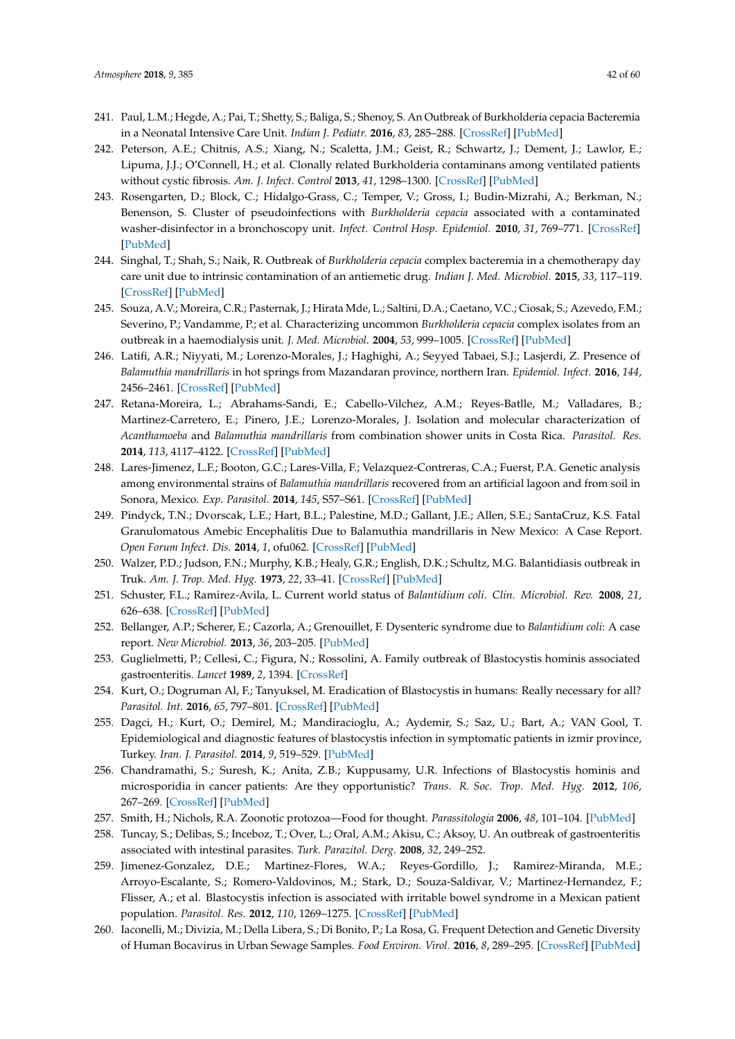241. Paul, L.M.; Hegde, A.; Pai, T.; Shetty, S.; Baliga, S.; Shenoy, S. An Outbreak of Burkholderia cepacia Bacteremia in a Neonatal Intensive Care Unit. *Indian J. Pediatr.* **2016**, *83*, 285–288. [CrossRef] [PubMed]
242. Peterson, A.E.; Chitnis, A.S.; Xiang, N.; Scaletta, J.M.; Geist, R.; Schwartz, J.; Dement, J.; Lawlor, E.; Lipuma, J.J.; O'Connell, H.; et al. Clonally related Burkholderia contaminans among ventilated patients without cystic fibrosis. *Am. J. Infect. Control* **2013**, *41*, 1298–1300. [CrossRef] [PubMed]
243. Rosengarten, D.; Block, C.; Hidalgo-Grass, C.; Temper, V.; Gross, I.; Budin-Mizrahi, A.; Berkman, N.; Benenson, S. Cluster of pseudoinfections with *Burkholderia cepacia* associated with a contaminated washer-disinfector in a bronchoscopy unit. *Infect. Control Hosp. Epidemiol.* **2010**, *31*, 769–771. [CrossRef] [PubMed]
244. Singhal, T.; Shah, S.; Naik, R. Outbreak of *Burkholderia cepacia* complex bacteremia in a chemotherapy day care unit due to intrinsic contamination of an antiemetic drug. *Indian J. Med. Microbiol.* **2015**, *33*, 117–119. [CrossRef] [PubMed]
245. Souza, A.V.; Moreira, C.R.; Pasternak, J.; Hirata Mde, L.; Saltini, D.A.; Caetano, V.C.; Ciosak, S.; Azevedo, F.M.; Severino, P.; Vandamme, P.; et al. Characterizing uncommon *Burkholderia cepacia* complex isolates from an outbreak in a haemodialysis unit. *J. Med. Microbiol.* **2004**, *53*, 999–1005. [CrossRef] [PubMed]
246. Latifi, A.R.; Niyyati, M.; Lorenzo-Morales, J.; Haghighi, A.; Seyyed Tabaei, S.J.; Lasjerdi, Z. Presence of *Balamuthia mandrillaris* in hot springs from Mazandaran province, northern Iran. *Epidemiol. Infect.* **2016**, *144*, 2456–2461. [CrossRef] [PubMed]
247. Retana-Moreira, L.; Abrahams-Sandi, E.; Cabello-Vilchez, A.M.; Reyes-Batlle, M.; Valladares, B.; Martinez-Carretero, E.; Pinero, J.E.; Lorenzo-Morales, J. Isolation and molecular characterization of *Acanthamoeba* and *Balamuthia mandrillaris* from combination shower units in Costa Rica. *Parasitol. Res.* **2014**, *113*, 4117–4122. [CrossRef] [PubMed]
248. Lares-Jimenez, L.F.; Booton, G.C.; Lares-Villa, F.; Velazquez-Contreras, C.A.; Fuerst, P.A. Genetic analysis among environmental strains of *Balamuthia mandrillaris* recovered from an artificial lagoon and from soil in Sonora, Mexico. *Exp. Parasitol.* **2014**, *145*, S57–S61. [CrossRef] [PubMed]
249. Pindyck, T.N.; Dvorscak, L.E.; Hart, B.L.; Palestine, M.D.; Gallant, J.E.; Allen, S.E.; SantaCruz, K.S. Fatal Granulomatous Amebic Encephalitis Due to Balamuthia mandrillaris in New Mexico: A Case Report. *Open Forum Infect. Dis.* **2014**, *1*, ofu062. [CrossRef] [PubMed]
250. Walzer, P.D.; Judson, F.N.; Murphy, K.B.; Healy, G.R.; English, D.K.; Schultz, M.G. Balantidiasis outbreak in Truk. *Am. J. Trop. Med. Hyg.* **1973**, *22*, 33–41. [CrossRef] [PubMed]
251. Schuster, F.L.; Ramirez-Avila, L. Current world status of *Balantidium coli*. *Clin. Microbiol. Rev.* **2008**, *21*, 626–638. [CrossRef] [PubMed]
252. Bellanger, A.P.; Scherer, E.; Cazorla, A.; Grenouillet, F. Dysenteric syndrome due to *Balantidium coli*: A case report. *New Microbiol.* **2013**, *36*, 203–205. [PubMed]
253. Guglielmetti, P.; Cellesi, C.; Figura, N.; Rossolini, A. Family outbreak of Blastocystis hominis associated gastroenteritis. *Lancet* **1989**, *2*, 1394. [CrossRef]
254. Kurt, O.; Dogruman Al, F.; Tanyuksel, M. Eradication of Blastocystis in humans: Really necessary for all? *Parasitol. Int.* **2016**, *65*, 797–801. [CrossRef] [PubMed]
255. Dagci, H.; Kurt, O.; Demirel, M.; Mandiracioglu, A.; Aydemir, S.; Saz, U.; Bart, A.; VAN Gool, T. Epidemiological and diagnostic features of blastocystis infection in symptomatic patients in izmir province, Turkey. *Iran. J. Parasitol.* **2014**, *9*, 519–529. [PubMed]
256. Chandramathi, S.; Suresh, K.; Anita, Z.B.; Kuppusamy, U.R. Infections of Blastocystis hominis and microsporidia in cancer patients: Are they opportunistic? *Trans. R. Soc. Trop. Med. Hyg.* **2012**, *106*, 267–269. [CrossRef] [PubMed]
257. Smith, H.; Nichols, R.A. Zoonotic protozoa—Food for thought. *Parassitologia* **2006**, *48*, 101–104. [PubMed]
258. Tuncay, S.; Delibas, S.; Inceboz, T.; Over, L.; Oral, A.M.; Akisu, C.; Aksoy, U. An outbreak of gastroenteritis associated with intestinal parasites. *Turk. Parazitol. Derg.* **2008**, *32*, 249–252.
259. Jimenez-Gonzalez, D.E.; Martinez-Flores, W.A.; Reyes-Gordillo, J.; Ramirez-Miranda, M.E.; Arroyo-Escalante, S.; Romero-Valdovinos, M.; Stark, D.; Souza-Saldivar, V.; Martinez-Hernandez, F.; Flisser, A.; et al. Blastocystis infection is associated with irritable bowel syndrome in a Mexican patient population. *Parasitol. Res.* **2012**, *110*, 1269–1275. [CrossRef] [PubMed]
260. Iaconelli, M.; Divizia, M.; Della Libera, S.; Di Bonito, P.; La Rosa, G. Frequent Detection and Genetic Diversity of Human Bocavirus in Urban Sewage Samples. *Food Environ. Virol.* **2016**, *8*, 289–295. [CrossRef] [PubMed]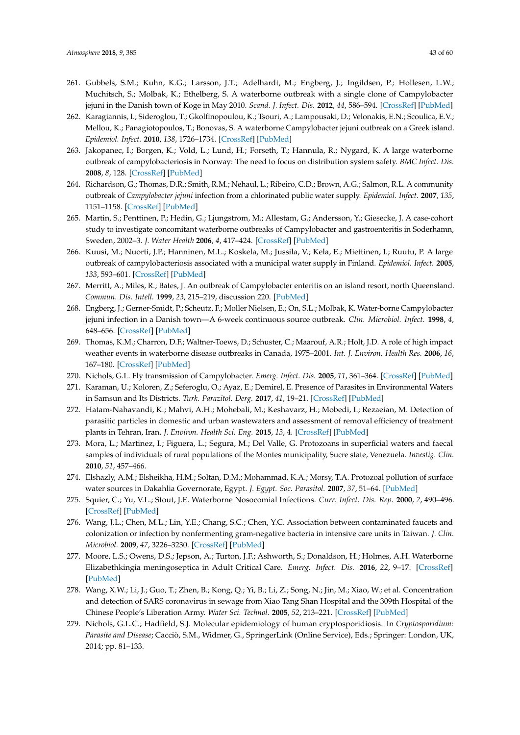261. Gubbels, S.M.; Kuhn, K.G.; Larsson, J.T.; Adelhardt, M.; Engberg, J.; Ingildsen, P.; Hollesen, L.W.; Muchitsch, S.; Molbak, K.; Ethelberg, S. A waterborne outbreak with a single clone of Campylobacter jejuni in the Danish town of Koge in May 2010. *Scand. J. Infect. Dis.* **2012**, *44*, 586–594. [CrossRef] [PubMed]
262. Karagiannis, I.; Sideroglou, T.; Gkolfinopoulou, K.; Tsouri, A.; Lampousaki, D.; Velonakis, E.N.; Scoulica, E.V.; Mellou, K.; Panagiotopoulos, T.; Bonovas, S. A waterborne Campylobacter jejuni outbreak on a Greek island. *Epidemiol. Infect.* **2010**, *138*, 1726–1734. [CrossRef] [PubMed]
263. Jakopanec, I.; Borgen, K.; Vold, L.; Lund, H.; Forseth, T.; Hannula, R.; Nygard, K. A large waterborne outbreak of campylobacteriosis in Norway: The need to focus on distribution system safety. *BMC Infect. Dis.* **2008**, *8*, 128. [CrossRef] [PubMed]
264. Richardson, G.; Thomas, D.R.; Smith, R.M.; Nehaul, L.; Ribeiro, C.D.; Brown, A.G.; Salmon, R.L. A community outbreak of *Campylobacter jejuni* infection from a chlorinated public water supply. *Epidemiol. Infect.* **2007**, *135*, 1151–1158. [CrossRef] [PubMed]
265. Martin, S.; Penttinen, P.; Hedin, G.; Ljungstrom, M.; Allestam, G.; Andersson, Y.; Giesecke, J. A case-cohort study to investigate concomitant waterborne outbreaks of Campylobacter and gastroenteritis in Soderhamn, Sweden, 2002–3. *J. Water Health* **2006**, *4*, 417–424. [CrossRef] [PubMed]
266. Kuusi, M.; Nuorti, J.P.; Hanninen, M.L.; Koskela, M.; Jussila, V.; Kela, E.; Miettinen, I.; Ruutu, P. A large outbreak of campylobacteriosis associated with a municipal water supply in Finland. *Epidemiol. Infect.* **2005**, *133*, 593–601. [CrossRef] [PubMed]
267. Merritt, A.; Miles, R.; Bates, J. An outbreak of Campylobacter enteritis on an island resort, north Queensland. *Commun. Dis. Intell.* **1999**, *23*, 215–219, discussion 220. [PubMed]
268. Engberg, J.; Gerner-Smidt, P.; Scheutz, F.; Moller Nielsen, E.; On, S.L.; Molbak, K. Water-borne Campylobacter jejuni infection in a Danish town—A 6-week continuous source outbreak. *Clin. Microbiol. Infect.* **1998**, *4*, 648–656. [CrossRef] [PubMed]
269. Thomas, K.M.; Charron, D.F.; Waltner-Toews, D.; Schuster, C.; Maarouf, A.R.; Holt, J.D. A role of high impact weather events in waterborne disease outbreaks in Canada, 1975–2001. *Int. J. Environ. Health Res.* **2006**, *16*, 167–180. [CrossRef] [PubMed]
270. Nichols, G.L. Fly transmission of Campylobacter. *Emerg. Infect. Dis.* **2005**, *11*, 361–364. [CrossRef] [PubMed]
271. Karaman, U.; Koloren, Z.; Seferoglu, O.; Ayaz, E.; Demirel, E. Presence of Parasites in Environmental Waters in Samsun and Its Districts. *Turk. Parazitol. Derg.* **2017**, *41*, 19–21. [CrossRef] [PubMed]
272. Hatam-Nahavandi, K.; Mahvi, A.H.; Mohebali, M.; Keshavarz, H.; Mobedi, I.; Rezaeian, M. Detection of parasitic particles in domestic and urban wastewaters and assessment of removal efficiency of treatment plants in Tehran, Iran. *J. Environ. Health Sci. Eng.* **2015**, *13*, 4. [CrossRef] [PubMed]
273. Mora, L.; Martinez, I.; Figuera, L.; Segura, M.; Del Valle, G. Protozoans in superficial waters and faecal samples of individuals of rural populations of the Montes municipality, Sucre state, Venezuela. *Investig. Clin.* **2010**, *51*, 457–466.
274. Elshazly, A.M.; Elsheikha, H.M.; Soltan, D.M.; Mohammad, K.A.; Morsy, T.A. Protozoal pollution of surface water sources in Dakahlia Governorate, Egypt. *J. Egypt. Soc. Parasitol.* **2007**, *37*, 51–64. [PubMed]
275. Squier, C.; Yu, V.L.; Stout, J.E. Waterborne Nosocomial Infections. *Curr. Infect. Dis. Rep.* **2000**, *2*, 490–496. [CrossRef] [PubMed]
276. Wang, J.L.; Chen, M.L.; Lin, Y.E.; Chang, S.C.; Chen, Y.C. Association between contaminated faucets and colonization or infection by nonfermenting gram-negative bacteria in intensive care units in Taiwan. *J. Clin. Microbiol.* **2009**, *47*, 3226–3230. [CrossRef] [PubMed]
277. Moore, L.S.; Owens, D.S.; Jepson, A.; Turton, J.F.; Ashworth, S.; Donaldson, H.; Holmes, A.H. Waterborne Elizabethkingia meningoseptica in Adult Critical Care. *Emerg. Infect. Dis.* **2016**, *22*, 9–17. [CrossRef] [PubMed]
278. Wang, X.W.; Li, J.; Guo, T.; Zhen, B.; Kong, Q.; Yi, B.; Li, Z.; Song, N.; Jin, M.; Xiao, W.; et al. Concentration and detection of SARS coronavirus in sewage from Xiao Tang Shan Hospital and the 309th Hospital of the Chinese People's Liberation Army. *Water Sci. Technol.* **2005**, *52*, 213–221. [CrossRef] [PubMed]
279. Nichols, G.L.C.; Hadfield, S.J. Molecular epidemiology of human cryptosporidiosis. In *Cryptosporidium: Parasite and Disease*; Cacciò, S.M., Widmer, G., SpringerLink (Online Service), Eds.; Springer: London, UK, 2014; pp. 81–133.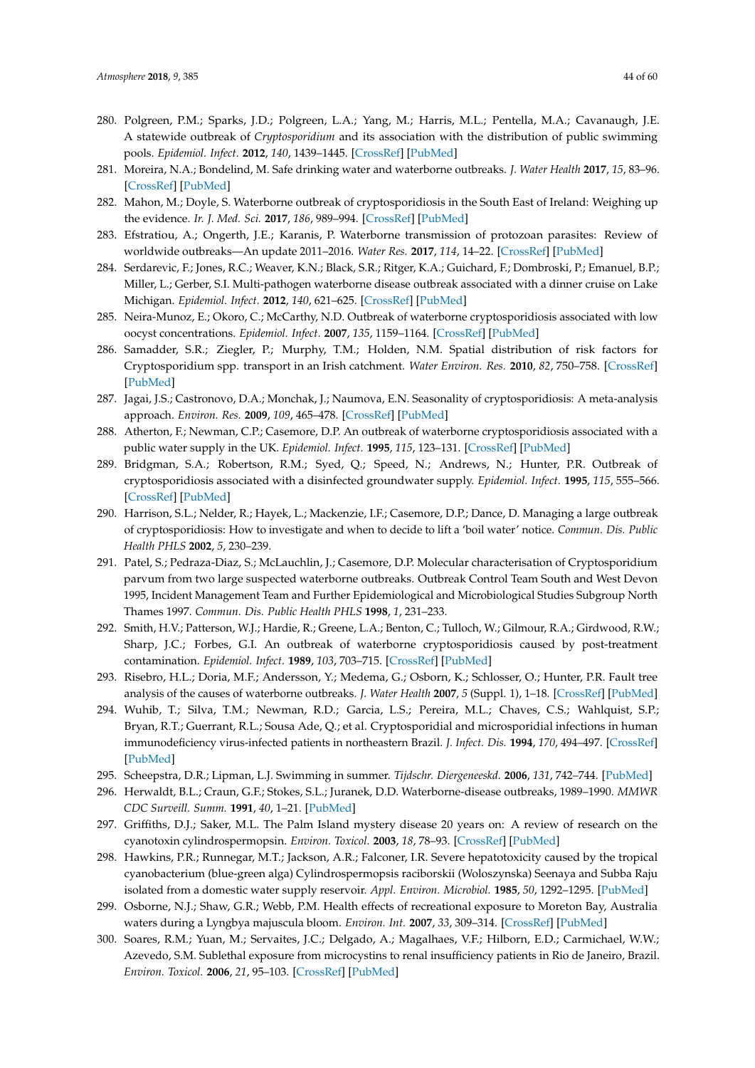280. Polgreen, P.M.; Sparks, J.D.; Polgreen, L.A.; Yang, M.; Harris, M.L.; Pentella, M.A.; Cavanaugh, J.E. A statewide outbreak of *Cryptosporidium* and its association with the distribution of public swimming pools. *Epidemiol. Infect.* **2012**, *140*, 1439–1445. [CrossRef] [PubMed]

281. Moreira, N.A.; Bondelind, M. Safe drinking water and waterborne outbreaks. *J. Water Health* **2017**, *15*, 83–96. [CrossRef] [PubMed]

282. Mahon, M.; Doyle, S. Waterborne outbreak of cryptosporidiosis in the South East of Ireland: Weighing up the evidence. *Ir. J. Med. Sci.* **2017**, *186*, 989–994. [CrossRef] [PubMed]

283. Efstratiou, A.; Ongerth, J.E.; Karanis, P. Waterborne transmission of protozoan parasites: Review of worldwide outbreaks—An update 2011–2016. *Water Res.* **2017**, *114*, 14–22. [CrossRef] [PubMed]

284. Serdarevic, F.; Jones, R.C.; Weaver, K.N.; Black, S.R.; Ritger, K.A.; Guichard, F.; Dombroski, P.; Emanuel, B.P.; Miller, L.; Gerber, S.I. Multi-pathogen waterborne disease outbreak associated with a dinner cruise on Lake Michigan. *Epidemiol. Infect.* **2012**, *140*, 621–625. [CrossRef] [PubMed]

285. Neira-Munoz, E.; Okoro, C.; McCarthy, N.D. Outbreak of waterborne cryptosporidiosis associated with low oocyst concentrations. *Epidemiol. Infect.* **2007**, *135*, 1159–1164. [CrossRef] [PubMed]

286. Samadder, S.R.; Ziegler, P.; Murphy, T.M.; Holden, N.M. Spatial distribution of risk factors for Cryptosporidium spp. transport in an Irish catchment. *Water Environ. Res.* **2010**, *82*, 750–758. [CrossRef] [PubMed]

287. Jagai, J.S.; Castronovo, D.A.; Monchak, J.; Naumova, E.N. Seasonality of cryptosporidiosis: A meta-analysis approach. *Environ. Res.* **2009**, *109*, 465–478. [CrossRef] [PubMed]

288. Atherton, F.; Newman, C.P.; Casemore, D.P. An outbreak of waterborne cryptosporidiosis associated with a public water supply in the UK. *Epidemiol. Infect.* **1995**, *115*, 123–131. [CrossRef] [PubMed]

289. Bridgman, S.A.; Robertson, R.M.; Syed, Q.; Speed, N.; Andrews, N.; Hunter, P.R. Outbreak of cryptosporidiosis associated with a disinfected groundwater supply. *Epidemiol. Infect.* **1995**, *115*, 555–566. [CrossRef] [PubMed]

290. Harrison, S.L.; Nelder, R.; Hayek, L.; Mackenzie, I.F.; Casemore, D.P.; Dance, D. Managing a large outbreak of cryptosporidiosis: How to investigate and when to decide to lift a 'boil water' notice. *Commun. Dis. Public Health PHLS* **2002**, *5*, 230–239.

291. Patel, S.; Pedraza-Diaz, S.; McLauchlin, J.; Casemore, D.P. Molecular characterisation of Cryptosporidium parvum from two large suspected waterborne outbreaks. Outbreak Control Team South and West Devon 1995, Incident Management Team and Further Epidemiological and Microbiological Studies Subgroup North Thames 1997. *Commun. Dis. Public Health PHLS* **1998**, *1*, 231–233.

292. Smith, H.V.; Patterson, W.J.; Hardie, R.; Greene, L.A.; Benton, C.; Tulloch, W.; Gilmour, R.A.; Girdwood, R.W.; Sharp, J.C.; Forbes, G.I. An outbreak of waterborne cryptosporidiosis caused by post-treatment contamination. *Epidemiol. Infect.* **1989**, *103*, 703–715. [CrossRef] [PubMed]

293. Risebro, H.L.; Doria, M.F.; Andersson, Y.; Medema, G.; Osborn, K.; Schlosser, O.; Hunter, P.R. Fault tree analysis of the causes of waterborne outbreaks. *J. Water Health* **2007**, *5* (Suppl. 1), 1–18. [CrossRef] [PubMed]

294. Wuhib, T.; Silva, T.M.; Newman, R.D.; Garcia, L.S.; Pereira, M.L.; Chaves, C.S.; Wahlquist, S.P.; Bryan, R.T.; Guerrant, R.L.; Sousa Ade, Q.; et al. Cryptosporidial and microsporidial infections in human immunodeficiency virus-infected patients in northeastern Brazil. *J. Infect. Dis.* **1994**, *170*, 494–497. [CrossRef] [PubMed]

295. Scheepstra, D.R.; Lipman, L.J. Swimming in summer. *Tijdschr. Diergeneeskd.* **2006**, *131*, 742–744. [PubMed]

296. Herwaldt, B.L.; Craun, G.F.; Stokes, S.L.; Juranek, D.D. Waterborne-disease outbreaks, 1989–1990. *MMWR CDC Surveill. Summ.* **1991**, *40*, 1–21. [PubMed]

297. Griffiths, D.J.; Saker, M.L. The Palm Island mystery disease 20 years on: A review of research on the cyanotoxin cylindrospermopsin. *Environ. Toxicol.* **2003**, *18*, 78–93. [CrossRef] [PubMed]

298. Hawkins, P.R.; Runnegar, M.T.; Jackson, A.R.; Falconer, I.R. Severe hepatotoxicity caused by the tropical cyanobacterium (blue-green alga) Cylindrospermopsis raciborskii (Woloszynska) Seenaya and Subba Raju isolated from a domestic water supply reservoir. *Appl. Environ. Microbiol.* **1985**, *50*, 1292–1295. [PubMed]

299. Osborne, N.J.; Shaw, G.R.; Webb, P.M. Health effects of recreational exposure to Moreton Bay, Australia waters during a Lyngbya majuscula bloom. *Environ. Int.* **2007**, *33*, 309–314. [CrossRef] [PubMed]

300. Soares, R.M.; Yuan, M.; Servaites, J.C.; Delgado, A.; Magalhaes, V.F.; Hilborn, E.D.; Carmichael, W.W.; Azevedo, S.M. Sublethal exposure from microcystins to renal insufficiency patients in Rio de Janeiro, Brazil. *Environ. Toxicol.* **2006**, *21*, 95–103. [CrossRef] [PubMed]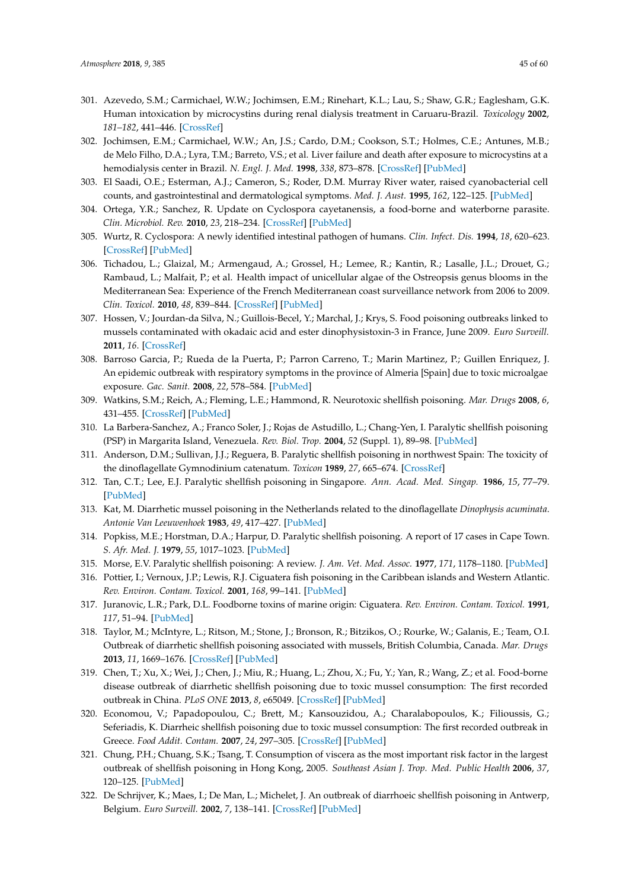301. Azevedo, S.M.; Carmichael, W.W.; Jochimsen, E.M.; Rinehart, K.L.; Lau, S.; Shaw, G.R.; Eaglesham, G.K. Human intoxication by microcystins during renal dialysis treatment in Caruaru-Brazil. *Toxicology* **2002**, *181–182*, 441–446. [CrossRef]
302. Jochimsen, E.M.; Carmichael, W.W.; An, J.S.; Cardo, D.M.; Cookson, S.T.; Holmes, C.E.; Antunes, M.B.; de Melo Filho, D.A.; Lyra, T.M.; Barreto, V.S.; et al. Liver failure and death after exposure to microcystins at a hemodialysis center in Brazil. *N. Engl. J. Med.* **1998**, *338*, 873–878. [CrossRef] [PubMed]
303. El Saadi, O.E.; Esterman, A.J.; Cameron, S.; Roder, D.M. Murray River water, raised cyanobacterial cell counts, and gastrointestinal and dermatological symptoms. *Med. J. Aust.* **1995**, *162*, 122–125. [PubMed]
304. Ortega, Y.R.; Sanchez, R. Update on Cyclospora cayetanensis, a food-borne and waterborne parasite. *Clin. Microbiol. Rev.* **2010**, *23*, 218–234. [CrossRef] [PubMed]
305. Wurtz, R. Cyclospora: A newly identified intestinal pathogen of humans. *Clin. Infect. Dis.* **1994**, *18*, 620–623. [CrossRef] [PubMed]
306. Tichadou, L.; Glaizal, M.; Armengaud, A.; Grossel, H.; Lemee, R.; Kantin, R.; Lasalle, J.L.; Drouet, G.; Rambaud, L.; Malfait, P.; et al. Health impact of unicellular algae of the Ostreopsis genus blooms in the Mediterranean Sea: Experience of the French Mediterranean coast surveillance network from 2006 to 2009. *Clin. Toxicol.* **2010**, *48*, 839–844. [CrossRef] [PubMed]
307. Hossen, V.; Jourdan-da Silva, N.; Guillois-Becel, Y.; Marchal, J.; Krys, S. Food poisoning outbreaks linked to mussels contaminated with okadaic acid and ester dinophysistoxin-3 in France, June 2009. *Euro Surveill.* **2011**, *16*. [CrossRef]
308. Barroso Garcia, P.; Rueda de la Puerta, P.; Parron Carreno, T.; Marin Martinez, P.; Guillen Enriquez, J. An epidemic outbreak with respiratory symptoms in the province of Almeria [Spain] due to toxic microalgae exposure. *Gac. Sanit.* **2008**, *22*, 578–584. [PubMed]
309. Watkins, S.M.; Reich, A.; Fleming, L.E.; Hammond, R. Neurotoxic shellfish poisoning. *Mar. Drugs* **2008**, *6*, 431–455. [CrossRef] [PubMed]
310. La Barbera-Sanchez, A.; Franco Soler, J.; Rojas de Astudillo, L.; Chang-Yen, I. Paralytic shellfish poisoning (PSP) in Margarita Island, Venezuela. *Rev. Biol. Trop.* **2004**, *52* (Suppl. 1), 89–98. [PubMed]
311. Anderson, D.M.; Sullivan, J.J.; Reguera, B. Paralytic shellfish poisoning in northwest Spain: The toxicity of the dinoflagellate Gymnodinium catenatum. *Toxicon* **1989**, *27*, 665–674. [CrossRef]
312. Tan, C.T.; Lee, E.J. Paralytic shellfish poisoning in Singapore. *Ann. Acad. Med. Singap.* **1986**, *15*, 77–79. [PubMed]
313. Kat, M. Diarrhetic mussel poisoning in the Netherlands related to the dinoflagellate *Dinophysis acuminata*. *Antonie Van Leeuwenhoek* **1983**, *49*, 417–427. [PubMed]
314. Popkiss, M.E.; Horstman, D.A.; Harpur, D. Paralytic shellfish poisoning. A report of 17 cases in Cape Town. *S. Afr. Med. J.* **1979**, *55*, 1017–1023. [PubMed]
315. Morse, E.V. Paralytic shellfish poisoning: A review. *J. Am. Vet. Med. Assoc.* **1977**, *171*, 1178–1180. [PubMed]
316. Pottier, I.; Vernoux, J.P.; Lewis, R.J. Ciguatera fish poisoning in the Caribbean islands and Western Atlantic. *Rev. Environ. Contam. Toxicol.* **2001**, *168*, 99–141. [PubMed]
317. Juranovic, L.R.; Park, D.L. Foodborne toxins of marine origin: Ciguatera. *Rev. Environ. Contam. Toxicol.* **1991**, *117*, 51–94. [PubMed]
318. Taylor, M.; McIntyre, L.; Ritson, M.; Stone, J.; Bronson, R.; Bitzikos, O.; Rourke, W.; Galanis, E.; Team, O.I. Outbreak of diarrhetic shellfish poisoning associated with mussels, British Columbia, Canada. *Mar. Drugs* **2013**, *11*, 1669–1676. [CrossRef] [PubMed]
319. Chen, T.; Xu, X.; Wei, J.; Chen, J.; Miu, R.; Huang, L.; Zhou, X.; Fu, Y.; Yan, R.; Wang, Z.; et al. Food-borne disease outbreak of diarrhetic shellfish poisoning due to toxic mussel consumption: The first recorded outbreak in China. *PLoS ONE* **2013**, *8*, e65049. [CrossRef] [PubMed]
320. Economou, V.; Papadopoulou, C.; Brett, M.; Kansouzidou, A.; Charalabopoulos, K.; Filioussis, G.; Seferiadis, K. Diarrheic shellfish poisoning due to toxic mussel consumption: The first recorded outbreak in Greece. *Food Addit. Contam.* **2007**, *24*, 297–305. [CrossRef] [PubMed]
321. Chung, P.H.; Chuang, S.K.; Tsang, T. Consumption of viscera as the most important risk factor in the largest outbreak of shellfish poisoning in Hong Kong, 2005. *Southeast Asian J. Trop. Med. Public Health* **2006**, *37*, 120–125. [PubMed]
322. De Schrijver, K.; Maes, I.; De Man, L.; Michelet, J. An outbreak of diarrhoeic shellfish poisoning in Antwerp, Belgium. *Euro Surveill.* **2002**, *7*, 138–141. [CrossRef] [PubMed]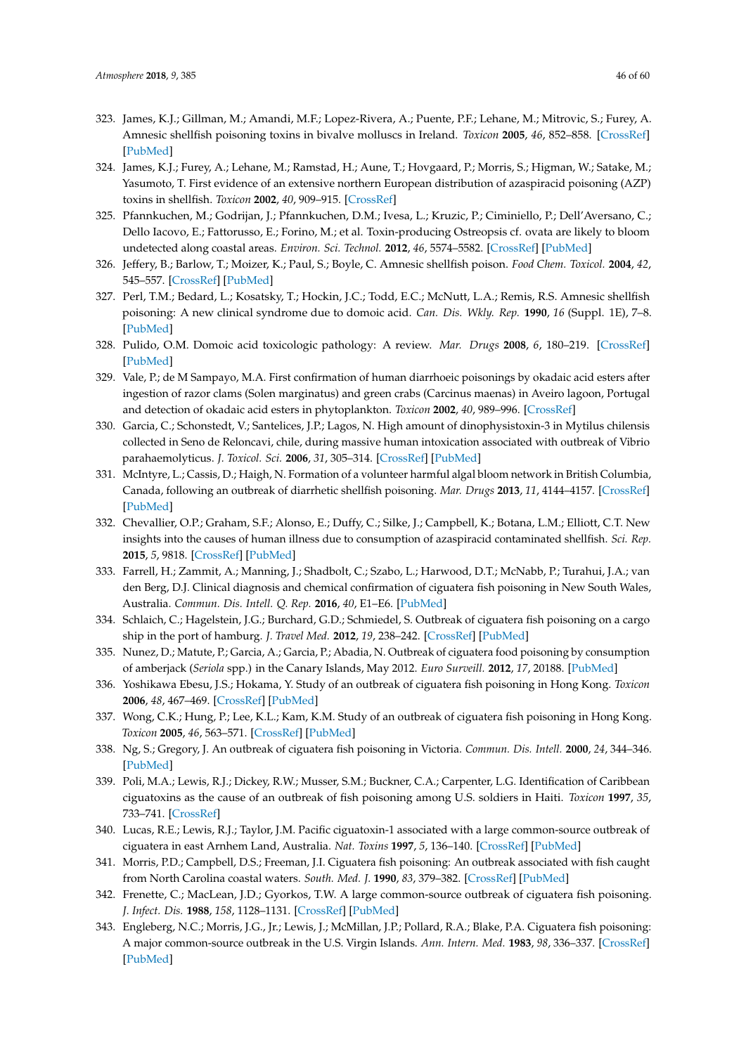323. James, K.J.; Gillman, M.; Amandi, M.F.; Lopez-Rivera, A.; Puente, P.F.; Lehane, M.; Mitrovic, S.; Furey, A. Amnesic shellfish poisoning toxins in bivalve molluscs in Ireland. *Toxicon* **2005**, *46*, 852–858. [CrossRef] [PubMed]
324. James, K.J.; Furey, A.; Lehane, M.; Ramstad, H.; Aune, T.; Hovgaard, P.; Morris, S.; Higman, W.; Satake, M.; Yasumoto, T. First evidence of an extensive northern European distribution of azaspiracid poisoning (AZP) toxins in shellfish. *Toxicon* **2002**, *40*, 909–915. [CrossRef]
325. Pfannkuchen, M.; Godrijan, J.; Pfannkuchen, D.M.; Ivesa, L.; Kruzic, P.; Ciminiello, P.; Dell'Aversano, C.; Dello Iacovo, E.; Fattorusso, E.; Forino, M.; et al. Toxin-producing Ostreopsis cf. ovata are likely to bloom undetected along coastal areas. *Environ. Sci. Technol.* **2012**, *46*, 5574–5582. [CrossRef] [PubMed]
326. Jeffery, B.; Barlow, T.; Moizer, K.; Paul, S.; Boyle, C. Amnesic shellfish poison. *Food Chem. Toxicol.* **2004**, *42*, 545–557. [CrossRef] [PubMed]
327. Perl, T.M.; Bedard, L.; Kosatsky, T.; Hockin, J.C.; Todd, E.C.; McNutt, L.A.; Remis, R.S. Amnesic shellfish poisoning: A new clinical syndrome due to domoic acid. *Can. Dis. Wkly. Rep.* **1990**, *16* (Suppl. 1E), 7–8. [PubMed]
328. Pulido, O.M. Domoic acid toxicologic pathology: A review. *Mar. Drugs* **2008**, *6*, 180–219. [CrossRef] [PubMed]
329. Vale, P.; de M Sampayo, M.A. First confirmation of human diarrhoeic poisonings by okadaic acid esters after ingestion of razor clams (Solen marginatus) and green crabs (Carcinus maenas) in Aveiro lagoon, Portugal and detection of okadaic acid esters in phytoplankton. *Toxicon* **2002**, *40*, 989–996. [CrossRef]
330. Garcia, C.; Schonstedt, V.; Santelices, J.P.; Lagos, N. High amount of dinophysistoxin-3 in Mytilus chilensis collected in Seno de Reloncavi, chile, during massive human intoxication associated with outbreak of Vibrio parahaemolyticus. *J. Toxicol. Sci.* **2006**, *31*, 305–314. [CrossRef] [PubMed]
331. McIntyre, L.; Cassis, D.; Haigh, N. Formation of a volunteer harmful algal bloom network in British Columbia, Canada, following an outbreak of diarrhetic shellfish poisoning. *Mar. Drugs* **2013**, *11*, 4144–4157. [CrossRef] [PubMed]
332. Chevallier, O.P.; Graham, S.F.; Alonso, E.; Duffy, C.; Silke, J.; Campbell, K.; Botana, L.M.; Elliott, C.T. New insights into the causes of human illness due to consumption of azaspiracid contaminated shellfish. *Sci. Rep.* **2015**, *5*, 9818. [CrossRef] [PubMed]
333. Farrell, H.; Zammit, A.; Manning, J.; Shadbolt, C.; Szabo, L.; Harwood, D.T.; McNabb, P.; Turahui, J.A.; van den Berg, D.J. Clinical diagnosis and chemical confirmation of ciguatera fish poisoning in New South Wales, Australia. *Commun. Dis. Intell. Q. Rep.* **2016**, *40*, E1–E6. [PubMed]
334. Schlaich, C.; Hagelstein, J.G.; Burchard, G.D.; Schmiedel, S. Outbreak of ciguatera fish poisoning on a cargo ship in the port of hamburg. *J. Travel Med.* **2012**, *19*, 238–242. [CrossRef] [PubMed]
335. Nunez, D.; Matute, P.; Garcia, A.; Garcia, P.; Abadia, N. Outbreak of ciguatera food poisoning by consumption of amberjack (*Seriola* spp.) in the Canary Islands, May 2012. *Euro Surveill.* **2012**, *17*, 20188. [PubMed]
336. Yoshikawa Ebesu, J.S.; Hokama, Y. Study of an outbreak of ciguatera fish poisoning in Hong Kong. *Toxicon* **2006**, *48*, 467–469. [CrossRef] [PubMed]
337. Wong, C.K.; Hung, P.; Lee, K.L.; Kam, K.M. Study of an outbreak of ciguatera fish poisoning in Hong Kong. *Toxicon* **2005**, *46*, 563–571. [CrossRef] [PubMed]
338. Ng, S.; Gregory, J. An outbreak of ciguatera fish poisoning in Victoria. *Commun. Dis. Intell.* **2000**, *24*, 344–346. [PubMed]
339. Poli, M.A.; Lewis, R.J.; Dickey, R.W.; Musser, S.M.; Buckner, C.A.; Carpenter, L.G. Identification of Caribbean ciguatoxins as the cause of an outbreak of fish poisoning among U.S. soldiers in Haiti. *Toxicon* **1997**, *35*, 733–741. [CrossRef]
340. Lucas, R.E.; Lewis, R.J.; Taylor, J.M. Pacific ciguatoxin-1 associated with a large common-source outbreak of ciguatera in east Arnhem Land, Australia. *Nat. Toxins* **1997**, *5*, 136–140. [CrossRef] [PubMed]
341. Morris, P.D.; Campbell, D.S.; Freeman, J.I. Ciguatera fish poisoning: An outbreak associated with fish caught from North Carolina coastal waters. *South. Med. J.* **1990**, *83*, 379–382. [CrossRef] [PubMed]
342. Frenette, C.; MacLean, J.D.; Gyorkos, T.W. A large common-source outbreak of ciguatera fish poisoning. *J. Infect. Dis.* **1988**, *158*, 1128–1131. [CrossRef] [PubMed]
343. Engleberg, N.C.; Morris, J.G., Jr.; Lewis, J.; McMillan, J.P.; Pollard, R.A.; Blake, P.A. Ciguatera fish poisoning: A major common-source outbreak in the U.S. Virgin Islands. *Ann. Intern. Med.* **1983**, *98*, 336–337. [CrossRef] [PubMed]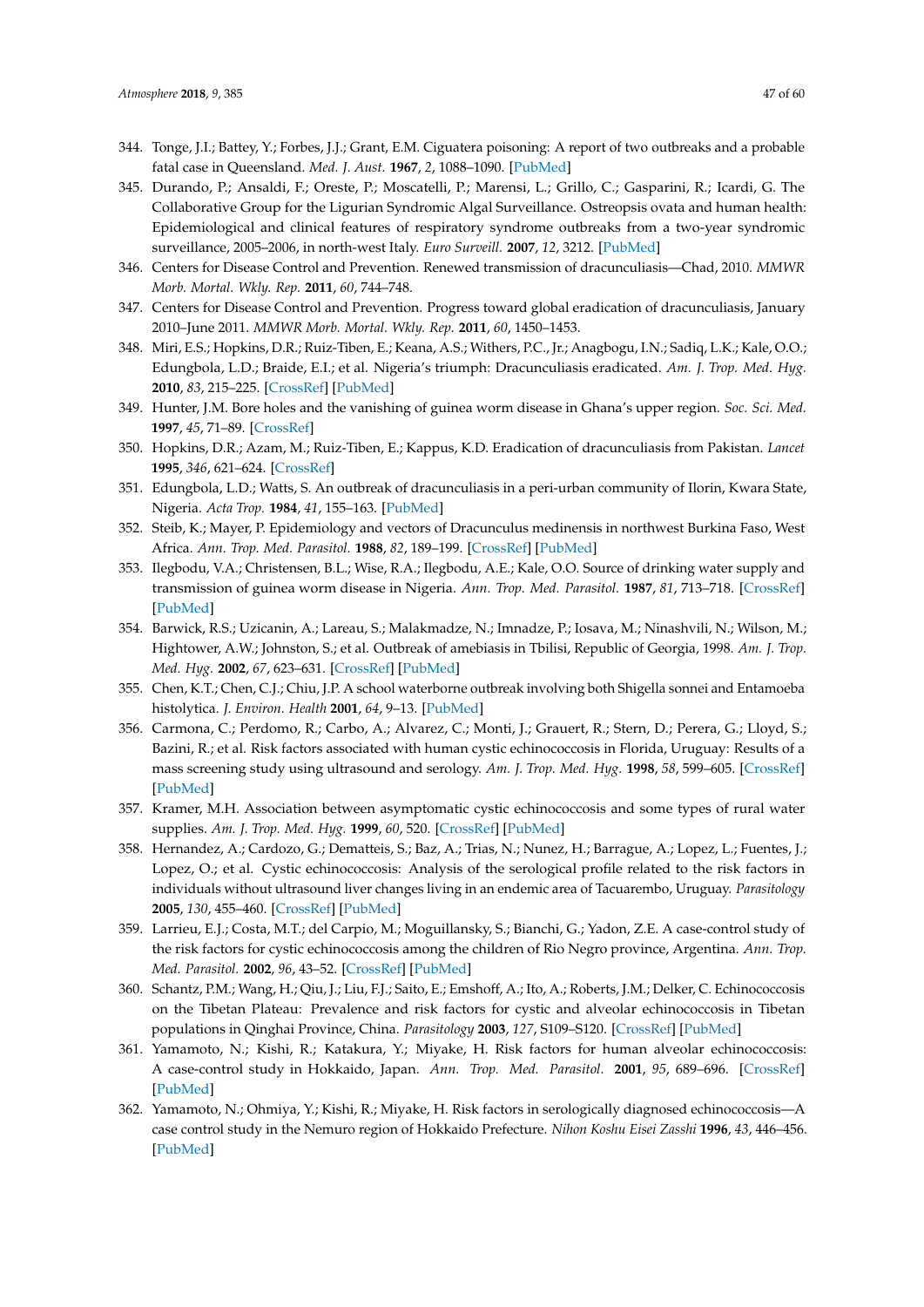344. Tonge, J.I.; Battey, Y.; Forbes, J.J.; Grant, E.M. Ciguatera poisoning: A report of two outbreaks and a probable fatal case in Queensland. *Med. J. Aust.* **1967**, *2*, 1088–1090. [PubMed]
345. Durando, P.; Ansaldi, F.; Oreste, P.; Moscatelli, P.; Marensi, L.; Grillo, C.; Gasparini, R.; Icardi, G. The Collaborative Group for the Ligurian Syndromic Algal Surveillance. Ostreopsis ovata and human health: Epidemiological and clinical features of respiratory syndrome outbreaks from a two-year syndromic surveillance, 2005–2006, in north-west Italy. *Euro Surveill.* **2007**, *12*, 3212. [PubMed]
346. Centers for Disease Control and Prevention. Renewed transmission of dracunculiasis—Chad, 2010. *MMWR Morb. Mortal. Wkly. Rep.* **2011**, *60*, 744–748.
347. Centers for Disease Control and Prevention. Progress toward global eradication of dracunculiasis, January 2010–June 2011. *MMWR Morb. Mortal. Wkly. Rep.* **2011**, *60*, 1450–1453.
348. Miri, E.S.; Hopkins, D.R.; Ruiz-Tiben, E.; Keana, A.S.; Withers, P.C., Jr.; Anagbogu, I.N.; Sadiq, L.K.; Kale, O.O.; Edungbola, L.D.; Braide, E.I.; et al. Nigeria's triumph: Dracunculiasis eradicated. *Am. J. Trop. Med. Hyg.* **2010**, *83*, 215–225. [CrossRef] [PubMed]
349. Hunter, J.M. Bore holes and the vanishing of guinea worm disease in Ghana's upper region. *Soc. Sci. Med.* **1997**, *45*, 71–89. [CrossRef]
350. Hopkins, D.R.; Azam, M.; Ruiz-Tiben, E.; Kappus, K.D. Eradication of dracunculiasis from Pakistan. *Lancet* **1995**, *346*, 621–624. [CrossRef]
351. Edungbola, L.D.; Watts, S. An outbreak of dracunculiasis in a peri-urban community of Ilorin, Kwara State, Nigeria. *Acta Trop.* **1984**, *41*, 155–163. [PubMed]
352. Steib, K.; Mayer, P. Epidemiology and vectors of Dracunculus medinensis in northwest Burkina Faso, West Africa. *Ann. Trop. Med. Parasitol.* **1988**, *82*, 189–199. [CrossRef] [PubMed]
353. Ilegbodu, V.A.; Christensen, B.L.; Wise, R.A.; Ilegbodu, A.E.; Kale, O.O. Source of drinking water supply and transmission of guinea worm disease in Nigeria. *Ann. Trop. Med. Parasitol.* **1987**, *81*, 713–718. [CrossRef] [PubMed]
354. Barwick, R.S.; Uzicanin, A.; Lareau, S.; Malakmadze, N.; Imnadze, P.; Iosava, M.; Ninashvili, N.; Wilson, M.; Hightower, A.W.; Johnston, S.; et al. Outbreak of amebiasis in Tbilisi, Republic of Georgia, 1998. *Am. J. Trop. Med. Hyg.* **2002**, *67*, 623–631. [CrossRef] [PubMed]
355. Chen, K.T.; Chen, C.J.; Chiu, J.P. A school waterborne outbreak involving both Shigella sonnei and Entamoeba histolytica. *J. Environ. Health* **2001**, *64*, 9–13. [PubMed]
356. Carmona, C.; Perdomo, R.; Carbo, A.; Alvarez, C.; Monti, J.; Grauert, R.; Stern, D.; Perera, G.; Lloyd, S.; Bazini, R.; et al. Risk factors associated with human cystic echinococcosis in Florida, Uruguay: Results of a mass screening study using ultrasound and serology. *Am. J. Trop. Med. Hyg.* **1998**, *58*, 599–605. [CrossRef] [PubMed]
357. Kramer, M.H. Association between asymptomatic cystic echinococcosis and some types of rural water supplies. *Am. J. Trop. Med. Hyg.* **1999**, *60*, 520. [CrossRef] [PubMed]
358. Hernandez, A.; Cardozo, G.; Dematteis, S.; Baz, A.; Trias, N.; Nunez, H.; Barrague, A.; Lopez, L.; Fuentes, J.; Lopez, O.; et al. Cystic echinococcosis: Analysis of the serological profile related to the risk factors in individuals without ultrasound liver changes living in an endemic area of Tacuarembo, Uruguay. *Parasitology* **2005**, *130*, 455–460. [CrossRef] [PubMed]
359. Larrieu, E.J.; Costa, M.T.; del Carpio, M.; Moguillansky, S.; Bianchi, G.; Yadon, Z.E. A case-control study of the risk factors for cystic echinococcosis among the children of Rio Negro province, Argentina. *Ann. Trop. Med. Parasitol.* **2002**, *96*, 43–52. [CrossRef] [PubMed]
360. Schantz, P.M.; Wang, H.; Qiu, J.; Liu, F.J.; Saito, E.; Emshoff, A.; Ito, A.; Roberts, J.M.; Delker, C. Echinococcosis on the Tibetan Plateau: Prevalence and risk factors for cystic and alveolar echinococcosis in Tibetan populations in Qinghai Province, China. *Parasitology* **2003**, *127*, S109–S120. [CrossRef] [PubMed]
361. Yamamoto, N.; Kishi, R.; Katakura, Y.; Miyake, H. Risk factors for human alveolar echinococcosis: A case-control study in Hokkaido, Japan. *Ann. Trop. Med. Parasitol.* **2001**, *95*, 689–696. [CrossRef] [PubMed]
362. Yamamoto, N.; Ohmiya, Y.; Kishi, R.; Miyake, H. Risk factors in serologically diagnosed echinococcosis—A case control study in the Nemuro region of Hokkaido Prefecture. *Nihon Koshu Eisei Zasshi* **1996**, *43*, 446–456. [PubMed]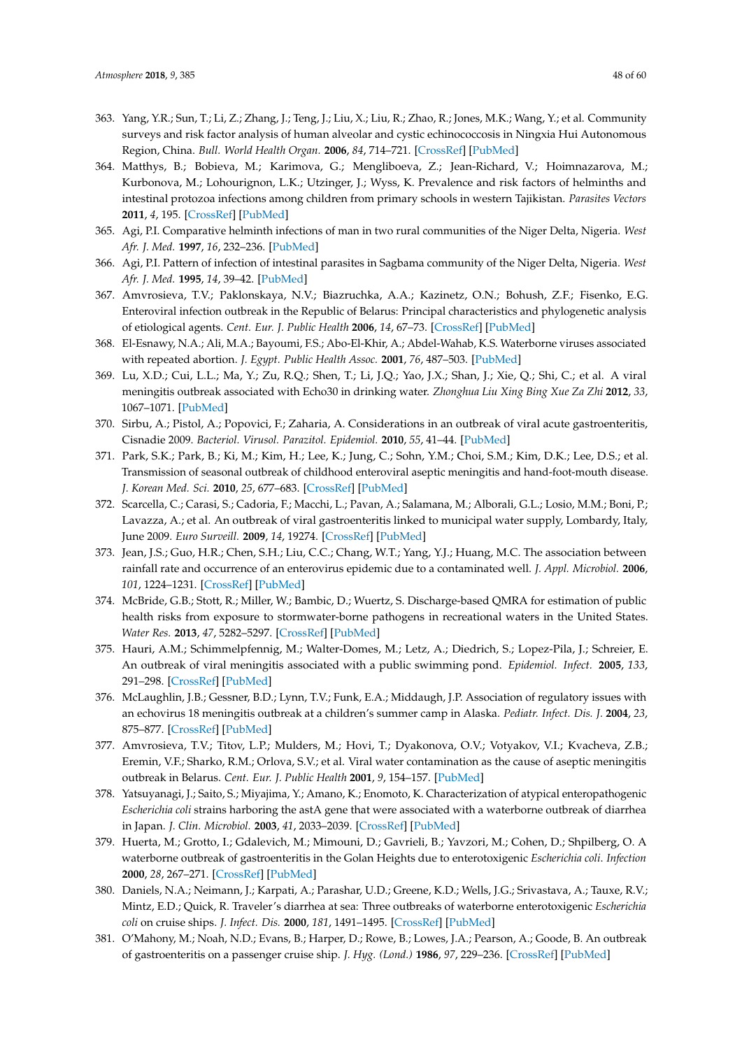363. Yang, Y.R.; Sun, T.; Li, Z.; Zhang, J.; Teng, J.; Liu, X.; Liu, R.; Zhao, R.; Jones, M.K.; Wang, Y.; et al. Community surveys and risk factor analysis of human alveolar and cystic echinococcosis in Ningxia Hui Autonomous Region, China. *Bull. World Health Organ.* **2006**, *84*, 714–721. [CrossRef] [PubMed]
364. Matthys, B.; Bobieva, M.; Karimova, G.; Mengliboeva, Z.; Jean-Richard, V.; Hoimnazarova, M.; Kurbonova, M.; Lohourignon, L.K.; Utzinger, J.; Wyss, K. Prevalence and risk factors of helminths and intestinal protozoa infections among children from primary schools in western Tajikistan. *Parasites Vectors* **2011**, *4*, 195. [CrossRef] [PubMed]
365. Agi, P.I. Comparative helminth infections of man in two rural communities of the Niger Delta, Nigeria. *West Afr. J. Med.* **1997**, *16*, 232–236. [PubMed]
366. Agi, P.I. Pattern of infection of intestinal parasites in Sagbama community of the Niger Delta, Nigeria. *West Afr. J. Med.* **1995**, *14*, 39–42. [PubMed]
367. Amvrosieva, T.V.; Paklonskaya, N.V.; Biazruchka, A.A.; Kazinetz, O.N.; Bohush, Z.F.; Fisenko, E.G. Enteroviral infection outbreak in the Republic of Belarus: Principal characteristics and phylogenetic analysis of etiological agents. *Cent. Eur. J. Public Health* **2006**, *14*, 67–73. [CrossRef] [PubMed]
368. El-Esnawy, N.A.; Ali, M.A.; Bayoumi, F.S.; Abo-El-Khir, A.; Abdel-Wahab, K.S. Waterborne viruses associated with repeated abortion. *J. Egypt. Public Health Assoc.* **2001**, *76*, 487–503. [PubMed]
369. Lu, X.D.; Cui, L.L.; Ma, Y.; Zu, R.Q.; Shen, T.; Li, J.Q.; Yao, J.X.; Shan, J.; Xie, Q.; Shi, C.; et al. A viral meningitis outbreak associated with Echo30 in drinking water. *Zhonghua Liu Xing Bing Xue Za Zhi* **2012**, *33*, 1067–1071. [PubMed]
370. Sirbu, A.; Pistol, A.; Popovici, F.; Zaharia, A. Considerations in an outbreak of viral acute gastroenteritis, Cisnadie 2009. *Bacteriol. Virusol. Parazitol. Epidemiol.* **2010**, *55*, 41–44. [PubMed]
371. Park, S.K.; Park, B.; Ki, M.; Kim, H.; Lee, K.; Jung, C.; Sohn, Y.M.; Choi, S.M.; Kim, D.K.; Lee, D.S.; et al. Transmission of seasonal outbreak of childhood enteroviral aseptic meningitis and hand-foot-mouth disease. *J. Korean Med. Sci.* **2010**, *25*, 677–683. [CrossRef] [PubMed]
372. Scarcella, C.; Carasi, S.; Cadoria, F.; Macchi, L.; Pavan, A.; Salamana, M.; Alborali, G.L.; Losio, M.M.; Boni, P.; Lavazza, A.; et al. An outbreak of viral gastroenteritis linked to municipal water supply, Lombardy, Italy, June 2009. *Euro Surveill.* **2009**, *14*, 19274. [CrossRef] [PubMed]
373. Jean, J.S.; Guo, H.R.; Chen, S.H.; Liu, C.C.; Chang, W.T.; Yang, Y.J.; Huang, M.C. The association between rainfall rate and occurrence of an enterovirus epidemic due to a contaminated well. *J. Appl. Microbiol.* **2006**, *101*, 1224–1231. [CrossRef] [PubMed]
374. McBride, G.B.; Stott, R.; Miller, W.; Bambic, D.; Wuertz, S. Discharge-based QMRA for estimation of public health risks from exposure to stormwater-borne pathogens in recreational waters in the United States. *Water Res.* **2013**, *47*, 5282–5297. [CrossRef] [PubMed]
375. Hauri, A.M.; Schimmelpfennig, M.; Walter-Domes, M.; Letz, A.; Diedrich, S.; Lopez-Pila, J.; Schreier, E. An outbreak of viral meningitis associated with a public swimming pond. *Epidemiol. Infect.* **2005**, *133*, 291–298. [CrossRef] [PubMed]
376. McLaughlin, J.B.; Gessner, B.D.; Lynn, T.V.; Funk, E.A.; Middaugh, J.P. Association of regulatory issues with an echovirus 18 meningitis outbreak at a children's summer camp in Alaska. *Pediatr. Infect. Dis. J.* **2004**, *23*, 875–877. [CrossRef] [PubMed]
377. Amvrosieva, T.V.; Titov, L.P.; Mulders, M.; Hovi, T.; Dyakonova, O.V.; Votyakov, V.I.; Kvacheva, Z.B.; Eremin, V.F.; Sharko, R.M.; Orlova, S.V.; et al. Viral water contamination as the cause of aseptic meningitis outbreak in Belarus. *Cent. Eur. J. Public Health* **2001**, *9*, 154–157. [PubMed]
378. Yatsuyanagi, J.; Saito, S.; Miyajima, Y.; Amano, K.; Enomoto, K. Characterization of atypical enteropathogenic *Escherichia coli* strains harboring the astA gene that were associated with a waterborne outbreak of diarrhea in Japan. *J. Clin. Microbiol.* **2003**, *41*, 2033–2039. [CrossRef] [PubMed]
379. Huerta, M.; Grotto, I.; Gdalevich, M.; Mimouni, D.; Gavrieli, B.; Yavzori, M.; Cohen, D.; Shpilberg, O. A waterborne outbreak of gastroenteritis in the Golan Heights due to enterotoxigenic *Escherichia coli*. *Infection* **2000**, *28*, 267–271. [CrossRef] [PubMed]
380. Daniels, N.A.; Neimann, J.; Karpati, A.; Parashar, U.D.; Greene, K.D.; Wells, J.G.; Srivastava, A.; Tauxe, R.V.; Mintz, E.D.; Quick, R. Traveler's diarrhea at sea: Three outbreaks of waterborne enterotoxigenic *Escherichia coli* on cruise ships. *J. Infect. Dis.* **2000**, *181*, 1491–1495. [CrossRef] [PubMed]
381. O'Mahony, M.; Noah, N.D.; Evans, B.; Harper, D.; Rowe, B.; Lowes, J.A.; Pearson, A.; Goode, B. An outbreak of gastroenteritis on a passenger cruise ship. *J. Hyg. (Lond.)* **1986**, *97*, 229–236. [CrossRef] [PubMed]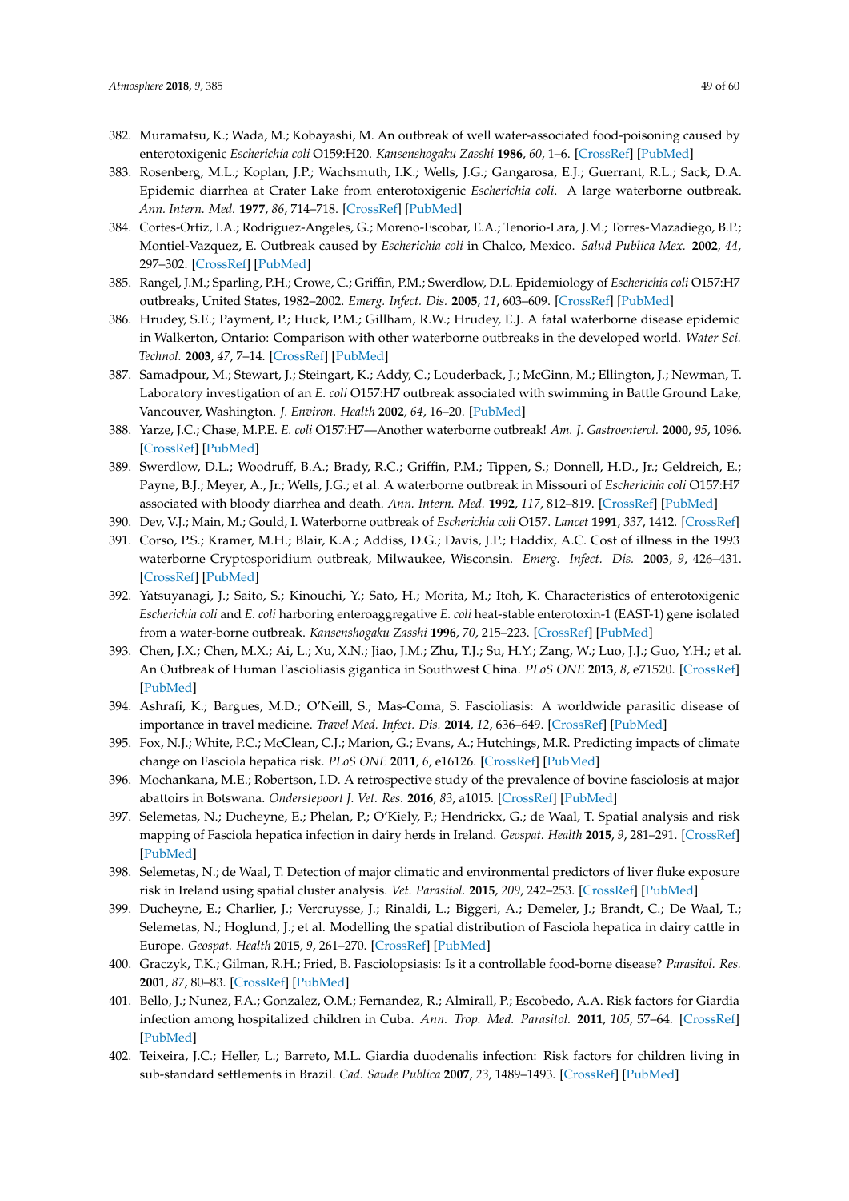382. Muramatsu, K.; Wada, M.; Kobayashi, M. An outbreak of well water-associated food-poisoning caused by enterotoxigenic *Escherichia coli* O159:H20. *Kansenshogaku Zasshi* **1986**, *60*, 1–6. [CrossRef] [PubMed]
383. Rosenberg, M.L.; Koplan, J.P.; Wachsmuth, I.K.; Wells, J.G.; Gangarosa, E.J.; Guerrant, R.L.; Sack, D.A. Epidemic diarrhea at Crater Lake from enterotoxigenic *Escherichia coli*. A large waterborne outbreak. *Ann. Intern. Med.* **1977**, *86*, 714–718. [CrossRef] [PubMed]
384. Cortes-Ortiz, I.A.; Rodriguez-Angeles, G.; Moreno-Escobar, E.A.; Tenorio-Lara, J.M.; Torres-Mazadiego, B.P.; Montiel-Vazquez, E. Outbreak caused by *Escherichia coli* in Chalco, Mexico. *Salud Publica Mex.* **2002**, *44*, 297–302. [CrossRef] [PubMed]
385. Rangel, J.M.; Sparling, P.H.; Crowe, C.; Griffin, P.M.; Swerdlow, D.L. Epidemiology of *Escherichia coli* O157:H7 outbreaks, United States, 1982–2002. *Emerg. Infect. Dis.* **2005**, *11*, 603–609. [CrossRef] [PubMed]
386. Hrudey, S.E.; Payment, P.; Huck, P.M.; Gillham, R.W.; Hrudey, E.J. A fatal waterborne disease epidemic in Walkerton, Ontario: Comparison with other waterborne outbreaks in the developed world. *Water Sci. Technol.* **2003**, *47*, 7–14. [CrossRef] [PubMed]
387. Samadpour, M.; Stewart, J.; Steingart, K.; Addy, C.; Louderback, J.; McGinn, M.; Ellington, J.; Newman, T. Laboratory investigation of an *E. coli* O157:H7 outbreak associated with swimming in Battle Ground Lake, Vancouver, Washington. *J. Environ. Health* **2002**, *64*, 16–20. [PubMed]
388. Yarze, J.C.; Chase, M.P.E. *E. coli* O157:H7—Another waterborne outbreak! *Am. J. Gastroenterol.* **2000**, *95*, 1096. [CrossRef] [PubMed]
389. Swerdlow, D.L.; Woodruff, B.A.; Brady, R.C.; Griffin, P.M.; Tippen, S.; Donnell, H.D., Jr.; Geldreich, E.; Payne, B.J.; Meyer, A., Jr.; Wells, J.G.; et al. A waterborne outbreak in Missouri of *Escherichia coli* O157:H7 associated with bloody diarrhea and death. *Ann. Intern. Med.* **1992**, *117*, 812–819. [CrossRef] [PubMed]
390. Dev, V.J.; Main, M.; Gould, I. Waterborne outbreak of *Escherichia coli* O157. *Lancet* **1991**, *337*, 1412. [CrossRef]
391. Corso, P.S.; Kramer, M.H.; Blair, K.A.; Addiss, D.G.; Davis, J.P.; Haddix, A.C. Cost of illness in the 1993 waterborne Cryptosporidium outbreak, Milwaukee, Wisconsin. *Emerg. Infect. Dis.* **2003**, *9*, 426–431. [CrossRef] [PubMed]
392. Yatsuyanagi, J.; Saito, S.; Kinouchi, Y.; Sato, H.; Morita, M.; Itoh, K. Characteristics of enterotoxigenic *Escherichia coli* and *E. coli* harboring enteroaggregative *E. coli* heat-stable enterotoxin-1 (EAST-1) gene isolated from a water-borne outbreak. *Kansenshogaku Zasshi* **1996**, *70*, 215–223. [CrossRef] [PubMed]
393. Chen, J.X.; Chen, M.X.; Ai, L.; Xu, X.N.; Jiao, J.M.; Zhu, T.J.; Su, H.Y.; Zang, W.; Luo, J.J.; Guo, Y.H.; et al. An Outbreak of Human Fascioliasis gigantica in Southwest China. *PLoS ONE* **2013**, *8*, e71520. [CrossRef] [PubMed]
394. Ashrafi, K.; Bargues, M.D.; O'Neill, S.; Mas-Coma, S. Fascioliasis: A worldwide parasitic disease of importance in travel medicine. *Travel Med. Infect. Dis.* **2014**, *12*, 636–649. [CrossRef] [PubMed]
395. Fox, N.J.; White, P.C.; McClean, C.J.; Marion, G.; Evans, A.; Hutchings, M.R. Predicting impacts of climate change on Fasciola hepatica risk. *PLoS ONE* **2011**, *6*, e16126. [CrossRef] [PubMed]
396. Mochankana, M.E.; Robertson, I.D. A retrospective study of the prevalence of bovine fasciolosis at major abattoirs in Botswana. *Onderstepoort J. Vet. Res.* **2016**, *83*, a1015. [CrossRef] [PubMed]
397. Selemetas, N.; Ducheyne, E.; Phelan, P.; O'Kiely, P.; Hendrickx, G.; de Waal, T. Spatial analysis and risk mapping of Fasciola hepatica infection in dairy herds in Ireland. *Geospat. Health* **2015**, *9*, 281–291. [CrossRef] [PubMed]
398. Selemetas, N.; de Waal, T. Detection of major climatic and environmental predictors of liver fluke exposure risk in Ireland using spatial cluster analysis. *Vet. Parasitol.* **2015**, *209*, 242–253. [CrossRef] [PubMed]
399. Ducheyne, E.; Charlier, J.; Vercruysse, J.; Rinaldi, L.; Biggeri, A.; Demeler, J.; Brandt, C.; De Waal, T.; Selemetas, N.; Hoglund, J.; et al. Modelling the spatial distribution of Fasciola hepatica in dairy cattle in Europe. *Geospat. Health* **2015**, *9*, 261–270. [CrossRef] [PubMed]
400. Graczyk, T.K.; Gilman, R.H.; Fried, B. Fasciolopsiasis: Is it a controllable food-borne disease? *Parasitol. Res.* **2001**, *87*, 80–83. [CrossRef] [PubMed]
401. Bello, J.; Nunez, F.A.; Gonzalez, O.M.; Fernandez, R.; Almirall, P.; Escobedo, A.A. Risk factors for Giardia infection among hospitalized children in Cuba. *Ann. Trop. Med. Parasitol.* **2011**, *105*, 57–64. [CrossRef] [PubMed]
402. Teixeira, J.C.; Heller, L.; Barreto, M.L. Giardia duodenalis infection: Risk factors for children living in sub-standard settlements in Brazil. *Cad. Saude Publica* **2007**, *23*, 1489–1493. [CrossRef] [PubMed]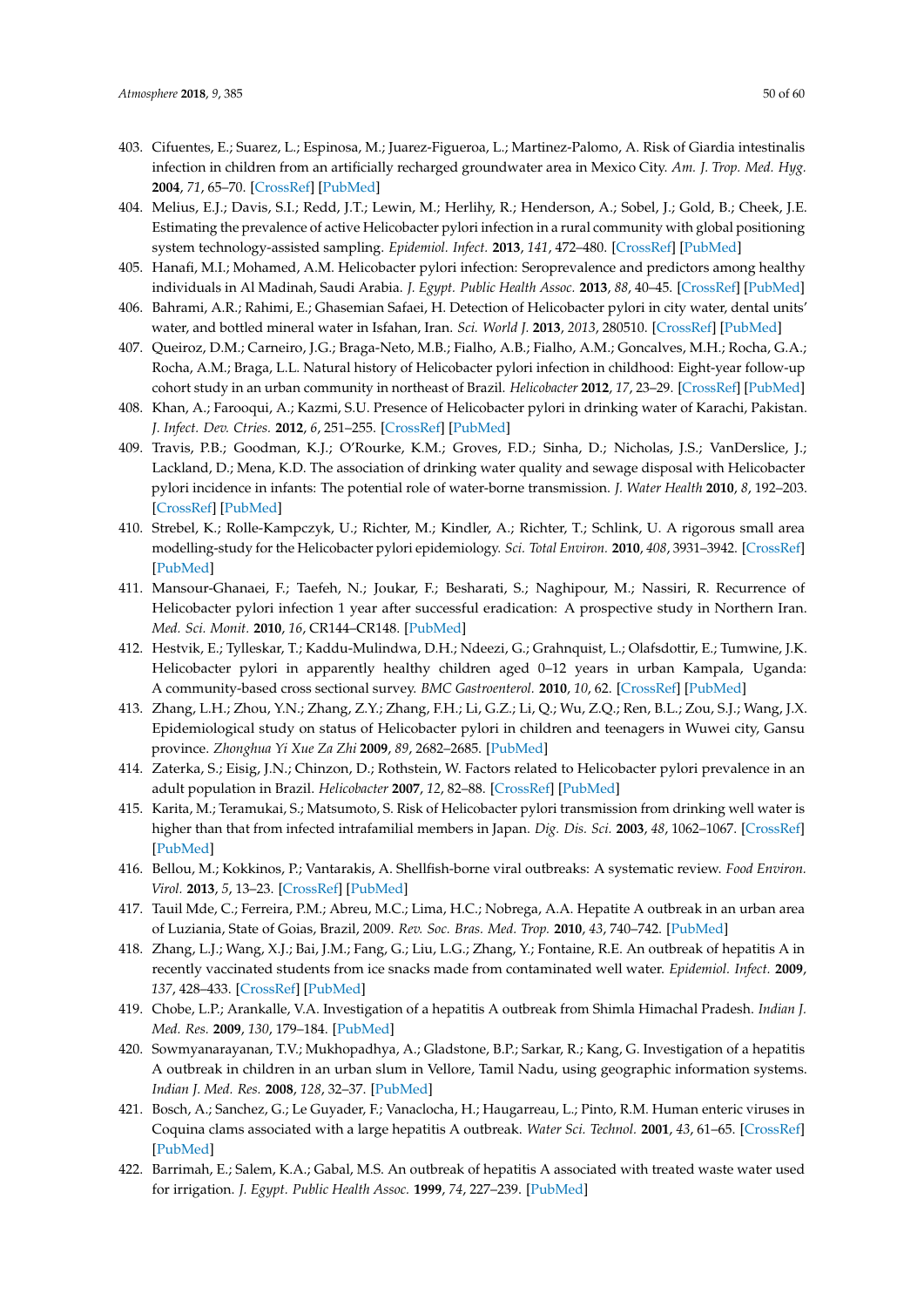403. Cifuentes, E.; Suarez, L.; Espinosa, M.; Juarez-Figueroa, L.; Martinez-Palomo, A. Risk of Giardia intestinalis infection in children from an artificially recharged groundwater area in Mexico City. *Am. J. Trop. Med. Hyg.* **2004**, *71*, 65–70. [CrossRef] [PubMed]
404. Melius, E.J.; Davis, S.I.; Redd, J.T.; Lewin, M.; Herlihy, R.; Henderson, A.; Sobel, J.; Gold, B.; Cheek, J.E. Estimating the prevalence of active Helicobacter pylori infection in a rural community with global positioning system technology-assisted sampling. *Epidemiol. Infect.* **2013**, *141*, 472–480. [CrossRef] [PubMed]
405. Hanafi, M.I.; Mohamed, A.M. Helicobacter pylori infection: Seroprevalence and predictors among healthy individuals in Al Madinah, Saudi Arabia. *J. Egypt. Public Health Assoc.* **2013**, *88*, 40–45. [CrossRef] [PubMed]
406. Bahrami, A.R.; Rahimi, E.; Ghasemian Safaei, H. Detection of Helicobacter pylori in city water, dental units' water, and bottled mineral water in Isfahan, Iran. *Sci. World J.* **2013**, *2013*, 280510. [CrossRef] [PubMed]
407. Queiroz, D.M.; Carneiro, J.G.; Braga-Neto, M.B.; Fialho, A.B.; Fialho, A.M.; Goncalves, M.H.; Rocha, G.A.; Rocha, A.M.; Braga, L.L. Natural history of Helicobacter pylori infection in childhood: Eight-year follow-up cohort study in an urban community in northeast of Brazil. *Helicobacter* **2012**, *17*, 23–29. [CrossRef] [PubMed]
408. Khan, A.; Farooqui, A.; Kazmi, S.U. Presence of Helicobacter pylori in drinking water of Karachi, Pakistan. *J. Infect. Dev. Ctries.* **2012**, *6*, 251–255. [CrossRef] [PubMed]
409. Travis, P.B.; Goodman, K.J.; O'Rourke, K.M.; Groves, F.D.; Sinha, D.; Nicholas, J.S.; VanDerslice, J.; Lackland, D.; Mena, K.D. The association of drinking water quality and sewage disposal with Helicobacter pylori incidence in infants: The potential role of water-borne transmission. *J. Water Health* **2010**, *8*, 192–203. [CrossRef] [PubMed]
410. Strebel, K.; Rolle-Kampczyk, U.; Richter, M.; Kindler, A.; Richter, T.; Schlink, U. A rigorous small area modelling-study for the Helicobacter pylori epidemiology. *Sci. Total Environ.* **2010**, *408*, 3931–3942. [CrossRef] [PubMed]
411. Mansour-Ghanaei, F.; Taefeh, N.; Joukar, F.; Besharati, S.; Naghipour, M.; Nassiri, R. Recurrence of Helicobacter pylori infection 1 year after successful eradication: A prospective study in Northern Iran. *Med. Sci. Monit.* **2010**, *16*, CR144–CR148. [PubMed]
412. Hestvik, E.; Tylleskar, T.; Kaddu-Mulindwa, D.H.; Ndeezi, G.; Grahnquist, L.; Olafsdottir, E.; Tumwine, J.K. Helicobacter pylori in apparently healthy children aged 0–12 years in urban Kampala, Uganda: A community-based cross sectional survey. *BMC Gastroenterol.* **2010**, *10*, 62. [CrossRef] [PubMed]
413. Zhang, L.H.; Zhou, Y.N.; Zhang, Z.Y.; Zhang, F.H.; Li, G.Z.; Li, Q.; Wu, Z.Q.; Ren, B.L.; Zou, S.J.; Wang, J.X. Epidemiological study on status of Helicobacter pylori in children and teenagers in Wuwei city, Gansu province. *Zhonghua Yi Xue Za Zhi* **2009**, *89*, 2682–2685. [PubMed]
414. Zaterka, S.; Eisig, J.N.; Chinzon, D.; Rothstein, W. Factors related to Helicobacter pylori prevalence in an adult population in Brazil. *Helicobacter* **2007**, *12*, 82–88. [CrossRef] [PubMed]
415. Karita, M.; Teramukai, S.; Matsumoto, S. Risk of Helicobacter pylori transmission from drinking well water is higher than that from infected intrafamilial members in Japan. *Dig. Dis. Sci.* **2003**, *48*, 1062–1067. [CrossRef] [PubMed]
416. Bellou, M.; Kokkinos, P.; Vantarakis, A. Shellfish-borne viral outbreaks: A systematic review. *Food Environ. Virol.* **2013**, *5*, 13–23. [CrossRef] [PubMed]
417. Tauil Mde, C.; Ferreira, P.M.; Abreu, M.C.; Lima, H.C.; Nobrega, A.A. Hepatite A outbreak in an urban area of Luziania, State of Goias, Brazil, 2009. *Rev. Soc. Bras. Med. Trop.* **2010**, *43*, 740–742. [PubMed]
418. Zhang, L.J.; Wang, X.J.; Bai, J.M.; Fang, G.; Liu, L.G.; Zhang, Y.; Fontaine, R.E. An outbreak of hepatitis A in recently vaccinated students from ice snacks made from contaminated well water. *Epidemiol. Infect.* **2009**, *137*, 428–433. [CrossRef] [PubMed]
419. Chobe, L.P.; Arankalle, V.A. Investigation of a hepatitis A outbreak from Shimla Himachal Pradesh. *Indian J. Med. Res.* **2009**, *130*, 179–184. [PubMed]
420. Sowmyanarayanan, T.V.; Mukhopadhya, A.; Gladstone, B.P.; Sarkar, R.; Kang, G. Investigation of a hepatitis A outbreak in children in an urban slum in Vellore, Tamil Nadu, using geographic information systems. *Indian J. Med. Res.* **2008**, *128*, 32–37. [PubMed]
421. Bosch, A.; Sanchez, G.; Le Guyader, F.; Vanaclocha, H.; Haugarreau, L.; Pinto, R.M. Human enteric viruses in Coquina clams associated with a large hepatitis A outbreak. *Water Sci. Technol.* **2001**, *43*, 61–65. [CrossRef] [PubMed]
422. Barrimah, E.; Salem, K.A.; Gabal, M.S. An outbreak of hepatitis A associated with treated waste water used for irrigation. *J. Egypt. Public Health Assoc.* **1999**, *74*, 227–239. [PubMed]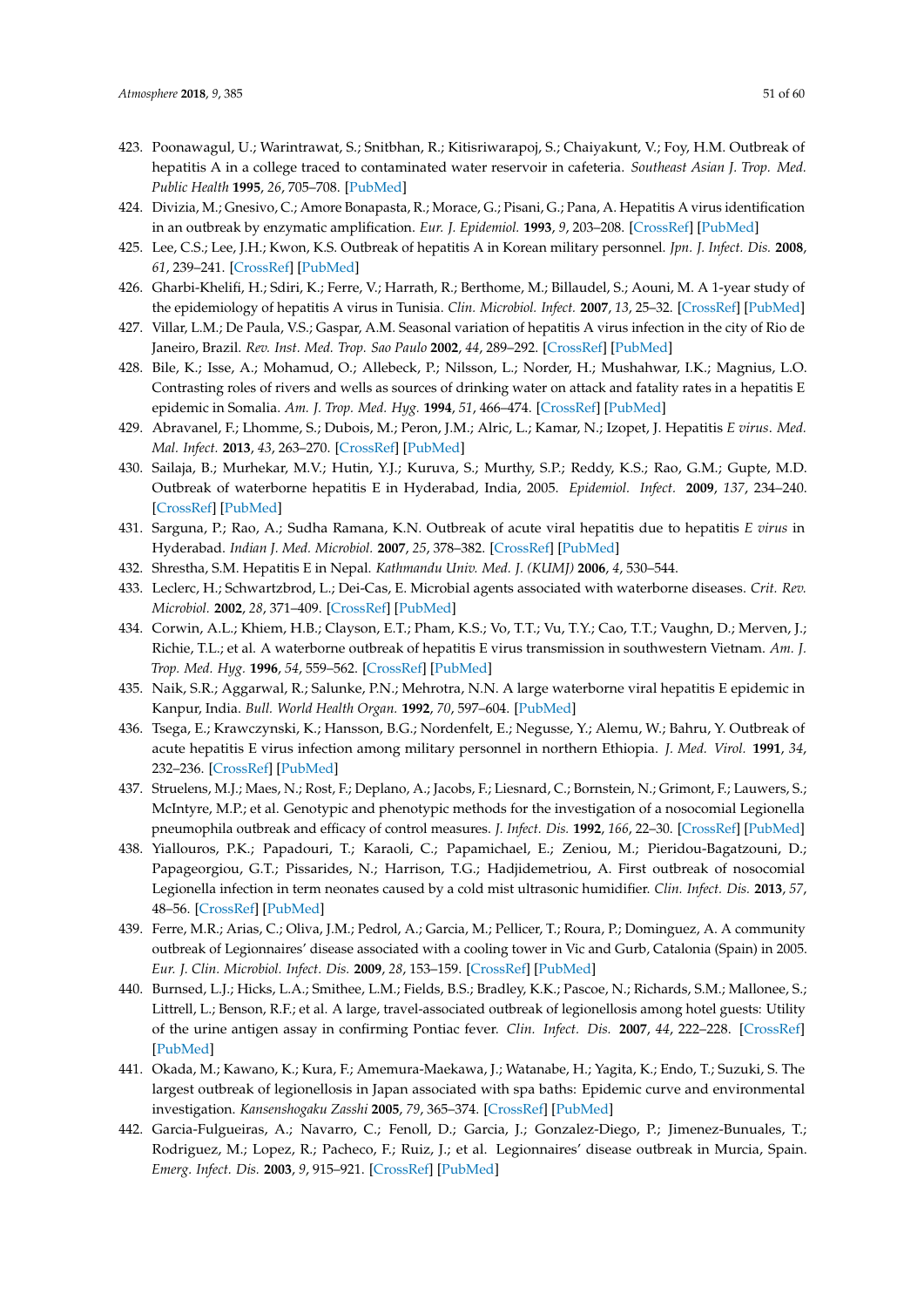423. Poonawagul, U.; Warintrawat, S.; Snitbhan, R.; Kitisriwarapoj, S.; Chaiyakunt, V.; Foy, H.M. Outbreak of hepatitis A in a college traced to contaminated water reservoir in cafeteria. *Southeast Asian J. Trop. Med. Public Health* **1995**, *26*, 705–708. [PubMed]
424. Divizia, M.; Gnesivo, C.; Amore Bonapasta, R.; Morace, G.; Pisani, G.; Pana, A. Hepatitis A virus identification in an outbreak by enzymatic amplification. *Eur. J. Epidemiol.* **1993**, *9*, 203–208. [CrossRef] [PubMed]
425. Lee, C.S.; Lee, J.H.; Kwon, K.S. Outbreak of hepatitis A in Korean military personnel. *Jpn. J. Infect. Dis.* **2008**, *61*, 239–241. [CrossRef] [PubMed]
426. Gharbi-Khelifi, H.; Sdiri, K.; Ferre, V.; Harrath, R.; Berthome, M.; Billaudel, S.; Aouni, M. A 1-year study of the epidemiology of hepatitis A virus in Tunisia. *Clin. Microbiol. Infect.* **2007**, *13*, 25–32. [CrossRef] [PubMed]
427. Villar, L.M.; De Paula, V.S.; Gaspar, A.M. Seasonal variation of hepatitis A virus infection in the city of Rio de Janeiro, Brazil. *Rev. Inst. Med. Trop. Sao Paulo* **2002**, *44*, 289–292. [CrossRef] [PubMed]
428. Bile, K.; Isse, A.; Mohamud, O.; Allebeck, P.; Nilsson, L.; Norder, H.; Mushahwar, I.K.; Magnius, L.O. Contrasting roles of rivers and wells as sources of drinking water on attack and fatality rates in a hepatitis E epidemic in Somalia. *Am. J. Trop. Med. Hyg.* **1994**, *51*, 466–474. [CrossRef] [PubMed]
429. Abravanel, F.; Lhomme, S.; Dubois, M.; Peron, J.M.; Alric, L.; Kamar, N.; Izopet, J. Hepatitis *E virus*. *Med. Mal. Infect.* **2013**, *43*, 263–270. [CrossRef] [PubMed]
430. Sailaja, B.; Murhekar, M.V.; Hutin, Y.J.; Kuruva, S.; Murthy, S.P.; Reddy, K.S.; Rao, G.M.; Gupte, M.D. Outbreak of waterborne hepatitis E in Hyderabad, India, 2005. *Epidemiol. Infect.* **2009**, *137*, 234–240. [CrossRef] [PubMed]
431. Sarguna, P.; Rao, A.; Sudha Ramana, K.N. Outbreak of acute viral hepatitis due to hepatitis *E virus* in Hyderabad. *Indian J. Med. Microbiol.* **2007**, *25*, 378–382. [CrossRef] [PubMed]
432. Shrestha, S.M. Hepatitis E in Nepal. *Kathmandu Univ. Med. J. (KUMJ)* **2006**, *4*, 530–544.
433. Leclerc, H.; Schwartzbrod, L.; Dei-Cas, E. Microbial agents associated with waterborne diseases. *Crit. Rev. Microbiol.* **2002**, *28*, 371–409. [CrossRef] [PubMed]
434. Corwin, A.L.; Khiem, H.B.; Clayson, E.T.; Pham, K.S.; Vo, T.T.; Vu, T.Y.; Cao, T.T.; Vaughn, D.; Merven, J.; Richie, T.L.; et al. A waterborne outbreak of hepatitis E virus transmission in southwestern Vietnam. *Am. J. Trop. Med. Hyg.* **1996**, *54*, 559–562. [CrossRef] [PubMed]
435. Naik, S.R.; Aggarwal, R.; Salunke, P.N.; Mehrotra, N.N. A large waterborne viral hepatitis E epidemic in Kanpur, India. *Bull. World Health Organ.* **1992**, *70*, 597–604. [PubMed]
436. Tsega, E.; Krawczynski, K.; Hansson, B.G.; Nordenfelt, E.; Negusse, Y.; Alemu, W.; Bahru, Y. Outbreak of acute hepatitis E virus infection among military personnel in northern Ethiopia. *J. Med. Virol.* **1991**, *34*, 232–236. [CrossRef] [PubMed]
437. Struelens, M.J.; Maes, N.; Rost, F.; Deplano, A.; Jacobs, F.; Liesnard, C.; Bornstein, N.; Grimont, F.; Lauwers, S.; McIntyre, M.P.; et al. Genotypic and phenotypic methods for the investigation of a nosocomial Legionella pneumophila outbreak and efficacy of control measures. *J. Infect. Dis.* **1992**, *166*, 22–30. [CrossRef] [PubMed]
438. Yiallouros, P.K.; Papadouri, T.; Karaoli, C.; Papamichael, E.; Zeniou, M.; Pieridou-Bagatzouni, D.; Papageorgiou, G.T.; Pissarides, N.; Harrison, T.G.; Hadjidemetriou, A. First outbreak of nosocomial Legionella infection in term neonates caused by a cold mist ultrasonic humidifier. *Clin. Infect. Dis.* **2013**, *57*, 48–56. [CrossRef] [PubMed]
439. Ferre, M.R.; Arias, C.; Oliva, J.M.; Pedrol, A.; Garcia, M.; Pellicer, T.; Roura, P.; Dominguez, A. A community outbreak of Legionnaires' disease associated with a cooling tower in Vic and Gurb, Catalonia (Spain) in 2005. *Eur. J. Clin. Microbiol. Infect. Dis.* **2009**, *28*, 153–159. [CrossRef] [PubMed]
440. Burnsed, L.J.; Hicks, L.A.; Smithee, L.M.; Fields, B.S.; Bradley, K.K.; Pascoe, N.; Richards, S.M.; Mallonee, S.; Littrell, L.; Benson, R.F.; et al. A large, travel-associated outbreak of legionellosis among hotel guests: Utility of the urine antigen assay in confirming Pontiac fever. *Clin. Infect. Dis.* **2007**, *44*, 222–228. [CrossRef] [PubMed]
441. Okada, M.; Kawano, K.; Kura, F.; Amemura-Maekawa, J.; Watanabe, H.; Yagita, K.; Endo, T.; Suzuki, S. The largest outbreak of legionellosis in Japan associated with spa baths: Epidemic curve and environmental investigation. *Kansenshogaku Zasshi* **2005**, *79*, 365–374. [CrossRef] [PubMed]
442. Garcia-Fulgueiras, A.; Navarro, C.; Fenoll, D.; Garcia, J.; Gonzalez-Diego, P.; Jimenez-Bunuales, T.; Rodriguez, M.; Lopez, R.; Pacheco, F.; Ruiz, J.; et al. Legionnaires' disease outbreak in Murcia, Spain. *Emerg. Infect. Dis.* **2003**, *9*, 915–921. [CrossRef] [PubMed]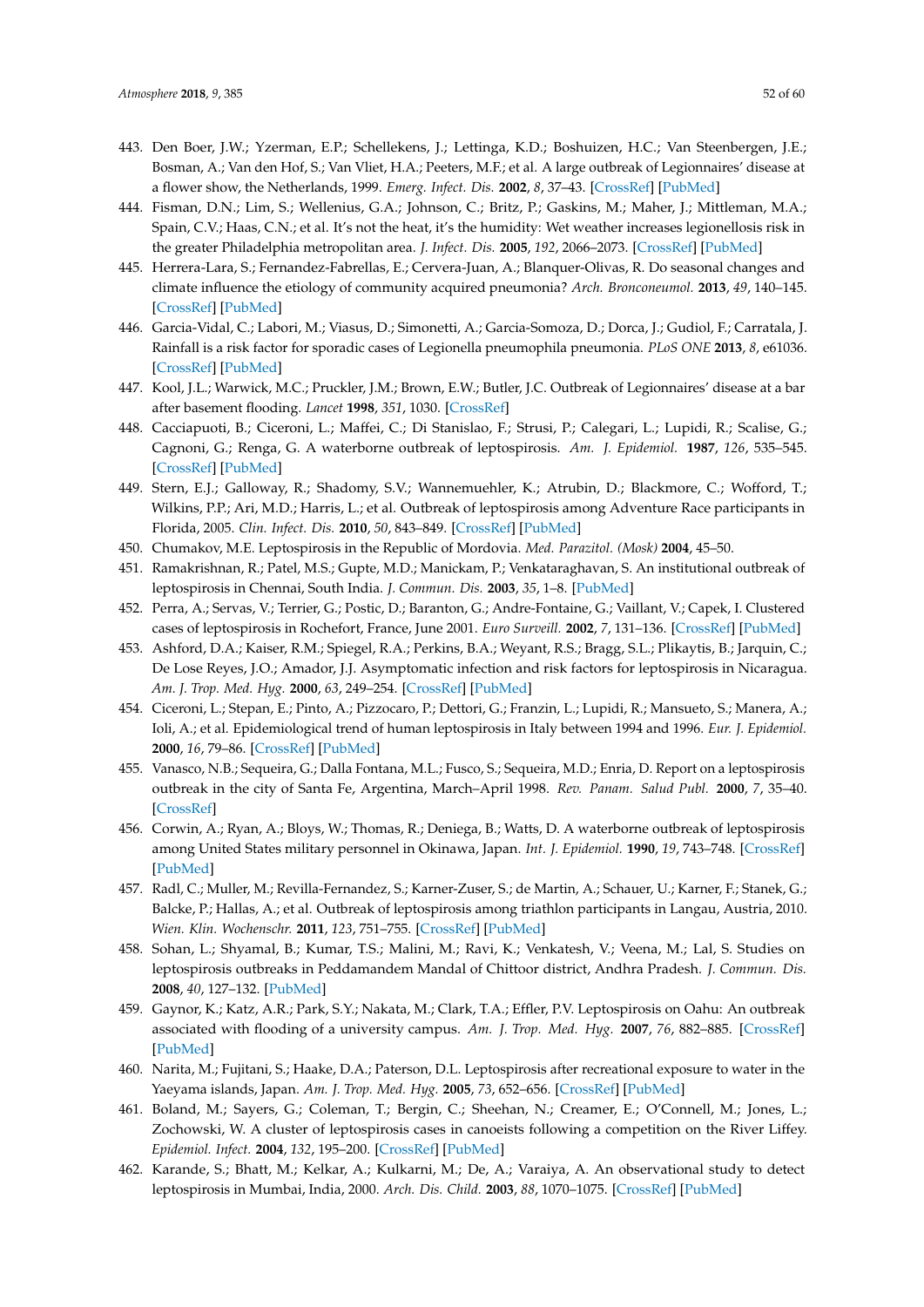443. Den Boer, J.W.; Yzerman, E.P.; Schellekens, J.; Lettinga, K.D.; Boshuizen, H.C.; Van Steenbergen, J.E.; Bosman, A.; Van den Hof, S.; Van Vliet, H.A.; Peeters, M.F.; et al. A large outbreak of Legionnaires' disease at a flower show, the Netherlands, 1999. *Emerg. Infect. Dis.* **2002**, *8*, 37–43. [CrossRef] [PubMed]
444. Fisman, D.N.; Lim, S.; Wellenius, G.A.; Johnson, C.; Britz, P.; Gaskins, M.; Maher, J.; Mittleman, M.A.; Spain, C.V.; Haas, C.N.; et al. It's not the heat, it's the humidity: Wet weather increases legionellosis risk in the greater Philadelphia metropolitan area. *J. Infect. Dis.* **2005**, *192*, 2066–2073. [CrossRef] [PubMed]
445. Herrera-Lara, S.; Fernandez-Fabrellas, E.; Cervera-Juan, A.; Blanquer-Olivas, R. Do seasonal changes and climate influence the etiology of community acquired pneumonia? *Arch. Bronconeumol.* **2013**, *49*, 140–145. [CrossRef] [PubMed]
446. Garcia-Vidal, C.; Labori, M.; Viasus, D.; Simonetti, A.; Garcia-Somoza, D.; Dorca, J.; Gudiol, F.; Carratala, J. Rainfall is a risk factor for sporadic cases of Legionella pneumophila pneumonia. *PLoS ONE* **2013**, *8*, e61036. [CrossRef] [PubMed]
447. Kool, J.L.; Warwick, M.C.; Pruckler, J.M.; Brown, E.W.; Butler, J.C. Outbreak of Legionnaires' disease at a bar after basement flooding. *Lancet* **1998**, *351*, 1030. [CrossRef]
448. Cacciapuoti, B.; Ciceroni, L.; Maffei, C.; Di Stanislao, F.; Strusi, P.; Calegari, L.; Lupidi, R.; Scalise, G.; Cagnoni, G.; Renga, G. A waterborne outbreak of leptospirosis. *Am. J. Epidemiol.* **1987**, *126*, 535–545. [CrossRef] [PubMed]
449. Stern, E.J.; Galloway, R.; Shadomy, S.V.; Wannemuehler, K.; Atrubin, D.; Blackmore, C.; Wofford, T.; Wilkins, P.P.; Ari, M.D.; Harris, L.; et al. Outbreak of leptospirosis among Adventure Race participants in Florida, 2005. *Clin. Infect. Dis.* **2010**, *50*, 843–849. [CrossRef] [PubMed]
450. Chumakov, M.E. Leptospirosis in the Republic of Mordovia. *Med. Parazitol. (Mosk)* **2004**, 45–50.
451. Ramakrishnan, R.; Patel, M.S.; Gupte, M.D.; Manickam, P.; Venkataraghavan, S. An institutional outbreak of leptospirosis in Chennai, South India. *J. Commun. Dis.* **2003**, *35*, 1–8. [PubMed]
452. Perra, A.; Servas, V.; Terrier, G.; Postic, D.; Baranton, G.; Andre-Fontaine, G.; Vaillant, V.; Capek, I. Clustered cases of leptospirosis in Rochefort, France, June 2001. *Euro Surveill.* **2002**, *7*, 131–136. [CrossRef] [PubMed]
453. Ashford, D.A.; Kaiser, R.M.; Spiegel, R.A.; Perkins, B.A.; Weyant, R.S.; Bragg, S.L.; Plikaytis, B.; Jarquin, C.; De Lose Reyes, J.O.; Amador, J.J. Asymptomatic infection and risk factors for leptospirosis in Nicaragua. *Am. J. Trop. Med. Hyg.* **2000**, *63*, 249–254. [CrossRef] [PubMed]
454. Ciceroni, L.; Stepan, E.; Pinto, A.; Pizzocaro, P.; Dettori, G.; Franzin, L.; Lupidi, R.; Mansueto, S.; Manera, A.; Ioli, A.; et al. Epidemiological trend of human leptospirosis in Italy between 1994 and 1996. *Eur. J. Epidemiol.* **2000**, *16*, 79–86. [CrossRef] [PubMed]
455. Vanasco, N.B.; Sequeira, G.; Dalla Fontana, M.L.; Fusco, S.; Sequeira, M.D.; Enria, D. Report on a leptospirosis outbreak in the city of Santa Fe, Argentina, March–April 1998. *Rev. Panam. Salud Publ.* **2000**, *7*, 35–40. [CrossRef]
456. Corwin, A.; Ryan, A.; Bloys, W.; Thomas, R.; Deniega, B.; Watts, D. A waterborne outbreak of leptospirosis among United States military personnel in Okinawa, Japan. *Int. J. Epidemiol.* **1990**, *19*, 743–748. [CrossRef] [PubMed]
457. Radl, C.; Muller, M.; Revilla-Fernandez, S.; Karner-Zuser, S.; de Martin, A.; Schauer, U.; Karner, F.; Stanek, G.; Balcke, P.; Hallas, A.; et al. Outbreak of leptospirosis among triathlon participants in Langau, Austria, 2010. *Wien. Klin. Wochenschr.* **2011**, *123*, 751–755. [CrossRef] [PubMed]
458. Sohan, L.; Shyamal, B.; Kumar, T.S.; Malini, M.; Ravi, K.; Venkatesh, V.; Veena, M.; Lal, S. Studies on leptospirosis outbreaks in Peddamandem Mandal of Chittoor district, Andhra Pradesh. *J. Commun. Dis.* **2008**, *40*, 127–132. [PubMed]
459. Gaynor, K.; Katz, A.R.; Park, S.Y.; Nakata, M.; Clark, T.A.; Effler, P.V. Leptospirosis on Oahu: An outbreak associated with flooding of a university campus. *Am. J. Trop. Med. Hyg.* **2007**, *76*, 882–885. [CrossRef] [PubMed]
460. Narita, M.; Fujitani, S.; Haake, D.A.; Paterson, D.L. Leptospirosis after recreational exposure to water in the Yaeyama islands, Japan. *Am. J. Trop. Med. Hyg.* **2005**, *73*, 652–656. [CrossRef] [PubMed]
461. Boland, M.; Sayers, G.; Coleman, T.; Bergin, C.; Sheehan, N.; Creamer, E.; O'Connell, M.; Jones, L.; Zochowski, W. A cluster of leptospirosis cases in canoeists following a competition on the River Liffey. *Epidemiol. Infect.* **2004**, *132*, 195–200. [CrossRef] [PubMed]
462. Karande, S.; Bhatt, M.; Kelkar, A.; Kulkarni, M.; De, A.; Varaiya, A. An observational study to detect leptospirosis in Mumbai, India, 2000. *Arch. Dis. Child.* **2003**, *88*, 1070–1075. [CrossRef] [PubMed]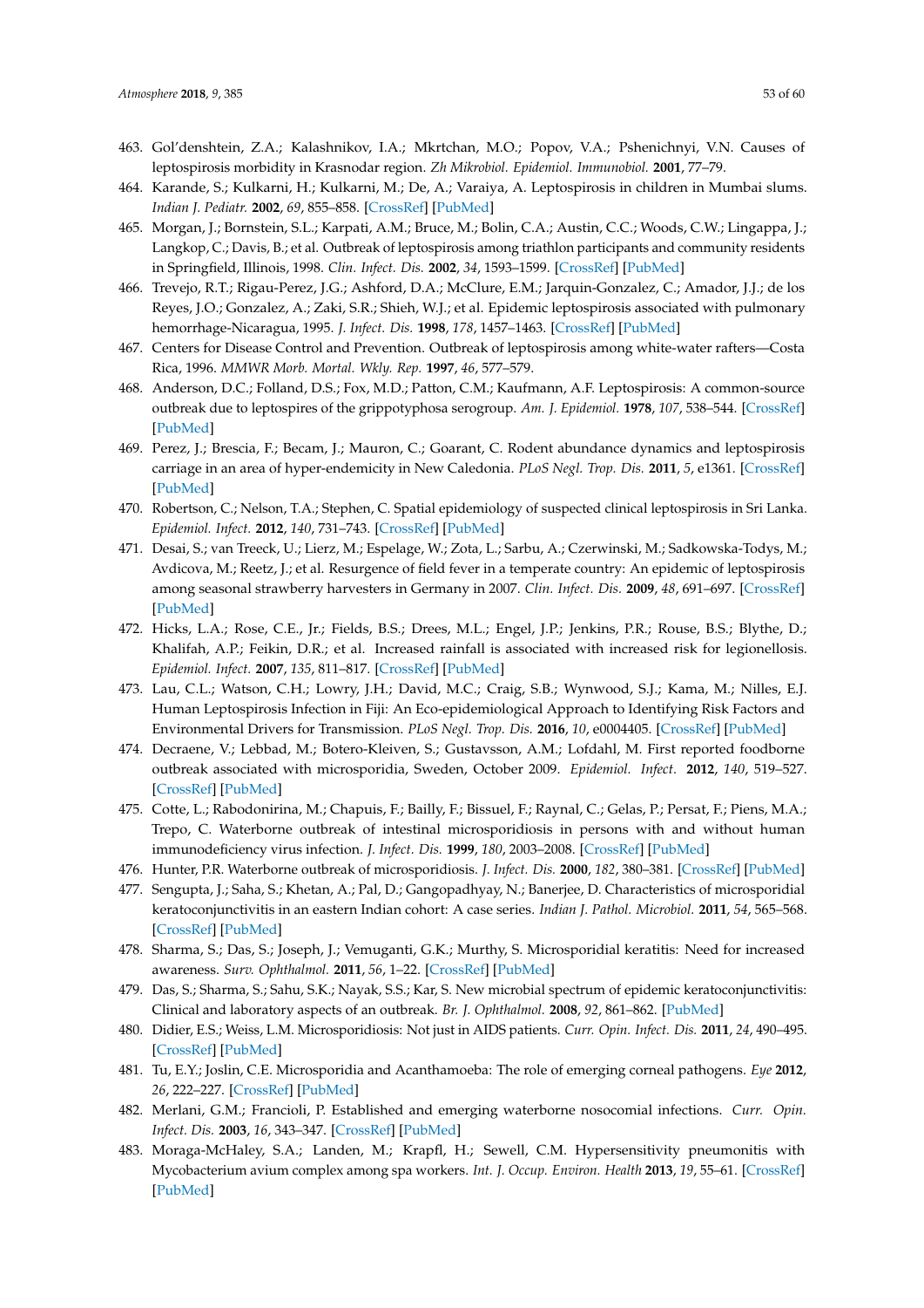463. Gol'denshtein, Z.A.; Kalashnikov, I.A.; Mkrtchan, M.O.; Popov, V.A.; Pshenichnyi, V.N. Causes of leptospirosis morbidity in Krasnodar region. *Zh Mikrobiol. Epidemiol. Immunobiol.* **2001**, 77–79.
464. Karande, S.; Kulkarni, H.; Kulkarni, M.; De, A.; Varaiya, A. Leptospirosis in children in Mumbai slums. *Indian J. Pediatr.* **2002**, *69*, 855–858. [CrossRef] [PubMed]
465. Morgan, J.; Bornstein, S.L.; Karpati, A.M.; Bruce, M.; Bolin, C.A.; Austin, C.C.; Woods, C.W.; Lingappa, J.; Langkop, C.; Davis, B.; et al. Outbreak of leptospirosis among triathlon participants and community residents in Springfield, Illinois, 1998. *Clin. Infect. Dis.* **2002**, *34*, 1593–1599. [CrossRef] [PubMed]
466. Trevejo, R.T.; Rigau-Perez, J.G.; Ashford, D.A.; McClure, E.M.; Jarquin-Gonzalez, C.; Amador, J.J.; de los Reyes, J.O.; Gonzalez, A.; Zaki, S.R.; Shieh, W.J.; et al. Epidemic leptospirosis associated with pulmonary hemorrhage-Nicaragua, 1995. *J. Infect. Dis.* **1998**, *178*, 1457–1463. [CrossRef] [PubMed]
467. Centers for Disease Control and Prevention. Outbreak of leptospirosis among white-water rafters—Costa Rica, 1996. *MMWR Morb. Mortal. Wkly. Rep.* **1997**, *46*, 577–579.
468. Anderson, D.C.; Folland, D.S.; Fox, M.D.; Patton, C.M.; Kaufmann, A.F. Leptospirosis: A common-source outbreak due to leptospires of the grippotyphosa serogroup. *Am. J. Epidemiol.* **1978**, *107*, 538–544. [CrossRef] [PubMed]
469. Perez, J.; Brescia, F.; Becam, J.; Mauron, C.; Goarant, C. Rodent abundance dynamics and leptospirosis carriage in an area of hyper-endemicity in New Caledonia. *PLoS Negl. Trop. Dis.* **2011**, *5*, e1361. [CrossRef] [PubMed]
470. Robertson, C.; Nelson, T.A.; Stephen, C. Spatial epidemiology of suspected clinical leptospirosis in Sri Lanka. *Epidemiol. Infect.* **2012**, *140*, 731–743. [CrossRef] [PubMed]
471. Desai, S.; van Treeck, U.; Lierz, M.; Espelage, W.; Zota, L.; Sarbu, A.; Czerwinski, M.; Sadkowska-Todys, M.; Avdicova, M.; Reetz, J.; et al. Resurgence of field fever in a temperate country: An epidemic of leptospirosis among seasonal strawberry harvesters in Germany in 2007. *Clin. Infect. Dis.* **2009**, *48*, 691–697. [CrossRef] [PubMed]
472. Hicks, L.A.; Rose, C.E., Jr.; Fields, B.S.; Drees, M.L.; Engel, J.P.; Jenkins, P.R.; Rouse, B.S.; Blythe, D.; Khalifah, A.P.; Feikin, D.R.; et al. Increased rainfall is associated with increased risk for legionellosis. *Epidemiol. Infect.* **2007**, *135*, 811–817. [CrossRef] [PubMed]
473. Lau, C.L.; Watson, C.H.; Lowry, J.H.; David, M.C.; Craig, S.B.; Wynwood, S.J.; Kama, M.; Nilles, E.J. Human Leptospirosis Infection in Fiji: An Eco-epidemiological Approach to Identifying Risk Factors and Environmental Drivers for Transmission. *PLoS Negl. Trop. Dis.* **2016**, *10*, e0004405. [CrossRef] [PubMed]
474. Decraene, V.; Lebbad, M.; Botero-Kleiven, S.; Gustavsson, A.M.; Lofdahl, M. First reported foodborne outbreak associated with microsporidia, Sweden, October 2009. *Epidemiol. Infect.* **2012**, *140*, 519–527. [CrossRef] [PubMed]
475. Cotte, L.; Rabodonirina, M.; Chapuis, F.; Bailly, F.; Bissuel, F.; Raynal, C.; Gelas, P.; Persat, F.; Piens, M.A.; Trepo, C. Waterborne outbreak of intestinal microsporidiosis in persons with and without human immunodeficiency virus infection. *J. Infect. Dis.* **1999**, *180*, 2003–2008. [CrossRef] [PubMed]
476. Hunter, P.R. Waterborne outbreak of microsporidiosis. *J. Infect. Dis.* **2000**, *182*, 380–381. [CrossRef] [PubMed]
477. Sengupta, J.; Saha, S.; Khetan, A.; Pal, D.; Gangopadhyay, N.; Banerjee, D. Characteristics of microsporidial keratoconjunctivitis in an eastern Indian cohort: A case series. *Indian J. Pathol. Microbiol.* **2011**, *54*, 565–568. [CrossRef] [PubMed]
478. Sharma, S.; Das, S.; Joseph, J.; Vemuganti, G.K.; Murthy, S. Microsporidial keratitis: Need for increased awareness. *Surv. Ophthalmol.* **2011**, *56*, 1–22. [CrossRef] [PubMed]
479. Das, S.; Sharma, S.; Sahu, S.K.; Nayak, S.S.; Kar, S. New microbial spectrum of epidemic keratoconjunctivitis: Clinical and laboratory aspects of an outbreak. *Br. J. Ophthalmol.* **2008**, *92*, 861–862. [PubMed]
480. Didier, E.S.; Weiss, L.M. Microsporidiosis: Not just in AIDS patients. *Curr. Opin. Infect. Dis.* **2011**, *24*, 490–495. [CrossRef] [PubMed]
481. Tu, E.Y.; Joslin, C.E. Microsporidia and Acanthamoeba: The role of emerging corneal pathogens. *Eye* **2012**, *26*, 222–227. [CrossRef] [PubMed]
482. Merlani, G.M.; Francioli, P. Established and emerging waterborne nosocomial infections. *Curr. Opin. Infect. Dis.* **2003**, *16*, 343–347. [CrossRef] [PubMed]
483. Moraga-McHaley, S.A.; Landen, M.; Krapfl, H.; Sewell, C.M. Hypersensitivity pneumonitis with Mycobacterium avium complex among spa workers. *Int. J. Occup. Environ. Health* **2013**, *19*, 55–61. [CrossRef] [PubMed]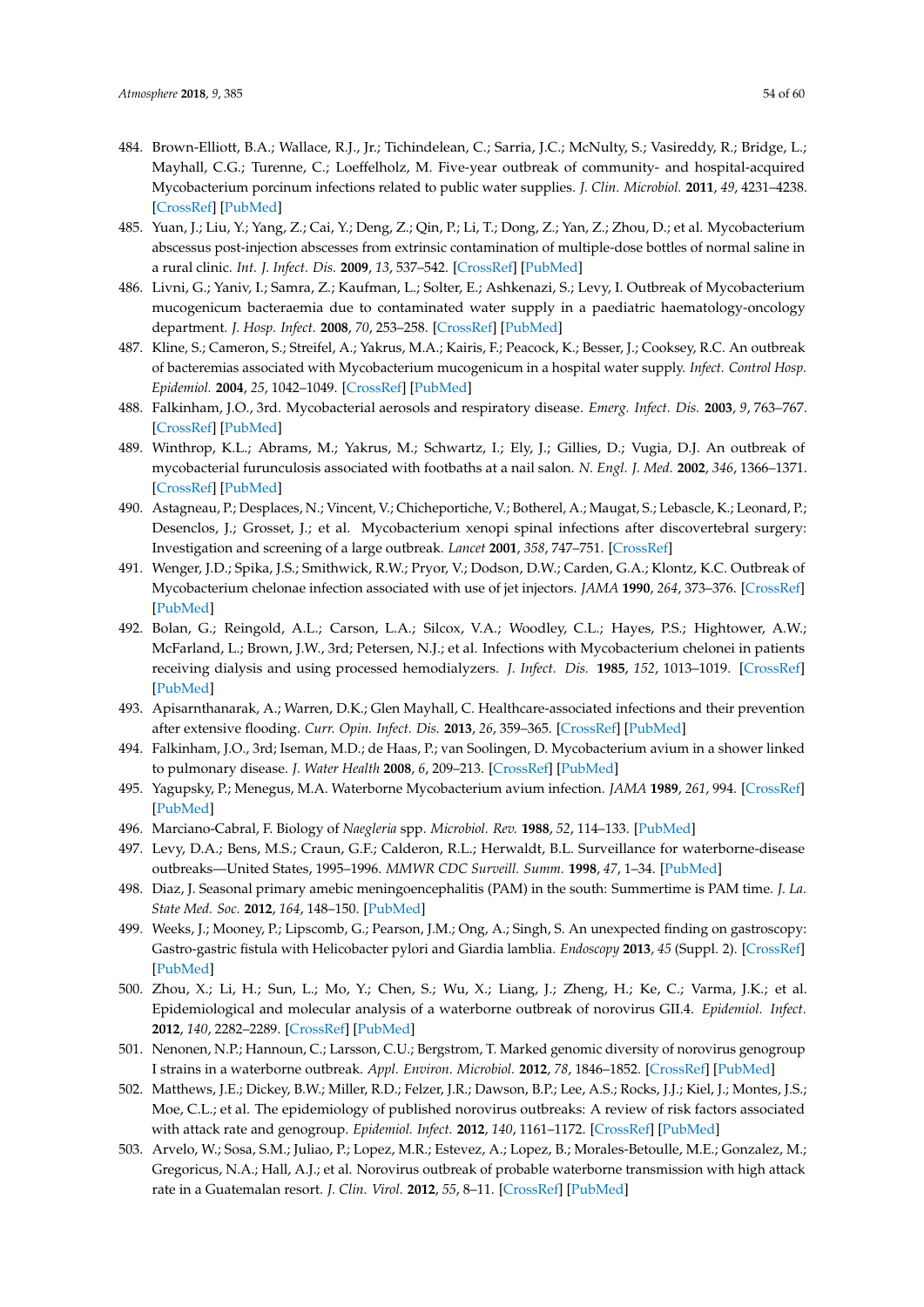484. Brown-Elliott, B.A.; Wallace, R.J., Jr.; Tichindelean, C.; Sarria, J.C.; McNulty, S.; Vasireddy, R.; Bridge, L.; Mayhall, C.G.; Turenne, C.; Loeffelholz, M. Five-year outbreak of community- and hospital-acquired Mycobacterium porcinum infections related to public water supplies. *J. Clin. Microbiol.* **2011**, *49*, 4231–4238. [CrossRef] [PubMed]
485. Yuan, J.; Liu, Y.; Yang, Z.; Cai, Y.; Deng, Z.; Qin, P.; Li, T.; Dong, Z.; Yan, Z.; Zhou, D.; et al. Mycobacterium abscessus post-injection abscesses from extrinsic contamination of multiple-dose bottles of normal saline in a rural clinic. *Int. J. Infect. Dis.* **2009**, *13*, 537–542. [CrossRef] [PubMed]
486. Livni, G.; Yaniv, I.; Samra, Z.; Kaufman, L.; Solter, E.; Ashkenazi, S.; Levy, I. Outbreak of Mycobacterium mucogenicum bacteraemia due to contaminated water supply in a paediatric haematology-oncology department. *J. Hosp. Infect.* **2008**, *70*, 253–258. [CrossRef] [PubMed]
487. Kline, S.; Cameron, S.; Streifel, A.; Yakrus, M.A.; Kairis, F.; Peacock, K.; Besser, J.; Cooksey, R.C. An outbreak of bacteremias associated with Mycobacterium mucogenicum in a hospital water supply. *Infect. Control Hosp. Epidemiol.* **2004**, *25*, 1042–1049. [CrossRef] [PubMed]
488. Falkinham, J.O., 3rd. Mycobacterial aerosols and respiratory disease. *Emerg. Infect. Dis.* **2003**, *9*, 763–767. [CrossRef] [PubMed]
489. Winthrop, K.L.; Abrams, M.; Yakrus, M.; Schwartz, I.; Ely, J.; Gillies, D.; Vugia, D.J. An outbreak of mycobacterial furunculosis associated with footbaths at a nail salon. *N. Engl. J. Med.* **2002**, *346*, 1366–1371. [CrossRef] [PubMed]
490. Astagneau, P.; Desplaces, N.; Vincent, V.; Chicheportiche, V.; Botherel, A.; Maugat, S.; Lebascle, K.; Leonard, P.; Desenclos, J.; Grosset, J.; et al. Mycobacterium xenopi spinal infections after discovertebral surgery: Investigation and screening of a large outbreak. *Lancet* **2001**, *358*, 747–751. [CrossRef]
491. Wenger, J.D.; Spika, J.S.; Smithwick, R.W.; Pryor, V.; Dodson, D.W.; Carden, G.A.; Klontz, K.C. Outbreak of Mycobacterium chelonae infection associated with use of jet injectors. *JAMA* **1990**, *264*, 373–376. [CrossRef] [PubMed]
492. Bolan, G.; Reingold, A.L.; Carson, L.A.; Silcox, V.A.; Woodley, C.L.; Hayes, P.S.; Hightower, A.W.; McFarland, L.; Brown, J.W., 3rd; Petersen, N.J.; et al. Infections with Mycobacterium chelonei in patients receiving dialysis and using processed hemodialyzers. *J. Infect. Dis.* **1985**, *152*, 1013–1019. [CrossRef] [PubMed]
493. Apisarnthanarak, A.; Warren, D.K.; Glen Mayhall, C. Healthcare-associated infections and their prevention after extensive flooding. *Curr. Opin. Infect. Dis.* **2013**, *26*, 359–365. [CrossRef] [PubMed]
494. Falkinham, J.O., 3rd; Iseman, M.D.; de Haas, P.; van Soolingen, D. Mycobacterium avium in a shower linked to pulmonary disease. *J. Water Health* **2008**, *6*, 209–213. [CrossRef] [PubMed]
495. Yagupsky, P.; Menegus, M.A. Waterborne Mycobacterium avium infection. *JAMA* **1989**, *261*, 994. [CrossRef] [PubMed]
496. Marciano-Cabral, F. Biology of *Naegleria* spp. *Microbiol. Rev.* **1988**, *52*, 114–133. [PubMed]
497. Levy, D.A.; Bens, M.S.; Craun, G.F.; Calderon, R.L.; Herwaldt, B.L. Surveillance for waterborne-disease outbreaks—United States, 1995–1996. *MMWR CDC Surveill. Summ.* **1998**, *47*, 1–34. [PubMed]
498. Diaz, J. Seasonal primary amebic meningoencephalitis (PAM) in the south: Summertime is PAM time. *J. La. State Med. Soc.* **2012**, *164*, 148–150. [PubMed]
499. Weeks, J.; Mooney, P.; Lipscomb, G.; Pearson, J.M.; Ong, A.; Singh, S. An unexpected finding on gastroscopy: Gastro-gastric fistula with Helicobacter pylori and Giardia lamblia. *Endoscopy* **2013**, *45* (Suppl. 2). [CrossRef] [PubMed]
500. Zhou, X.; Li, H.; Sun, L.; Mo, Y.; Chen, S.; Wu, X.; Liang, J.; Zheng, H.; Ke, C.; Varma, J.K.; et al. Epidemiological and molecular analysis of a waterborne outbreak of norovirus GII.4. *Epidemiol. Infect.* **2012**, *140*, 2282–2289. [CrossRef] [PubMed]
501. Nenonen, N.P.; Hannoun, C.; Larsson, C.U.; Bergstrom, T. Marked genomic diversity of norovirus genogroup I strains in a waterborne outbreak. *Appl. Environ. Microbiol.* **2012**, *78*, 1846–1852. [CrossRef] [PubMed]
502. Matthews, J.E.; Dickey, B.W.; Miller, R.D.; Felzer, J.R.; Dawson, B.P.; Lee, A.S.; Rocks, J.J.; Kiel, J.; Montes, J.S.; Moe, C.L.; et al. The epidemiology of published norovirus outbreaks: A review of risk factors associated with attack rate and genogroup. *Epidemiol. Infect.* **2012**, *140*, 1161–1172. [CrossRef] [PubMed]
503. Arvelo, W.; Sosa, S.M.; Juliao, P.; Lopez, M.R.; Estevez, A.; Lopez, B.; Morales-Betoulle, M.E.; Gonzalez, M.; Gregoricus, N.A.; Hall, A.J.; et al. Norovirus outbreak of probable waterborne transmission with high attack rate in a Guatemalan resort. *J. Clin. Virol.* **2012**, *55*, 8–11. [CrossRef] [PubMed]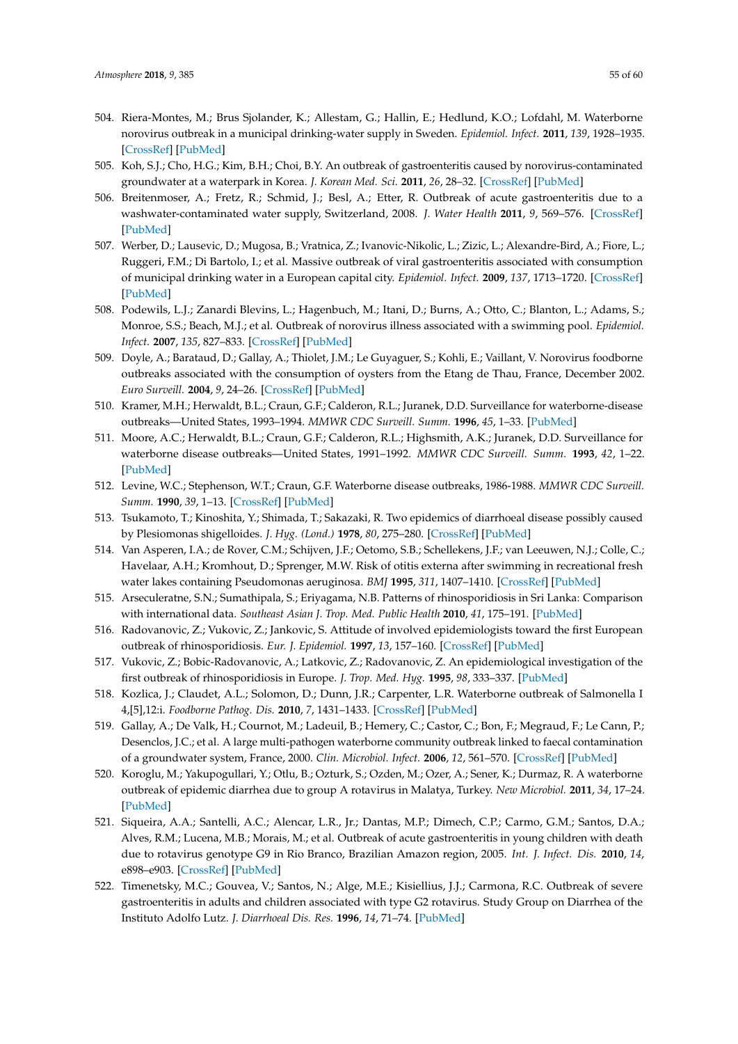504. Riera-Montes, M.; Brus Sjolander, K.; Allestam, G.; Hallin, E.; Hedlund, K.O.; Lofdahl, M. Waterborne norovirus outbreak in a municipal drinking-water supply in Sweden. *Epidemiol. Infect.* **2011**, *139*, 1928–1935. [CrossRef] [PubMed]
505. Koh, S.J.; Cho, H.G.; Kim, B.H.; Choi, B.Y. An outbreak of gastroenteritis caused by norovirus-contaminated groundwater at a waterpark in Korea. *J. Korean Med. Sci.* **2011**, *26*, 28–32. [CrossRef] [PubMed]
506. Breitenmoser, A.; Fretz, R.; Schmid, J.; Besl, A.; Etter, R. Outbreak of acute gastroenteritis due to a washwater-contaminated water supply, Switzerland, 2008. *J. Water Health* **2011**, *9*, 569–576. [CrossRef] [PubMed]
507. Werber, D.; Lausevic, D.; Mugosa, B.; Vratnica, Z.; Ivanovic-Nikolic, L.; Zizic, L.; Alexandre-Bird, A.; Fiore, L.; Ruggeri, F.M.; Di Bartolo, I.; et al. Massive outbreak of viral gastroenteritis associated with consumption of municipal drinking water in a European capital city. *Epidemiol. Infect.* **2009**, *137*, 1713–1720. [CrossRef] [PubMed]
508. Podewils, L.J.; Zanardi Blevins, L.; Hagenbuch, M.; Itani, D.; Burns, A.; Otto, C.; Blanton, L.; Adams, S.; Monroe, S.S.; Beach, M.J.; et al. Outbreak of norovirus illness associated with a swimming pool. *Epidemiol. Infect.* **2007**, *135*, 827–833. [CrossRef] [PubMed]
509. Doyle, A.; Barataud, D.; Gallay, A.; Thiolet, J.M.; Le Guyaguer, S.; Kohli, E.; Vaillant, V. Norovirus foodborne outbreaks associated with the consumption of oysters from the Etang de Thau, France, December 2002. *Euro Surveill.* **2004**, *9*, 24–26. [CrossRef] [PubMed]
510. Kramer, M.H.; Herwaldt, B.L.; Craun, G.F.; Calderon, R.L.; Juranek, D.D. Surveillance for waterborne-disease outbreaks—United States, 1993–1994. *MMWR CDC Surveill. Summ.* **1996**, *45*, 1–33. [PubMed]
511. Moore, A.C.; Herwaldt, B.L.; Craun, G.F.; Calderon, R.L.; Highsmith, A.K.; Juranek, D.D. Surveillance for waterborne disease outbreaks—United States, 1991–1992. *MMWR CDC Surveill. Summ.* **1993**, *42*, 1–22. [PubMed]
512. Levine, W.C.; Stephenson, W.T.; Craun, G.F. Waterborne disease outbreaks, 1986-1988. *MMWR CDC Surveill. Summ.* **1990**, *39*, 1–13. [CrossRef] [PubMed]
513. Tsukamoto, T.; Kinoshita, Y.; Shimada, T.; Sakazaki, R. Two epidemics of diarrhoeal disease possibly caused by Plesiomonas shigelloides. *J. Hyg. (Lond.)* **1978**, *80*, 275–280. [CrossRef] [PubMed]
514. Van Asperen, I.A.; de Rover, C.M.; Schijven, J.F.; Oetomo, S.B.; Schellekens, J.F.; van Leeuwen, N.J.; Colle, C.; Havelaar, A.H.; Kromhout, D.; Sprenger, M.W. Risk of otitis externa after swimming in recreational fresh water lakes containing Pseudomonas aeruginosa. *BMJ* **1995**, *311*, 1407–1410. [CrossRef] [PubMed]
515. Arseculeratne, S.N.; Sumathipala, S.; Eriyagama, N.B. Patterns of rhinosporidiosis in Sri Lanka: Comparison with international data. *Southeast Asian J. Trop. Med. Public Health* **2010**, *41*, 175–191. [PubMed]
516. Radovanovic, Z.; Vukovic, Z.; Jankovic, S. Attitude of involved epidemiologists toward the first European outbreak of rhinosporidiosis. *Eur. J. Epidemiol.* **1997**, *13*, 157–160. [CrossRef] [PubMed]
517. Vukovic, Z.; Bobic-Radovanovic, A.; Latkovic, Z.; Radovanovic, Z. An epidemiological investigation of the first outbreak of rhinosporidiosis in Europe. *J. Trop. Med. Hyg.* **1995**, *98*, 333–337. [PubMed]
518. Kozlica, J.; Claudet, A.L.; Solomon, D.; Dunn, J.R.; Carpenter, L.R. Waterborne outbreak of Salmonella I 4,[5],12:i. *Foodborne Pathog. Dis.* **2010**, *7*, 1431–1433. [CrossRef] [PubMed]
519. Gallay, A.; De Valk, H.; Cournot, M.; Ladeuil, B.; Hemery, C.; Castor, C.; Bon, F.; Megraud, F.; Le Cann, P.; Desenclos, J.C.; et al. A large multi-pathogen waterborne community outbreak linked to faecal contamination of a groundwater system, France, 2000. *Clin. Microbiol. Infect.* **2006**, *12*, 561–570. [CrossRef] [PubMed]
520. Koroglu, M.; Yakupogullari, Y.; Otlu, B.; Ozturk, S.; Ozden, M.; Ozer, A.; Sener, K.; Durmaz, R. A waterborne outbreak of epidemic diarrhea due to group A rotavirus in Malatya, Turkey. *New Microbiol.* **2011**, *34*, 17–24. [PubMed]
521. Siqueira, A.A.; Santelli, A.C.; Alencar, L.R., Jr.; Dantas, M.P.; Dimech, C.P.; Carmo, G.M.; Santos, D.A.; Alves, R.M.; Lucena, M.B.; Morais, M.; et al. Outbreak of acute gastroenteritis in young children with death due to rotavirus genotype G9 in Rio Branco, Brazilian Amazon region, 2005. *Int. J. Infect. Dis.* **2010**, *14*, e898–e903. [CrossRef] [PubMed]
522. Timenetsky, M.C.; Gouvea, V.; Santos, N.; Alge, M.E.; Kisiellius, J.J.; Carmona, R.C. Outbreak of severe gastroenteritis in adults and children associated with type G2 rotavirus. Study Group on Diarrhea of the Instituto Adolfo Lutz. *J. Diarrhoeal Dis. Res.* **1996**, *14*, 71–74. [PubMed]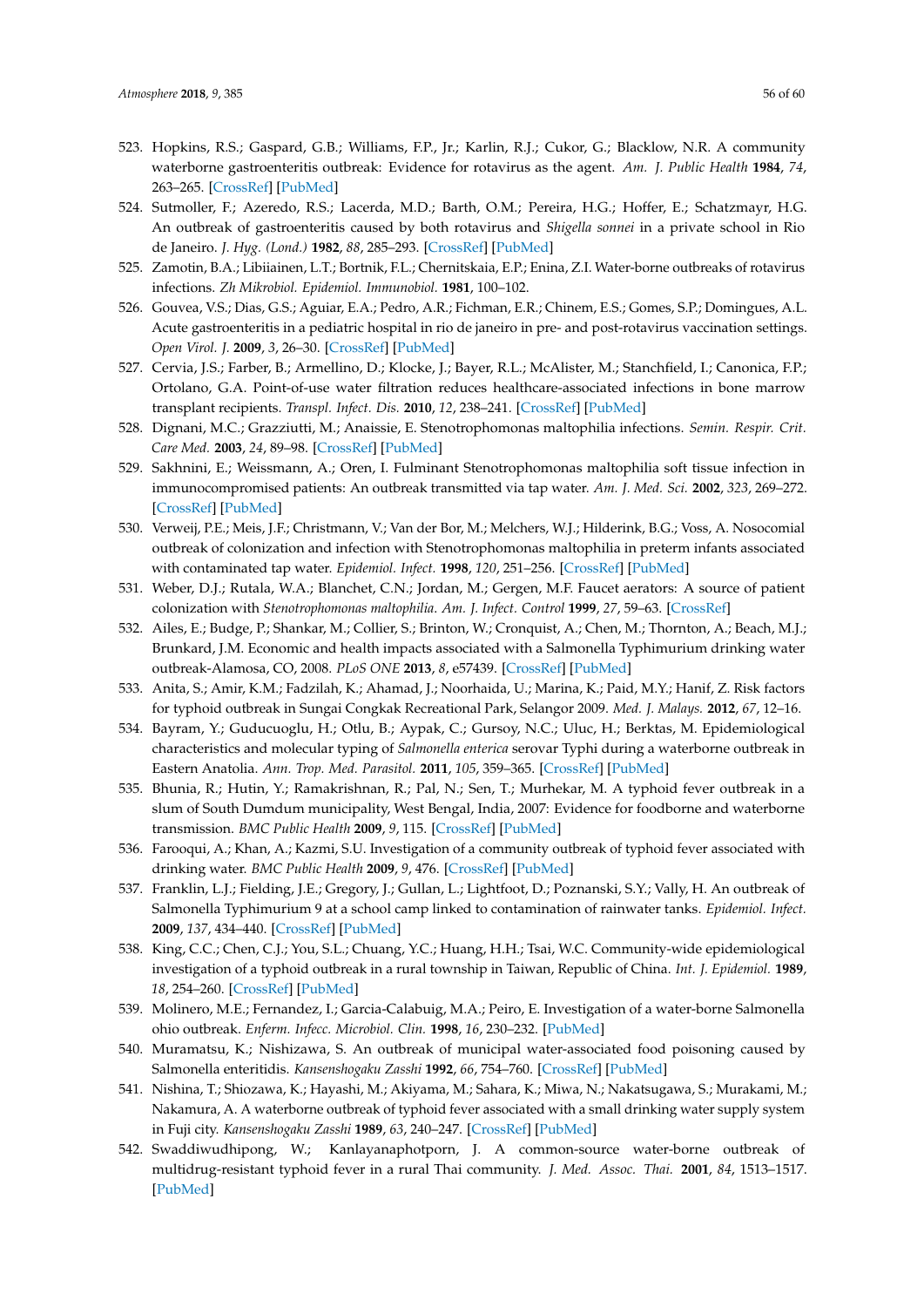523. Hopkins, R.S.; Gaspard, G.B.; Williams, F.P., Jr.; Karlin, R.J.; Cukor, G.; Blacklow, N.R. A community waterborne gastroenteritis outbreak: Evidence for rotavirus as the agent. *Am. J. Public Health* **1984**, *74*, 263–265. [CrossRef] [PubMed]
524. Sutmoller, F.; Azeredo, R.S.; Lacerda, M.D.; Barth, O.M.; Pereira, H.G.; Hoffer, E.; Schatzmayr, H.G. An outbreak of gastroenteritis caused by both rotavirus and *Shigella sonnei* in a private school in Rio de Janeiro. *J. Hyg. (Lond.)* **1982**, *88*, 285–293. [CrossRef] [PubMed]
525. Zamotin, B.A.; Libiiainen, L.T.; Bortnik, F.L.; Chernitskaia, E.P.; Enina, Z.I. Water-borne outbreaks of rotavirus infections. *Zh Mikrobiol. Epidemiol. Immunobiol.* **1981**, 100–102.
526. Gouvea, V.S.; Dias, G.S.; Aguiar, E.A.; Pedro, A.R.; Fichman, E.R.; Chinem, E.S.; Gomes, S.P.; Domingues, A.L. Acute gastroenteritis in a pediatric hospital in rio de janeiro in pre- and post-rotavirus vaccination settings. *Open Virol. J.* **2009**, *3*, 26–30. [CrossRef] [PubMed]
527. Cervia, J.S.; Farber, B.; Armellino, D.; Klocke, J.; Bayer, R.L.; McAlister, M.; Stanchfield, I.; Canonica, F.P.; Ortolano, G.A. Point-of-use water filtration reduces healthcare-associated infections in bone marrow transplant recipients. *Transpl. Infect. Dis.* **2010**, *12*, 238–241. [CrossRef] [PubMed]
528. Dignani, M.C.; Grazziutti, M.; Anaissie, E. Stenotrophomonas maltophilia infections. *Semin. Respir. Crit. Care Med.* **2003**, *24*, 89–98. [CrossRef] [PubMed]
529. Sakhnini, E.; Weissmann, A.; Oren, I. Fulminant Stenotrophomonas maltophilia soft tissue infection in immunocompromised patients: An outbreak transmitted via tap water. *Am. J. Med. Sci.* **2002**, *323*, 269–272. [CrossRef] [PubMed]
530. Verweij, P.E.; Meis, J.F.; Christmann, V.; Van der Bor, M.; Melchers, W.J.; Hilderink, B.G.; Voss, A. Nosocomial outbreak of colonization and infection with Stenotrophomonas maltophilia in preterm infants associated with contaminated tap water. *Epidemiol. Infect.* **1998**, *120*, 251–256. [CrossRef] [PubMed]
531. Weber, D.J.; Rutala, W.A.; Blanchet, C.N.; Jordan, M.; Gergen, M.F. Faucet aerators: A source of patient colonization with *Stenotrophomonas maltophilia*. *Am. J. Infect. Control* **1999**, *27*, 59–63. [CrossRef]
532. Ailes, E.; Budge, P.; Shankar, M.; Collier, S.; Brinton, W.; Cronquist, A.; Chen, M.; Thornton, A.; Beach, M.J.; Brunkard, J.M. Economic and health impacts associated with a Salmonella Typhimurium drinking water outbreak-Alamosa, CO, 2008. *PLoS ONE* **2013**, *8*, e57439. [CrossRef] [PubMed]
533. Anita, S.; Amir, K.M.; Fadzilah, K.; Ahamad, J.; Noorhaida, U.; Marina, K.; Paid, M.Y.; Hanif, Z. Risk factors for typhoid outbreak in Sungai Congkak Recreational Park, Selangor 2009. *Med. J. Malays.* **2012**, *67*, 12–16.
534. Bayram, Y.; Guducuoglu, H.; Otlu, B.; Aypak, C.; Gursoy, N.C.; Uluc, H.; Berktas, M. Epidemiological characteristics and molecular typing of *Salmonella enterica* serovar Typhi during a waterborne outbreak in Eastern Anatolia. *Ann. Trop. Med. Parasitol.* **2011**, *105*, 359–365. [CrossRef] [PubMed]
535. Bhunia, R.; Hutin, Y.; Ramakrishnan, R.; Pal, N.; Sen, T.; Murhekar, M. A typhoid fever outbreak in a slum of South Dumdum municipality, West Bengal, India, 2007: Evidence for foodborne and waterborne transmission. *BMC Public Health* **2009**, *9*, 115. [CrossRef] [PubMed]
536. Farooqui, A.; Khan, A.; Kazmi, S.U. Investigation of a community outbreak of typhoid fever associated with drinking water. *BMC Public Health* **2009**, *9*, 476. [CrossRef] [PubMed]
537. Franklin, L.J.; Fielding, J.E.; Gregory, J.; Gullan, L.; Lightfoot, D.; Poznanski, S.Y.; Vally, H. An outbreak of Salmonella Typhimurium 9 at a school camp linked to contamination of rainwater tanks. *Epidemiol. Infect.* **2009**, *137*, 434–440. [CrossRef] [PubMed]
538. King, C.C.; Chen, C.J.; You, S.L.; Chuang, Y.C.; Huang, H.H.; Tsai, W.C. Community-wide epidemiological investigation of a typhoid outbreak in a rural township in Taiwan, Republic of China. *Int. J. Epidemiol.* **1989**, *18*, 254–260. [CrossRef] [PubMed]
539. Molinero, M.E.; Fernandez, I.; Garcia-Calabuig, M.A.; Peiro, E. Investigation of a water-borne Salmonella ohio outbreak. *Enferm. Infecc. Microbiol. Clin.* **1998**, *16*, 230–232. [PubMed]
540. Muramatsu, K.; Nishizawa, S. An outbreak of municipal water-associated food poisoning caused by Salmonella enteritidis. *Kansenshogaku Zasshi* **1992**, *66*, 754–760. [CrossRef] [PubMed]
541. Nishina, T.; Shiozawa, K.; Hayashi, M.; Akiyama, M.; Sahara, K.; Miwa, N.; Nakatsugawa, S.; Murakami, M.; Nakamura, A. A waterborne outbreak of typhoid fever associated with a small drinking water supply system in Fuji city. *Kansenshogaku Zasshi* **1989**, *63*, 240–247. [CrossRef] [PubMed]
542. Swaddiwudhipong, W.; Kanlayanaphotporn, J. A common-source water-borne outbreak of multidrug-resistant typhoid fever in a rural Thai community. *J. Med. Assoc. Thai.* **2001**, *84*, 1513–1517. [PubMed]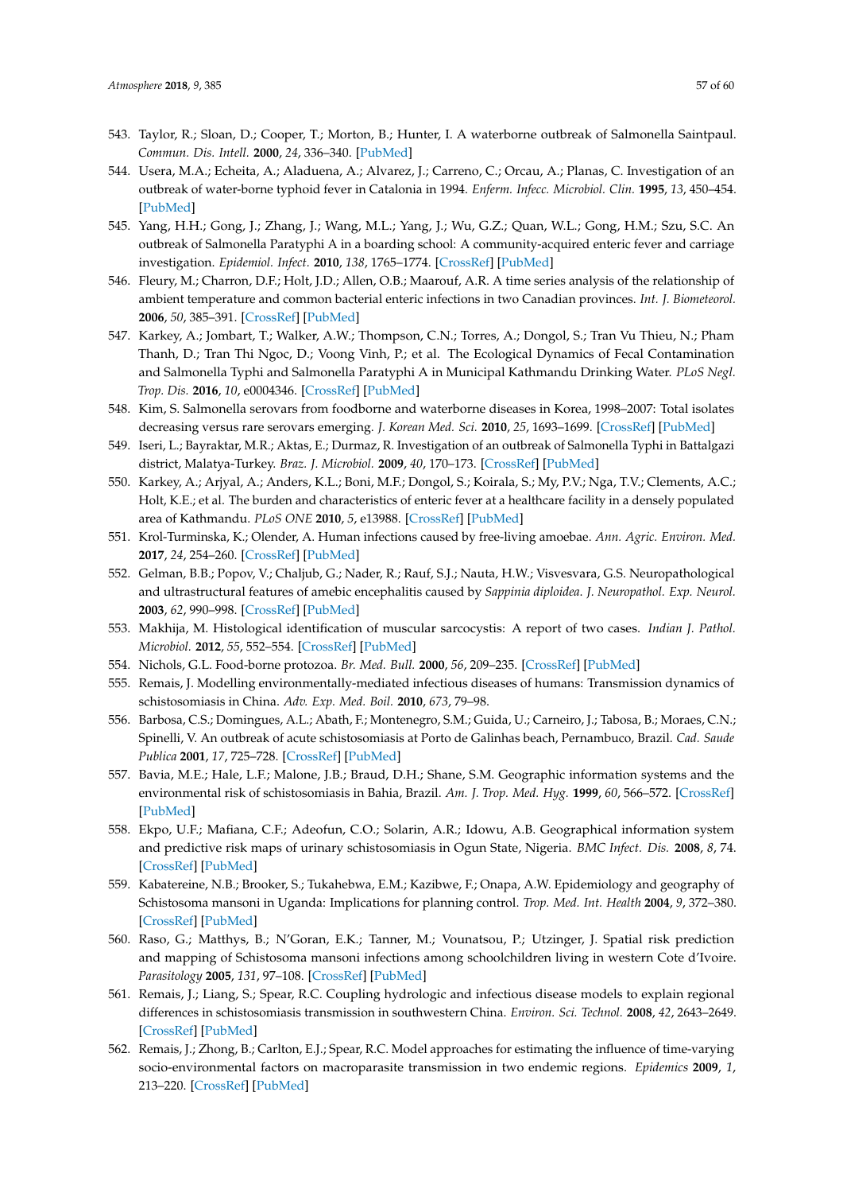543. Taylor, R.; Sloan, D.; Cooper, T.; Morton, B.; Hunter, I. A waterborne outbreak of Salmonella Saintpaul. *Commun. Dis. Intell.* **2000**, *24*, 336–340. [PubMed]

544. Usera, M.A.; Echeita, A.; Aladuena, A.; Alvarez, J.; Carreno, C.; Orcau, A.; Planas, C. Investigation of an outbreak of water-borne typhoid fever in Catalonia in 1994. *Enferm. Infecc. Microbiol. Clin.* **1995**, *13*, 450–454. [PubMed]

545. Yang, H.H.; Gong, J.; Zhang, J.; Wang, M.L.; Yang, J.; Wu, G.Z.; Quan, W.L.; Gong, H.M.; Szu, S.C. An outbreak of Salmonella Paratyphi A in a boarding school: A community-acquired enteric fever and carriage investigation. *Epidemiol. Infect.* **2010**, *138*, 1765–1774. [CrossRef] [PubMed]

546. Fleury, M.; Charron, D.F.; Holt, J.D.; Allen, O.B.; Maarouf, A.R. A time series analysis of the relationship of ambient temperature and common bacterial enteric infections in two Canadian provinces. *Int. J. Biometeorol.* **2006**, *50*, 385–391. [CrossRef] [PubMed]

547. Karkey, A.; Jombart, T.; Walker, A.W.; Thompson, C.N.; Torres, A.; Dongol, S.; Tran Vu Thieu, N.; Pham Thanh, D.; Tran Thi Ngoc, D.; Voong Vinh, P.; et al. The Ecological Dynamics of Fecal Contamination and Salmonella Typhi and Salmonella Paratyphi A in Municipal Kathmandu Drinking Water. *PLoS Negl. Trop. Dis.* **2016**, *10*, e0004346. [CrossRef] [PubMed]

548. Kim, S. Salmonella serovars from foodborne and waterborne diseases in Korea, 1998–2007: Total isolates decreasing versus rare serovars emerging. *J. Korean Med. Sci.* **2010**, *25*, 1693–1699. [CrossRef] [PubMed]

549. Iseri, L.; Bayraktar, M.R.; Aktas, E.; Durmaz, R. Investigation of an outbreak of Salmonella Typhi in Battalgazi district, Malatya-Turkey. *Braz. J. Microbiol.* **2009**, *40*, 170–173. [CrossRef] [PubMed]

550. Karkey, A.; Arjyal, A.; Anders, K.L.; Boni, M.F.; Dongol, S.; Koirala, S.; My, P.V.; Nga, T.V.; Clements, A.C.; Holt, K.E.; et al. The burden and characteristics of enteric fever at a healthcare facility in a densely populated area of Kathmandu. *PLoS ONE* **2010**, *5*, e13988. [CrossRef] [PubMed]

551. Krol-Turminska, K.; Olender, A. Human infections caused by free-living amoebae. *Ann. Agric. Environ. Med.* **2017**, *24*, 254–260. [CrossRef] [PubMed]

552. Gelman, B.B.; Popov, V.; Chaljub, G.; Nader, R.; Rauf, S.J.; Nauta, H.W.; Visvesvara, G.S. Neuropathological and ultrastructural features of amebic encephalitis caused by *Sappinia diploidea*. *J. Neuropathol. Exp. Neurol.* **2003**, *62*, 990–998. [CrossRef] [PubMed]

553. Makhija, M. Histological identification of muscular sarcocystis: A report of two cases. *Indian J. Pathol. Microbiol.* **2012**, *55*, 552–554. [CrossRef] [PubMed]

554. Nichols, G.L. Food-borne protozoa. *Br. Med. Bull.* **2000**, *56*, 209–235. [CrossRef] [PubMed]

555. Remais, J. Modelling environmentally-mediated infectious diseases of humans: Transmission dynamics of schistosomiasis in China. *Adv. Exp. Med. Boil.* **2010**, *673*, 79–98.

556. Barbosa, C.S.; Domingues, A.L.; Abath, F.; Montenegro, S.M.; Guida, U.; Carneiro, J.; Tabosa, B.; Moraes, C.N.; Spinelli, V. An outbreak of acute schistosomiasis at Porto de Galinhas beach, Pernambuco, Brazil. *Cad. Saude Publica* **2001**, *17*, 725–728. [CrossRef] [PubMed]

557. Bavia, M.E.; Hale, L.F.; Malone, J.B.; Braud, D.H.; Shane, S.M. Geographic information systems and the environmental risk of schistosomiasis in Bahia, Brazil. *Am. J. Trop. Med. Hyg.* **1999**, *60*, 566–572. [CrossRef] [PubMed]

558. Ekpo, U.F.; Mafiana, C.F.; Adeofun, C.O.; Solarin, A.R.; Idowu, A.B. Geographical information system and predictive risk maps of urinary schistosomiasis in Ogun State, Nigeria. *BMC Infect. Dis.* **2008**, *8*, 74. [CrossRef] [PubMed]

559. Kabatereine, N.B.; Brooker, S.; Tukahebwa, E.M.; Kazibwe, F.; Onapa, A.W. Epidemiology and geography of Schistosoma mansoni in Uganda: Implications for planning control. *Trop. Med. Int. Health* **2004**, *9*, 372–380. [CrossRef] [PubMed]

560. Raso, G.; Matthys, B.; N'Goran, E.K.; Tanner, M.; Vounatsou, P.; Utzinger, J. Spatial risk prediction and mapping of Schistosoma mansoni infections among schoolchildren living in western Cote d'Ivoire. *Parasitology* **2005**, *131*, 97–108. [CrossRef] [PubMed]

561. Remais, J.; Liang, S.; Spear, R.C. Coupling hydrologic and infectious disease models to explain regional differences in schistosomiasis transmission in southwestern China. *Environ. Sci. Technol.* **2008**, *42*, 2643–2649. [CrossRef] [PubMed]

562. Remais, J.; Zhong, B.; Carlton, E.J.; Spear, R.C. Model approaches for estimating the influence of time-varying socio-environmental factors on macroparasite transmission in two endemic regions. *Epidemics* **2009**, *1*, 213–220. [CrossRef] [PubMed]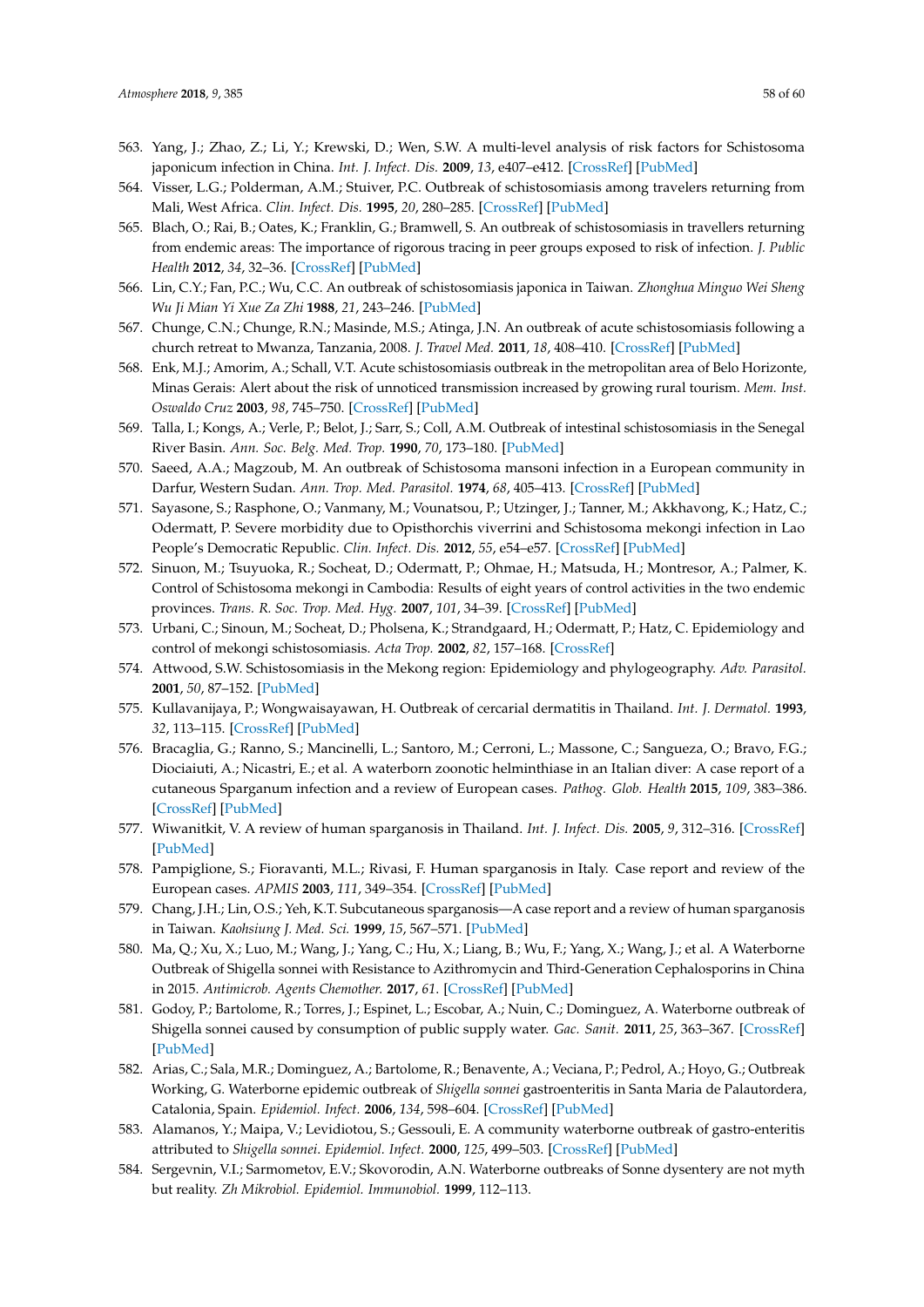563. Yang, J.; Zhao, Z.; Li, Y.; Krewski, D.; Wen, S.W. A multi-level analysis of risk factors for Schistosoma japonicum infection in China. *Int. J. Infect. Dis.* **2009**, *13*, e407–e412. [CrossRef] [PubMed]
564. Visser, L.G.; Polderman, A.M.; Stuiver, P.C. Outbreak of schistosomiasis among travelers returning from Mali, West Africa. *Clin. Infect. Dis.* **1995**, *20*, 280–285. [CrossRef] [PubMed]
565. Blach, O.; Rai, B.; Oates, K.; Franklin, G.; Bramwell, S. An outbreak of schistosomiasis in travellers returning from endemic areas: The importance of rigorous tracing in peer groups exposed to risk of infection. *J. Public Health* **2012**, *34*, 32–36. [CrossRef] [PubMed]
566. Lin, C.Y.; Fan, P.C.; Wu, C.C. An outbreak of schistosomiasis japonica in Taiwan. *Zhonghua Minguo Wei Sheng Wu Ji Mian Yi Xue Za Zhi* **1988**, *21*, 243–246. [PubMed]
567. Chunge, C.N.; Chunge, R.N.; Masinde, M.S.; Atinga, J.N. An outbreak of acute schistosomiasis following a church retreat to Mwanza, Tanzania, 2008. *J. Travel Med.* **2011**, *18*, 408–410. [CrossRef] [PubMed]
568. Enk, M.J.; Amorim, A.; Schall, V.T. Acute schistosomiasis outbreak in the metropolitan area of Belo Horizonte, Minas Gerais: Alert about the risk of unnoticed transmission increased by growing rural tourism. *Mem. Inst. Oswaldo Cruz* **2003**, *98*, 745–750. [CrossRef] [PubMed]
569. Talla, I.; Kongs, A.; Verle, P.; Belot, J.; Sarr, S.; Coll, A.M. Outbreak of intestinal schistosomiasis in the Senegal River Basin. *Ann. Soc. Belg. Med. Trop.* **1990**, *70*, 173–180. [PubMed]
570. Saeed, A.A.; Magzoub, M. An outbreak of Schistosoma mansoni infection in a European community in Darfur, Western Sudan. *Ann. Trop. Med. Parasitol.* **1974**, *68*, 405–413. [CrossRef] [PubMed]
571. Sayasone, S.; Rasphone, O.; Vanmany, M.; Vounatsou, P.; Utzinger, J.; Tanner, M.; Akkhavong, K.; Hatz, C.; Odermatt, P. Severe morbidity due to Opisthorchis viverrini and Schistosoma mekongi infection in Lao People's Democratic Republic. *Clin. Infect. Dis.* **2012**, *55*, e54–e57. [CrossRef] [PubMed]
572. Sinuon, M.; Tsuyuoka, R.; Socheat, D.; Odermatt, P.; Ohmae, H.; Matsuda, H.; Montresor, A.; Palmer, K. Control of Schistosoma mekongi in Cambodia: Results of eight years of control activities in the two endemic provinces. *Trans. R. Soc. Trop. Med. Hyg.* **2007**, *101*, 34–39. [CrossRef] [PubMed]
573. Urbani, C.; Sinoun, M.; Socheat, D.; Pholsena, K.; Strandgaard, H.; Odermatt, P.; Hatz, C. Epidemiology and control of mekongi schistosomiasis. *Acta Trop.* **2002**, *82*, 157–168. [CrossRef]
574. Attwood, S.W. Schistosomiasis in the Mekong region: Epidemiology and phylogeography. *Adv. Parasitol.* **2001**, *50*, 87–152. [PubMed]
575. Kullavanijaya, P.; Wongwaisayawan, H. Outbreak of cercarial dermatitis in Thailand. *Int. J. Dermatol.* **1993**, *32*, 113–115. [CrossRef] [PubMed]
576. Bracaglia, G.; Ranno, S.; Mancinelli, L.; Santoro, M.; Cerroni, L.; Massone, C.; Sangueza, O.; Bravo, F.G.; Diociaiuti, A.; Nicastri, E.; et al. A waterborn zoonotic helminthiase in an Italian diver: A case report of a cutaneous Sparganum infection and a review of European cases. *Pathog. Glob. Health* **2015**, *109*, 383–386. [CrossRef] [PubMed]
577. Wiwanitkit, V. A review of human sparganosis in Thailand. *Int. J. Infect. Dis.* **2005**, *9*, 312–316. [CrossRef] [PubMed]
578. Pampiglione, S.; Fioravanti, M.L.; Rivasi, F. Human sparganosis in Italy. Case report and review of the European cases. *APMIS* **2003**, *111*, 349–354. [CrossRef] [PubMed]
579. Chang, J.H.; Lin, O.S.; Yeh, K.T. Subcutaneous sparganosis—A case report and a review of human sparganosis in Taiwan. *Kaohsiung J. Med. Sci.* **1999**, *15*, 567–571. [PubMed]
580. Ma, Q.; Xu, X.; Luo, M.; Wang, J.; Yang, C.; Hu, X.; Liang, B.; Wu, F.; Yang, X.; Wang, J.; et al. A Waterborne Outbreak of Shigella sonnei with Resistance to Azithromycin and Third-Generation Cephalosporins in China in 2015. *Antimicrob. Agents Chemother.* **2017**, *61*. [CrossRef] [PubMed]
581. Godoy, P.; Bartolome, R.; Torres, J.; Espinet, L.; Escobar, A.; Nuin, C.; Dominguez, A. Waterborne outbreak of Shigella sonnei caused by consumption of public supply water. *Gac. Sanit.* **2011**, *25*, 363–367. [CrossRef] [PubMed]
582. Arias, C.; Sala, M.R.; Dominguez, A.; Bartolome, R.; Benavente, A.; Veciana, P.; Pedrol, A.; Hoyo, G.; Outbreak Working, G. Waterborne epidemic outbreak of *Shigella sonnei* gastroenteritis in Santa Maria de Palautordera, Catalonia, Spain. *Epidemiol. Infect.* **2006**, *134*, 598–604. [CrossRef] [PubMed]
583. Alamanos, Y.; Maipa, V.; Levidiotou, S.; Gessouli, E. A community waterborne outbreak of gastro-enteritis attributed to *Shigella sonnei*. *Epidemiol. Infect.* **2000**, *125*, 499–503. [CrossRef] [PubMed]
584. Sergevnin, V.I.; Sarmometov, E.V.; Skovorodin, A.N. Waterborne outbreaks of Sonne dysentery are not myth but reality. *Zh Mikrobiol. Epidemiol. Immunobiol.* **1999**, 112–113.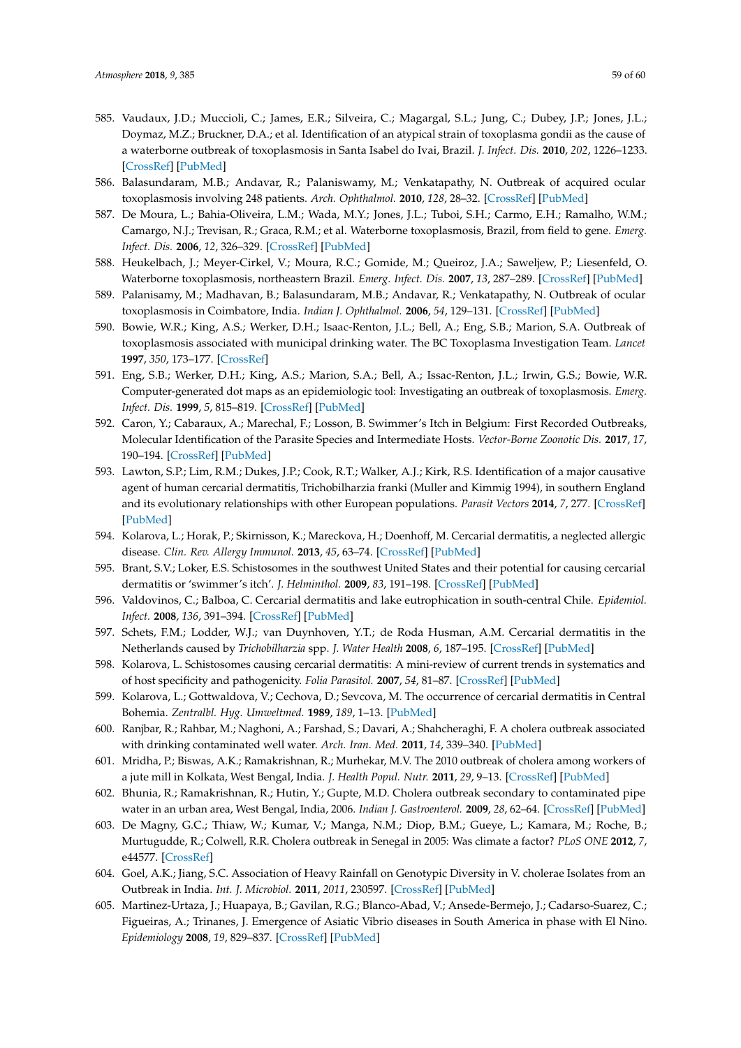585. Vaudaux, J.D.; Muccioli, C.; James, E.R.; Silveira, C.; Magargal, S.L.; Jung, C.; Dubey, J.P.; Jones, J.L.; Doymaz, M.Z.; Bruckner, D.A.; et al. Identification of an atypical strain of toxoplasma gondii as the cause of a waterborne outbreak of toxoplasmosis in Santa Isabel do Ivai, Brazil. *J. Infect. Dis.* **2010**, *202*, 1226–1233. [CrossRef] [PubMed]

586. Balasundaram, M.B.; Andavar, R.; Palaniswamy, M.; Venkatapathy, N. Outbreak of acquired ocular toxoplasmosis involving 248 patients. *Arch. Ophthalmol.* **2010**, *128*, 28–32. [CrossRef] [PubMed]

587. De Moura, L.; Bahia-Oliveira, L.M.; Wada, M.Y.; Jones, J.L.; Tuboi, S.H.; Carmo, E.H.; Ramalho, W.M.; Camargo, N.J.; Trevisan, R.; Graca, R.M.; et al. Waterborne toxoplasmosis, Brazil, from field to gene. *Emerg. Infect. Dis.* **2006**, *12*, 326–329. [CrossRef] [PubMed]

588. Heukelbach, J.; Meyer-Cirkel, V.; Moura, R.C.; Gomide, M.; Queiroz, J.A.; Saweljew, P.; Liesenfeld, O. Waterborne toxoplasmosis, northeastern Brazil. *Emerg. Infect. Dis.* **2007**, *13*, 287–289. [CrossRef] [PubMed]

589. Palanisamy, M.; Madhavan, B.; Balasundaram, M.B.; Andavar, R.; Venkatapathy, N. Outbreak of ocular toxoplasmosis in Coimbatore, India. *Indian J. Ophthalmol.* **2006**, *54*, 129–131. [CrossRef] [PubMed]

590. Bowie, W.R.; King, A.S.; Werker, D.H.; Isaac-Renton, J.L.; Bell, A.; Eng, S.B.; Marion, S.A. Outbreak of toxoplasmosis associated with municipal drinking water. The BC Toxoplasma Investigation Team. *Lancet* **1997**, *350*, 173–177. [CrossRef]

591. Eng, S.B.; Werker, D.H.; King, A.S.; Marion, S.A.; Bell, A.; Issac-Renton, J.L.; Irwin, G.S.; Bowie, W.R. Computer-generated dot maps as an epidemiologic tool: Investigating an outbreak of toxoplasmosis. *Emerg. Infect. Dis.* **1999**, *5*, 815–819. [CrossRef] [PubMed]

592. Caron, Y.; Cabaraux, A.; Marechal, F.; Losson, B. Swimmer's Itch in Belgium: First Recorded Outbreaks, Molecular Identification of the Parasite Species and Intermediate Hosts. *Vector-Borne Zoonotic Dis.* **2017**, *17*, 190–194. [CrossRef] [PubMed]

593. Lawton, S.P.; Lim, R.M.; Dukes, J.P.; Cook, R.T.; Walker, A.J.; Kirk, R.S. Identification of a major causative agent of human cercarial dermatitis, Trichobilharzia franki (Muller and Kimmig 1994), in southern England and its evolutionary relationships with other European populations. *Parasit Vectors* **2014**, *7*, 277. [CrossRef] [PubMed]

594. Kolarova, L.; Horak, P.; Skirnisson, K.; Mareckova, H.; Doenhoff, M. Cercarial dermatitis, a neglected allergic disease. *Clin. Rev. Allergy Immunol.* **2013**, *45*, 63–74. [CrossRef] [PubMed]

595. Brant, S.V.; Loker, E.S. Schistosomes in the southwest United States and their potential for causing cercarial dermatitis or 'swimmer's itch'. *J. Helminthol.* **2009**, *83*, 191–198. [CrossRef] [PubMed]

596. Valdovinos, C.; Balboa, C. Cercarial dermatitis and lake eutrophication in south-central Chile. *Epidemiol. Infect.* **2008**, *136*, 391–394. [CrossRef] [PubMed]

597. Schets, F.M.; Lodder, W.J.; van Duynhoven, Y.T.; de Roda Husman, A.M. Cercarial dermatitis in the Netherlands caused by *Trichobilharzia* spp. *J. Water Health* **2008**, *6*, 187–195. [CrossRef] [PubMed]

598. Kolarova, L. Schistosomes causing cercarial dermatitis: A mini-review of current trends in systematics and of host specificity and pathogenicity. *Folia Parasitol.* **2007**, *54*, 81–87. [CrossRef] [PubMed]

599. Kolarova, L.; Gottwaldova, V.; Cechova, D.; Sevcova, M. The occurrence of cercarial dermatitis in Central Bohemia. *Zentralbl. Hyg. Umweltmed.* **1989**, *189*, 1–13. [PubMed]

600. Ranjbar, R.; Rahbar, M.; Naghoni, A.; Farshad, S.; Davari, A.; Shahcheraghi, F. A cholera outbreak associated with drinking contaminated well water. *Arch. Iran. Med.* **2011**, *14*, 339–340. [PubMed]

601. Mridha, P.; Biswas, A.K.; Ramakrishnan, R.; Murhekar, M.V. The 2010 outbreak of cholera among workers of a jute mill in Kolkata, West Bengal, India. *J. Health Popul. Nutr.* **2011**, *29*, 9–13. [CrossRef] [PubMed]

602. Bhunia, R.; Ramakrishnan, R.; Hutin, Y.; Gupte, M.D. Cholera outbreak secondary to contaminated pipe water in an urban area, West Bengal, India, 2006. *Indian J. Gastroenterol.* **2009**, *28*, 62–64. [CrossRef] [PubMed]

603. De Magny, G.C.; Thiaw, W.; Kumar, V.; Manga, N.M.; Diop, B.M.; Gueye, L.; Kamara, M.; Roche, B.; Murtugudde, R.; Colwell, R.R. Cholera outbreak in Senegal in 2005: Was climate a factor? *PLoS ONE* **2012**, *7*, e44577. [CrossRef]

604. Goel, A.K.; Jiang, S.C. Association of Heavy Rainfall on Genotypic Diversity in V. cholerae Isolates from an Outbreak in India. *Int. J. Microbiol.* **2011**, *2011*, 230597. [CrossRef] [PubMed]

605. Martinez-Urtaza, J.; Huapaya, B.; Gavilan, R.G.; Blanco-Abad, V.; Ansede-Bermejo, J.; Cadarso-Suarez, C.; Figueiras, A.; Trinanes, J. Emergence of Asiatic Vibrio diseases in South America in phase with El Nino. *Epidemiology* **2008**, *19*, 829–837. [CrossRef] [PubMed]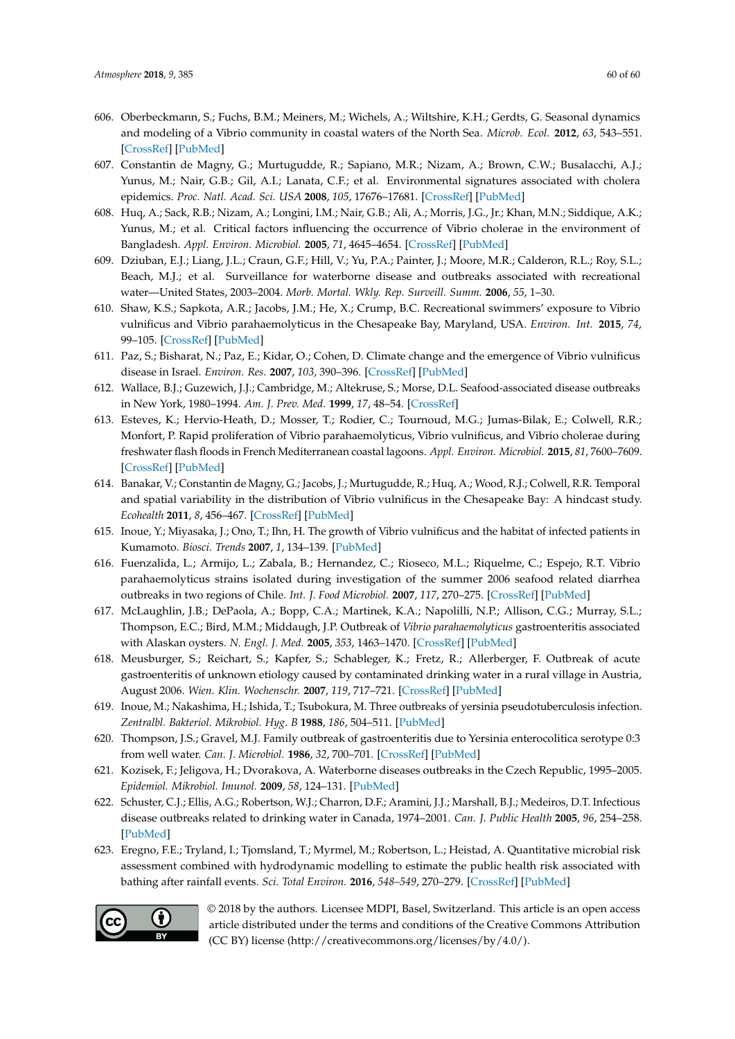606. Oberbeckmann, S.; Fuchs, B.M.; Meiners, M.; Wichels, A.; Wiltshire, K.H.; Gerdts, G. Seasonal dynamics and modeling of a Vibrio community in coastal waters of the North Sea. *Microb. Ecol.* **2012**, *63*, 543–551. [CrossRef] [PubMed]
607. Constantin de Magny, G.; Murtugudde, R.; Sapiano, M.R.; Nizam, A.; Brown, C.W.; Busalacchi, A.J.; Yunus, M.; Nair, G.B.; Gil, A.I.; Lanata, C.F.; et al. Environmental signatures associated with cholera epidemics. *Proc. Natl. Acad. Sci. USA* **2008**, *105*, 17676–17681. [CrossRef] [PubMed]
608. Huq, A.; Sack, R.B.; Nizam, A.; Longini, I.M.; Nair, G.B.; Ali, A.; Morris, J.G., Jr.; Khan, M.N.; Siddique, A.K.; Yunus, M.; et al. Critical factors influencing the occurrence of Vibrio cholerae in the environment of Bangladesh. *Appl. Environ. Microbiol.* **2005**, *71*, 4645–4654. [CrossRef] [PubMed]
609. Dziuban, E.J.; Liang, J.L.; Craun, G.F.; Hill, V.; Yu, P.A.; Painter, J.; Moore, M.R.; Calderon, R.L.; Roy, S.L.; Beach, M.J.; et al. Surveillance for waterborne disease and outbreaks associated with recreational water—United States, 2003–2004. *Morb. Mortal. Wkly. Rep. Surveill. Summ.* **2006**, *55*, 1–30.
610. Shaw, K.S.; Sapkota, A.R.; Jacobs, J.M.; He, X.; Crump, B.C. Recreational swimmers' exposure to Vibrio vulnificus and Vibrio parahaemolyticus in the Chesapeake Bay, Maryland, USA. *Environ. Int.* **2015**, *74*, 99–105. [CrossRef] [PubMed]
611. Paz, S.; Bisharat, N.; Paz, E.; Kidar, O.; Cohen, D. Climate change and the emergence of Vibrio vulnificus disease in Israel. *Environ. Res.* **2007**, *103*, 390–396. [CrossRef] [PubMed]
612. Wallace, B.J.; Guzewich, J.J.; Cambridge, M.; Altekruse, S.; Morse, D.L. Seafood-associated disease outbreaks in New York, 1980–1994. *Am. J. Prev. Med.* **1999**, *17*, 48–54. [CrossRef]
613. Esteves, K.; Hervio-Heath, D.; Mosser, T.; Rodier, C.; Tournoud, M.G.; Jumas-Bilak, E.; Colwell, R.R.; Monfort, P. Rapid proliferation of Vibrio parahaemolyticus, Vibrio vulnificus, and Vibrio cholerae during freshwater flash floods in French Mediterranean coastal lagoons. *Appl. Environ. Microbiol.* **2015**, *81*, 7600–7609. [CrossRef] [PubMed]
614. Banakar, V.; Constantin de Magny, G.; Jacobs, J.; Murtugudde, R.; Huq, A.; Wood, R.J.; Colwell, R.R. Temporal and spatial variability in the distribution of Vibrio vulnificus in the Chesapeake Bay: A hindcast study. *Ecohealth* **2011**, *8*, 456–467. [CrossRef] [PubMed]
615. Inoue, Y.; Miyasaka, J.; Ono, T.; Ihn, H. The growth of Vibrio vulnificus and the habitat of infected patients in Kumamoto. *Biosci. Trends* **2007**, *1*, 134–139. [PubMed]
616. Fuenzalida, L.; Armijo, L.; Zabala, B.; Hernandez, C.; Rioseco, M.L.; Riquelme, C.; Espejo, R.T. Vibrio parahaemolyticus strains isolated during investigation of the summer 2006 seafood related diarrhea outbreaks in two regions of Chile. *Int. J. Food Microbiol.* **2007**, *117*, 270–275. [CrossRef] [PubMed]
617. McLaughlin, J.B.; DePaola, A.; Bopp, C.A.; Martinek, K.A.; Napolilli, N.P.; Allison, C.G.; Murray, S.L.; Thompson, E.C.; Bird, M.M.; Middaugh, J.P. Outbreak of *Vibrio parahaemolyticus* gastroenteritis associated with Alaskan oysters. *N. Engl. J. Med.* **2005**, *353*, 1463–1470. [CrossRef] [PubMed]
618. Meusburger, S.; Reichart, S.; Kapfer, S.; Schableger, K.; Fretz, R.; Allerberger, F. Outbreak of acute gastroenteritis of unknown etiology caused by contaminated drinking water in a rural village in Austria, August 2006. *Wien. Klin. Wochenschr.* **2007**, *119*, 717–721. [CrossRef] [PubMed]
619. Inoue, M.; Nakashima, H.; Ishida, T.; Tsubokura, M. Three outbreaks of yersinia pseudotuberculosis infection. *Zentralbl. Bakteriol. Mikrobiol. Hyg. B* **1988**, *186*, 504–511. [PubMed]
620. Thompson, J.S.; Gravel, M.J. Family outbreak of gastroenteritis due to Yersinia enterocolitica serotype 0:3 from well water. *Can. J. Microbiol.* **1986**, *32*, 700–701. [CrossRef] [PubMed]
621. Kozisek, F.; Jeligova, H.; Dvorakova, A. Waterborne diseases outbreaks in the Czech Republic, 1995–2005. *Epidemiol. Mikrobiol. Imunol.* **2009**, *58*, 124–131. [PubMed]
622. Schuster, C.J.; Ellis, A.G.; Robertson, W.J.; Charron, D.F.; Aramini, J.J.; Marshall, B.J.; Medeiros, D.T. Infectious disease outbreaks related to drinking water in Canada, 1974–2001. *Can. J. Public Health* **2005**, *96*, 254–258. [PubMed]
623. Eregno, F.E.; Tryland, I.; Tjomsland, T.; Myrmel, M.; Robertson, L.; Heistad, A. Quantitative microbial risk assessment combined with hydrodynamic modelling to estimate the public health risk associated with bathing after rainfall events. *Sci. Total Environ.* **2016**, *548–549*, 270–279. [CrossRef] [PubMed]

© 2018 by the authors. Licensee MDPI, Basel, Switzerland. This article is an open access article distributed under the terms and conditions of the Creative Commons Attribution (CC BY) license (http://creativecommons.org/licenses/by/4.0/).